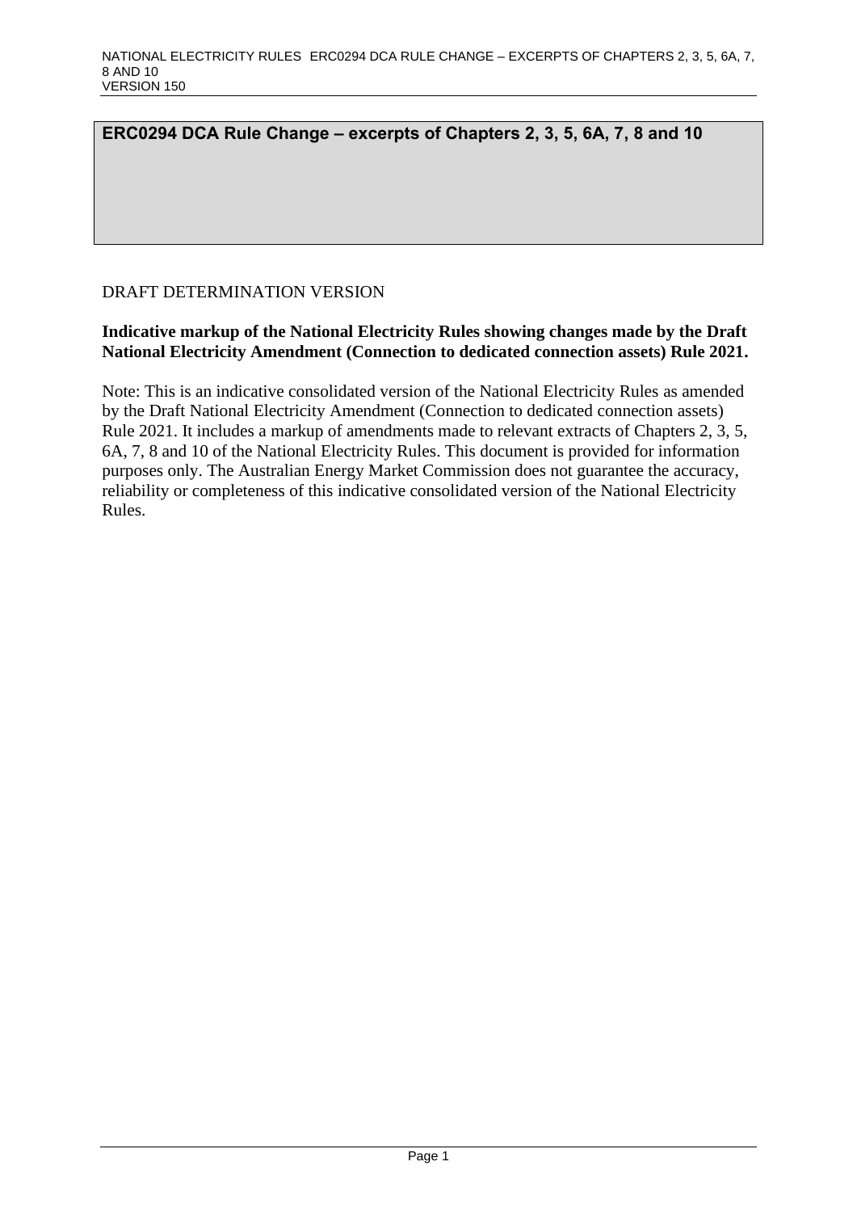# ERC0294 DCA Rule Change – excerpts of Chapters 2, 3, 5, 6A, 7, 8 and 10

DRAFT DETERMINATION VERSION

**Indicative markup of the National Electricity Rules showing changes made by the Draft National Electricity Amendment (Connection to dedicated connection assets) Rule 2021.**

Note: This is an indicative consolidated version of the National Electricity Rules as amended by the Draft National Electricity Amendment (Connection to dedicated connection assets) Rule 2021. It includes a markup of amendments made to relevant extracts of Chapters 2, 3, 5, 6A, 7, 8 and 10 of the National Electricity Rules. This document is provided for information purposes only. The Australian Energy Market Commission does not guarantee the accuracy, reliability or completeness of this indicative consolidated version of the National Electricity Rules.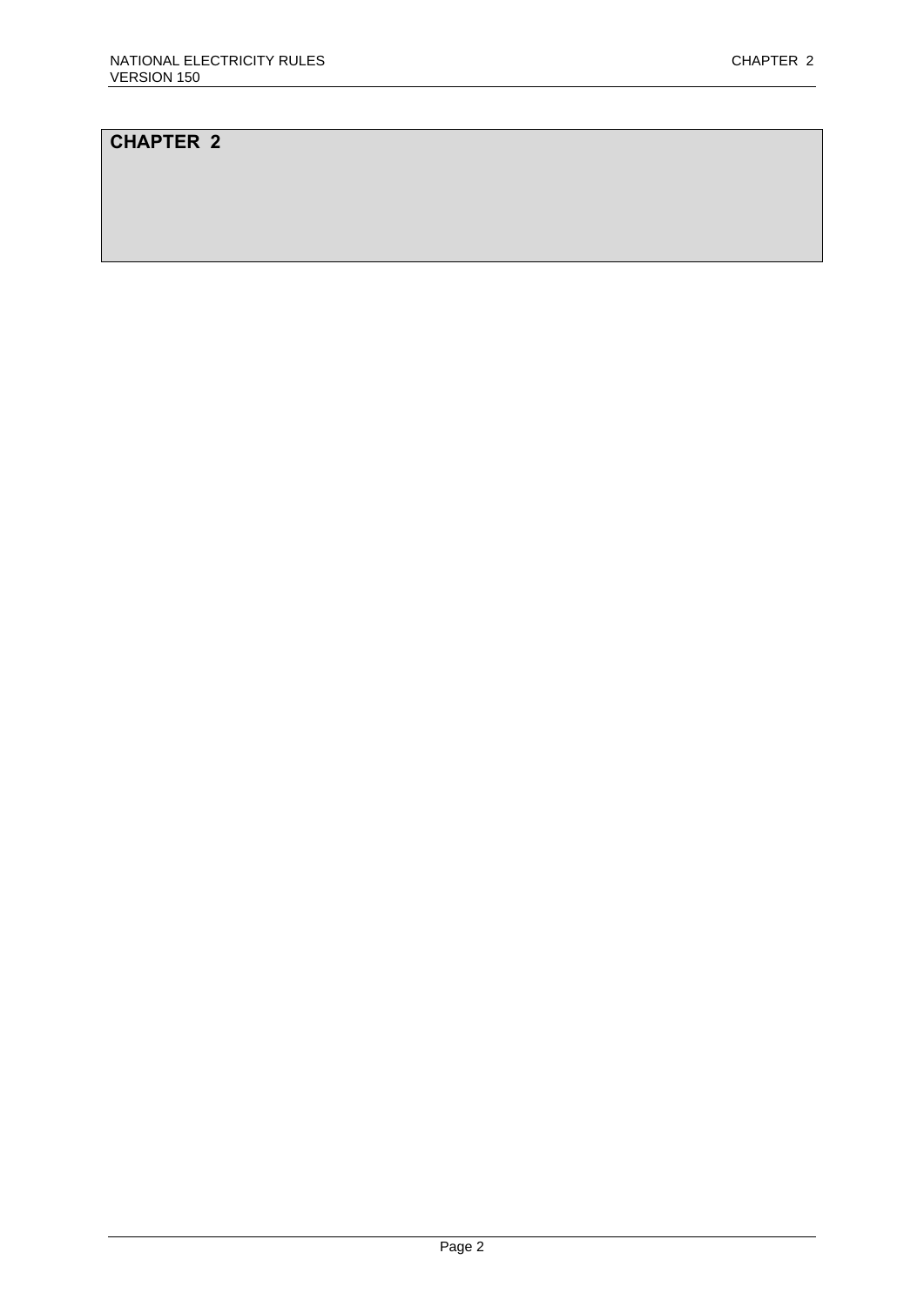# CHAPTER 2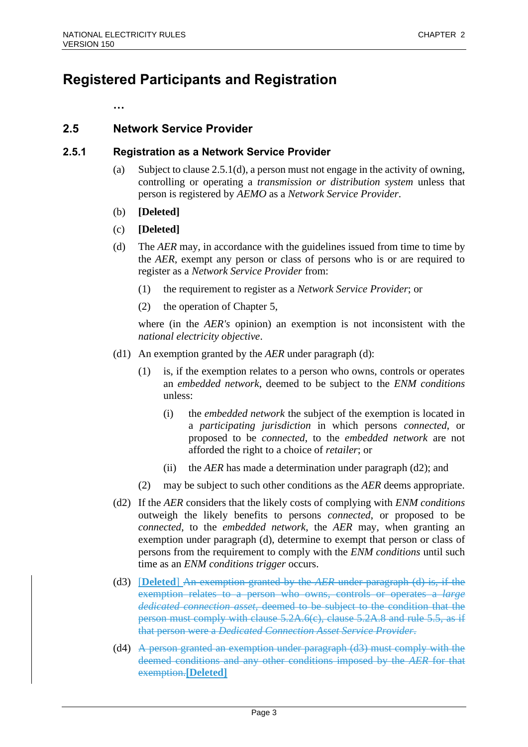# Registered Participants and Registration

**…**

## 2.5 Network Service Provider

### 2.5.1 Registration as a Network Service Provider

(a) Subject to clause 2.5.1(d), a person must not engage in the activity of owning, controlling or operating a *transmission or distribution system* unless that person is registered by *AEMO* as a *Network Service Provider*.

(b) **[Deleted]**

(c) **[Deleted]**

(d) The *AER* may, in accordance with the guidelines issued from time to time by the *AER*, exempt any person or class of persons who is or are required to register as a *Network Service Provider* from:

(1) the requirement to register as a *Network Service Provider*; or

(2) the operation of Chapter 5,

where (in the *AER's* opinion) an exemption is not inconsistent with the *national electricity objective*.

(d1) An exemption granted by the *AER* under paragraph (d):

(1) is, if the exemption relates to a person who owns, controls or operates an *embedded network*, deemed to be subject to the *ENM conditions* unless:

(i) the *embedded network* the subject of the exemption is located in a *participating jurisdiction* in which persons *connected*, or proposed to be *connected*, to the *embedded network* are not afforded the right to a choice of *retailer*; or

(ii) the *AER* has made a determination under paragraph (d2); and

(2) may be subject to such other conditions as the *AER* deems appropriate.

(d2) If the *AER* considers that the likely costs of complying with *ENM conditions* outweigh the likely benefits to persons *connected*, or proposed to be *connected*, to the *embedded network*, the *AER* may, when granting an exemption under paragraph (d), determine to exempt that person or class of persons from the requirement to comply with the *ENM conditions* until such time as an *ENM conditions trigger* occurs.

(d3) **[Deleted]** ~~An exemption granted by the *AER* under paragraph (d) is, if the exemption relates to a person who owns, controls or operates a *large dedicated connection asset*, deemed to be subject to the condition that the person must comply with clause 5.2A.6(c), clause 5.2A.8 and rule 5.5, as if that person were a *Dedicated Connection Asset Service Provider*.~~

(d4) ~~A person granted an exemption under paragraph (d3) must comply with the deemed conditions and any other conditions imposed by the *AER* for that exemption.~~**[Deleted]**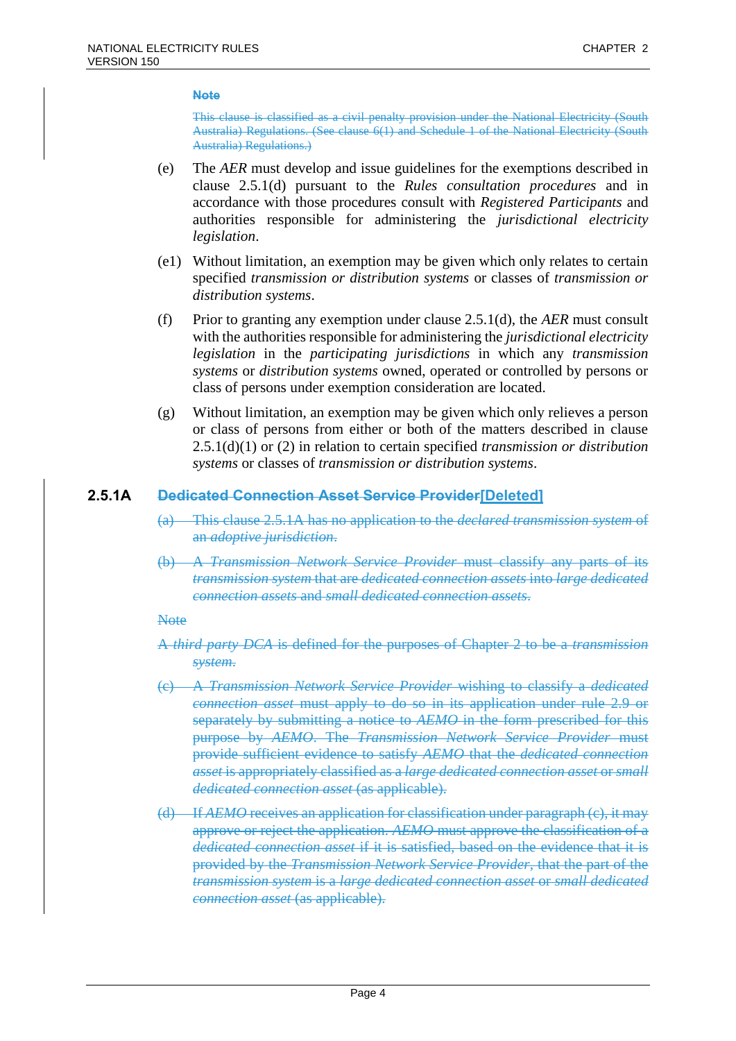**Note**

~~This clause is classified as a civil penalty provision under the National Electricity (South Australia) Regulations. (See clause 6(1) and Schedule 1 of the National Electricity (South Australia) Regulations.)~~

(e) The *AER* must develop and issue guidelines for the exemptions described in clause 2.5.1(d) pursuant to the *Rules consultation procedures* and in accordance with those procedures consult with *Registered Participants* and authorities responsible for administering the *jurisdictional electricity legislation*.

(e1) Without limitation, an exemption may be given which only relates to certain specified *transmission or distribution systems* or classes of *transmission or distribution systems*.

(f) Prior to granting any exemption under clause 2.5.1(d), the *AER* must consult with the authorities responsible for administering the *jurisdictional electricity legislation* in the *participating jurisdictions* in which any *transmission systems* or *distribution systems* owned, operated or controlled by persons or class of persons under exemption consideration are located.

(g) Without limitation, an exemption may be given which only relieves a person or class of persons from either or both of the matters described in clause 2.5.1(d)(1) or (2) in relation to certain specified *transmission or distribution systems* or classes of *transmission or distribution systems*.

## 2.5.1A ~~Dedicated Connection Asset Service Provider~~[Deleted]

~~(a) This clause 2.5.1A has no application to the *declared transmission system* of an *adoptive jurisdiction*.~~

~~(b) A *Transmission Network Service Provider* must classify any parts of its *transmission system* that are *dedicated connection assets* into *large dedicated connection assets* and *small dedicated connection assets*.~~

~~Note~~

~~A *third party DCA* is defined for the purposes of Chapter 2 to be a *transmission system*.~~

~~(c) A *Transmission Network Service Provider* wishing to classify a *dedicated connection asset* must apply to do so in its application under rule 2.9 or separately by submitting a notice to *AEMO* in the form prescribed for this purpose by *AEMO*. The *Transmission Network Service Provider* must provide sufficient evidence to satisfy *AEMO* that the *dedicated connection asset* is appropriately classified as a *large dedicated connection asset* or *small dedicated connection asset* (as applicable).~~

~~(d) If *AEMO* receives an application for classification under paragraph (c), it may approve or reject the application. *AEMO* must approve the classification of a *dedicated connection asset* if it is satisfied, based on the evidence that it is provided by the *Transmission Network Service Provider*, that the part of the *transmission system* is a *large dedicated connection asset* or *small dedicated connection asset* (as applicable).~~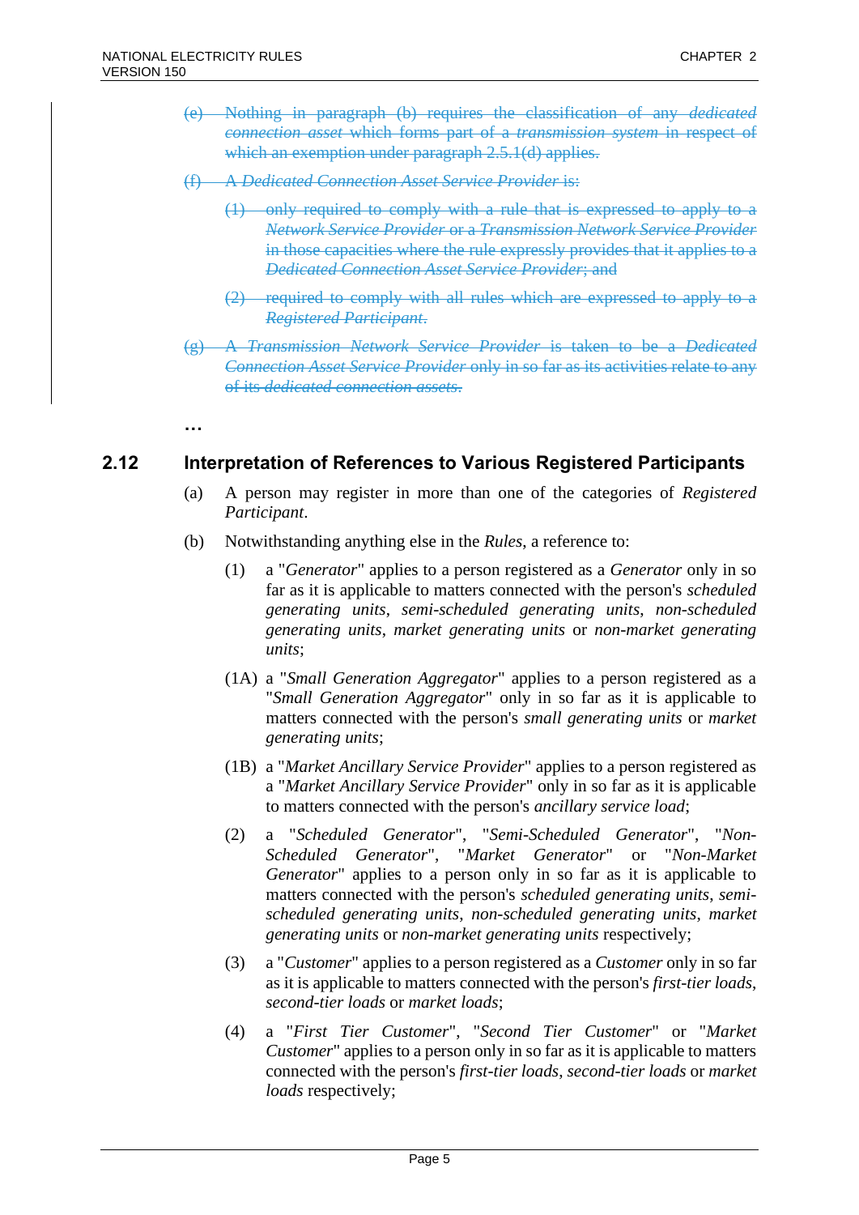~~(e) Nothing in paragraph (b) requires the classification of any *dedicated connection asset* which forms part of a *transmission system* in respect of which an exemption under paragraph 2.5.1(d) applies.~~

~~(f) A *Dedicated Connection Asset Service Provider* is:~~

~~(1) only required to comply with a rule that is expressed to apply to a *Network Service Provider* or a *Transmission Network Service Provider* in those capacities where the rule expressly provides that it applies to a *Dedicated Connection Asset Service Provider*; and~~

~~(2) required to comply with all rules which are expressed to apply to a *Registered Participant*.~~

~~(g) A *Transmission Network Service Provider* is taken to be a *Dedicated Connection Asset Service Provider* only in so far as its activities relate to any of its *dedicated connection assets*.~~

**…**

## 2.12 Interpretation of References to Various Registered Participants

(a) A person may register in more than one of the categories of *Registered Participant*.

(b) Notwithstanding anything else in the *Rules*, a reference to:

(1) a "*Generator*" applies to a person registered as a *Generator* only in so far as it is applicable to matters connected with the person's *scheduled generating units*, *semi-scheduled generating units*, *non-scheduled generating units*, *market generating units* or *non-market generating units*;

(1A) a "*Small Generation Aggregator*" applies to a person registered as a "*Small Generation Aggregator*" only in so far as it is applicable to matters connected with the person's *small generating units* or *market generating units*;

(1B) a "*Market Ancillary Service Provider*" applies to a person registered as a "*Market Ancillary Service Provider*" only in so far as it is applicable to matters connected with the person's *ancillary service load*;

(2) a "*Scheduled Generator*", "*Semi-Scheduled Generator*", "*Non-Scheduled Generator*", "*Market Generator*" or "*Non-Market Generator*" applies to a person only in so far as it is applicable to matters connected with the person's *scheduled generating units*, *semi-scheduled generating units*, *non-scheduled generating units*, *market generating units* or *non-market generating units* respectively;

(3) a "*Customer*" applies to a person registered as a *Customer* only in so far as it is applicable to matters connected with the person's *first-tier loads*, *second-tier loads* or *market loads*;

(4) a "*First Tier Customer*", "*Second Tier Customer*" or "*Market Customer*" applies to a person only in so far as it is applicable to matters connected with the person's *first-tier loads*, *second-tier loads* or *market loads* respectively;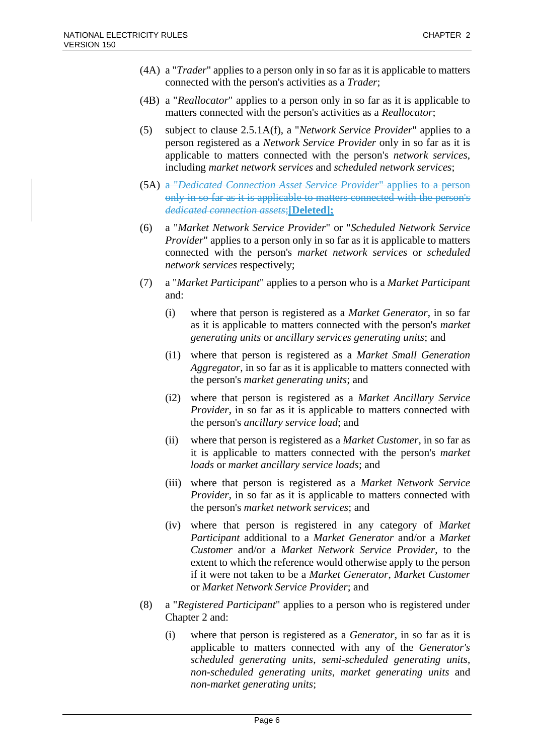(4A) a "*Trader*" applies to a person only in so far as it is applicable to matters connected with the person's activities as a *Trader*;

(4B) a "*Reallocator*" applies to a person only in so far as it is applicable to matters connected with the person's activities as a *Reallocator*;

(5) subject to clause 2.5.1A(f), a "*Network Service Provider*" applies to a person registered as a *Network Service Provider* only in so far as it is applicable to matters connected with the person's *network services*, including *market network services* and *scheduled network services*;

(5A) ~~a "*Dedicated Connection Asset Service Provider*" applies to a person only in so far as it is applicable to matters connected with the person's *dedicated connection assets*;~~**[Deleted];**

(6) a "*Market Network Service Provider*" or "*Scheduled Network Service Provider*" applies to a person only in so far as it is applicable to matters connected with the person's *market network services* or *scheduled network services* respectively;

(7) a "*Market Participant*" applies to a person who is a *Market Participant* and:

   (i) where that person is registered as a *Market Generator*, in so far as it is applicable to matters connected with the person's *market generating units* or *ancillary services generating units*; and

   (i1) where that person is registered as a *Market Small Generation Aggregator*, in so far as it is applicable to matters connected with the person's *market generating units*; and

   (i2) where that person is registered as a *Market Ancillary Service Provider*, in so far as it is applicable to matters connected with the person's *ancillary service load*; and

   (ii) where that person is registered as a *Market Customer*, in so far as it is applicable to matters connected with the person's *market loads* or *market ancillary service loads*; and

   (iii) where that person is registered as a *Market Network Service Provider*, in so far as it is applicable to matters connected with the person's *market network services*; and

   (iv) where that person is registered in any category of *Market Participant* additional to a *Market Generator* and/or a *Market Customer* and/or a *Market Network Service Provider*, to the extent to which the reference would otherwise apply to the person if it were not taken to be a *Market Generator*, *Market Customer* or *Market Network Service Provider*; and

(8) a "*Registered Participant*" applies to a person who is registered under Chapter 2 and:

   (i) where that person is registered as a *Generator*, in so far as it is applicable to matters connected with any of the *Generator's scheduled generating units*, *semi-scheduled generating units*, *non-scheduled generating units*, *market generating units* and *non-market generating units*;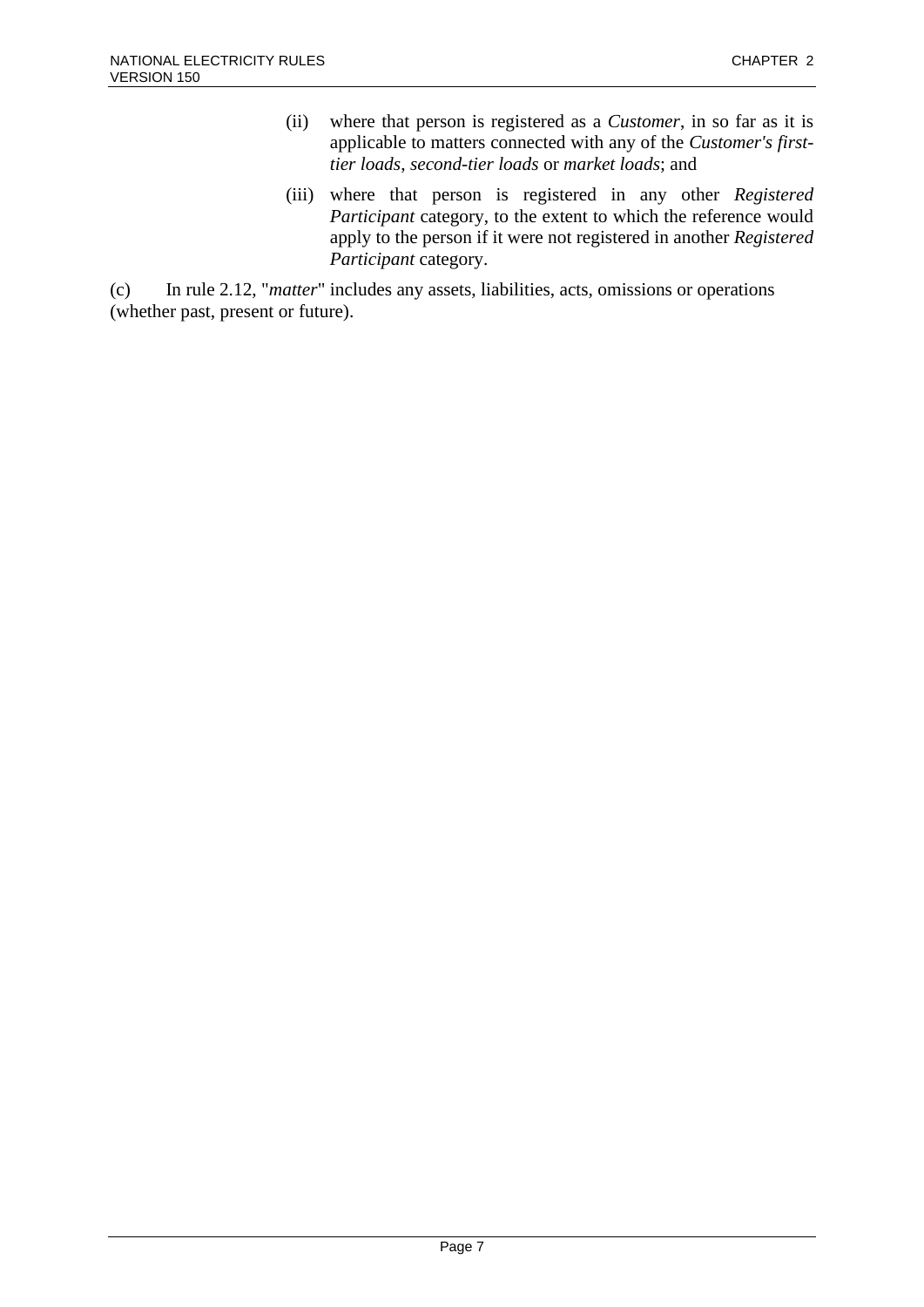(ii) where that person is registered as a *Customer*, in so far as it is applicable to matters connected with any of the *Customer's first-tier loads*, *second-tier loads* or *market loads*; and

(iii) where that person is registered in any other *Registered Participant* category, to the extent to which the reference would apply to the person if it were not registered in another *Registered Participant* category.

(c) In rule 2.12, "*matter*" includes any assets, liabilities, acts, omissions or operations (whether past, present or future).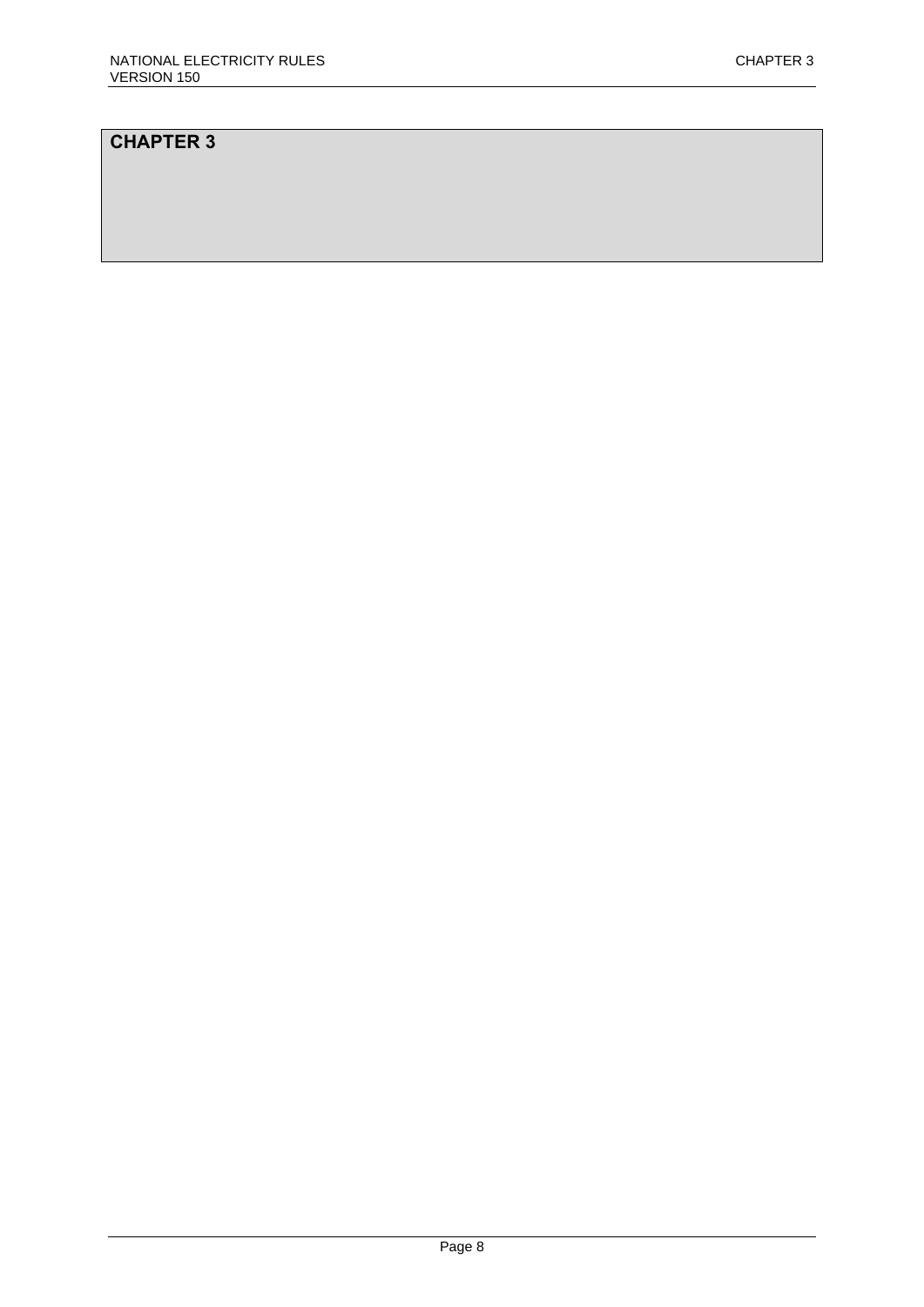# CHAPTER 3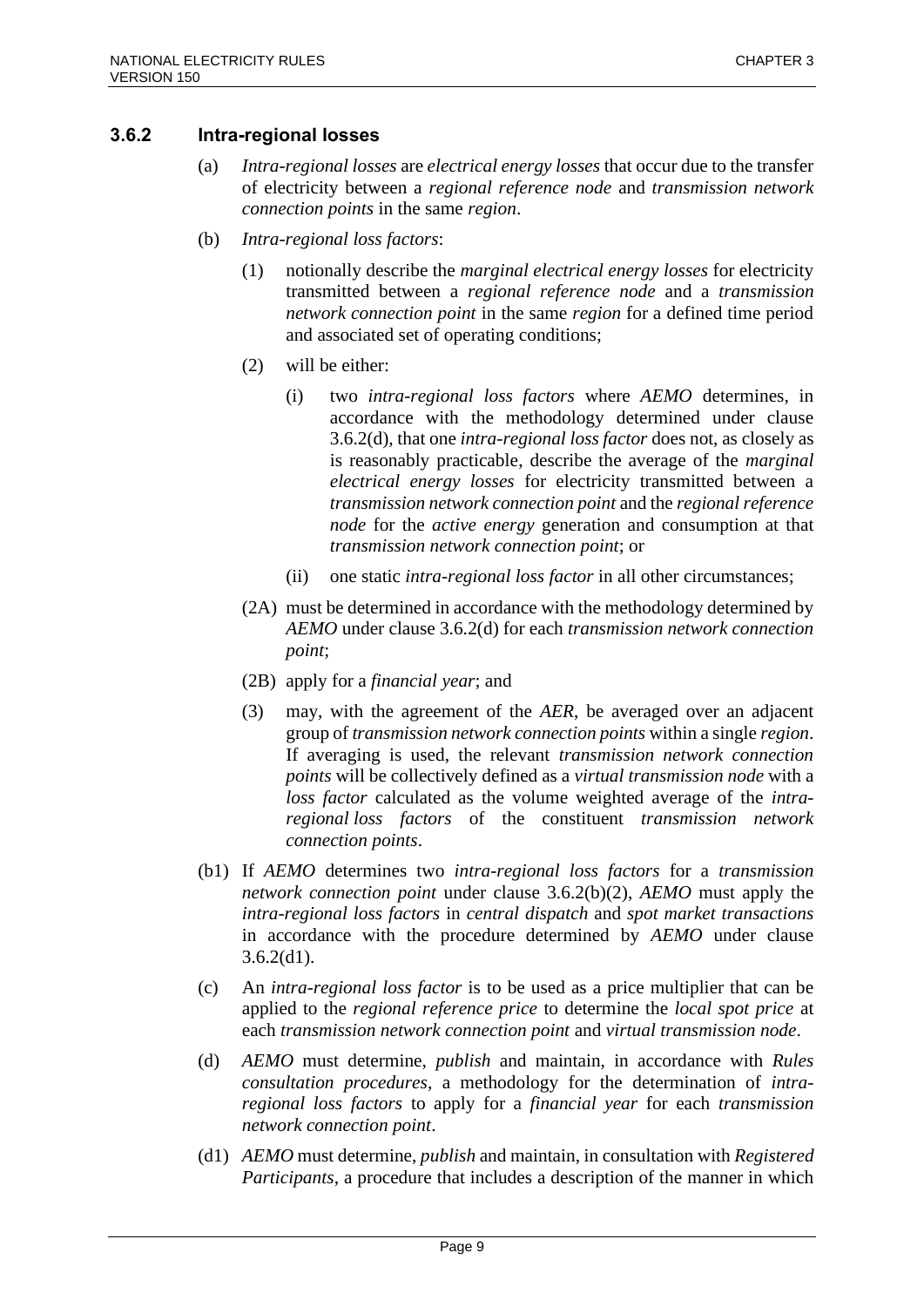### 3.6.2 Intra-regional losses

(a) *Intra-regional losses* are *electrical energy losses* that occur due to the transfer of electricity between a *regional reference node* and *transmission network connection points* in the same *region*.

(b) *Intra-regional loss factors*:

(1) notionally describe the *marginal electrical energy losses* for electricity transmitted between a *regional reference node* and a *transmission network connection point* in the same *region* for a defined time period and associated set of operating conditions;

(2) will be either:

(i) two *intra-regional loss factors* where *AEMO* determines, in accordance with the methodology determined under clause 3.6.2(d), that one *intra-regional loss factor* does not, as closely as is reasonably practicable, describe the average of the *marginal electrical energy losses* for electricity transmitted between a *transmission network connection point* and the *regional reference node* for the *active energy* generation and consumption at that *transmission network connection point*; or

(ii) one static *intra-regional loss factor* in all other circumstances;

(2A) must be determined in accordance with the methodology determined by *AEMO* under clause 3.6.2(d) for each *transmission network connection point*;

(2B) apply for a *financial year*; and

(3) may, with the agreement of the *AER*, be averaged over an adjacent group of *transmission network connection points* within a single *region*. If averaging is used, the relevant *transmission network connection points* will be collectively defined as a *virtual transmission node* with a *loss factor* calculated as the volume weighted average of the *intra-regional loss factors* of the constituent *transmission network connection points*.

(b1) If *AEMO* determines two *intra-regional loss factors* for a *transmission network connection point* under clause 3.6.2(b)(2), *AEMO* must apply the *intra-regional loss factors* in *central dispatch* and *spot market transactions* in accordance with the procedure determined by *AEMO* under clause 3.6.2(d1).

(c) An *intra-regional loss factor* is to be used as a price multiplier that can be applied to the *regional reference price* to determine the *local spot price* at each *transmission network connection point* and *virtual transmission node*.

(d) *AEMO* must determine, *publish* and maintain, in accordance with *Rules consultation procedures*, a methodology for the determination of *intra-regional loss factors* to apply for a *financial year* for each *transmission network connection point*.

(d1) *AEMO* must determine, *publish* and maintain, in consultation with *Registered Participants*, a procedure that includes a description of the manner in which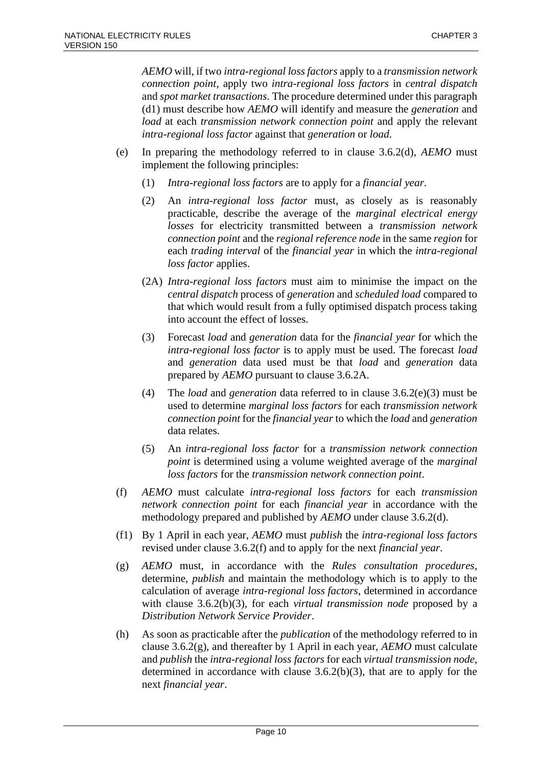*AEMO* will, if two *intra-regional loss factors* apply to a *transmission network connection point*, apply two *intra-regional loss factors* in *central dispatch* and *spot market transactions*. The procedure determined under this paragraph (d1) must describe how *AEMO* will identify and measure the *generation* and *load* at each *transmission network connection point* and apply the relevant *intra-regional loss factor* against that *generation* or *load*.

(e) In preparing the methodology referred to in clause 3.6.2(d), *AEMO* must implement the following principles:

  (1) *Intra-regional loss factors* are to apply for a *financial year*.

  (2) An *intra-regional loss factor* must, as closely as is reasonably practicable, describe the average of the *marginal electrical energy losses* for electricity transmitted between a *transmission network connection point* and the *regional reference node* in the same *region* for each *trading interval* of the *financial year* in which the *intra-regional loss factor* applies.

  (2A) *Intra-regional loss factors* must aim to minimise the impact on the *central dispatch* process of *generation* and *scheduled load* compared to that which would result from a fully optimised dispatch process taking into account the effect of losses.

  (3) Forecast *load* and *generation* data for the *financial year* for which the *intra-regional loss factor* is to apply must be used. The forecast *load* and *generation* data used must be that *load* and *generation* data prepared by *AEMO* pursuant to clause 3.6.2A.

  (4) The *load* and *generation* data referred to in clause 3.6.2(e)(3) must be used to determine *marginal loss factors* for each *transmission network connection point* for the *financial year* to which the *load* and *generation* data relates.

  (5) An *intra-regional loss factor* for a *transmission network connection point* is determined using a volume weighted average of the *marginal loss factors* for the *transmission network connection point*.

(f) *AEMO* must calculate *intra-regional loss factors* for each *transmission network connection point* for each *financial year* in accordance with the methodology prepared and published by *AEMO* under clause 3.6.2(d).

(f1) By 1 April in each year, *AEMO* must *publish* the *intra-regional loss factors* revised under clause 3.6.2(f) and to apply for the next *financial year*.

(g) *AEMO* must, in accordance with the *Rules consultation procedures*, determine, *publish* and maintain the methodology which is to apply to the calculation of average *intra-regional loss factors*, determined in accordance with clause 3.6.2(b)(3), for each *virtual transmission node* proposed by a *Distribution Network Service Provider*.

(h) As soon as practicable after the *publication* of the methodology referred to in clause 3.6.2(g), and thereafter by 1 April in each year, *AEMO* must calculate and *publish* the *intra-regional loss factors* for each *virtual transmission node*, determined in accordance with clause 3.6.2(b)(3), that are to apply for the next *financial year*.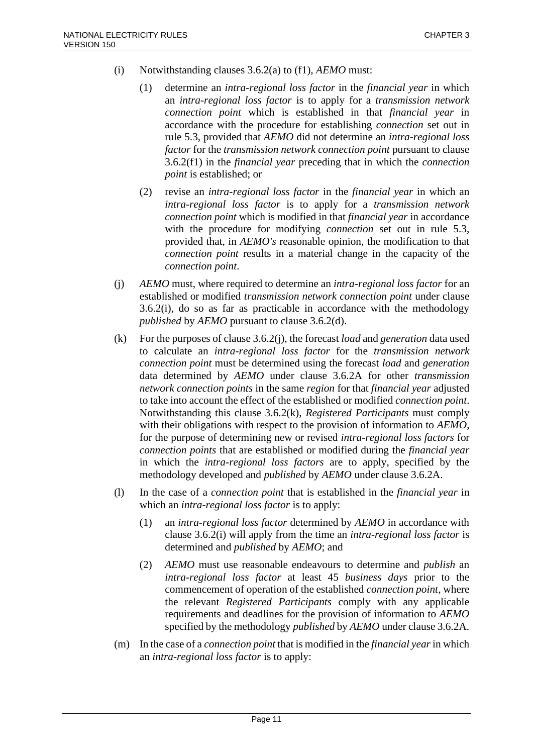(i) Notwithstanding clauses 3.6.2(a) to (f1), *AEMO* must:

(1) determine an *intra-regional loss factor* in the *financial year* in which an *intra-regional loss factor* is to apply for a *transmission network connection point* which is established in that *financial year* in accordance with the procedure for establishing *connection* set out in rule 5.3, provided that *AEMO* did not determine an *intra-regional loss factor* for the *transmission network connection point* pursuant to clause 3.6.2(f1) in the *financial year* preceding that in which the *connection point* is established; or

(2) revise an *intra-regional loss factor* in the *financial year* in which an *intra-regional loss factor* is to apply for a *transmission network connection point* which is modified in that *financial year* in accordance with the procedure for modifying *connection* set out in rule 5.3, provided that, in *AEMO's* reasonable opinion, the modification to that *connection point* results in a material change in the capacity of the *connection point*.

(j) *AEMO* must, where required to determine an *intra-regional loss factor* for an established or modified *transmission network connection point* under clause 3.6.2(i), do so as far as practicable in accordance with the methodology *published* by *AEMO* pursuant to clause 3.6.2(d).

(k) For the purposes of clause 3.6.2(j), the forecast *load* and *generation* data used to calculate an *intra-regional loss factor* for the *transmission network connection point* must be determined using the forecast *load* and *generation* data determined by *AEMO* under clause 3.6.2A for other *transmission network connection points* in the same *region* for that *financial year* adjusted to take into account the effect of the established or modified *connection point*. Notwithstanding this clause 3.6.2(k), *Registered Participants* must comply with their obligations with respect to the provision of information to *AEMO*, for the purpose of determining new or revised *intra-regional loss factors* for *connection points* that are established or modified during the *financial year* in which the *intra-regional loss factors* are to apply, specified by the methodology developed and *published* by *AEMO* under clause 3.6.2A.

(l) In the case of a *connection point* that is established in the *financial year* in which an *intra-regional loss factor* is to apply:

(1) an *intra-regional loss factor* determined by *AEMO* in accordance with clause 3.6.2(i) will apply from the time an *intra-regional loss factor* is determined and *published* by *AEMO*; and

(2) *AEMO* must use reasonable endeavours to determine and *publish* an *intra-regional loss factor* at least 45 *business days* prior to the commencement of operation of the established *connection point*, where the relevant *Registered Participants* comply with any applicable requirements and deadlines for the provision of information to *AEMO* specified by the methodology *published* by *AEMO* under clause 3.6.2A.

(m) In the case of a *connection point* that is modified in the *financial year* in which an *intra-regional loss factor* is to apply: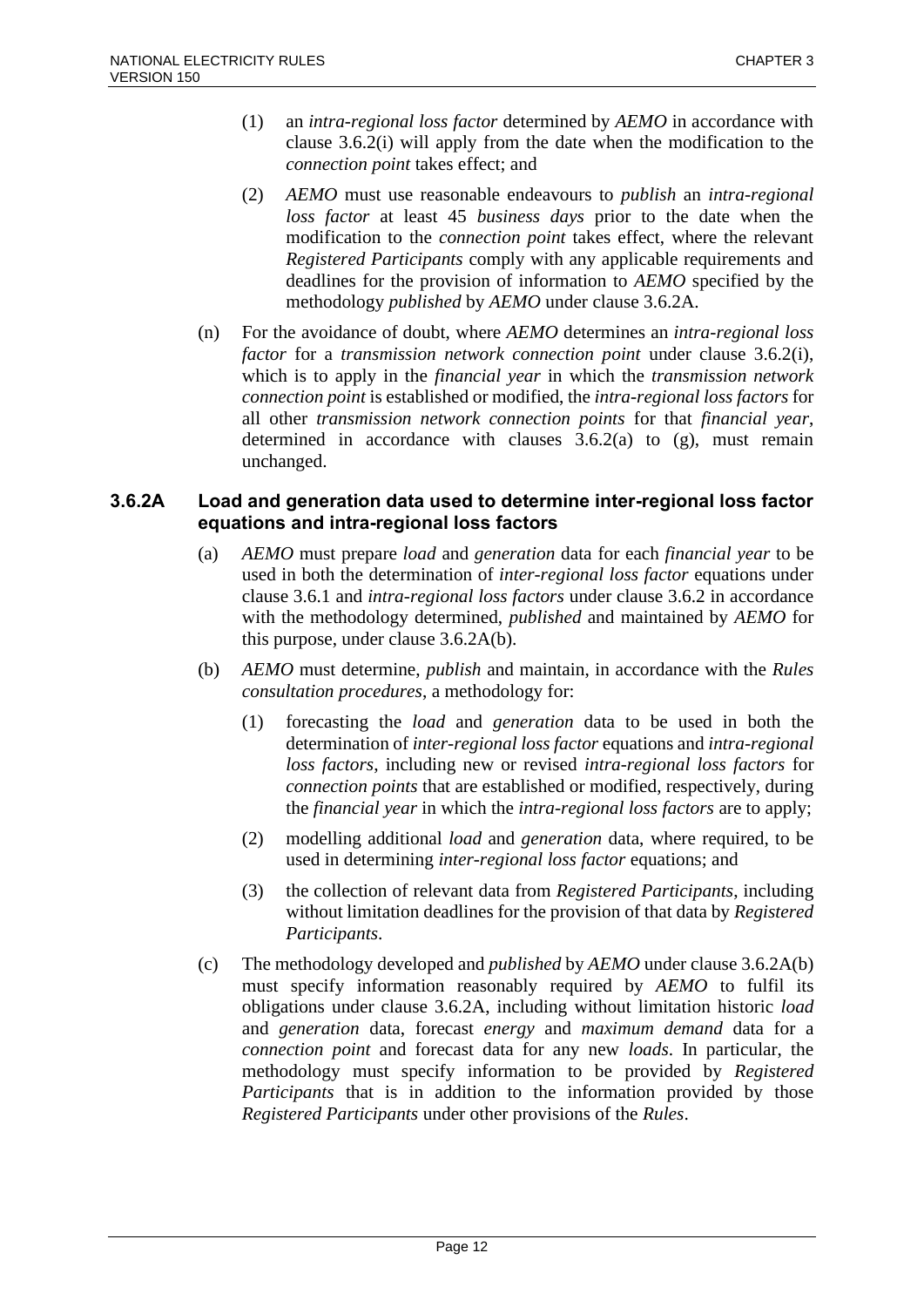(1) an *intra-regional loss factor* determined by *AEMO* in accordance with clause 3.6.2(i) will apply from the date when the modification to the *connection point* takes effect; and

(2) *AEMO* must use reasonable endeavours to *publish* an *intra-regional loss factor* at least 45 *business days* prior to the date when the modification to the *connection point* takes effect, where the relevant *Registered Participants* comply with any applicable requirements and deadlines for the provision of information to *AEMO* specified by the methodology *published* by *AEMO* under clause 3.6.2A.

(n) For the avoidance of doubt, where *AEMO* determines an *intra-regional loss factor* for a *transmission network connection point* under clause 3.6.2(i), which is to apply in the *financial year* in which the *transmission network connection point* is established or modified, the *intra-regional loss factors* for all other *transmission network connection points* for that *financial year*, determined in accordance with clauses 3.6.2(a) to (g), must remain unchanged.

### 3.6.2A Load and generation data used to determine inter-regional loss factor equations and intra-regional loss factors

(a) *AEMO* must prepare *load* and *generation* data for each *financial year* to be used in both the determination of *inter-regional loss factor* equations under clause 3.6.1 and *intra-regional loss factors* under clause 3.6.2 in accordance with the methodology determined, *published* and maintained by *AEMO* for this purpose, under clause 3.6.2A(b).

(b) *AEMO* must determine, *publish* and maintain, in accordance with the *Rules consultation procedures*, a methodology for:

(1) forecasting the *load* and *generation* data to be used in both the determination of *inter-regional loss factor* equations and *intra-regional loss factors*, including new or revised *intra-regional loss factors* for *connection points* that are established or modified, respectively, during the *financial year* in which the *intra-regional loss factors* are to apply;

(2) modelling additional *load* and *generation* data, where required, to be used in determining *inter-regional loss factor* equations; and

(3) the collection of relevant data from *Registered Participants*, including without limitation deadlines for the provision of that data by *Registered Participants*.

(c) The methodology developed and *published* by *AEMO* under clause 3.6.2A(b) must specify information reasonably required by *AEMO* to fulfil its obligations under clause 3.6.2A, including without limitation historic *load* and *generation* data, forecast *energy* and *maximum demand* data for a *connection point* and forecast data for any new *loads*. In particular, the methodology must specify information to be provided by *Registered Participants* that is in addition to the information provided by those *Registered Participants* under other provisions of the *Rules*.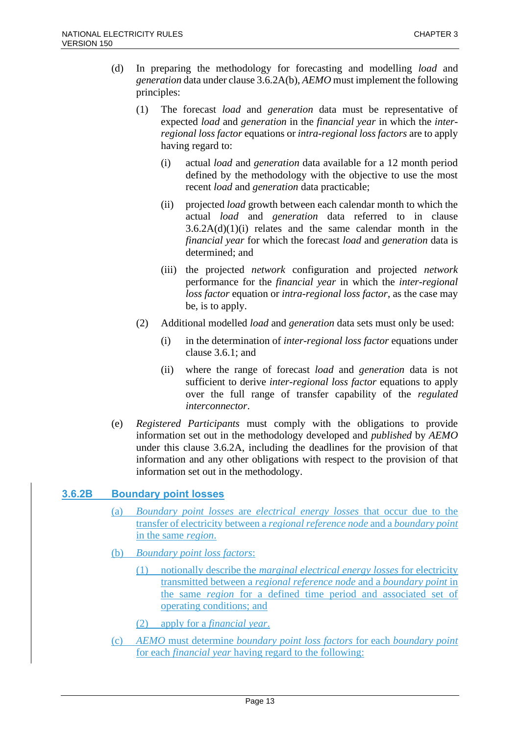(d) In preparing the methodology for forecasting and modelling *load* and *generation* data under clause 3.6.2A(b), *AEMO* must implement the following principles:

(1) The forecast *load* and *generation* data must be representative of expected *load* and *generation* in the *financial year* in which the *inter-regional loss factor* equations or *intra-regional loss factors* are to apply having regard to:

(i) actual *load* and *generation* data available for a 12 month period defined by the methodology with the objective to use the most recent *load* and *generation* data practicable;

(ii) projected *load* growth between each calendar month to which the actual *load* and *generation* data referred to in clause 3.6.2A(d)(1)(i) relates and the same calendar month in the *financial year* for which the forecast *load* and *generation* data is determined; and

(iii) the projected *network* configuration and projected *network* performance for the *financial year* in which the *inter-regional loss factor* equation or *intra-regional loss factor*, as the case may be, is to apply.

(2) Additional modelled *load* and *generation* data sets must only be used:

(i) in the determination of *inter-regional loss factor* equations under clause 3.6.1; and

(ii) where the range of forecast *load* and *generation* data is not sufficient to derive *inter-regional loss factor* equations to apply over the full range of transfer capability of the *regulated interconnector*.

(e) *Registered Participants* must comply with the obligations to provide information set out in the methodology developed and *published* by *AEMO* under this clause 3.6.2A, including the deadlines for the provision of that information and any other obligations with respect to the provision of that information set out in the methodology.

### 3.6.2B Boundary point losses

(a) *Boundary point losses* are *electrical energy losses* that occur due to the transfer of electricity between a *regional reference node* and a *boundary point* in the same *region*.

(b) *Boundary point loss factors*:

(1) notionally describe the *marginal electrical energy losses* for electricity transmitted between a *regional reference node* and a *boundary point* in the same *region* for a defined time period and associated set of operating conditions; and

(2) apply for a *financial year*.

(c) *AEMO* must determine *boundary point loss factors* for each *boundary point* for each *financial year* having regard to the following: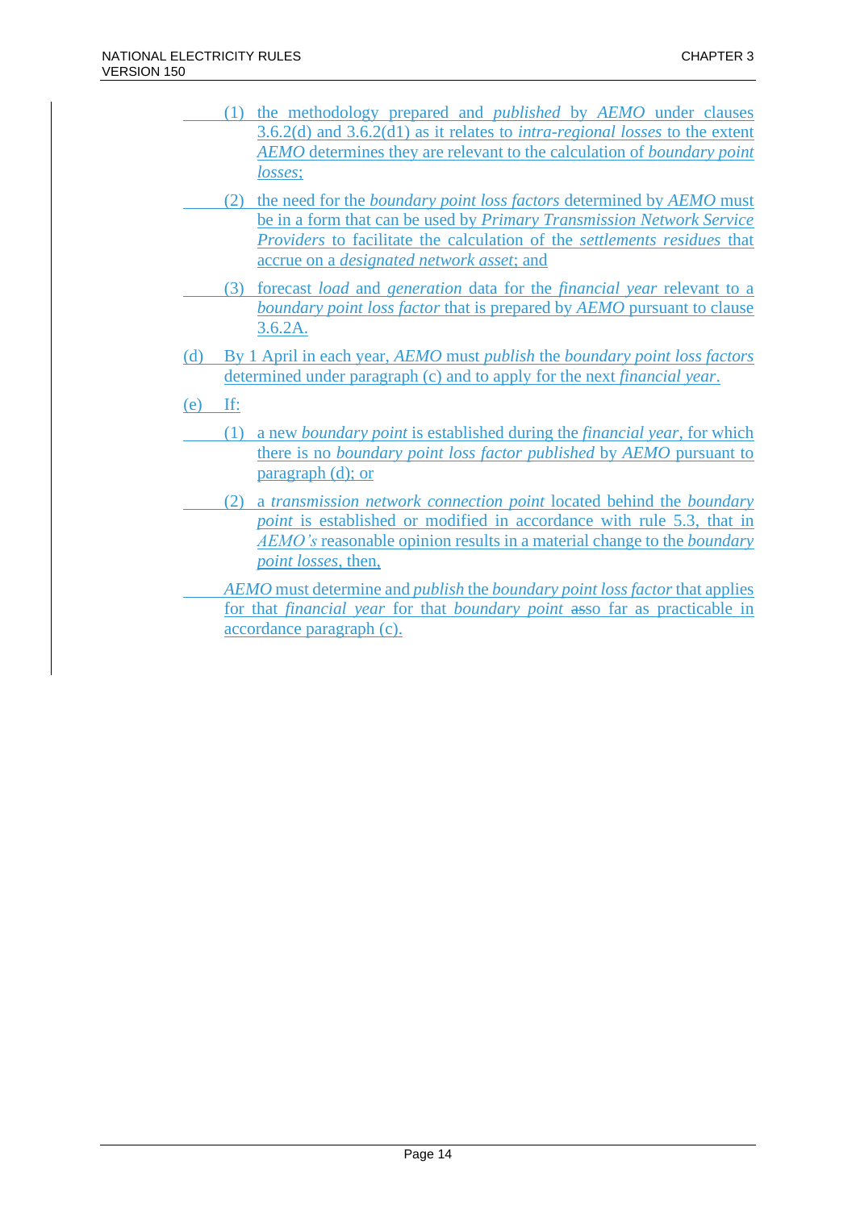(1) the methodology prepared and *published* by *AEMO* under clauses 3.6.2(d) and 3.6.2(d1) as it relates to *intra-regional losses* to the extent *AEMO* determines they are relevant to the calculation of *boundary point losses*;

(2) the need for the *boundary point loss factors* determined by *AEMO* must be in a form that can be used by *Primary Transmission Network Service Providers* to facilitate the calculation of the *settlements residues* that accrue on a *designated network asset*; and

(3) forecast *load* and *generation* data for the *financial year* relevant to a *boundary point loss factor* that is prepared by *AEMO* pursuant to clause 3.6.2A.

(d) By 1 April in each year, *AEMO* must *publish* the *boundary point loss factors* determined under paragraph (c) and to apply for the next *financial year*.

(e) If:

(1) a new *boundary point* is established during the *financial year*, for which there is no *boundary point loss factor published* by *AEMO* pursuant to paragraph (d); or

(2) a *transmission network connection point* located behind the *boundary point* is established or modified in accordance with rule 5.3, that in *AEMO's* reasonable opinion results in a material change to the *boundary point losses*, then,

*AEMO* must determine and *publish* the *boundary point loss factor* that applies for that *financial year* for that *boundary point* ~~as~~so far as practicable in accordance paragraph (c).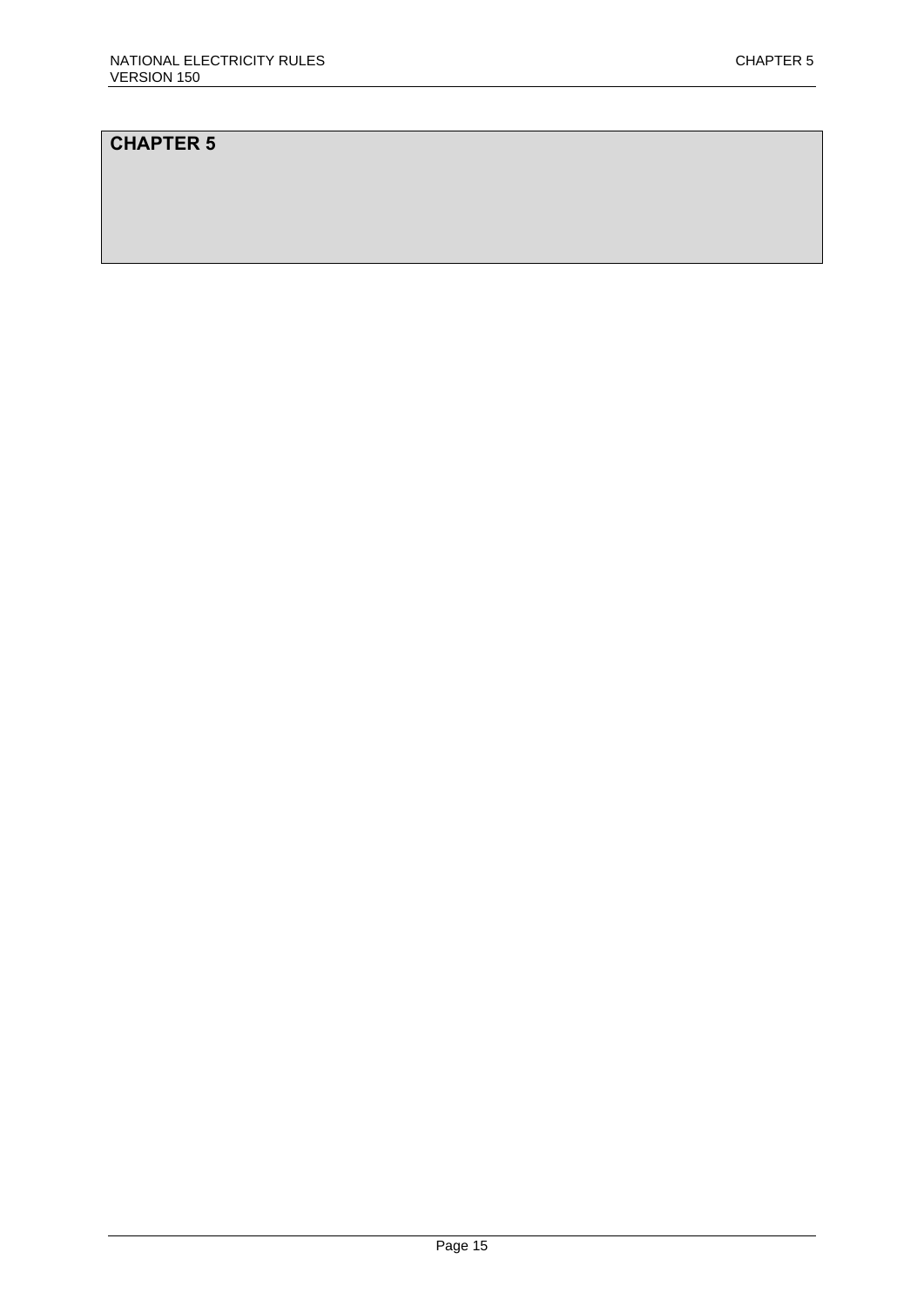# CHAPTER 5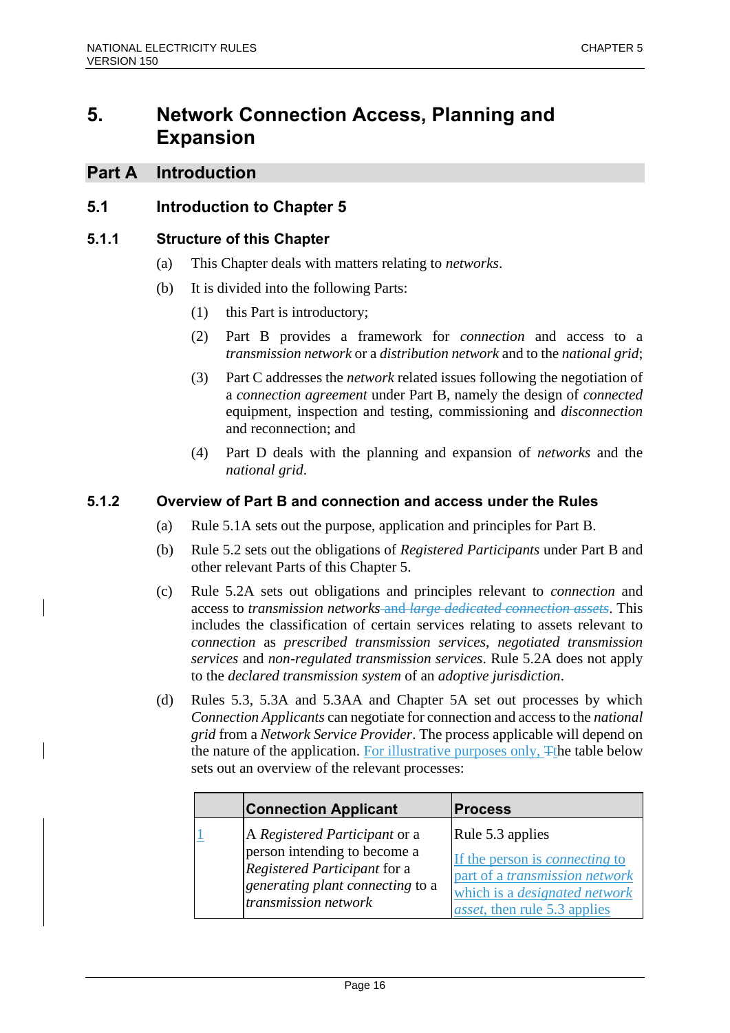# 5. Network Connection Access, Planning and Expansion

## Part A Introduction

### 5.1 Introduction to Chapter 5

#### 5.1.1 Structure of this Chapter

(a) This Chapter deals with matters relating to *networks*.

(b) It is divided into the following Parts:

(1) this Part is introductory;

(2) Part B provides a framework for *connection* and access to a *transmission network* or a *distribution network* and to the *national grid*;

(3) Part C addresses the *network* related issues following the negotiation of a *connection agreement* under Part B, namely the design of *connected* equipment, inspection and testing, commissioning and *disconnection* and reconnection; and

(4) Part D deals with the planning and expansion of *networks* and the *national grid*.

#### 5.1.2 Overview of Part B and connection and access under the Rules

(a) Rule 5.1A sets out the purpose, application and principles for Part B.

(b) Rule 5.2 sets out the obligations of *Registered Participants* under Part B and other relevant Parts of this Chapter 5.

(c) Rule 5.2A sets out obligations and principles relevant to *connection* and access to *transmission networks* ~~and *large dedicated connection assets*~~. This includes the classification of certain services relating to assets relevant to *connection* as *prescribed transmission services*, *negotiated transmission services* and *non-regulated transmission services*. Rule 5.2A does not apply to the *declared transmission system* of an *adoptive jurisdiction*.

(d) Rules 5.3, 5.3A and 5.3AA and Chapter 5A set out processes by which *Connection Applicants* can negotiate for connection and access to the *national grid* from a *Network Service Provider*. The process applicable will depend on the nature of the application. For illustrative purposes only, ~~T~~the table below sets out an overview of the relevant processes:

| | Connection Applicant | Process |
|---|---|---|
| 1 | A *Registered Participant* or a person intending to become a *Registered Participant* for a *generating plant connecting* to a *transmission network* | Rule 5.3 applies<br><br>If the person is *connecting* to part of a *transmission network* which is a *designated network asset*, then rule 5.3 applies |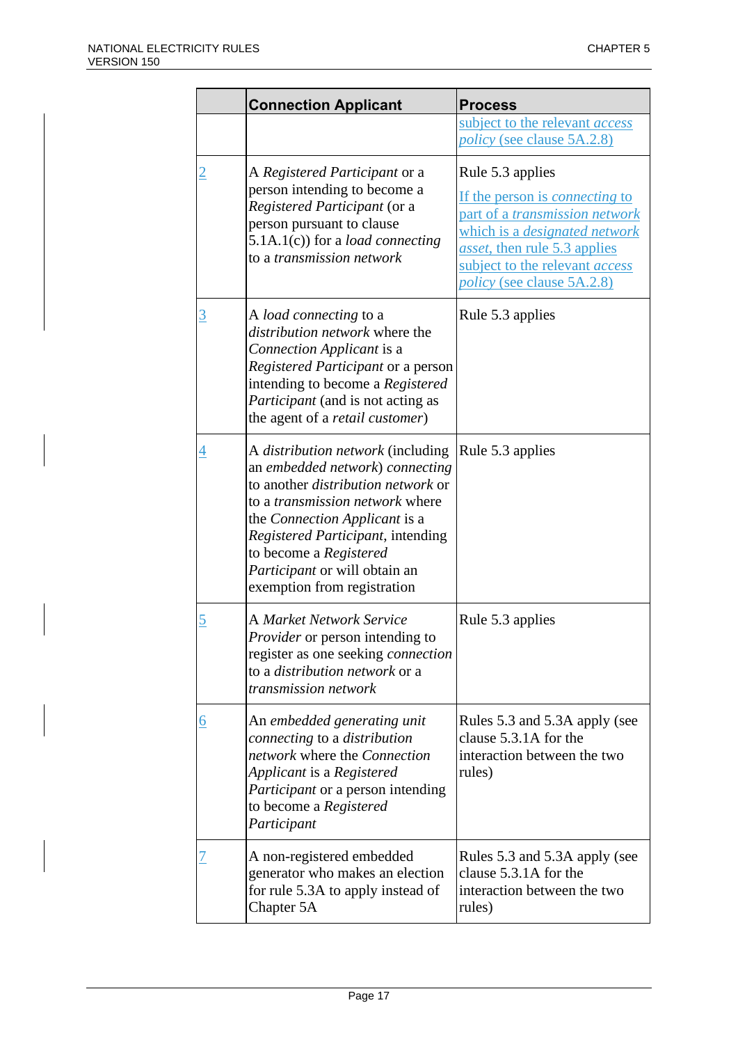| | Connection Applicant | Process |
|---|---|---|
| | | subject to the relevant *access policy* (see clause 5A.2.8) |
| 2 | A *Registered Participant* or a person intending to become a *Registered Participant* (or a person pursuant to clause 5.1A.1(c)) for a *load connecting* to a *transmission network* | Rule 5.3 applies<br><br>If the person is *connecting* to part of a *transmission network* which is a *designated network asset*, then rule 5.3 applies subject to the relevant *access policy* (see clause 5A.2.8) |
| 3 | A *load connecting* to a *distribution network* where the *Connection Applicant* is a *Registered Participant* or a person intending to become a *Registered Participant* (and is not acting as the agent of a *retail customer*) | Rule 5.3 applies |
| 4 | A *distribution network* (including an *embedded network*) *connecting* to another *distribution network* or to a *transmission network* where the *Connection Applicant* is a *Registered Participant*, intending to become a *Registered Participant* or will obtain an exemption from registration | Rule 5.3 applies |
| 5 | A *Market Network Service Provider* or person intending to register as one seeking *connection* to a *distribution network* or a *transmission network* | Rule 5.3 applies |
| 6 | An *embedded generating unit connecting* to a *distribution network* where the *Connection Applicant* is a *Registered Participant* or a person intending to become a *Registered Participant* | Rules 5.3 and 5.3A apply (see clause 5.3.1A for the interaction between the two rules) |
| 7 | A non-registered embedded generator who makes an election for rule 5.3A to apply instead of Chapter 5A | Rules 5.3 and 5.3A apply (see clause 5.3.1A for the interaction between the two rules) |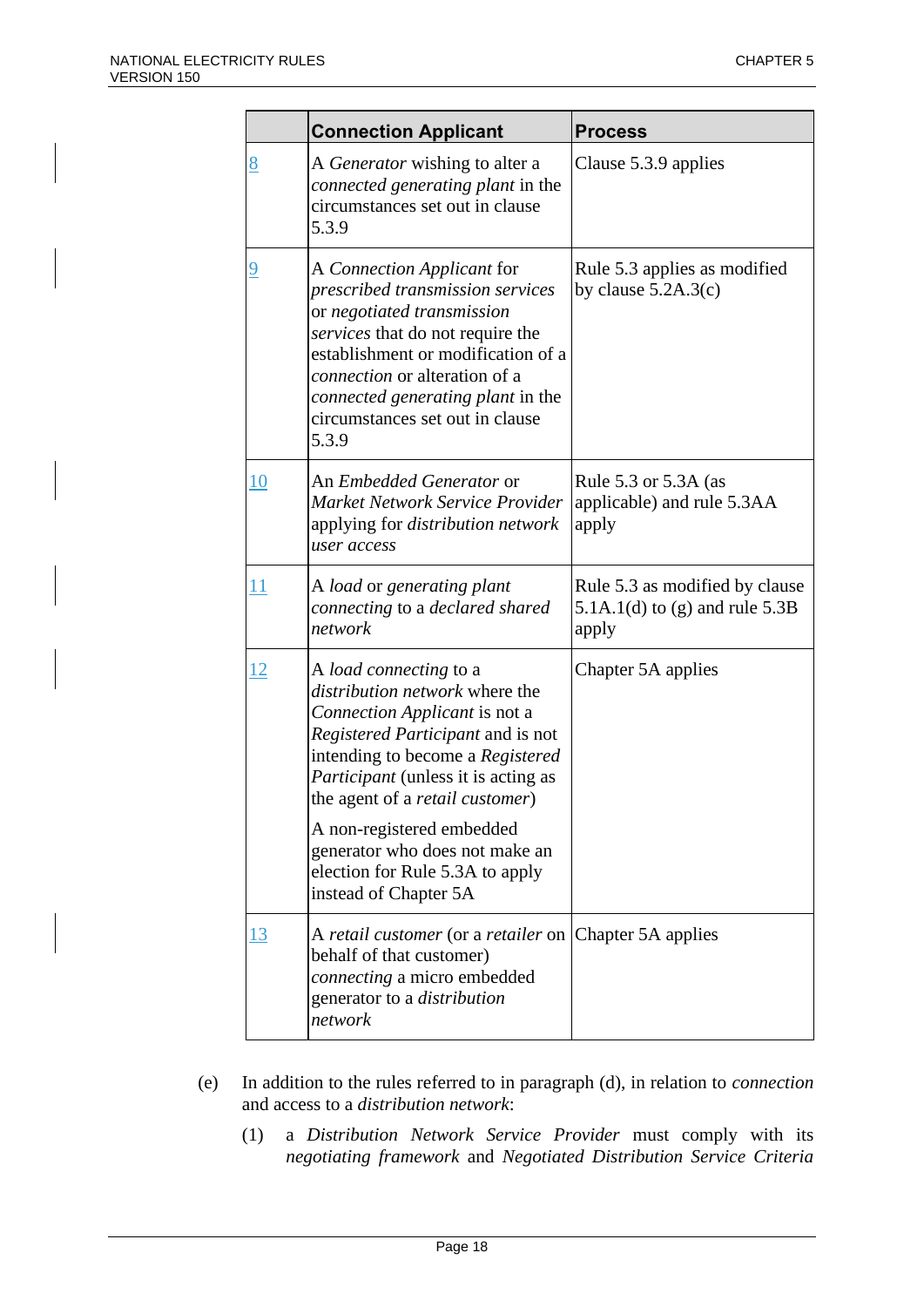| | Connection Applicant | Process |
|---|---|---|
| 8 | A *Generator* wishing to alter a *connected generating plant* in the circumstances set out in clause 5.3.9 | Clause 5.3.9 applies |
| 9 | A *Connection Applicant* for *prescribed transmission services* or *negotiated transmission services* that do not require the establishment or modification of a *connection* or alteration of a *connected generating plant* in the circumstances set out in clause 5.3.9 | Rule 5.3 applies as modified by clause 5.2A.3(c) |
| 10 | An *Embedded Generator* or *Market Network Service Provider* applying for *distribution network user access* | Rule 5.3 or 5.3A (as applicable) and rule 5.3AA apply |
| 11 | A *load* or *generating plant connecting* to a *declared shared network* | Rule 5.3 as modified by clause 5.1A.1(d) to (g) and rule 5.3B apply |
| 12 | A *load connecting* to a *distribution network* where the *Connection Applicant* is not a *Registered Participant* and is not intending to become a *Registered Participant* (unless it is acting as the agent of a *retail customer*)<br><br>A non-registered embedded generator who does not make an election for Rule 5.3A to apply instead of Chapter 5A | Chapter 5A applies |
| 13 | A *retail customer* (or a *retailer* on behalf of that customer) *connecting* a micro embedded generator to a *distribution network* | Chapter 5A applies |

(e) In addition to the rules referred to in paragraph (d), in relation to *connection* and access to a *distribution network*:

(1) a *Distribution Network Service Provider* must comply with its *negotiating framework* and *Negotiated Distribution Service Criteria*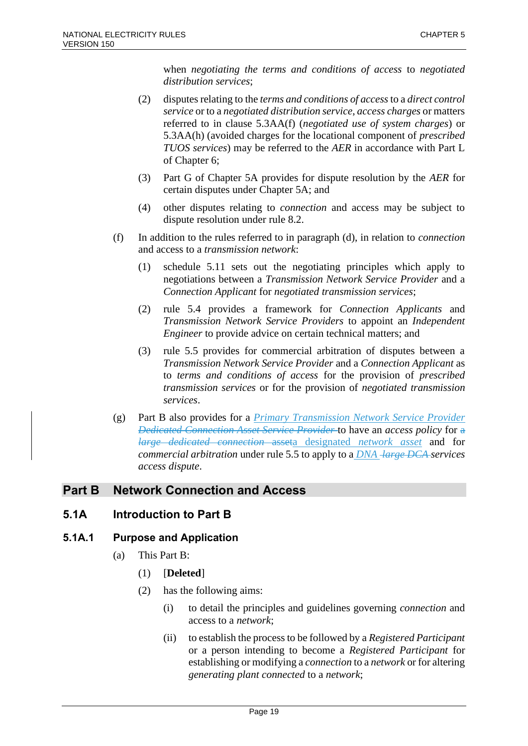when *negotiating the terms and conditions of access* to *negotiated distribution services*;

(2) disputes relating to the *terms and conditions of access* to a *direct control service* or to a *negotiated distribution service*, *access charges* or matters referred to in clause 5.3AA(f) (*negotiated use of system charges*) or 5.3AA(h) (avoided charges for the locational component of *prescribed TUOS services*) may be referred to the *AER* in accordance with Part L of Chapter 6;

(3) Part G of Chapter 5A provides for dispute resolution by the *AER* for certain disputes under Chapter 5A; and

(4) other disputes relating to *connection* and access may be subject to dispute resolution under rule 8.2.

(f) In addition to the rules referred to in paragraph (d), in relation to *connection* and access to a *transmission network*:

(1) schedule 5.11 sets out the negotiating principles which apply to negotiations between a *Transmission Network Service Provider* and a *Connection Applicant* for *negotiated transmission services*;

(2) rule 5.4 provides a framework for *Connection Applicants* and *Transmission Network Service Providers* to appoint an *Independent Engineer* to provide advice on certain technical matters; and

(3) rule 5.5 provides for commercial arbitration of disputes between a *Transmission Network Service Provider* and a *Connection Applicant* as to *terms and conditions of access* for the provision of *prescribed transmission services* or for the provision of *negotiated transmission services*.

(g) Part B also provides for a *Primary Transmission Network Service Provider* ~~*Dedicated Connection Asset Service Provider*~~ to have an *access policy* for ~~a *large dedicated connection asset*~~a designated *network asset* and for *commercial arbitration* under rule 5.5 to apply to a *DNA* ~~*large DCA*~~ *services access dispute*.

# Part B Network Connection and Access

## 5.1A Introduction to Part B

### 5.1A.1 Purpose and Application

(a) This Part B:

(1) [**Deleted**]

(2) has the following aims:

(i) to detail the principles and guidelines governing *connection* and access to a *network*;

(ii) to establish the process to be followed by a *Registered Participant* or a person intending to become a *Registered Participant* for establishing or modifying a *connection* to a *network* or for altering *generating plant connected* to a *network*;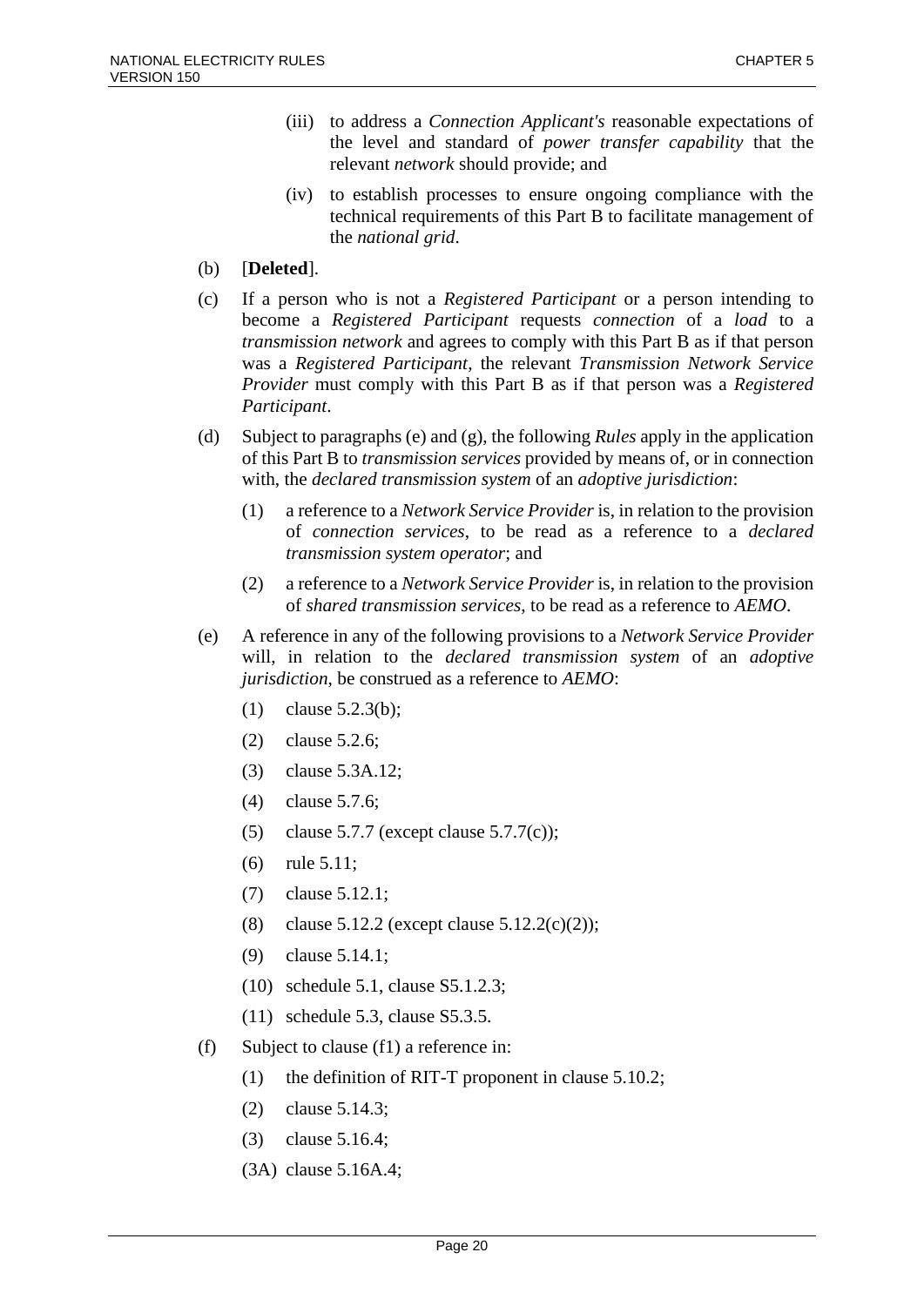(iii) to address a *Connection Applicant's* reasonable expectations of the level and standard of *power transfer capability* that the relevant *network* should provide; and

(iv) to establish processes to ensure ongoing compliance with the technical requirements of this Part B to facilitate management of the *national grid*.

(b) [**Deleted**].

(c) If a person who is not a *Registered Participant* or a person intending to become a *Registered Participant* requests *connection* of a *load* to a *transmission network* and agrees to comply with this Part B as if that person was a *Registered Participant*, the relevant *Transmission Network Service Provider* must comply with this Part B as if that person was a *Registered Participant*.

(d) Subject to paragraphs (e) and (g), the following *Rules* apply in the application of this Part B to *transmission services* provided by means of, or in connection with, the *declared transmission system* of an *adoptive jurisdiction*:

(1) a reference to a *Network Service Provider* is, in relation to the provision of *connection services*, to be read as a reference to a *declared transmission system operator*; and

(2) a reference to a *Network Service Provider* is, in relation to the provision of *shared transmission services*, to be read as a reference to *AEMO*.

(e) A reference in any of the following provisions to a *Network Service Provider* will, in relation to the *declared transmission system* of an *adoptive jurisdiction*, be construed as a reference to *AEMO*:

(1) clause 5.2.3(b);

(2) clause 5.2.6;

(3) clause 5.3A.12;

(4) clause 5.7.6;

(5) clause 5.7.7 (except clause 5.7.7(c));

(6) rule 5.11;

(7) clause 5.12.1;

(8) clause 5.12.2 (except clause 5.12.2(c)(2));

(9) clause 5.14.1;

(10) schedule 5.1, clause S5.1.2.3;

(11) schedule 5.3, clause S5.3.5.

(f) Subject to clause (f1) a reference in:

(1) the definition of RIT-T proponent in clause 5.10.2;

(2) clause 5.14.3;

(3) clause 5.16.4;

(3A) clause 5.16A.4;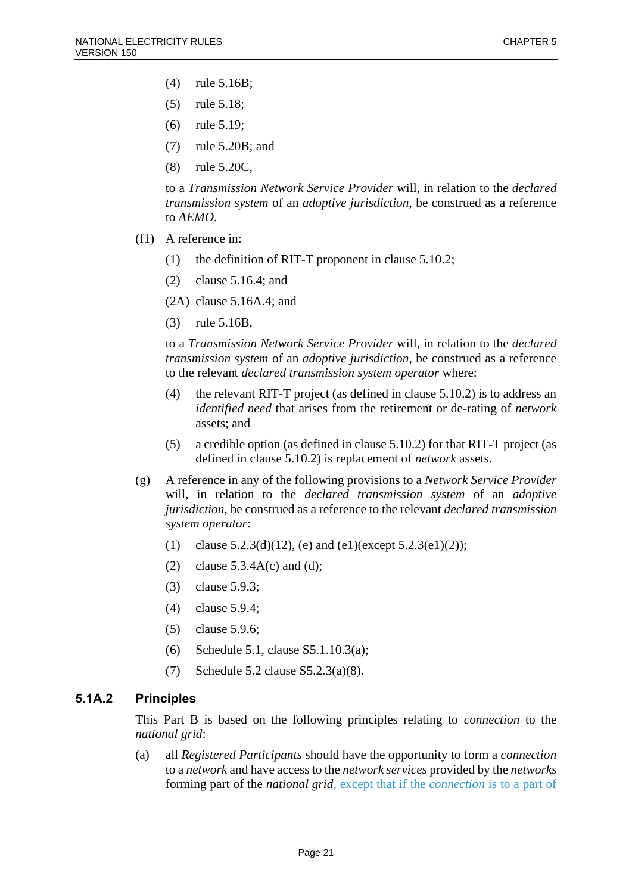(4) rule 5.16B;

(5) rule 5.18;

(6) rule 5.19;

(7) rule 5.20B; and

(8) rule 5.20C,

to a *Transmission Network Service Provider* will, in relation to the *declared transmission system* of an *adoptive jurisdiction*, be construed as a reference to *AEMO*.

(f1) A reference in:

(1) the definition of RIT-T proponent in clause 5.10.2;

(2) clause 5.16.4; and

(2A) clause 5.16A.4; and

(3) rule 5.16B,

to a *Transmission Network Service Provider* will, in relation to the *declared transmission system* of an *adoptive jurisdiction*, be construed as a reference to the relevant *declared transmission system operator* where:

(4) the relevant RIT-T project (as defined in clause 5.10.2) is to address an *identified need* that arises from the retirement or de-rating of *network* assets; and

(5) a credible option (as defined in clause 5.10.2) for that RIT-T project (as defined in clause 5.10.2) is replacement of *network* assets.

(g) A reference in any of the following provisions to a *Network Service Provider* will, in relation to the *declared transmission system* of an *adoptive jurisdiction*, be construed as a reference to the relevant *declared transmission system operator*:

(1) clause 5.2.3(d)(12), (e) and (e1)(except 5.2.3(e1)(2));

(2) clause 5.3.4A(c) and (d);

(3) clause 5.9.3;

(4) clause 5.9.4;

(5) clause 5.9.6;

(6) Schedule 5.1, clause S5.1.10.3(a);

(7) Schedule 5.2 clause S5.2.3(a)(8).

### 5.1A.2 Principles

This Part B is based on the following principles relating to *connection* to the *national grid*:

(a) all *Registered Participants* should have the opportunity to form a *connection* to a *network* and have access to the *network services* provided by the *networks* forming part of the *national grid*, except that if the *connection* is to a part of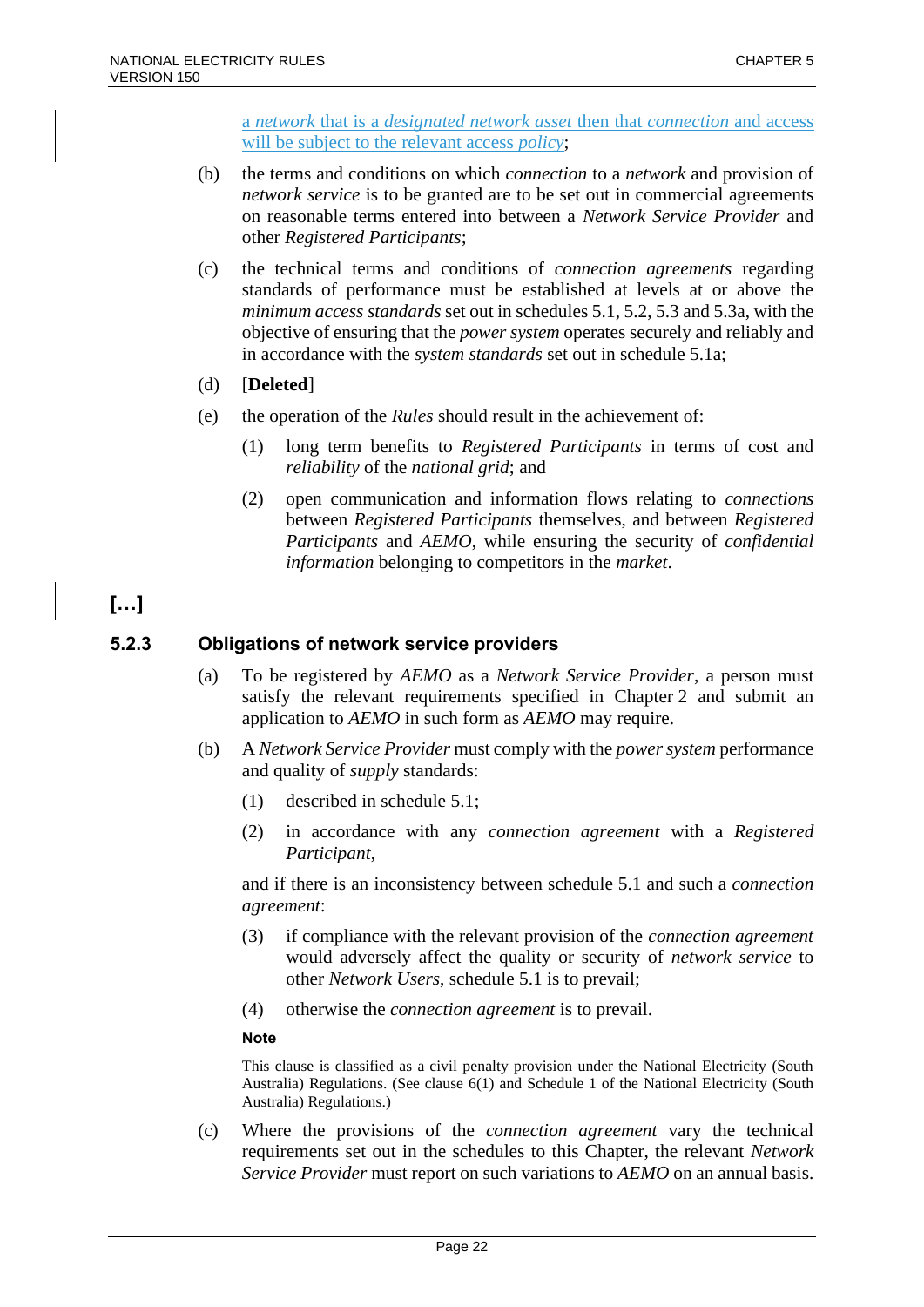a *network* that is a *designated network asset* then that *connection* and access will be subject to the relevant access *policy*;

(b) the terms and conditions on which *connection* to a *network* and provision of *network service* is to be granted are to be set out in commercial agreements on reasonable terms entered into between a *Network Service Provider* and other *Registered Participants*;

(c) the technical terms and conditions of *connection agreements* regarding standards of performance must be established at levels at or above the *minimum access standards* set out in schedules 5.1, 5.2, 5.3 and 5.3a, with the objective of ensuring that the *power system* operates securely and reliably and in accordance with the *system standards* set out in schedule 5.1a;

(d) [**Deleted**]

(e) the operation of the *Rules* should result in the achievement of:

(1) long term benefits to *Registered Participants* in terms of cost and *reliability* of the *national grid*; and

(2) open communication and information flows relating to *connections* between *Registered Participants* themselves, and between *Registered Participants* and *AEMO*, while ensuring the security of *confidential information* belonging to competitors in the *market*.

**[…]**

### 5.2.3 Obligations of network service providers

(a) To be registered by *AEMO* as a *Network Service Provider*, a person must satisfy the relevant requirements specified in Chapter 2 and submit an application to *AEMO* in such form as *AEMO* may require.

(b) A *Network Service Provider* must comply with the *power system* performance and quality of *supply* standards:

(1) described in schedule 5.1;

(2) in accordance with any *connection agreement* with a *Registered Participant*,

and if there is an inconsistency between schedule 5.1 and such a *connection agreement*:

(3) if compliance with the relevant provision of the *connection agreement* would adversely affect the quality or security of *network service* to other *Network Users*, schedule 5.1 is to prevail;

(4) otherwise the *connection agreement* is to prevail.

**Note**

This clause is classified as a civil penalty provision under the National Electricity (South Australia) Regulations. (See clause 6(1) and Schedule 1 of the National Electricity (South Australia) Regulations.)

(c) Where the provisions of the *connection agreement* vary the technical requirements set out in the schedules to this Chapter, the relevant *Network Service Provider* must report on such variations to *AEMO* on an annual basis.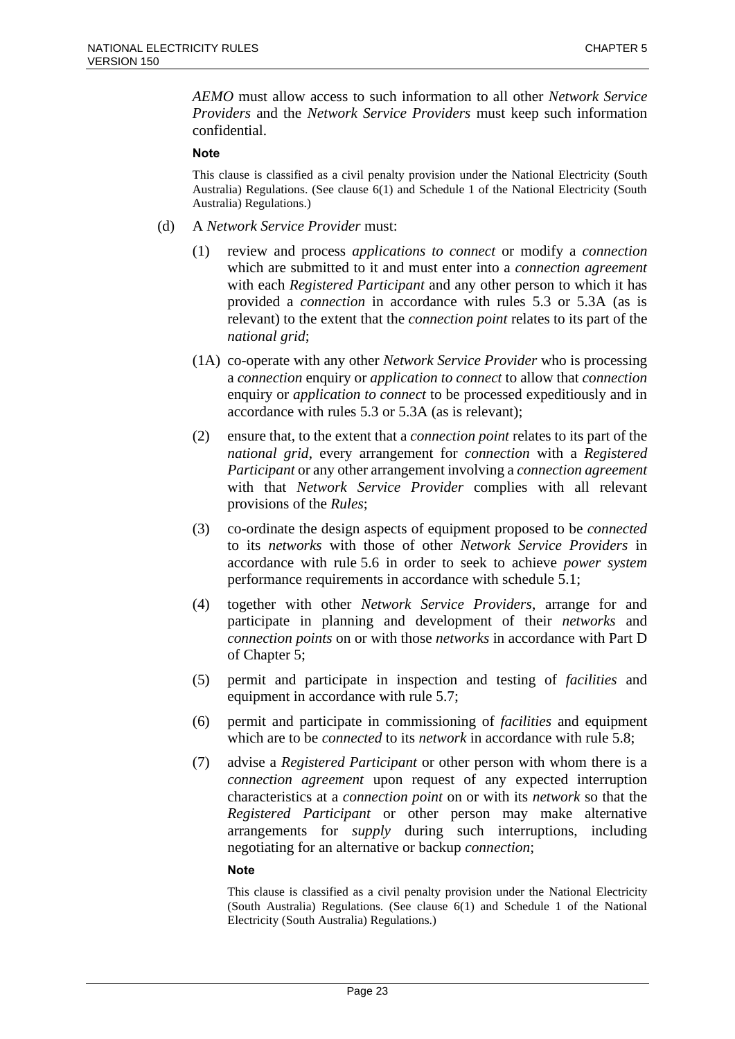*AEMO* must allow access to such information to all other *Network Service Providers* and the *Network Service Providers* must keep such information confidential.

**Note**

This clause is classified as a civil penalty provision under the National Electricity (South Australia) Regulations. (See clause 6(1) and Schedule 1 of the National Electricity (South Australia) Regulations.)

(d) A *Network Service Provider* must:

(1) review and process *applications to connect* or modify a *connection* which are submitted to it and must enter into a *connection agreement* with each *Registered Participant* and any other person to which it has provided a *connection* in accordance with rules 5.3 or 5.3A (as is relevant) to the extent that the *connection point* relates to its part of the *national grid*;

(1A) co-operate with any other *Network Service Provider* who is processing a *connection* enquiry or *application to connect* to allow that *connection* enquiry or *application to connect* to be processed expeditiously and in accordance with rules 5.3 or 5.3A (as is relevant);

(2) ensure that, to the extent that a *connection point* relates to its part of the *national grid*, every arrangement for *connection* with a *Registered Participant* or any other arrangement involving a *connection agreement* with that *Network Service Provider* complies with all relevant provisions of the *Rules*;

(3) co-ordinate the design aspects of equipment proposed to be *connected* to its *networks* with those of other *Network Service Providers* in accordance with rule 5.6 in order to seek to achieve *power system* performance requirements in accordance with schedule 5.1;

(4) together with other *Network Service Providers*, arrange for and participate in planning and development of their *networks* and *connection points* on or with those *networks* in accordance with Part D of Chapter 5;

(5) permit and participate in inspection and testing of *facilities* and equipment in accordance with rule 5.7;

(6) permit and participate in commissioning of *facilities* and equipment which are to be *connected* to its *network* in accordance with rule 5.8;

(7) advise a *Registered Participant* or other person with whom there is a *connection agreement* upon request of any expected interruption characteristics at a *connection point* on or with its *network* so that the *Registered Participant* or other person may make alternative arrangements for *supply* during such interruptions, including negotiating for an alternative or backup *connection*;

**Note**

This clause is classified as a civil penalty provision under the National Electricity (South Australia) Regulations. (See clause 6(1) and Schedule 1 of the National Electricity (South Australia) Regulations.)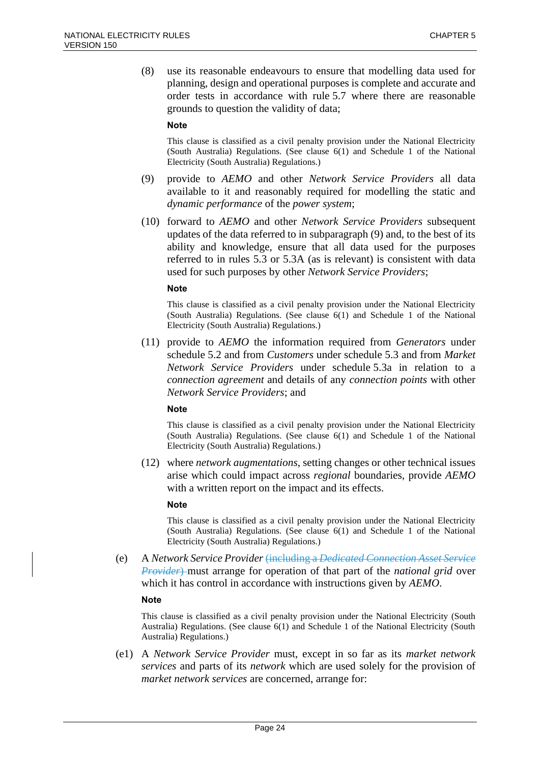(8) use its reasonable endeavours to ensure that modelling data used for planning, design and operational purposes is complete and accurate and order tests in accordance with rule 5.7 where there are reasonable grounds to question the validity of data;

**Note**

This clause is classified as a civil penalty provision under the National Electricity (South Australia) Regulations. (See clause 6(1) and Schedule 1 of the National Electricity (South Australia) Regulations.)

(9) provide to *AEMO* and other *Network Service Providers* all data available to it and reasonably required for modelling the static and *dynamic performance* of the *power system*;

(10) forward to *AEMO* and other *Network Service Providers* subsequent updates of the data referred to in subparagraph (9) and, to the best of its ability and knowledge, ensure that all data used for the purposes referred to in rules 5.3 or 5.3A (as is relevant) is consistent with data used for such purposes by other *Network Service Providers*;

**Note**

This clause is classified as a civil penalty provision under the National Electricity (South Australia) Regulations. (See clause 6(1) and Schedule 1 of the National Electricity (South Australia) Regulations.)

(11) provide to *AEMO* the information required from *Generators* under schedule 5.2 and from *Customers* under schedule 5.3 and from *Market Network Service Providers* under schedule 5.3a in relation to a *connection agreement* and details of any *connection points* with other *Network Service Providers*; and

**Note**

This clause is classified as a civil penalty provision under the National Electricity (South Australia) Regulations. (See clause 6(1) and Schedule 1 of the National Electricity (South Australia) Regulations.)

(12) where *network augmentations*, setting changes or other technical issues arise which could impact across *regional* boundaries, provide *AEMO* with a written report on the impact and its effects.

**Note**

This clause is classified as a civil penalty provision under the National Electricity (South Australia) Regulations. (See clause 6(1) and Schedule 1 of the National Electricity (South Australia) Regulations.)

(e) A *Network Service Provider* ~~(including a *Dedicated Connection Asset Service Provider*)~~ must arrange for operation of that part of the *national grid* over which it has control in accordance with instructions given by *AEMO*.

**Note**

This clause is classified as a civil penalty provision under the National Electricity (South Australia) Regulations. (See clause 6(1) and Schedule 1 of the National Electricity (South Australia) Regulations.)

(e1) A *Network Service Provider* must, except in so far as its *market network services* and parts of its *network* which are used solely for the provision of *market network services* are concerned, arrange for: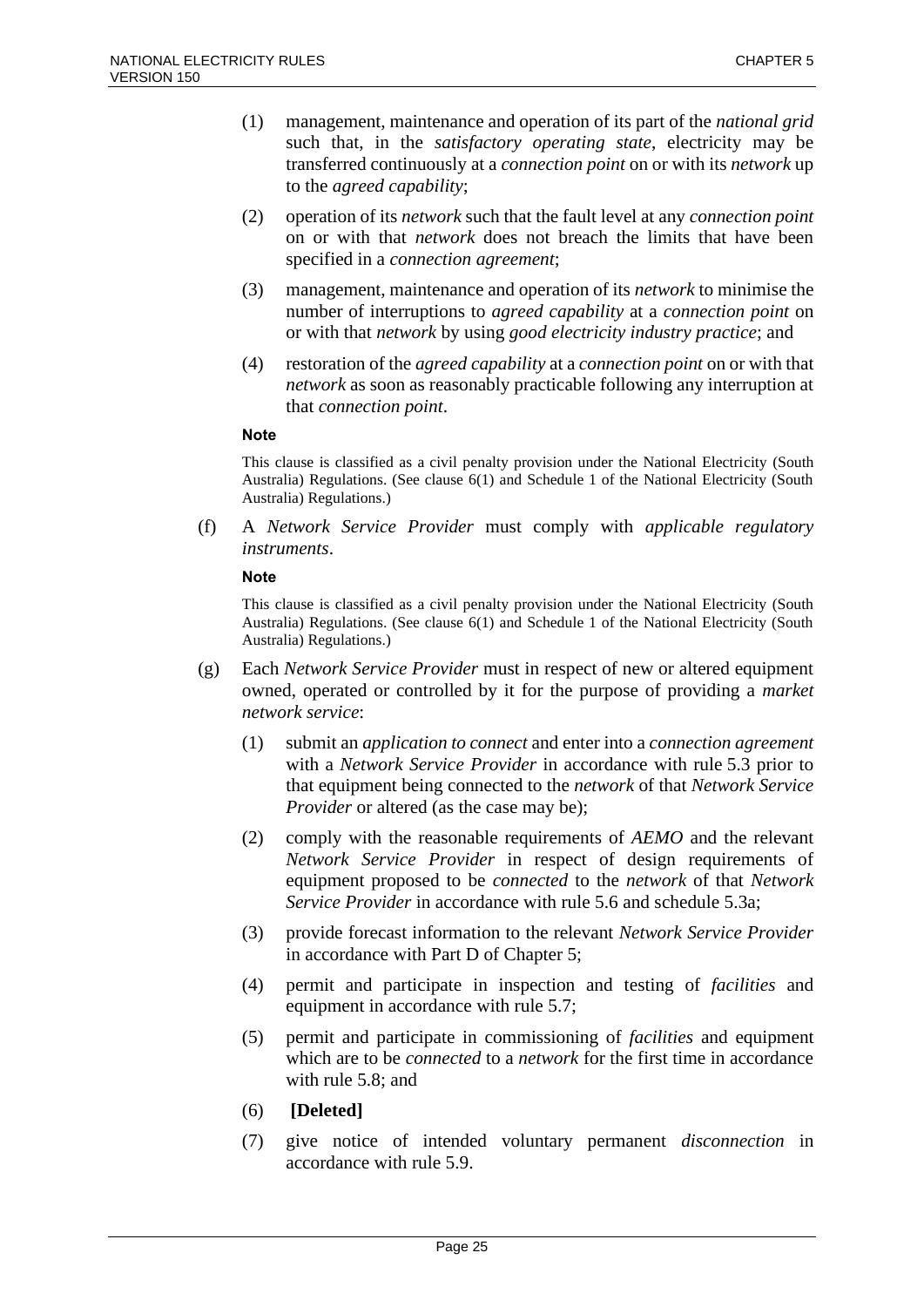(1) management, maintenance and operation of its part of the *national grid* such that, in the *satisfactory operating state*, electricity may be transferred continuously at a *connection point* on or with its *network* up to the *agreed capability*;

(2) operation of its *network* such that the fault level at any *connection point* on or with that *network* does not breach the limits that have been specified in a *connection agreement*;

(3) management, maintenance and operation of its *network* to minimise the number of interruptions to *agreed capability* at a *connection point* on or with that *network* by using *good electricity industry practice*; and

(4) restoration of the *agreed capability* at a *connection point* on or with that *network* as soon as reasonably practicable following any interruption at that *connection point*.

**Note**

This clause is classified as a civil penalty provision under the National Electricity (South Australia) Regulations. (See clause 6(1) and Schedule 1 of the National Electricity (South Australia) Regulations.)

(f) A *Network Service Provider* must comply with *applicable regulatory instruments*.

**Note**

This clause is classified as a civil penalty provision under the National Electricity (South Australia) Regulations. (See clause 6(1) and Schedule 1 of the National Electricity (South Australia) Regulations.)

(g) Each *Network Service Provider* must in respect of new or altered equipment owned, operated or controlled by it for the purpose of providing a *market network service*:

(1) submit an *application to connect* and enter into a *connection agreement* with a *Network Service Provider* in accordance with rule 5.3 prior to that equipment being connected to the *network* of that *Network Service Provider* or altered (as the case may be);

(2) comply with the reasonable requirements of *AEMO* and the relevant *Network Service Provider* in respect of design requirements of equipment proposed to be *connected* to the *network* of that *Network Service Provider* in accordance with rule 5.6 and schedule 5.3a;

(3) provide forecast information to the relevant *Network Service Provider* in accordance with Part D of Chapter 5;

(4) permit and participate in inspection and testing of *facilities* and equipment in accordance with rule 5.7;

(5) permit and participate in commissioning of *facilities* and equipment which are to be *connected* to a *network* for the first time in accordance with rule 5.8; and

(6) **[Deleted]**

(7) give notice of intended voluntary permanent *disconnection* in accordance with rule 5.9.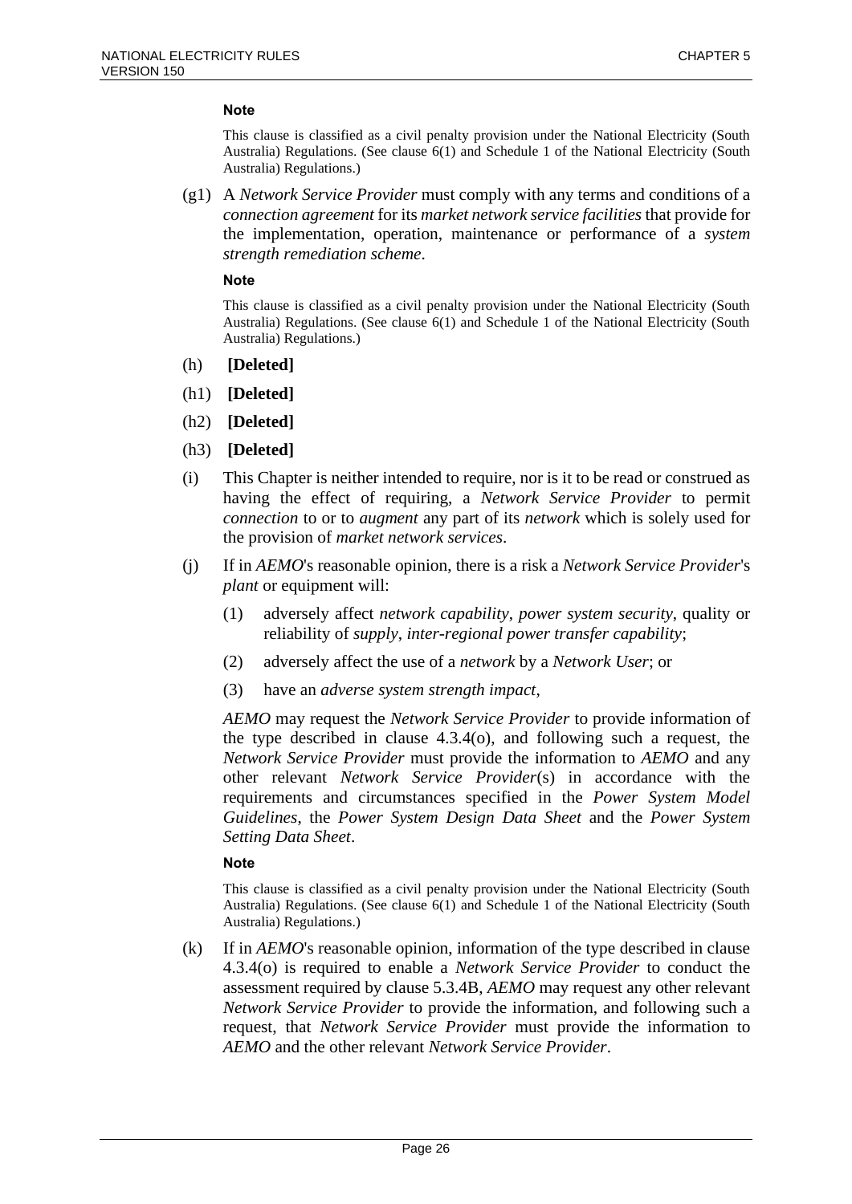**Note**

This clause is classified as a civil penalty provision under the National Electricity (South Australia) Regulations. (See clause 6(1) and Schedule 1 of the National Electricity (South Australia) Regulations.)

(g1) A *Network Service Provider* must comply with any terms and conditions of a *connection agreement* for its *market network service facilities* that provide for the implementation, operation, maintenance or performance of a *system strength remediation scheme*.

**Note**

This clause is classified as a civil penalty provision under the National Electricity (South Australia) Regulations. (See clause 6(1) and Schedule 1 of the National Electricity (South Australia) Regulations.)

(h) **[Deleted]**

(h1) **[Deleted]**

(h2) **[Deleted]**

(h3) **[Deleted]**

(i) This Chapter is neither intended to require, nor is it to be read or construed as having the effect of requiring, a *Network Service Provider* to permit *connection* to or to *augment* any part of its *network* which is solely used for the provision of *market network services*.

(j) If in *AEMO*'s reasonable opinion, there is a risk a *Network Service Provider*'s *plant* or equipment will:

   (1) adversely affect *network capability*, *power system security*, quality or reliability of *supply*, *inter-regional power transfer capability*;

   (2) adversely affect the use of a *network* by a *Network User*; or

   (3) have an *adverse system strength impact*,

   *AEMO* may request the *Network Service Provider* to provide information of the type described in clause 4.3.4(o), and following such a request, the *Network Service Provider* must provide the information to *AEMO* and any other relevant *Network Service Provider*(s) in accordance with the requirements and circumstances specified in the *Power System Model Guidelines*, the *Power System Design Data Sheet* and the *Power System Setting Data Sheet*.

**Note**

This clause is classified as a civil penalty provision under the National Electricity (South Australia) Regulations. (See clause 6(1) and Schedule 1 of the National Electricity (South Australia) Regulations.)

(k) If in *AEMO*'s reasonable opinion, information of the type described in clause 4.3.4(o) is required to enable a *Network Service Provider* to conduct the assessment required by clause 5.3.4B, *AEMO* may request any other relevant *Network Service Provider* to provide the information, and following such a request, that *Network Service Provider* must provide the information to *AEMO* and the other relevant *Network Service Provider*.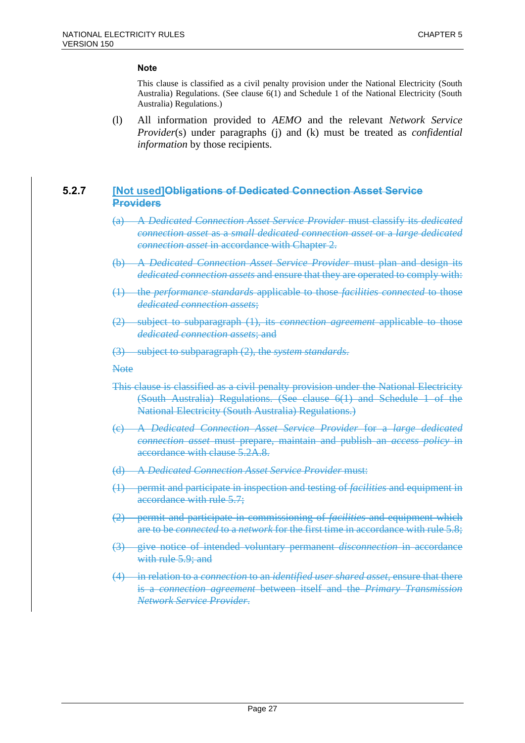**Note**

This clause is classified as a civil penalty provision under the National Electricity (South Australia) Regulations. (See clause 6(1) and Schedule 1 of the National Electricity (South Australia) Regulations.)

(l) All information provided to *AEMO* and the relevant *Network Service Provider*(s) under paragraphs (j) and (k) must be treated as *confidential information* by those recipients.

### 5.2.7 [Not used]~~Obligations of Dedicated Connection Asset Service Providers~~

~~(a) A *Dedicated Connection Asset Service Provider* must classify its *dedicated connection asset* as a *small dedicated connection asset* or a *large dedicated connection asset* in accordance with Chapter 2.~~

~~(b) A *Dedicated Connection Asset Service Provider* must plan and design its *dedicated connection assets* and ensure that they are operated to comply with:~~

~~(1) the *performance standards* applicable to those *facilities connected* to those *dedicated connection assets*;~~

~~(2) subject to subparagraph (1), its *connection agreement* applicable to those *dedicated connection assets*; and~~

~~(3) subject to subparagraph (2), the *system standards*.~~

~~Note~~

~~This clause is classified as a civil penalty provision under the National Electricity (South Australia) Regulations. (See clause 6(1) and Schedule 1 of the National Electricity (South Australia) Regulations.)~~

~~(c) A *Dedicated Connection Asset Service Provider* for a *large dedicated connection asset* must prepare, maintain and publish an *access policy* in accordance with clause 5.2A.8.~~

~~(d) A *Dedicated Connection Asset Service Provider* must:~~

~~(1) permit and participate in inspection and testing of *facilities* and equipment in accordance with rule 5.7;~~

~~(2) permit and participate in commissioning of *facilities* and equipment which are to be *connected* to a *network* for the first time in accordance with rule 5.8;~~

~~(3) give notice of intended voluntary permanent *disconnection* in accordance with rule 5.9; and~~

~~(4) in relation to a *connection* to an *identified user shared asset*, ensure that there is a *connection agreement* between itself and the *Primary Transmission Network Service Provider*.~~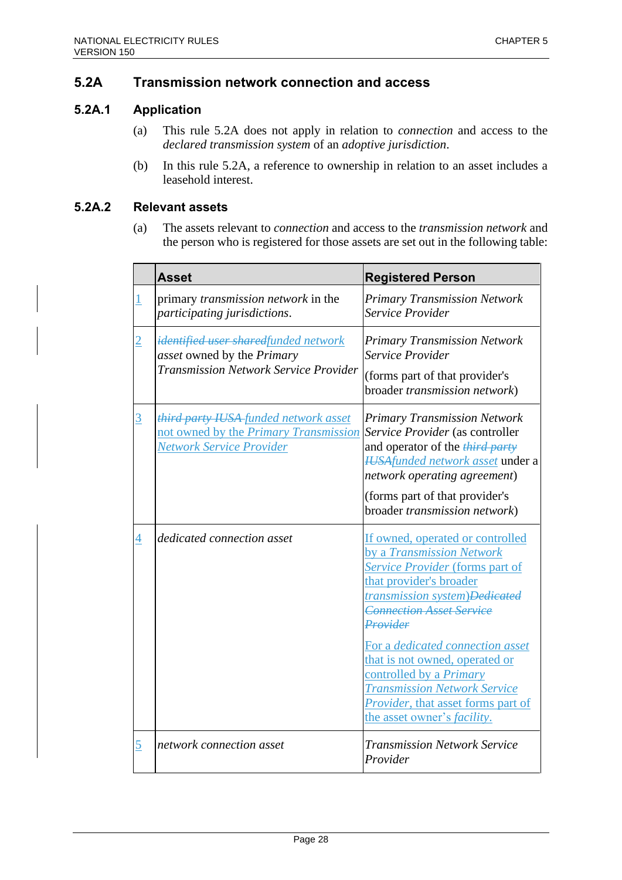## 5.2A Transmission network connection and access

### 5.2A.1 Application

(a) This rule 5.2A does not apply in relation to *connection* and access to the *declared transmission system* of an *adoptive jurisdiction*.

(b) In this rule 5.2A, a reference to ownership in relation to an asset includes a leasehold interest.

### 5.2A.2 Relevant assets

(a) The assets relevant to *connection* and access to the *transmission network* and the person who is registered for those assets are set out in the following table:

| | Asset | Registered Person |
|---|---|---|
| 1 | primary *transmission network* in the *participating jurisdictions*. | *Primary Transmission Network Service Provider* |
| 2 | ~~*identified user shared*~~*funded network asset* owned by the *Primary Transmission Network Service Provider* | *Primary Transmission Network Service Provider* (forms part of that provider's broader *transmission network*) |
| 3 | ~~*third party IUSA*~~ *funded network asset* not owned by the *Primary Transmission Network Service Provider* | *Primary Transmission Network Service Provider* (as controller and operator of the ~~*third party IUSA*~~*funded network asset* under a *network operating agreement*) (forms part of that provider's broader *transmission network*) |
| 4 | *dedicated connection asset* | If owned, operated or controlled by a *Transmission Network Service Provider* (forms part of that provider's broader *transmission system*)~~*Dedicated Connection Asset Service Provider*~~ For a *dedicated connection asset* that is not owned, operated or controlled by a *Primary Transmission Network Service Provider*, that asset forms part of the asset owner's *facility*. |
| 5 | *network connection asset* | *Transmission Network Service Provider* |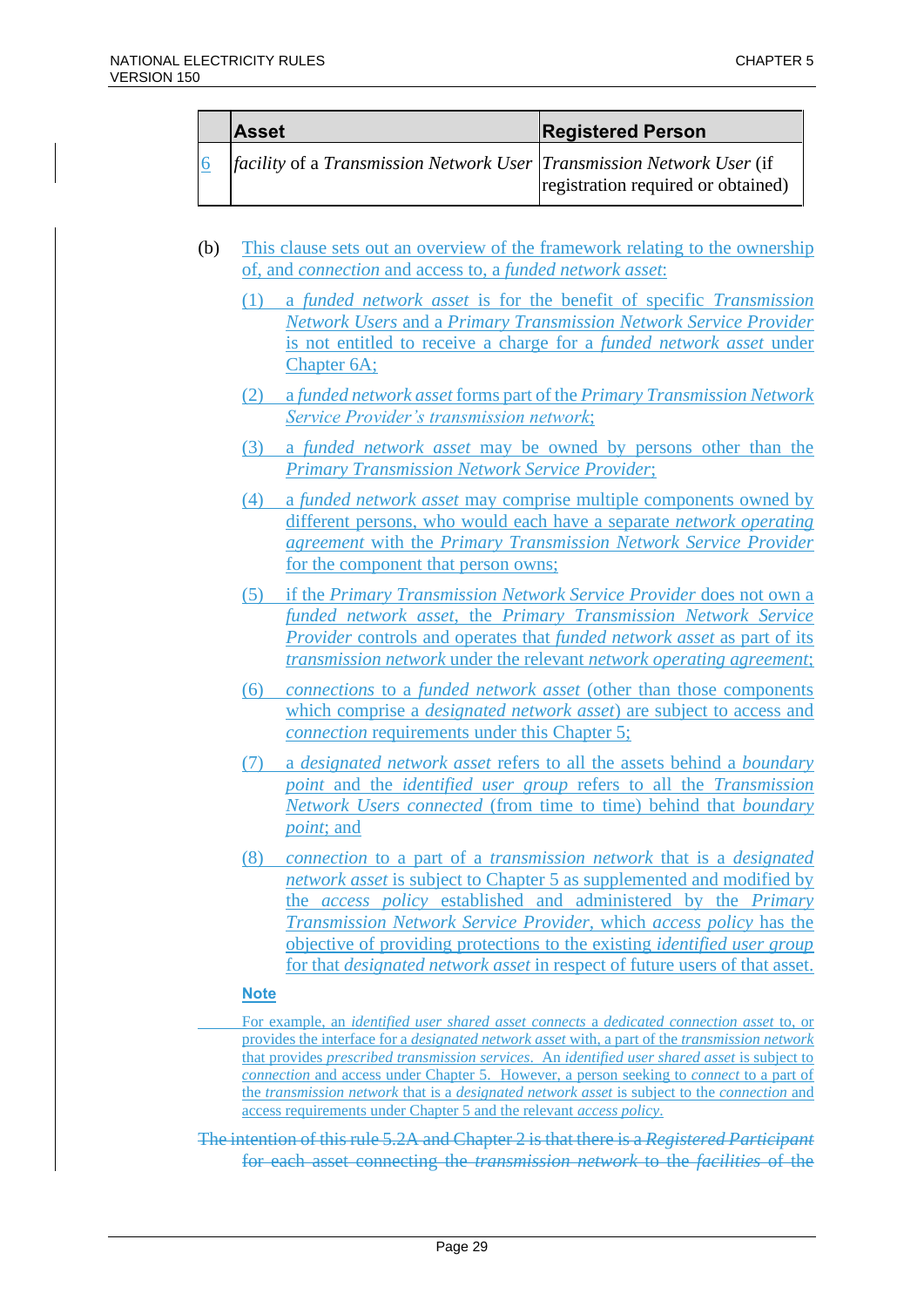| | Asset | Registered Person |
|---|---|---|
| 6 | *facility* of a *Transmission Network User* | *Transmission Network User* (if registration required or obtained) |

(b) This clause sets out an overview of the framework relating to the ownership of, and *connection* and access to, a *funded network asset*:

(1) a *funded network asset* is for the benefit of specific *Transmission Network Users* and a *Primary Transmission Network Service Provider* is not entitled to receive a charge for a *funded network asset* under Chapter 6A;

(2) a *funded network asset* forms part of the *Primary Transmission Network Service Provider's transmission network*;

(3) a *funded network asset* may be owned by persons other than the *Primary Transmission Network Service Provider*;

(4) a *funded network asset* may comprise multiple components owned by different persons, who would each have a separate *network operating agreement* with the *Primary Transmission Network Service Provider* for the component that person owns;

(5) if the *Primary Transmission Network Service Provider* does not own a *funded network asset*, the *Primary Transmission Network Service Provider* controls and operates that *funded network asset* as part of its *transmission network* under the relevant *network operating agreement*;

(6) *connections* to a *funded network asset* (other than those components which comprise a *designated network asset*) are subject to access and *connection* requirements under this Chapter 5;

(7) a *designated network asset* refers to all the assets behind a *boundary point* and the *identified user group* refers to all the *Transmission Network Users connected* (from time to time) behind that *boundary point*; and

(8) *connection* to a part of a *transmission network* that is a *designated network asset* is subject to Chapter 5 as supplemented and modified by the *access policy* established and administered by the *Primary Transmission Network Service Provider*, which *access policy* has the objective of providing protections to the existing *identified user group* for that *designated network asset* in respect of future users of that asset.

**Note**

For example, an *identified user shared asset connects* a *dedicated connection asset* to, or provides the interface for a *designated network asset* with, a part of the *transmission network* that provides *prescribed transmission services*. An *identified user shared asset* is subject to *connection* and access under Chapter 5. However, a person seeking to *connect* to a part of the *transmission network* that is a *designated network asset* is subject to the *connection* and access requirements under Chapter 5 and the relevant *access policy*.

~~The intention of this rule 5.2A and Chapter 2 is that there is a *Registered Participant* for each asset connecting the *transmission network* to the *facilities* of the~~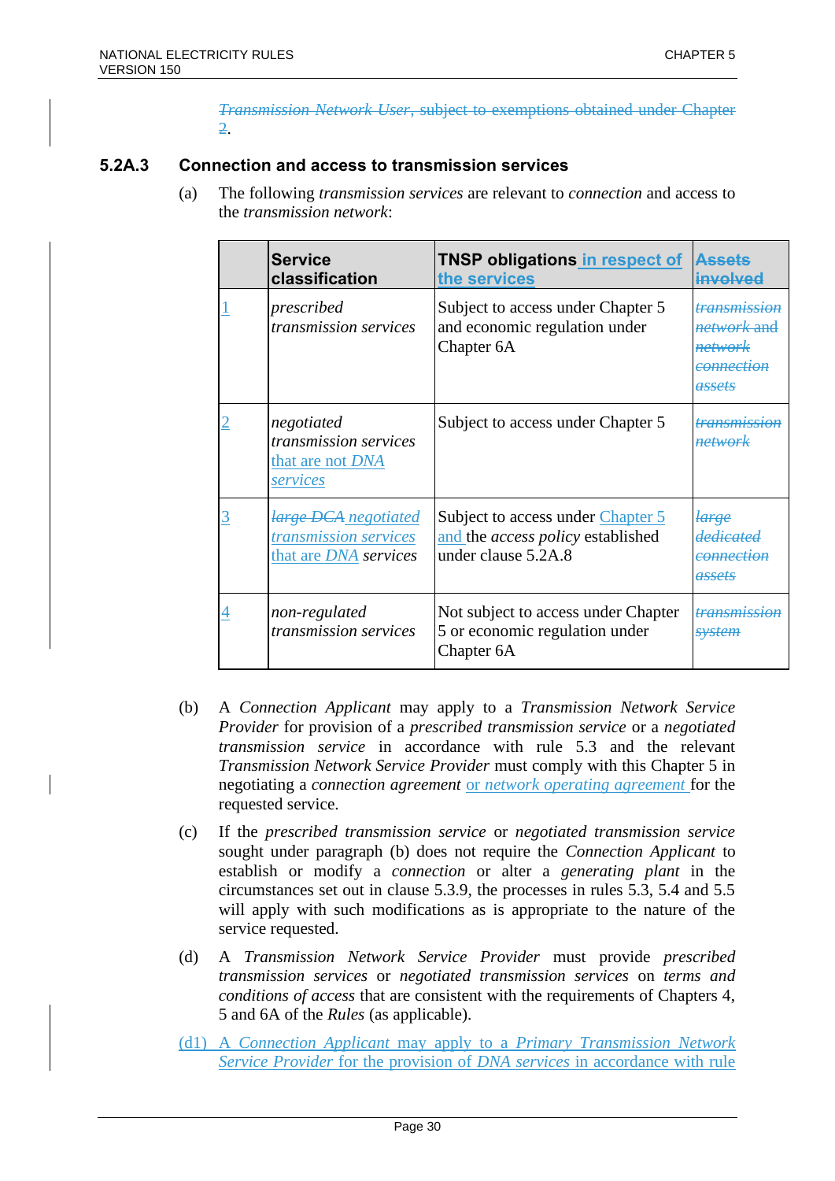~~*Transmission Network User*, subject to exemptions obtained under Chapter 2~~.

### 5.2A.3 Connection and access to transmission services

(a) The following *transmission services* are relevant to *connection* and access to the *transmission network*:

| | Service classification | TNSP obligations in respect of the services | ~~Assets involved~~ |
|---|---|---|---|
| 1 | *prescribed transmission services* | Subject to access under Chapter 5 and economic regulation under Chapter 6A | ~~*transmission network* and *network connection assets*~~ |
| 2 | *negotiated transmission services* that are not *DNA services* | Subject to access under Chapter 5 | ~~*transmission network*~~ |
| 3 | ~~*large DCA*~~ *negotiated transmission services* that are *DNA services* | Subject to access under Chapter 5 and the *access policy* established under clause 5.2A.8 | ~~*large dedicated connection assets*~~ |
| 4 | *non-regulated transmission services* | Not subject to access under Chapter 5 or economic regulation under Chapter 6A | ~~*transmission system*~~ |

(b) A *Connection Applicant* may apply to a *Transmission Network Service Provider* for provision of a *prescribed transmission service* or a *negotiated transmission service* in accordance with rule 5.3 and the relevant *Transmission Network Service Provider* must comply with this Chapter 5 in negotiating a *connection agreement* or *network operating agreement* for the requested service.

(c) If the *prescribed transmission service* or *negotiated transmission service* sought under paragraph (b) does not require the *Connection Applicant* to establish or modify a *connection* or alter a *generating plant* in the circumstances set out in clause 5.3.9, the processes in rules 5.3, 5.4 and 5.5 will apply with such modifications as is appropriate to the nature of the service requested.

(d) A *Transmission Network Service Provider* must provide *prescribed transmission services* or *negotiated transmission services* on *terms and conditions of access* that are consistent with the requirements of Chapters 4, 5 and 6A of the *Rules* (as applicable).

(d1) A *Connection Applicant* may apply to a *Primary Transmission Network Service Provider* for the provision of *DNA services* in accordance with rule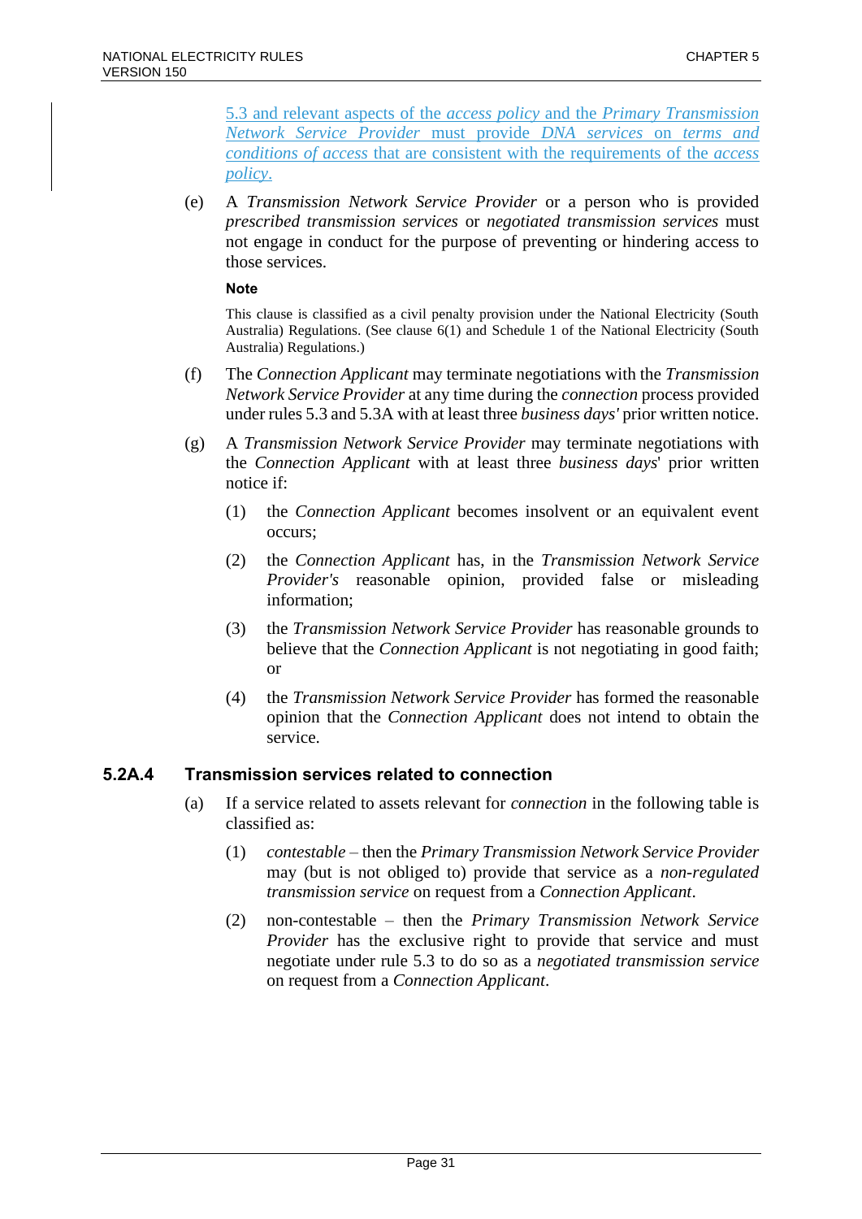5.3 and relevant aspects of the *access policy* and the *Primary Transmission Network Service Provider* must provide *DNA services* on *terms and conditions of access* that are consistent with the requirements of the *access policy*.

(e) A *Transmission Network Service Provider* or a person who is provided *prescribed transmission services* or *negotiated transmission services* must not engage in conduct for the purpose of preventing or hindering access to those services.

**Note**

This clause is classified as a civil penalty provision under the National Electricity (South Australia) Regulations. (See clause 6(1) and Schedule 1 of the National Electricity (South Australia) Regulations.)

(f) The *Connection Applicant* may terminate negotiations with the *Transmission Network Service Provider* at any time during the *connection* process provided under rules 5.3 and 5.3A with at least three *business days'* prior written notice.

(g) A *Transmission Network Service Provider* may terminate negotiations with the *Connection Applicant* with at least three *business days*' prior written notice if:

(1) the *Connection Applicant* becomes insolvent or an equivalent event occurs;

(2) the *Connection Applicant* has, in the *Transmission Network Service Provider's* reasonable opinion, provided false or misleading information;

(3) the *Transmission Network Service Provider* has reasonable grounds to believe that the *Connection Applicant* is not negotiating in good faith; or

(4) the *Transmission Network Service Provider* has formed the reasonable opinion that the *Connection Applicant* does not intend to obtain the service.

### 5.2A.4 Transmission services related to connection

(a) If a service related to assets relevant for *connection* in the following table is classified as:

(1) *contestable* – then the *Primary Transmission Network Service Provider* may (but is not obliged to) provide that service as a *non-regulated transmission service* on request from a *Connection Applicant*.

(2) non-contestable – then the *Primary Transmission Network Service Provider* has the exclusive right to provide that service and must negotiate under rule 5.3 to do so as a *negotiated transmission service* on request from a *Connection Applicant*.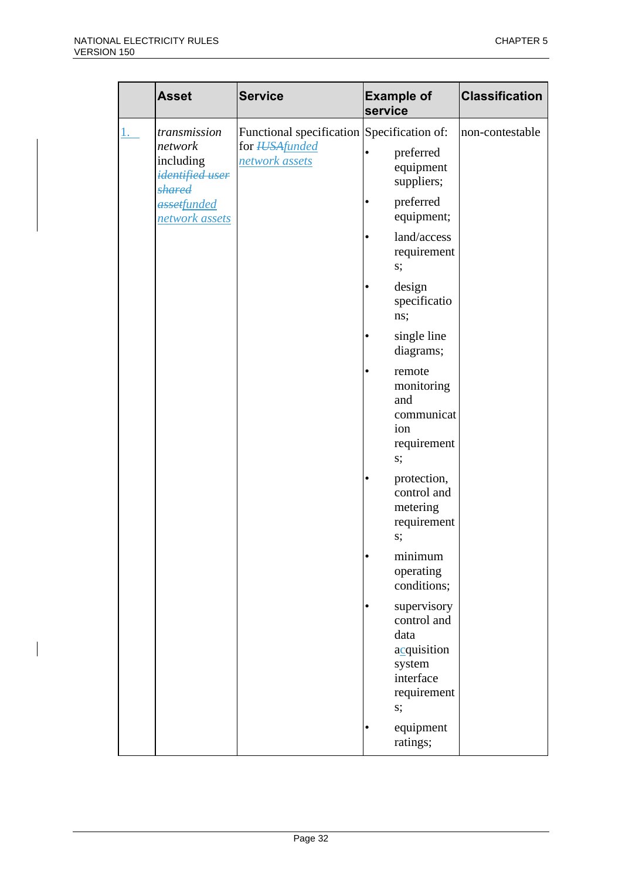|  | Asset | Service | Example of service | Classification |
|---|---|---|---|---|
| 1. | *transmission network* including ~~*identified user shared asset*~~*funded network assets* | Functional specification for ~~*IUSA*~~*funded network assets* | Specification of: <br>• preferred equipment suppliers; <br>• preferred equipment; <br>• land/access requirements; <br>• design specifications; <br>• single line diagrams; <br>• remote monitoring and communication requirements; <br>• protection, control and metering requirements; <br>• minimum operating conditions; <br>• supervisory control and data acquisition system interface requirements; <br>• equipment ratings; | non-contestable |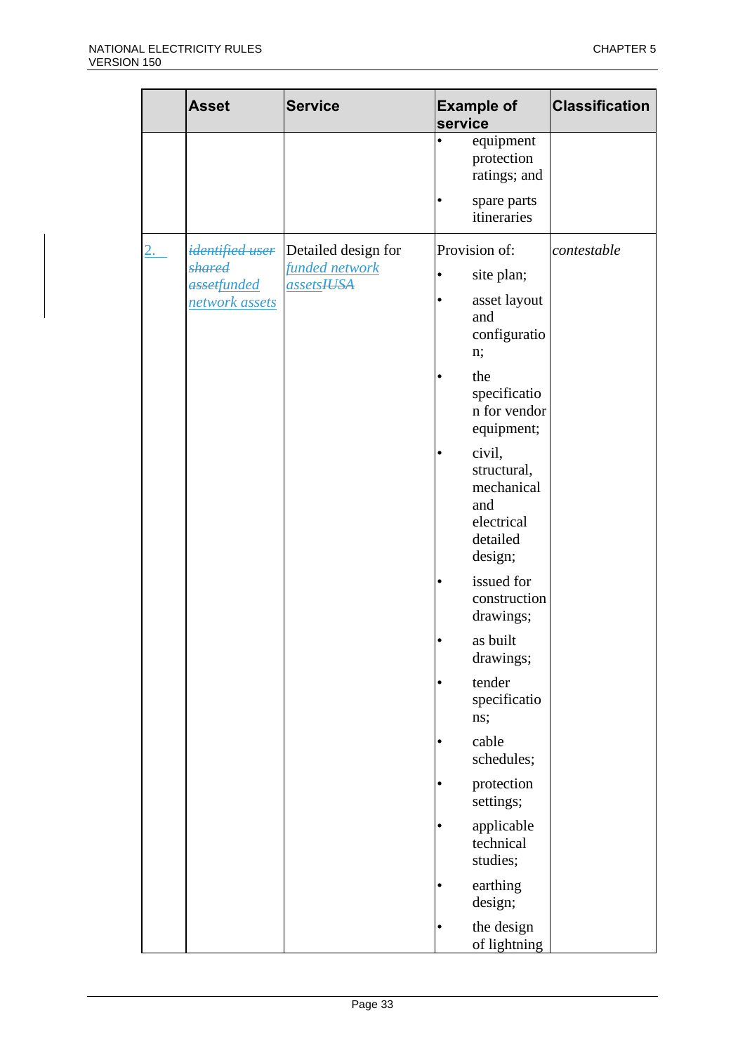| | Asset | Service | Example of service | Classification |
|---|---|---|---|---|
| | | | • equipment protection ratings; and<br>• spare parts itineraries | |
| 2. | ~~*identified user shared asset*~~*funded network assets* | Detailed design for *funded network assets*~~*IUSA*~~ | Provision of:<br>• site plan;<br>• asset layout and configuration;<br>• the specification for vendor equipment;<br>• civil, structural, mechanical and electrical detailed design;<br>• issued for construction drawings;<br>• as built drawings;<br>• tender specifications;<br>• cable schedules;<br>• protection settings;<br>• applicable technical studies;<br>• earthing design;<br>• the design of lightning | *contestable* |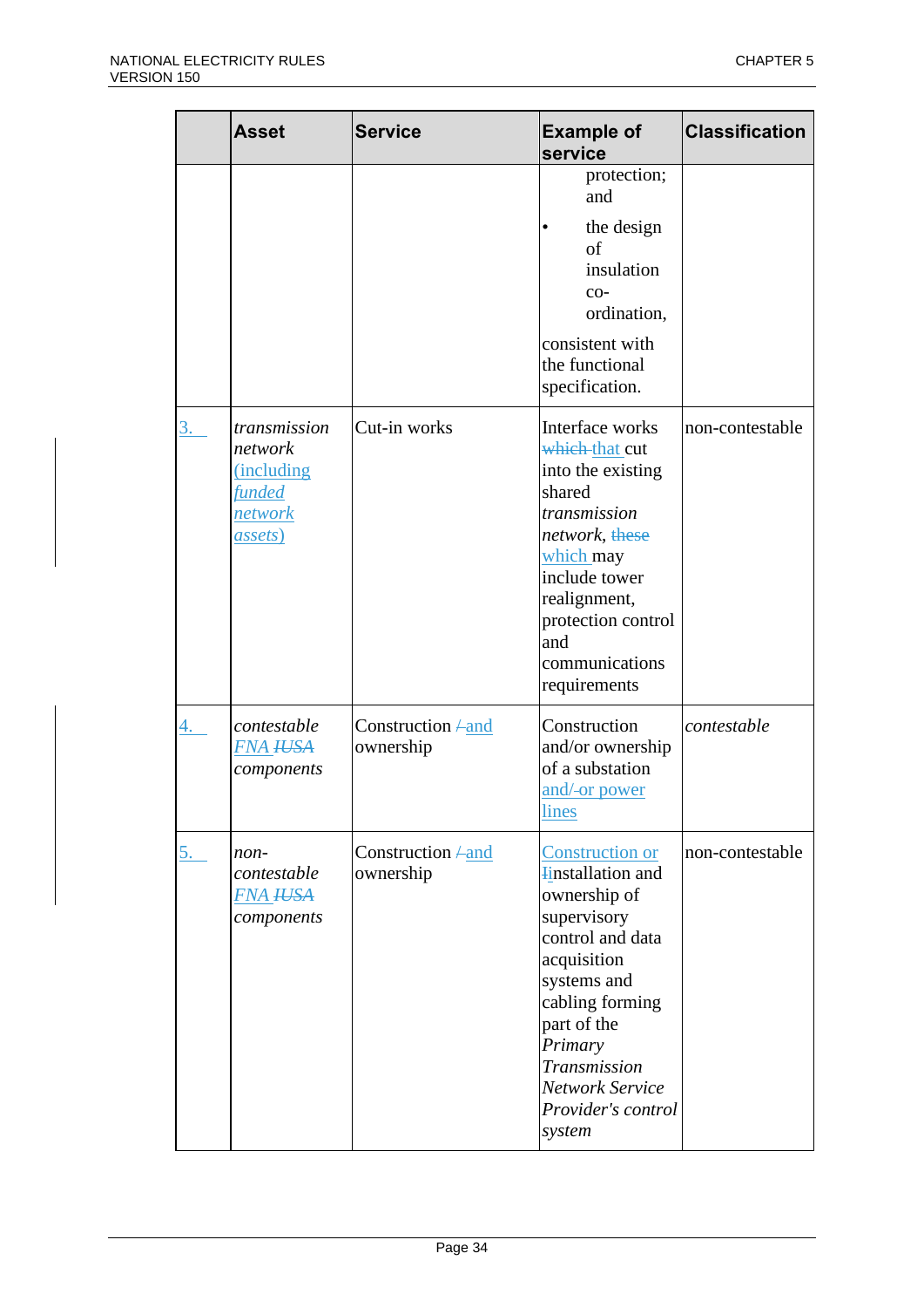| | Asset | Service | Example of service | Classification |
|---|---|---|---|---|
| | | | protection; and<br>• the design of insulation co-ordination,<br>consistent with the functional specification. | |
| 3. | *transmission network* (including *funded network assets*) | Cut-in works | Interface works ~~which~~ that cut into the existing shared *transmission network*, ~~these~~ which may include tower realignment, protection control and communications requirements | non-contestable |
| 4. | *contestable FNA ~~IUSA~~ components* | Construction ~~/~~ and ownership | Construction and/or ownership of a substation and/~~or~~ power lines | *contestable* |
| 5. | *non-contestable FNA ~~IUSA~~ components* | Construction ~~/~~ and ownership | Construction or ~~I~~installation and ownership of supervisory control and data acquisition systems and cabling forming part of the *Primary Transmission Network Service Provider's control system* | non-contestable |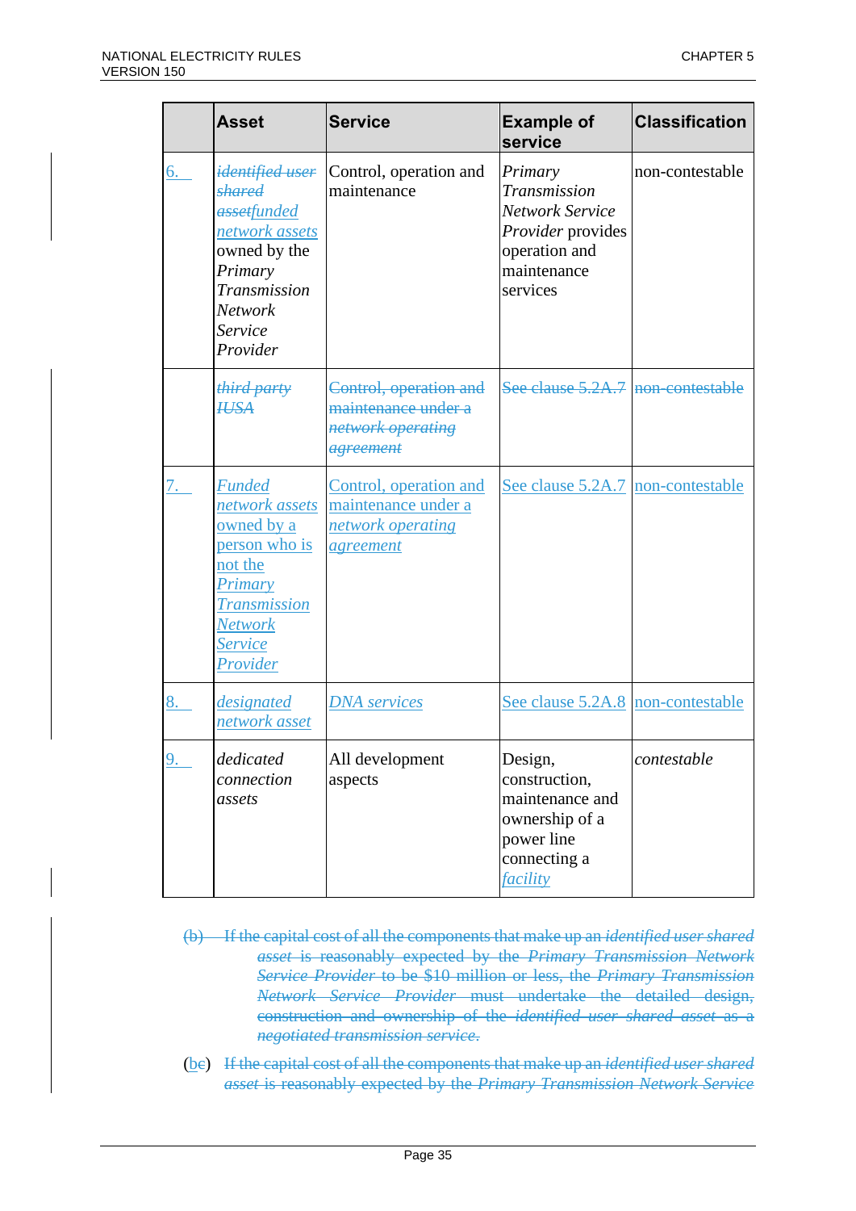| | Asset | Service | Example of service | Classification |
|---|---|---|---|---|
| 6. | ~~*identified user shared asset*~~*funded network assets* owned by the *Primary Transmission Network Service Provider* | Control, operation and maintenance | *Primary Transmission Network Service Provider* provides operation and maintenance services | non-contestable |
| | ~~*third party IUSA*~~ | ~~Control, operation and maintenance under a *network operating agreement*~~ | ~~See clause 5.2A.7~~ | ~~non-contestable~~ |
| 7. | *Funded network assets* owned by a person who is not the *Primary Transmission Network Service Provider* | Control, operation and maintenance under a *network operating agreement* | See clause 5.2A.7 | non-contestable |
| 8. | *designated network asset* | *DNA services* | See clause 5.2A.8 | non-contestable |
| 9. | *dedicated connection assets* | All development aspects | Design, construction, maintenance and ownership of a power line connecting a *facility* | *contestable* |

~~(b) If the capital cost of all the components that make up an *identified user shared asset* is reasonably expected by the *Primary Transmission Network Service Provider* to be $10 million or less, the *Primary Transmission Network Service Provider* must undertake the detailed design, construction and ownership of the *identified user shared asset* as a *negotiated transmission service*.~~

(b~~c~~) ~~If the capital cost of all the components that make up an *identified user shared asset* is reasonably expected by the *Primary Transmission Network Service*~~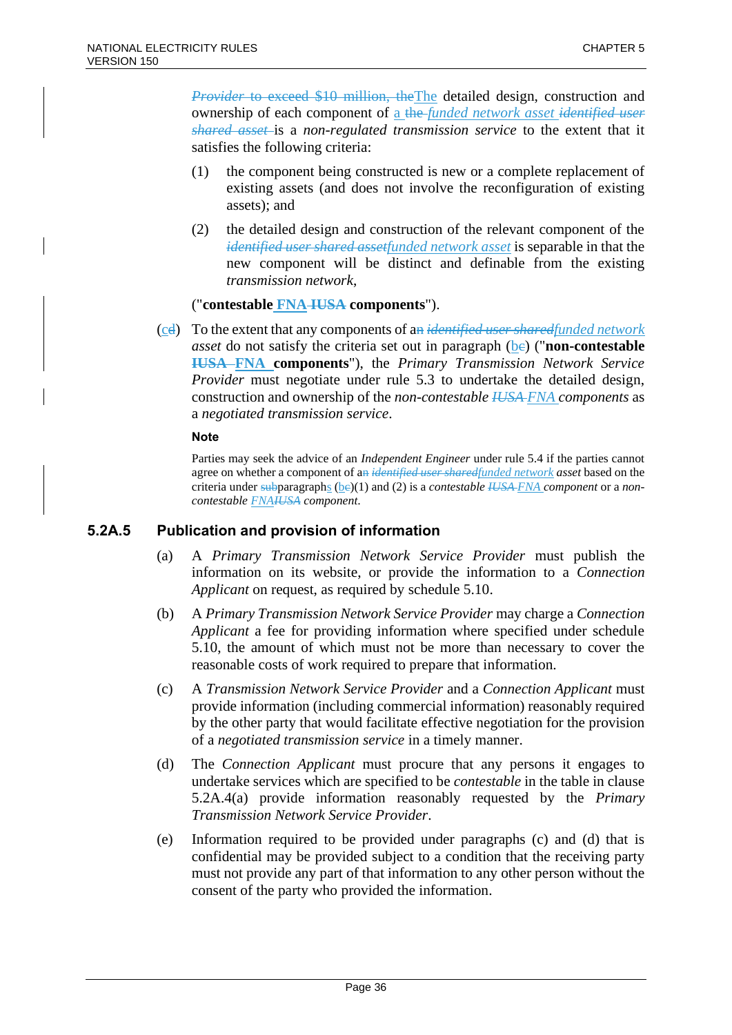~~*Provider* to exceed $10 million, the~~The detailed design, construction and ownership of each component of a ~~the~~ *funded network asset* ~~*identified user shared asset*~~ is a *non-regulated transmission service* to the extent that it satisfies the following criteria:

(1) the component being constructed is new or a complete replacement of existing assets (and does not involve the reconfiguration of existing assets); and

(2) the detailed design and construction of the relevant component of the ~~*identified user shared asset*~~*funded network asset* is separable in that the new component will be distinct and definable from the existing *transmission network*,

("**contestable FNA ~~IUSA~~ components**").

(c~~d~~) To the extent that any components of a~~n~~ ~~*identified user shared*~~*funded network asset* do not satisfy the criteria set out in paragraph (b~~e~~) ("**non-contestable ~~IUSA~~ FNA components**"), the *Primary Transmission Network Service Provider* must negotiate under rule 5.3 to undertake the detailed design, construction and ownership of the *non-contestable* ~~*IUSA*~~ *FNA components* as a *negotiated transmission service*.

**Note**

Parties may seek the advice of an *Independent Engineer* under rule 5.4 if the parties cannot agree on whether a component of a~~n~~ ~~*identified user shared*~~*funded network asset* based on the criteria under ~~sub~~paragraphs (b~~e~~)(1) and (2) is a *contestable* ~~*IUSA*~~ *FNA component* or a *non-contestable FNA*~~*IUSA*~~ *component*.

### 5.2A.5 Publication and provision of information

(a) A *Primary Transmission Network Service Provider* must publish the information on its website, or provide the information to a *Connection Applicant* on request, as required by schedule 5.10.

(b) A *Primary Transmission Network Service Provider* may charge a *Connection Applicant* a fee for providing information where specified under schedule 5.10, the amount of which must not be more than necessary to cover the reasonable costs of work required to prepare that information.

(c) A *Transmission Network Service Provider* and a *Connection Applicant* must provide information (including commercial information) reasonably required by the other party that would facilitate effective negotiation for the provision of a *negotiated transmission service* in a timely manner.

(d) The *Connection Applicant* must procure that any persons it engages to undertake services which are specified to be *contestable* in the table in clause 5.2A.4(a) provide information reasonably requested by the *Primary Transmission Network Service Provider*.

(e) Information required to be provided under paragraphs (c) and (d) that is confidential may be provided subject to a condition that the receiving party must not provide any part of that information to any other person without the consent of the party who provided the information.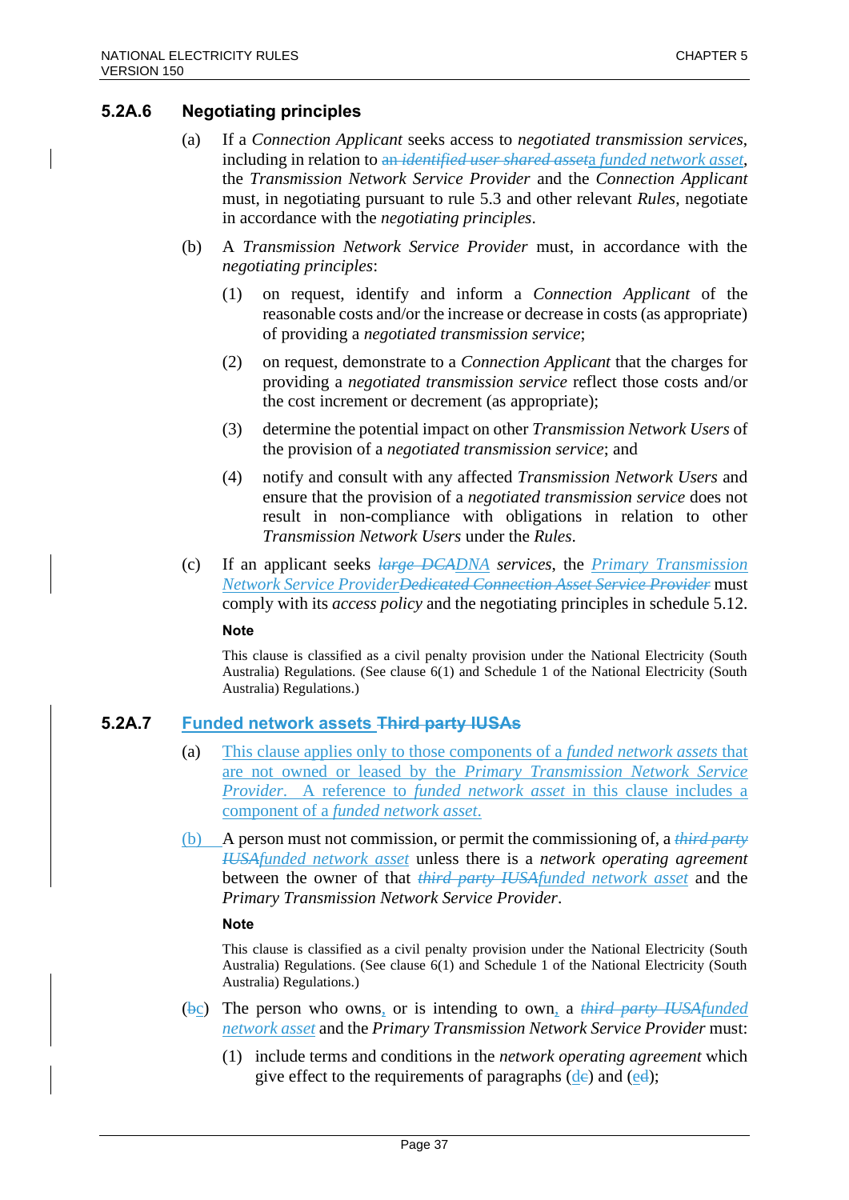### 5.2A.6 Negotiating principles

(a) If a *Connection Applicant* seeks access to *negotiated transmission services*, including in relation to ~~an *identified user shared asset*~~a *funded network asset*, the *Transmission Network Service Provider* and the *Connection Applicant* must, in negotiating pursuant to rule 5.3 and other relevant *Rules*, negotiate in accordance with the *negotiating principles*.

(b) A *Transmission Network Service Provider* must, in accordance with the *negotiating principles*:

(1) on request, identify and inform a *Connection Applicant* of the reasonable costs and/or the increase or decrease in costs (as appropriate) of providing a *negotiated transmission service*;

(2) on request, demonstrate to a *Connection Applicant* that the charges for providing a *negotiated transmission service* reflect those costs and/or the cost increment or decrement (as appropriate);

(3) determine the potential impact on other *Transmission Network Users* of the provision of a *negotiated transmission service*; and

(4) notify and consult with any affected *Transmission Network Users* and ensure that the provision of a *negotiated transmission service* does not result in non-compliance with obligations in relation to other *Transmission Network Users* under the *Rules*.

(c) If an applicant seeks ~~*large DCA*~~*DNA* *services*, the *Primary Transmission Network Service Provider*~~*Dedicated Connection Asset Service Provider*~~ must comply with its *access policy* and the negotiating principles in schedule 5.12.

**Note**

This clause is classified as a civil penalty provision under the National Electricity (South Australia) Regulations. (See clause 6(1) and Schedule 1 of the National Electricity (South Australia) Regulations.)

### 5.2A.7 Funded network assets ~~Third party IUSAs~~

(a) This clause applies only to those components of a *funded network assets* that are not owned or leased by the *Primary Transmission Network Service Provider*. A reference to *funded network asset* in this clause includes a component of a *funded network asset*.

(b) A person must not commission, or permit the commissioning of, a ~~*third party IUSA*~~*funded network asset* unless there is a *network operating agreement* between the owner of that ~~*third party IUSA*~~*funded network asset* and the *Primary Transmission Network Service Provider*.

**Note**

This clause is classified as a civil penalty provision under the National Electricity (South Australia) Regulations. (See clause 6(1) and Schedule 1 of the National Electricity (South Australia) Regulations.)

(~~b~~c) The person who owns, or is intending to own, a ~~*third party IUSA*~~*funded network asset* and the *Primary Transmission Network Service Provider* must:

(1) include terms and conditions in the *network operating agreement* which give effect to the requirements of paragraphs (d~~c~~) and (e~~d~~);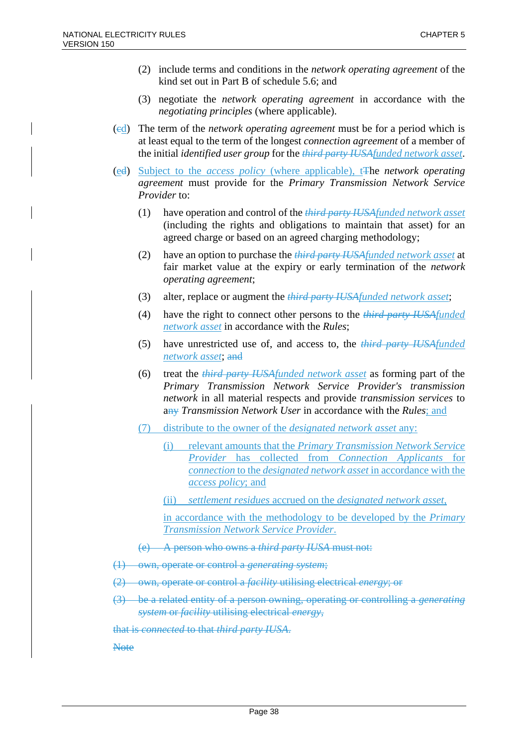(2) include terms and conditions in the *network operating agreement* of the kind set out in Part B of schedule 5.6; and

(3) negotiate the *network operating agreement* in accordance with the *negotiating principles* (where applicable).

(~~c~~d) The term of the *network operating agreement* must be for a period which is at least equal to the term of the longest *connection agreement* of a member of the initial *identified user group* for the ~~*third party IUSA*~~*funded network asset*.

(~~d~~e) Subject to the *access policy* (where applicable), t~~T~~he *network operating agreement* must provide for the *Primary Transmission Network Service Provider* to:

(1) have operation and control of the ~~*third party IUSA*~~*funded network asset* (including the rights and obligations to maintain that asset) for an agreed charge or based on an agreed charging methodology;

(2) have an option to purchase the ~~*third party IUSA*~~*funded network asset* at fair market value at the expiry or early termination of the *network operating agreement*;

(3) alter, replace or augment the ~~*third party IUSA*~~*funded network asset*;

(4) have the right to connect other persons to the ~~*third party IUSA*~~*funded network asset* in accordance with the *Rules*;

(5) have unrestricted use of, and access to, the ~~*third party IUSA*~~*funded network asset*; ~~and~~

(6) treat the ~~*third party IUSA*~~*funded network asset* as forming part of the *Primary Transmission Network Service Provider's transmission network* in all material respects and provide *transmission services* to a~~ny~~ *Transmission Network User* in accordance with the *Rules*; and

(7) distribute to the owner of the *designated network asset* any:

(i) relevant amounts that the *Primary Transmission Network Service Provider* has collected from *Connection Applicants* for *connection* to the *designated network asset* in accordance with the *access policy*; and

(ii) *settlement residues* accrued on the *designated network asset*,

in accordance with the methodology to be developed by the *Primary Transmission Network Service Provider*.

~~(e) A person who owns a *third party IUSA* must not:~~

~~(1) own, operate or control a *generating system*;~~

~~(2) own, operate or control a *facility* utilising electrical *energy*; or~~

~~(3) be a related entity of a person owning, operating or controlling a *generating system* or *facility* utilising electrical *energy*,~~

~~that is *connected* to that *third party IUSA*.~~

~~Note~~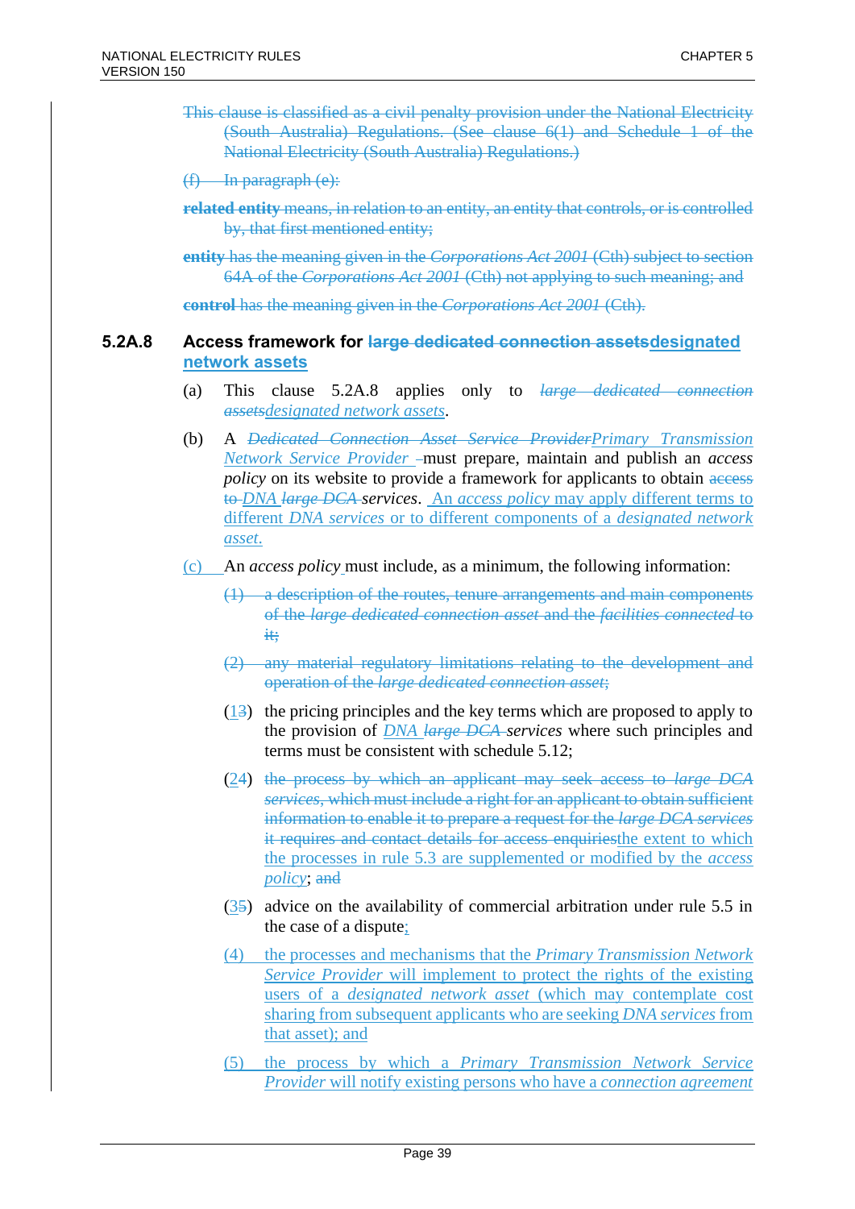This clause is classified as a civil penalty provision under the National Electricity (South Australia) Regulations. (See clause 6(1) and Schedule 1 of the National Electricity (South Australia) Regulations.)

(f) In paragraph (e):

**related entity** means, in relation to an entity, an entity that controls, or is controlled by, that first mentioned entity;

**entity** has the meaning given in the *Corporations Act 2001* (Cth) subject to section 64A of the *Corporations Act 2001* (Cth) not applying to such meaning; and

**control** has the meaning given in the *Corporations Act 2001* (Cth).

## 5.2A.8 Access framework for large dedicated connection assetsdesignated network assets

(a) This clause 5.2A.8 applies only to *large dedicated connection assetsdesignated network assets*.

(b) A *Dedicated Connection Asset Service ProviderPrimary Transmission Network Service Provider* must prepare, maintain and publish an *access policy* on its website to provide a framework for applicants to obtain access to *DNA large DCA services*. An *access policy* may apply different terms to different *DNA services* or to different components of a *designated network asset*.

(c) An *access policy* must include, as a minimum, the following information:

(1) a description of the routes, tenure arrangements and main components of the *large dedicated connection asset* and the *facilities connected* to it;

(2) any material regulatory limitations relating to the development and operation of the *large dedicated connection asset*;

(13) the pricing principles and the key terms which are proposed to apply to the provision of *DNA large DCA services* where such principles and terms must be consistent with schedule 5.12;

(24) the process by which an applicant may seek access to *large DCA services*, which must include a right for an applicant to obtain sufficient information to enable it to prepare a request for the *large DCA services* it requires and contact details for access enquiriesthe extent to which the processes in rule 5.3 are supplemented or modified by the *access policy*; and

(35) advice on the availability of commercial arbitration under rule 5.5 in the case of a dispute;

(4) the processes and mechanisms that the *Primary Transmission Network Service Provider* will implement to protect the rights of the existing users of a *designated network asset* (which may contemplate cost sharing from subsequent applicants who are seeking *DNA services* from that asset); and

(5) the process by which a *Primary Transmission Network Service Provider* will notify existing persons who have a *connection agreement*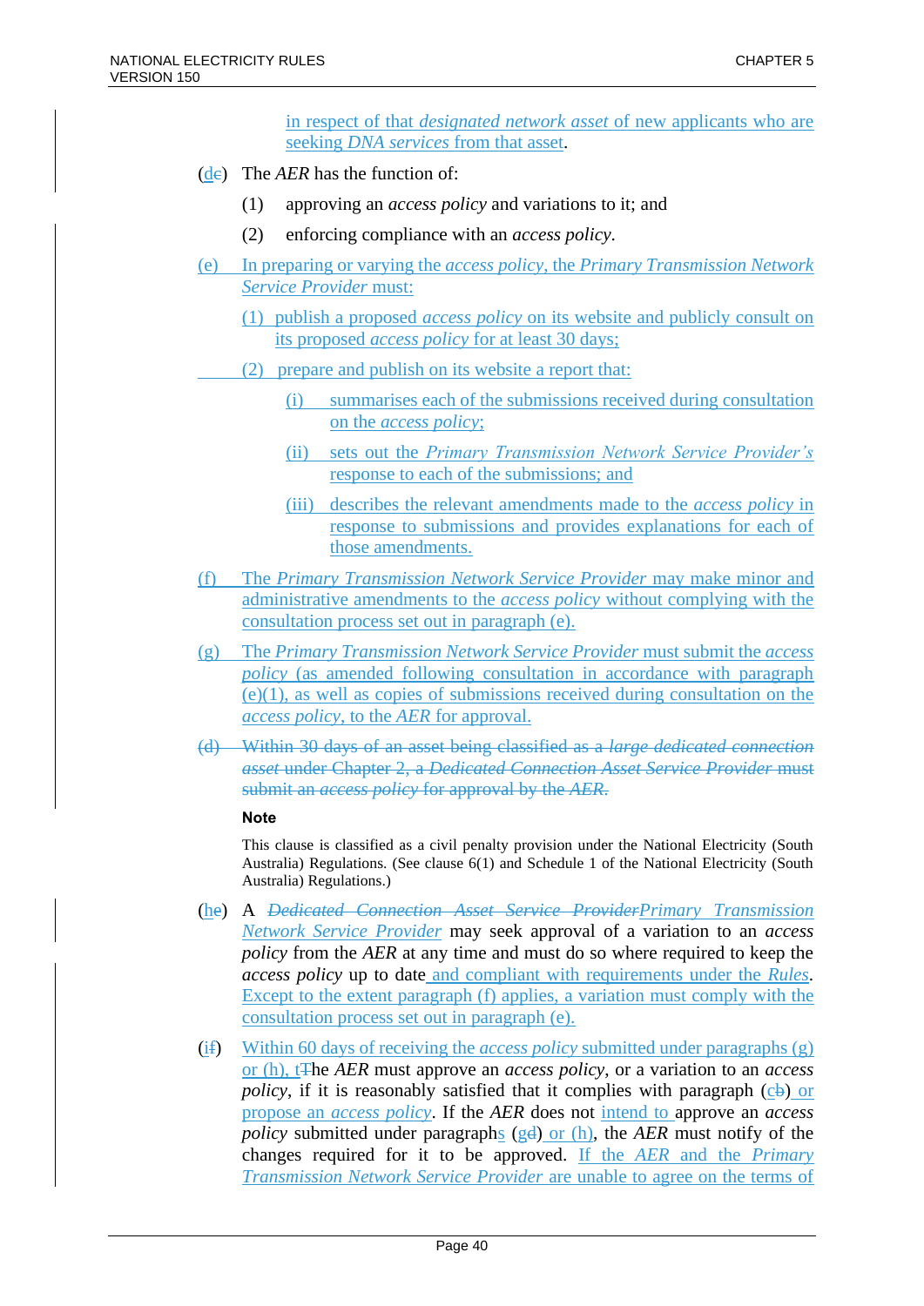in respect of that *designated network asset* of new applicants who are seeking *DNA services* from that asset.

(de) The *AER* has the function of:

(1) approving an *access policy* and variations to it; and

(2) enforcing compliance with an *access policy*.

(e) In preparing or varying the *access policy*, the *Primary Transmission Network Service Provider* must:

(1) publish a proposed *access policy* on its website and publicly consult on its proposed *access policy* for at least 30 days;

(2) prepare and publish on its website a report that:

(i) summarises each of the submissions received during consultation on the *access policy*;

(ii) sets out the *Primary Transmission Network Service Provider's* response to each of the submissions; and

(iii) describes the relevant amendments made to the *access policy* in response to submissions and provides explanations for each of those amendments.

(f) The *Primary Transmission Network Service Provider* may make minor and administrative amendments to the *access policy* without complying with the consultation process set out in paragraph (e).

(g) The *Primary Transmission Network Service Provider* must submit the *access policy* (as amended following consultation in accordance with paragraph (e)(1), as well as copies of submissions received during consultation on the *access policy*, to the *AER* for approval.

~~(d) Within 30 days of an asset being classified as a *large dedicated connection asset* under Chapter 2, a *Dedicated Connection Asset Service Provider* must submit an *access policy* for approval by the *AER*.~~

**Note**

This clause is classified as a civil penalty provision under the National Electricity (South Australia) Regulations. (See clause 6(1) and Schedule 1 of the National Electricity (South Australia) Regulations.)

(he) A ~~*Dedicated Connection Asset Service Provider*~~*Primary Transmission Network Service Provider* may seek approval of a variation to an *access policy* from the *AER* at any time and must do so where required to keep the *access policy* up to date and compliant with requirements under the *Rules*. Except to the extent paragraph (f) applies, a variation must comply with the consultation process set out in paragraph (e).

(if) Within 60 days of receiving the *access policy* submitted under paragraphs (g) or (h), t~~T~~he *AER* must approve an *access policy*, or a variation to an *access policy*, if it is reasonably satisfied that it complies with paragraph (cb) or propose an *access policy*. If the *AER* does not intend to approve an *access policy* submitted under paragraphs (gd) or (h), the *AER* must notify of the changes required for it to be approved. If the *AER* and the *Primary Transmission Network Service Provider* are unable to agree on the terms of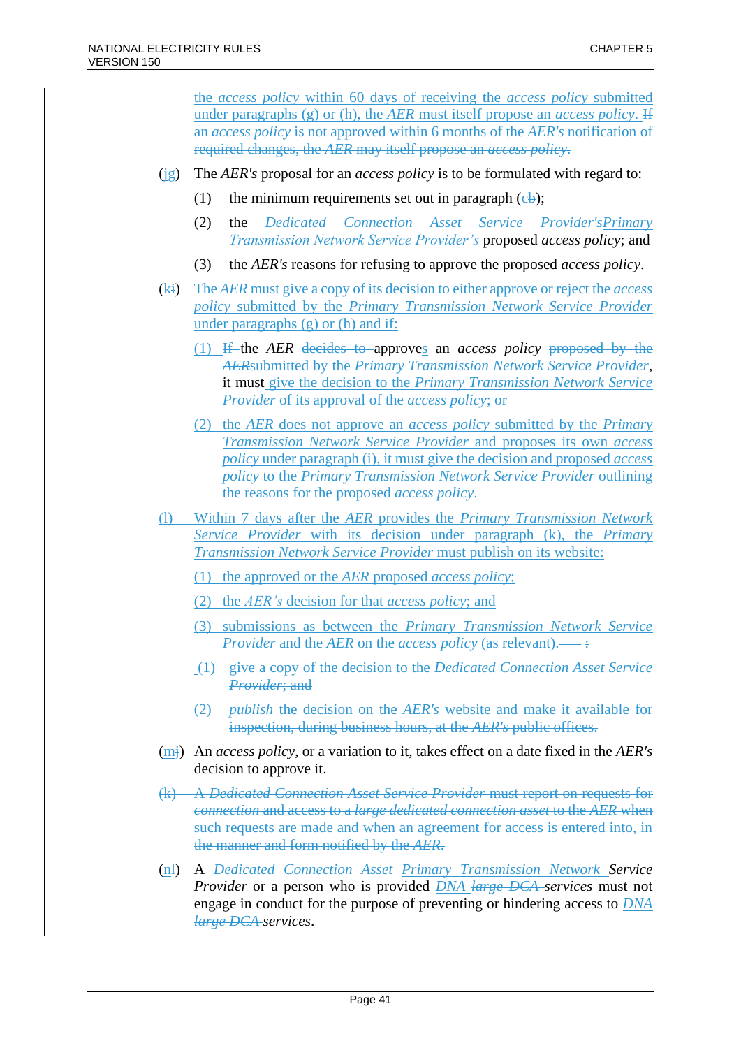the *access policy* within 60 days of receiving the *access policy* submitted under paragraphs (g) or (h), the *AER* must itself propose an *access policy*. ~~If an *access policy* is not approved within 6 months of the *AER's* notification of required changes, the *AER* may itself propose an *access policy*.~~

(j~~g~~) The *AER's* proposal for an *access policy* is to be formulated with regard to:

(1) the minimum requirements set out in paragraph (c~~b~~);

(2) the ~~*Dedicated Connection Asset Service Provider's*~~*Primary Transmission Network Service Provider's* proposed *access policy*; and

(3) the *AER's* reasons for refusing to approve the proposed *access policy*.

(k~~i~~) The *AER* must give a copy of its decision to either approve or reject the *access policy* submitted by the *Primary Transmission Network Service Provider* under paragraphs (g) or (h) and if:

(1) ~~If~~ the *AER* ~~decides to~~ approves an *access policy* ~~proposed by the *AER*~~submitted by the *Primary Transmission Network Service Provider*, it must give the decision to the *Primary Transmission Network Service Provider* of its approval of the *access policy*; or

(2) the *AER* does not approve an *access policy* submitted by the *Primary Transmission Network Service Provider* and proposes its own *access policy* under paragraph (i), it must give the decision and proposed *access policy* to the *Primary Transmission Network Service Provider* outlining the reasons for the proposed *access policy*.

(l) Within 7 days after the *AER* provides the *Primary Transmission Network Service Provider* with its decision under paragraph (k), the *Primary Transmission Network Service Provider* must publish on its website:

(1) the approved or the *AER* proposed *access policy*;

(2) the *AER's* decision for that *access policy*; and

(3) submissions as between the *Primary Transmission Network Service Provider* and the *AER* on the *access policy* (as relevant). ~~:~~

~~(1) give a copy of the decision to the *Dedicated Connection Asset Service Provider*; and~~

~~(2) *publish* the decision on the *AER's* website and make it available for inspection, during business hours, at the *AER's* public offices.~~

(m~~j~~) An *access policy*, or a variation to it, takes effect on a date fixed in the *AER's* decision to approve it.

~~(k) A *Dedicated Connection Asset Service Provider* must report on requests for *connection* and access to a *large dedicated connection asset* to the *AER* when such requests are made and when an agreement for access is entered into, in the manner and form notified by the *AER*.~~

(n~~l~~) A ~~*Dedicated Connection Asset*~~ *Primary Transmission Network Service Provider* or a person who is provided *DNA* ~~*large DCA*~~ *services* must not engage in conduct for the purpose of preventing or hindering access to *DNA* ~~*large DCA*~~ *services*.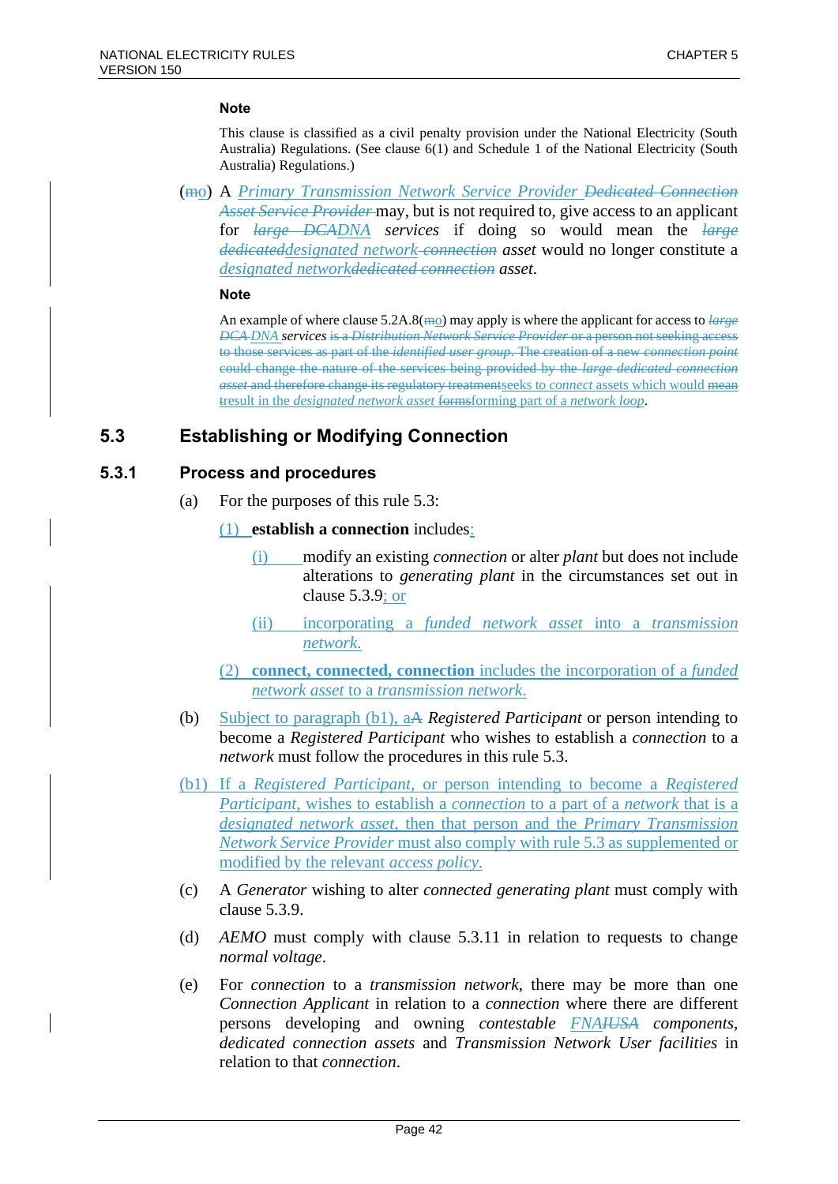**Note**

This clause is classified as a civil penalty provision under the National Electricity (South Australia) Regulations. (See clause 6(1) and Schedule 1 of the National Electricity (South Australia) Regulations.)

(~~m~~o) A *Primary Transmission Network Service Provider* ~~*Dedicated Connection Asset Service Provider*~~ may, but is not required to, give access to an applicant for ~~*large DCA*~~*DNA* *services* if doing so would mean the ~~*large dedicated*~~*designated network* ~~*connection*~~ *asset* would no longer constitute a *designated network*~~*dedicated connection*~~ *asset*.

**Note**

An example of where clause 5.2A.8(~~m~~o) may apply is where the applicant for access to ~~*large DCA*~~ *DNA* *services* ~~is a *Distribution Network Service Provider* or a person not seeking access to those services as part of the *identified user group*. The creation of a new *connection point* could change the nature of the services being provided by the *large dedicated connection asset* and therefore change its regulatory treatment~~seeks to *connect* assets which would ~~mean~~ ~~t~~result in the *designated network asset* ~~forms~~forming part of a *network loop*.

## 5.3 Establishing or Modifying Connection

### 5.3.1 Process and procedures

(a) For the purposes of this rule 5.3:

(1) **establish a connection** includes:

(i) modify an existing *connection* or alter *plant* but does not include alterations to *generating plant* in the circumstances set out in clause 5.3.9; or

(ii) incorporating a *funded network asset* into a *transmission network*.

(2) **connect, connected, connection** includes the incorporation of a *funded network asset* to a *transmission network*.

(b) Subject to paragraph (b1), a~~A~~ *Registered Participant* or person intending to become a *Registered Participant* who wishes to establish a *connection* to a *network* must follow the procedures in this rule 5.3.

(b1) If a *Registered Participant*, or person intending to become a *Registered Participant*, wishes to establish a *connection* to a part of a *network* that is a *designated network asset*, then that person and the *Primary Transmission Network Service Provider* must also comply with rule 5.3 as supplemented or modified by the relevant *access policy*.

(c) A *Generator* wishing to alter *connected generating plant* must comply with clause 5.3.9.

(d) *AEMO* must comply with clause 5.3.11 in relation to requests to change *normal voltage*.

(e) For *connection* to a *transmission network*, there may be more than one *Connection Applicant* in relation to a *connection* where there are different persons developing and owning *contestable* *FNA*~~*IUSA*~~ *components*, *dedicated connection assets* and *Transmission Network User facilities* in relation to that *connection*.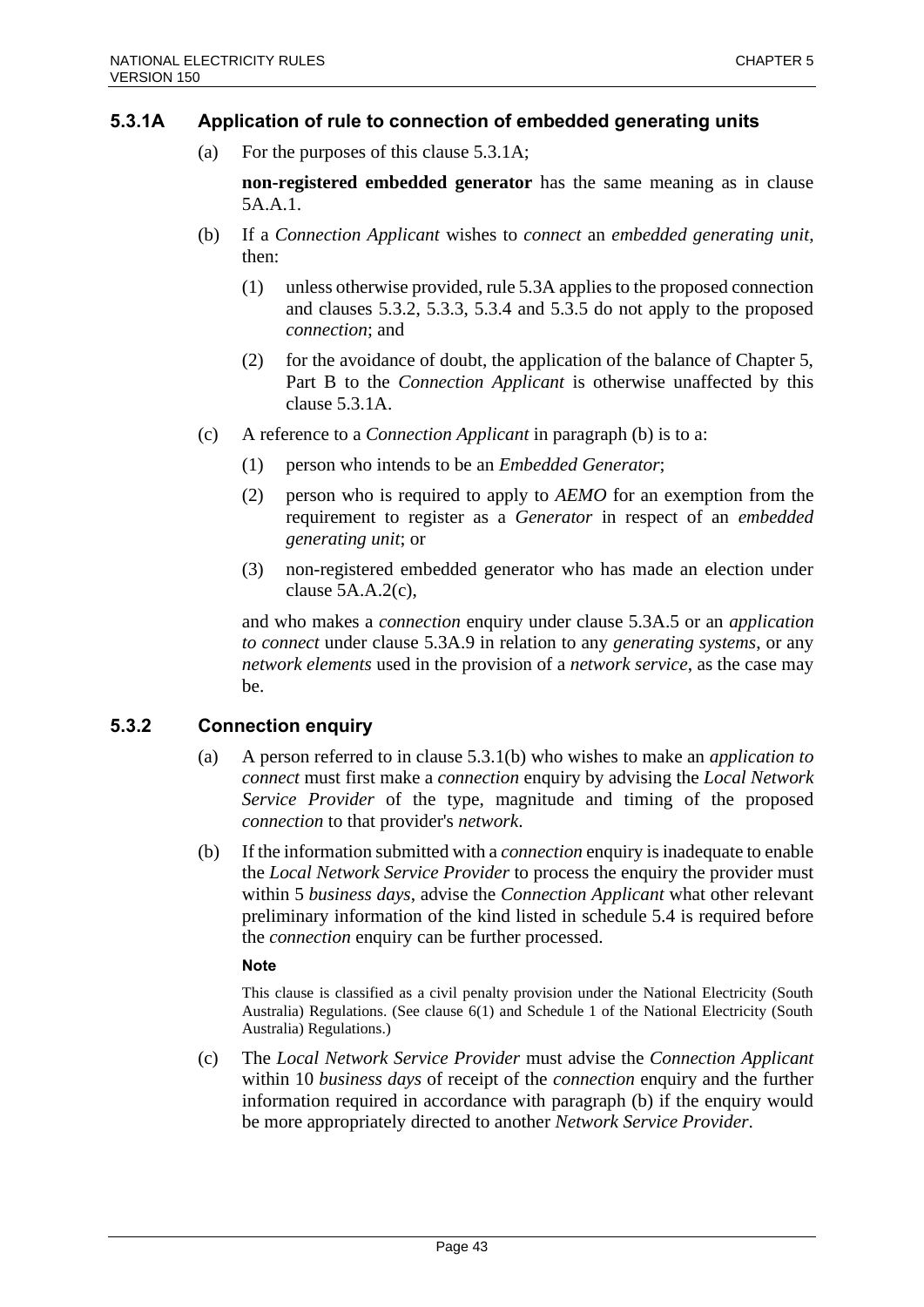### 5.3.1A Application of rule to connection of embedded generating units

(a) For the purposes of this clause 5.3.1A;

**non-registered embedded generator** has the same meaning as in clause 5A.A.1.

(b) If a *Connection Applicant* wishes to *connect* an *embedded generating unit*, then:

(1) unless otherwise provided, rule 5.3A applies to the proposed connection and clauses 5.3.2, 5.3.3, 5.3.4 and 5.3.5 do not apply to the proposed *connection*; and

(2) for the avoidance of doubt, the application of the balance of Chapter 5, Part B to the *Connection Applicant* is otherwise unaffected by this clause 5.3.1A.

(c) A reference to a *Connection Applicant* in paragraph (b) is to a:

(1) person who intends to be an *Embedded Generator*;

(2) person who is required to apply to *AEMO* for an exemption from the requirement to register as a *Generator* in respect of an *embedded generating unit*; or

(3) non-registered embedded generator who has made an election under clause 5A.A.2(c),

and who makes a *connection* enquiry under clause 5.3A.5 or an *application to connect* under clause 5.3A.9 in relation to any *generating systems*, or any *network elements* used in the provision of a *network service*, as the case may be.

### 5.3.2 Connection enquiry

(a) A person referred to in clause 5.3.1(b) who wishes to make an *application to connect* must first make a *connection* enquiry by advising the *Local Network Service Provider* of the type, magnitude and timing of the proposed *connection* to that provider's *network*.

(b) If the information submitted with a *connection* enquiry is inadequate to enable the *Local Network Service Provider* to process the enquiry the provider must within 5 *business days*, advise the *Connection Applicant* what other relevant preliminary information of the kind listed in schedule 5.4 is required before the *connection* enquiry can be further processed.

**Note**

This clause is classified as a civil penalty provision under the National Electricity (South Australia) Regulations. (See clause 6(1) and Schedule 1 of the National Electricity (South Australia) Regulations.)

(c) The *Local Network Service Provider* must advise the *Connection Applicant* within 10 *business days* of receipt of the *connection* enquiry and the further information required in accordance with paragraph (b) if the enquiry would be more appropriately directed to another *Network Service Provider*.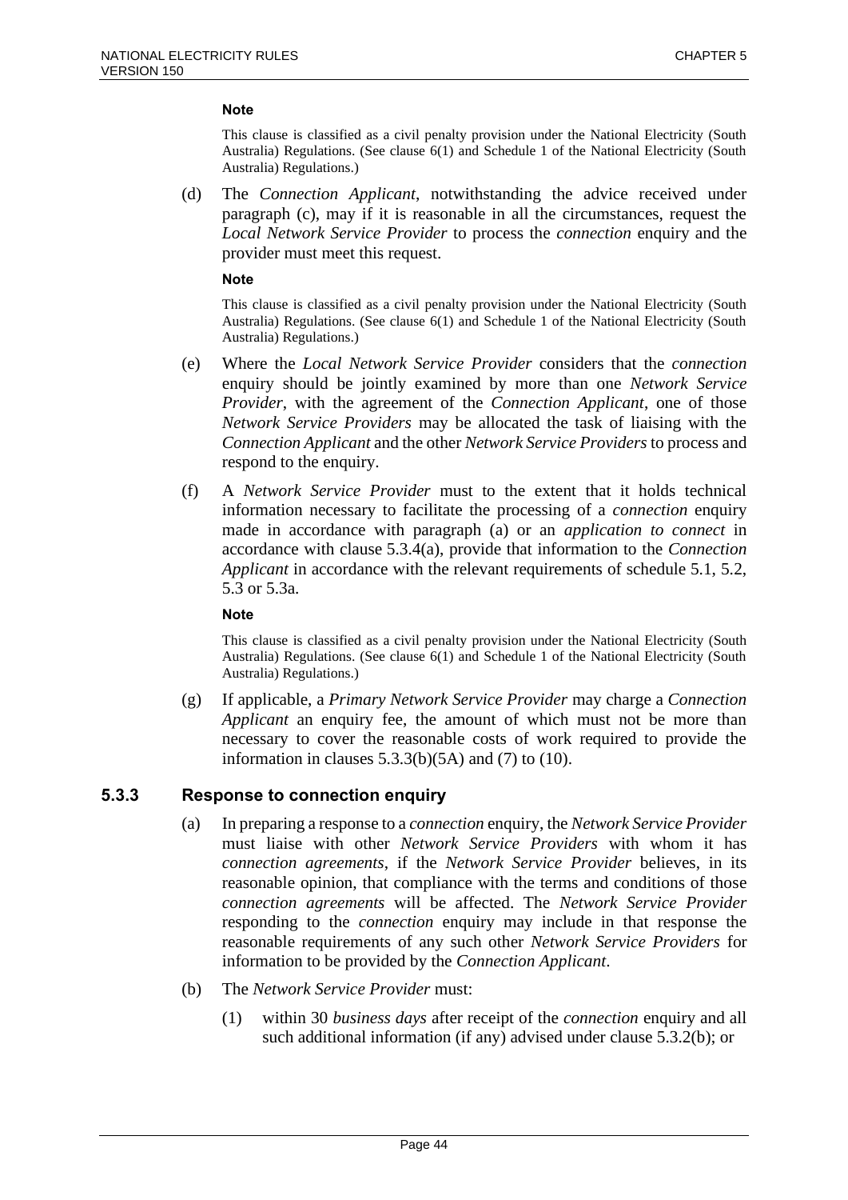**Note**

This clause is classified as a civil penalty provision under the National Electricity (South Australia) Regulations. (See clause 6(1) and Schedule 1 of the National Electricity (South Australia) Regulations.)

(d) The *Connection Applicant*, notwithstanding the advice received under paragraph (c), may if it is reasonable in all the circumstances, request the *Local Network Service Provider* to process the *connection* enquiry and the provider must meet this request.

**Note**

This clause is classified as a civil penalty provision under the National Electricity (South Australia) Regulations. (See clause 6(1) and Schedule 1 of the National Electricity (South Australia) Regulations.)

(e) Where the *Local Network Service Provider* considers that the *connection* enquiry should be jointly examined by more than one *Network Service Provider*, with the agreement of the *Connection Applicant*, one of those *Network Service Providers* may be allocated the task of liaising with the *Connection Applicant* and the other *Network Service Providers* to process and respond to the enquiry.

(f) A *Network Service Provider* must to the extent that it holds technical information necessary to facilitate the processing of a *connection* enquiry made in accordance with paragraph (a) or an *application to connect* in accordance with clause 5.3.4(a), provide that information to the *Connection Applicant* in accordance with the relevant requirements of schedule 5.1, 5.2, 5.3 or 5.3a.

**Note**

This clause is classified as a civil penalty provision under the National Electricity (South Australia) Regulations. (See clause 6(1) and Schedule 1 of the National Electricity (South Australia) Regulations.)

(g) If applicable, a *Primary Network Service Provider* may charge a *Connection Applicant* an enquiry fee, the amount of which must not be more than necessary to cover the reasonable costs of work required to provide the information in clauses 5.3.3(b)(5A) and (7) to (10).

### 5.3.3 Response to connection enquiry

(a) In preparing a response to a *connection* enquiry, the *Network Service Provider* must liaise with other *Network Service Providers* with whom it has *connection agreements*, if the *Network Service Provider* believes, in its reasonable opinion, that compliance with the terms and conditions of those *connection agreements* will be affected. The *Network Service Provider* responding to the *connection* enquiry may include in that response the reasonable requirements of any such other *Network Service Providers* for information to be provided by the *Connection Applicant*.

(b) The *Network Service Provider* must:

(1) within 30 *business days* after receipt of the *connection* enquiry and all such additional information (if any) advised under clause 5.3.2(b); or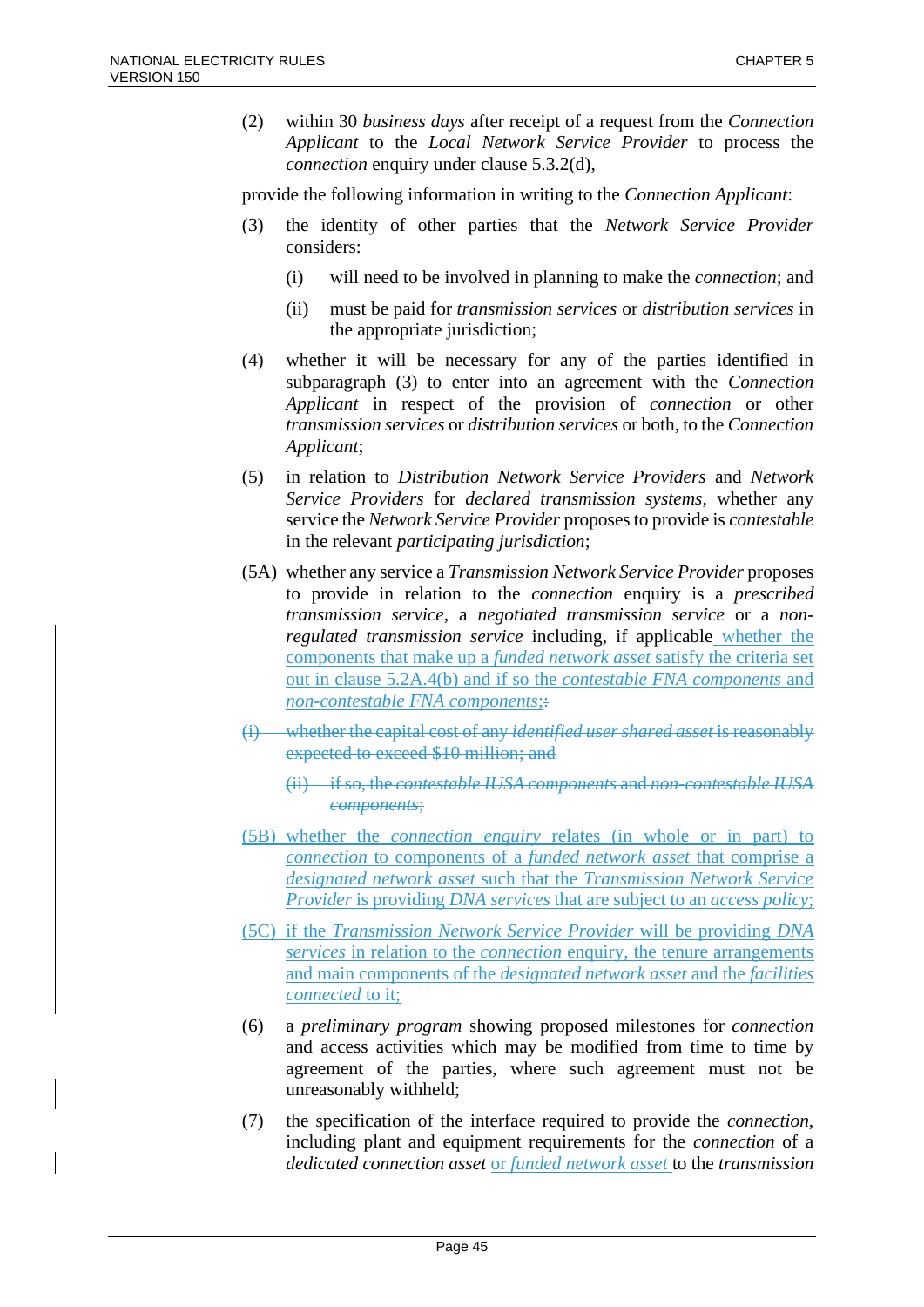(2) within 30 *business days* after receipt of a request from the *Connection Applicant* to the *Local Network Service Provider* to process the *connection* enquiry under clause 5.3.2(d),

provide the following information in writing to the *Connection Applicant*:

(3) the identity of other parties that the *Network Service Provider* considers:

  (i) will need to be involved in planning to make the *connection*; and

  (ii) must be paid for *transmission services* or *distribution services* in the appropriate jurisdiction;

(4) whether it will be necessary for any of the parties identified in subparagraph (3) to enter into an agreement with the *Connection Applicant* in respect of the provision of *connection* or other *transmission services* or *distribution services* or both, to the *Connection Applicant*;

(5) in relation to *Distribution Network Service Providers* and *Network Service Providers* for *declared transmission systems*, whether any service the *Network Service Provider* proposes to provide is *contestable* in the relevant *participating jurisdiction*;

(5A) whether any service a *Transmission Network Service Provider* proposes to provide in relation to the *connection* enquiry is a *prescribed transmission service*, a *negotiated transmission service* or a *non-regulated transmission service* including, if applicable whether the components that make up a *funded network asset* satisfy the criteria set out in clause 5.2A.4(b) and if so the *contestable FNA components* and *non-contestable FNA components*;~~:~~

~~(i) whether the capital cost of any *identified user shared asset* is reasonably expected to exceed $10 million; and~~

  ~~(ii) if so, the *contestable IUSA components* and *non-contestable IUSA components*;~~

(5B) whether the *connection enquiry* relates (in whole or in part) to *connection* to components of a *funded network asset* that comprise a *designated network asset* such that the *Transmission Network Service Provider* is providing *DNA services* that are subject to an *access policy*;

(5C) if the *Transmission Network Service Provider* will be providing *DNA services* in relation to the *connection* enquiry, the tenure arrangements and main components of the *designated network asset* and the *facilities connected* to it;

(6) a *preliminary program* showing proposed milestones for *connection* and access activities which may be modified from time to time by agreement of the parties, where such agreement must not be unreasonably withheld;

(7) the specification of the interface required to provide the *connection*, including plant and equipment requirements for the *connection* of a *dedicated connection asset* or *funded network asset* to the *transmission*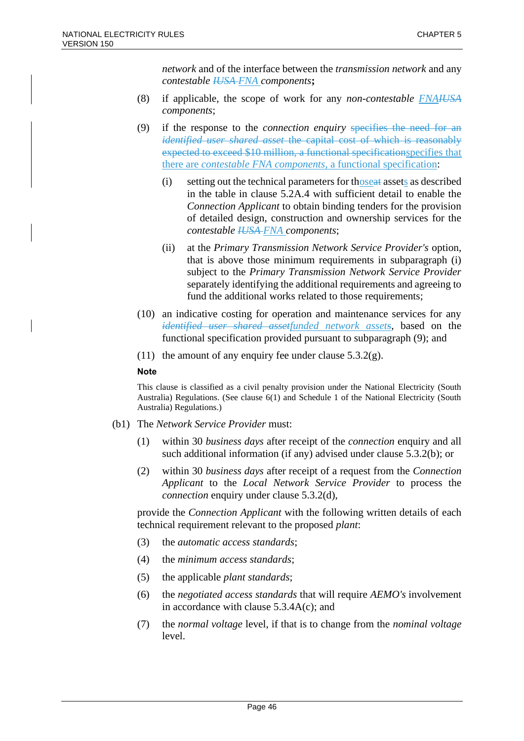*network* and of the interface between the *transmission network* and any *contestable* ~~*IUSA*~~ *FNA* *components*;

(8) if applicable, the scope of work for any *non-contestable* *FNA*~~*IUSA*~~ *components*;

(9) if the response to the *connection enquiry* ~~specifies the need for an *identified user shared asset* the capital cost of which is reasonably expected to exceed $10 million, a functional specification~~specifies that there are *contestable FNA components*, a functional specification:

(i) setting out the technical parameters for thoseat assets as described in the table in clause 5.2A.4 with sufficient detail to enable the *Connection Applicant* to obtain binding tenders for the provision of detailed design, construction and ownership services for the *contestable* ~~*IUSA*~~ *FNA* *components*;

(ii) at the *Primary Transmission Network Service Provider's* option, that is above those minimum requirements in subparagraph (i) subject to the *Primary Transmission Network Service Provider* separately identifying the additional requirements and agreeing to fund the additional works related to those requirements;

(10) an indicative costing for operation and maintenance services for any ~~*identified user shared asset*~~*funded network assets*, based on the functional specification provided pursuant to subparagraph (9); and

(11) the amount of any enquiry fee under clause 5.3.2(g).

**Note**

This clause is classified as a civil penalty provision under the National Electricity (South Australia) Regulations. (See clause 6(1) and Schedule 1 of the National Electricity (South Australia) Regulations.)

(b1) The *Network Service Provider* must:

(1) within 30 *business days* after receipt of the *connection* enquiry and all such additional information (if any) advised under clause 5.3.2(b); or

(2) within 30 *business days* after receipt of a request from the *Connection Applicant* to the *Local Network Service Provider* to process the *connection* enquiry under clause 5.3.2(d),

provide the *Connection Applicant* with the following written details of each technical requirement relevant to the proposed *plant*:

(3) the *automatic access standards*;

(4) the *minimum access standards*;

(5) the applicable *plant standards*;

(6) the *negotiated access standards* that will require *AEMO's* involvement in accordance with clause 5.3.4A(c); and

(7) the *normal voltage* level, if that is to change from the *nominal voltage* level.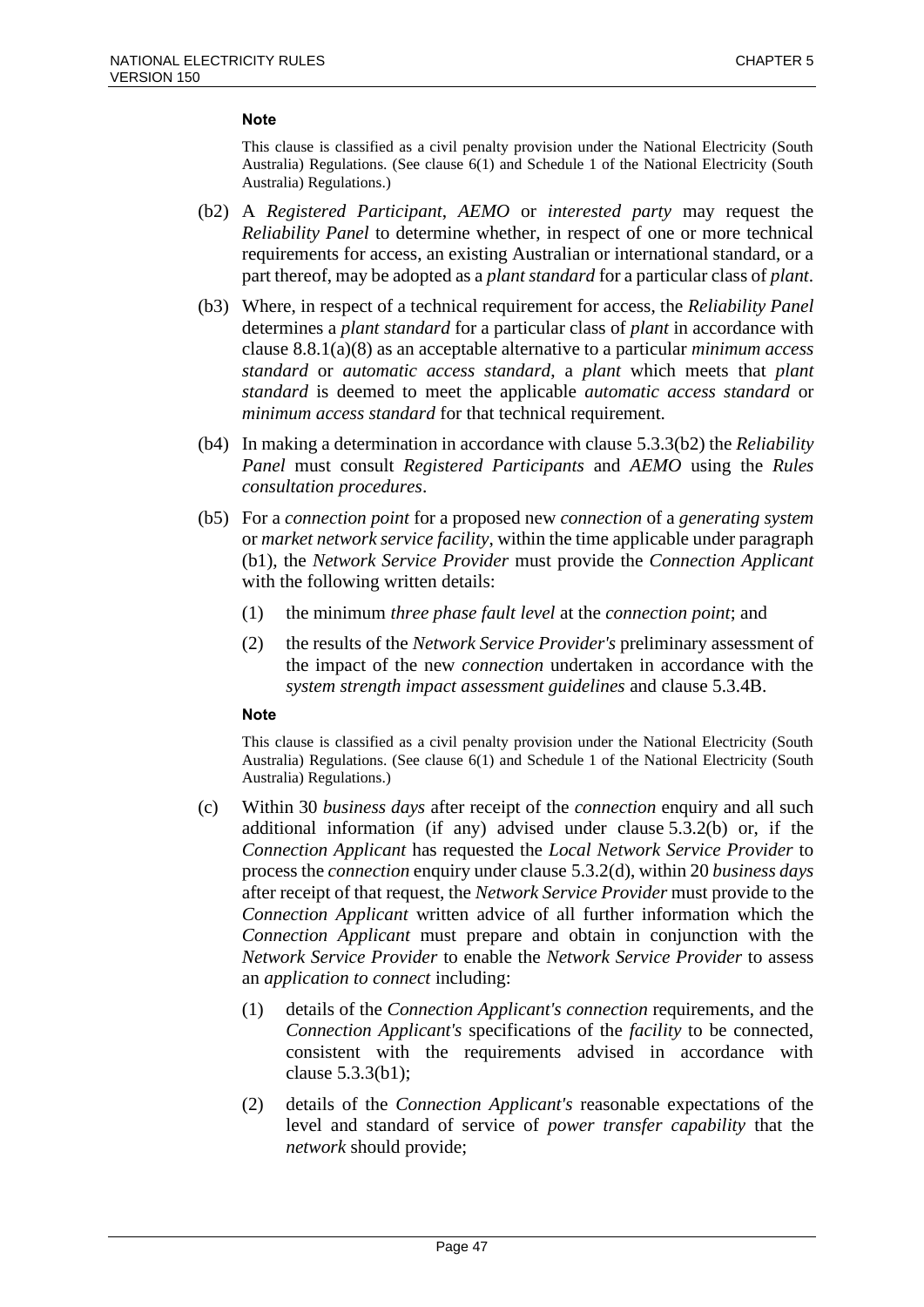**Note**

This clause is classified as a civil penalty provision under the National Electricity (South Australia) Regulations. (See clause 6(1) and Schedule 1 of the National Electricity (South Australia) Regulations.)

(b2) A *Registered Participant*, *AEMO* or *interested party* may request the *Reliability Panel* to determine whether, in respect of one or more technical requirements for access, an existing Australian or international standard, or a part thereof, may be adopted as a *plant standard* for a particular class of *plant*.

(b3) Where, in respect of a technical requirement for access, the *Reliability Panel* determines a *plant standard* for a particular class of *plant* in accordance with clause 8.8.1(a)(8) as an acceptable alternative to a particular *minimum access standard* or *automatic access standard*, a *plant* which meets that *plant standard* is deemed to meet the applicable *automatic access standard* or *minimum access standard* for that technical requirement.

(b4) In making a determination in accordance with clause 5.3.3(b2) the *Reliability Panel* must consult *Registered Participants* and *AEMO* using the *Rules consultation procedures*.

(b5) For a *connection point* for a proposed new *connection* of a *generating system* or *market network service facility*, within the time applicable under paragraph (b1), the *Network Service Provider* must provide the *Connection Applicant* with the following written details:

(1) the minimum *three phase fault level* at the *connection point*; and

(2) the results of the *Network Service Provider's* preliminary assessment of the impact of the new *connection* undertaken in accordance with the *system strength impact assessment guidelines* and clause 5.3.4B.

**Note**

This clause is classified as a civil penalty provision under the National Electricity (South Australia) Regulations. (See clause 6(1) and Schedule 1 of the National Electricity (South Australia) Regulations.)

(c) Within 30 *business days* after receipt of the *connection* enquiry and all such additional information (if any) advised under clause 5.3.2(b) or, if the *Connection Applicant* has requested the *Local Network Service Provider* to process the *connection* enquiry under clause 5.3.2(d), within 20 *business days* after receipt of that request, the *Network Service Provider* must provide to the *Connection Applicant* written advice of all further information which the *Connection Applicant* must prepare and obtain in conjunction with the *Network Service Provider* to enable the *Network Service Provider* to assess an *application to connect* including:

(1) details of the *Connection Applicant's connection* requirements, and the *Connection Applicant's* specifications of the *facility* to be connected, consistent with the requirements advised in accordance with clause 5.3.3(b1);

(2) details of the *Connection Applicant's* reasonable expectations of the level and standard of service of *power transfer capability* that the *network* should provide;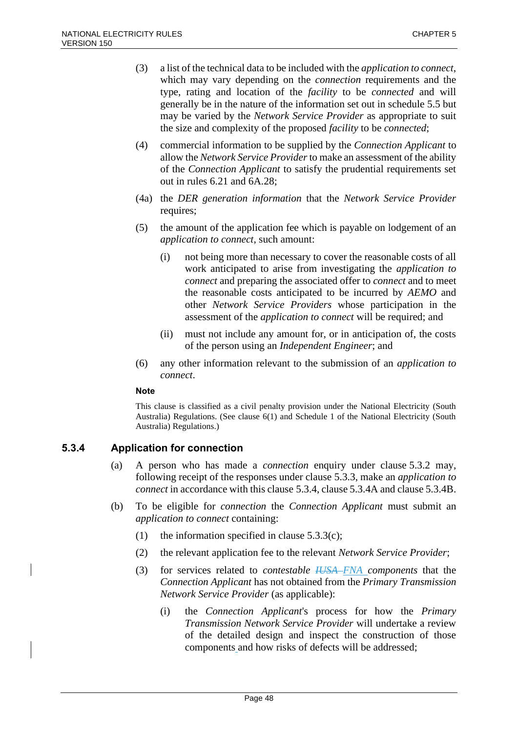(3) a list of the technical data to be included with the *application to connect*, which may vary depending on the *connection* requirements and the type, rating and location of the *facility* to be *connected* and will generally be in the nature of the information set out in schedule 5.5 but may be varied by the *Network Service Provider* as appropriate to suit the size and complexity of the proposed *facility* to be *connected*;

(4) commercial information to be supplied by the *Connection Applicant* to allow the *Network Service Provider* to make an assessment of the ability of the *Connection Applicant* to satisfy the prudential requirements set out in rules 6.21 and 6A.28;

(4a) the *DER generation information* that the *Network Service Provider* requires;

(5) the amount of the application fee which is payable on lodgement of an *application to connect*, such amount:

(i) not being more than necessary to cover the reasonable costs of all work anticipated to arise from investigating the *application to connect* and preparing the associated offer to *connect* and to meet the reasonable costs anticipated to be incurred by *AEMO* and other *Network Service Providers* whose participation in the assessment of the *application to connect* will be required; and

(ii) must not include any amount for, or in anticipation of, the costs of the person using an *Independent Engineer*; and

(6) any other information relevant to the submission of an *application to connect*.

**Note**

This clause is classified as a civil penalty provision under the National Electricity (South Australia) Regulations. (See clause 6(1) and Schedule 1 of the National Electricity (South Australia) Regulations.)

### 5.3.4 Application for connection

(a) A person who has made a *connection* enquiry under clause 5.3.2 may, following receipt of the responses under clause 5.3.3, make an *application to connect* in accordance with this clause 5.3.4, clause 5.3.4A and clause 5.3.4B.

(b) To be eligible for *connection* the *Connection Applicant* must submit an *application to connect* containing:

(1) the information specified in clause 5.3.3(c);

(2) the relevant application fee to the relevant *Network Service Provider*;

(3) for services related to *contestable* ~~*IUSA*~~ *FNA components* that the *Connection Applicant* has not obtained from the *Primary Transmission Network Service Provider* (as applicable):

(i) the *Connection Applicant*'s process for how the *Primary Transmission Network Service Provider* will undertake a review of the detailed design and inspect the construction of those components and how risks of defects will be addressed;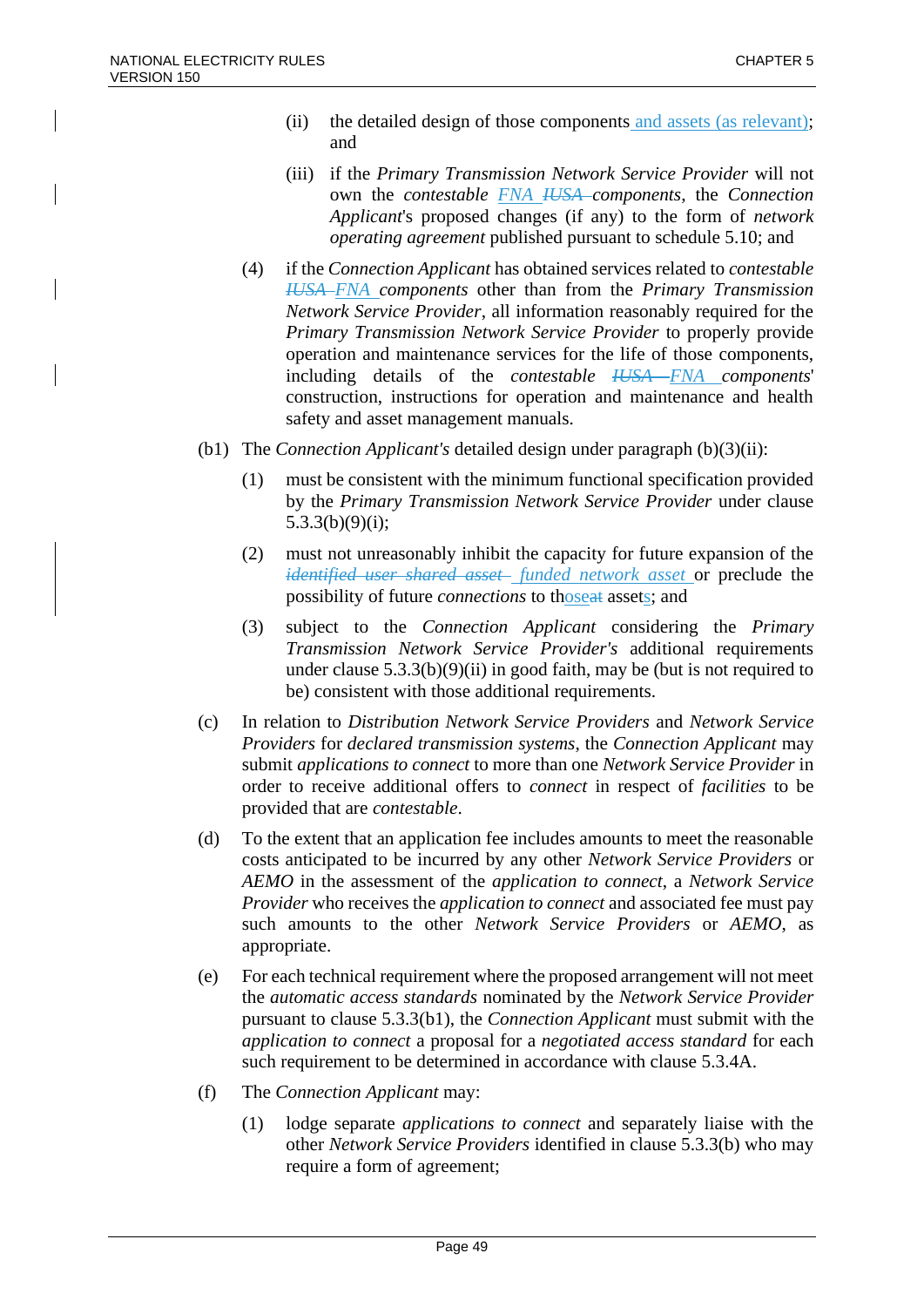(ii) the detailed design of those components and assets (as relevant); and

(iii) if the *Primary Transmission Network Service Provider* will not own the *contestable* ~~*IUSA*~~ *FNA* *components*, the *Connection Applicant*'s proposed changes (if any) to the form of *network operating agreement* published pursuant to schedule 5.10; and

(4) if the *Connection Applicant* has obtained services related to *contestable* ~~*IUSA*~~ *FNA* *components* other than from the *Primary Transmission Network Service Provider*, all information reasonably required for the *Primary Transmission Network Service Provider* to properly provide operation and maintenance services for the life of those components, including details of the *contestable* ~~*IUSA*~~ *FNA* *components*' construction, instructions for operation and maintenance and health safety and asset management manuals.

(b1) The *Connection Applicant's* detailed design under paragraph (b)(3)(ii):

(1) must be consistent with the minimum functional specification provided by the *Primary Transmission Network Service Provider* under clause 5.3.3(b)(9)(i);

(2) must not unreasonably inhibit the capacity for future expansion of the ~~*identified user shared asset*~~ *funded network asset* or preclude the possibility of future *connections* to those~~at~~ assets; and

(3) subject to the *Connection Applicant* considering the *Primary Transmission Network Service Provider's* additional requirements under clause 5.3.3(b)(9)(ii) in good faith, may be (but is not required to be) consistent with those additional requirements.

(c) In relation to *Distribution Network Service Providers* and *Network Service Providers* for *declared transmission systems*, the *Connection Applicant* may submit *applications to connect* to more than one *Network Service Provider* in order to receive additional offers to *connect* in respect of *facilities* to be provided that are *contestable*.

(d) To the extent that an application fee includes amounts to meet the reasonable costs anticipated to be incurred by any other *Network Service Providers* or *AEMO* in the assessment of the *application to connect*, a *Network Service Provider* who receives the *application to connect* and associated fee must pay such amounts to the other *Network Service Providers* or *AEMO*, as appropriate.

(e) For each technical requirement where the proposed arrangement will not meet the *automatic access standards* nominated by the *Network Service Provider* pursuant to clause 5.3.3(b1), the *Connection Applicant* must submit with the *application to connect* a proposal for a *negotiated access standard* for each such requirement to be determined in accordance with clause 5.3.4A.

(f) The *Connection Applicant* may:

(1) lodge separate *applications to connect* and separately liaise with the other *Network Service Providers* identified in clause 5.3.3(b) who may require a form of agreement;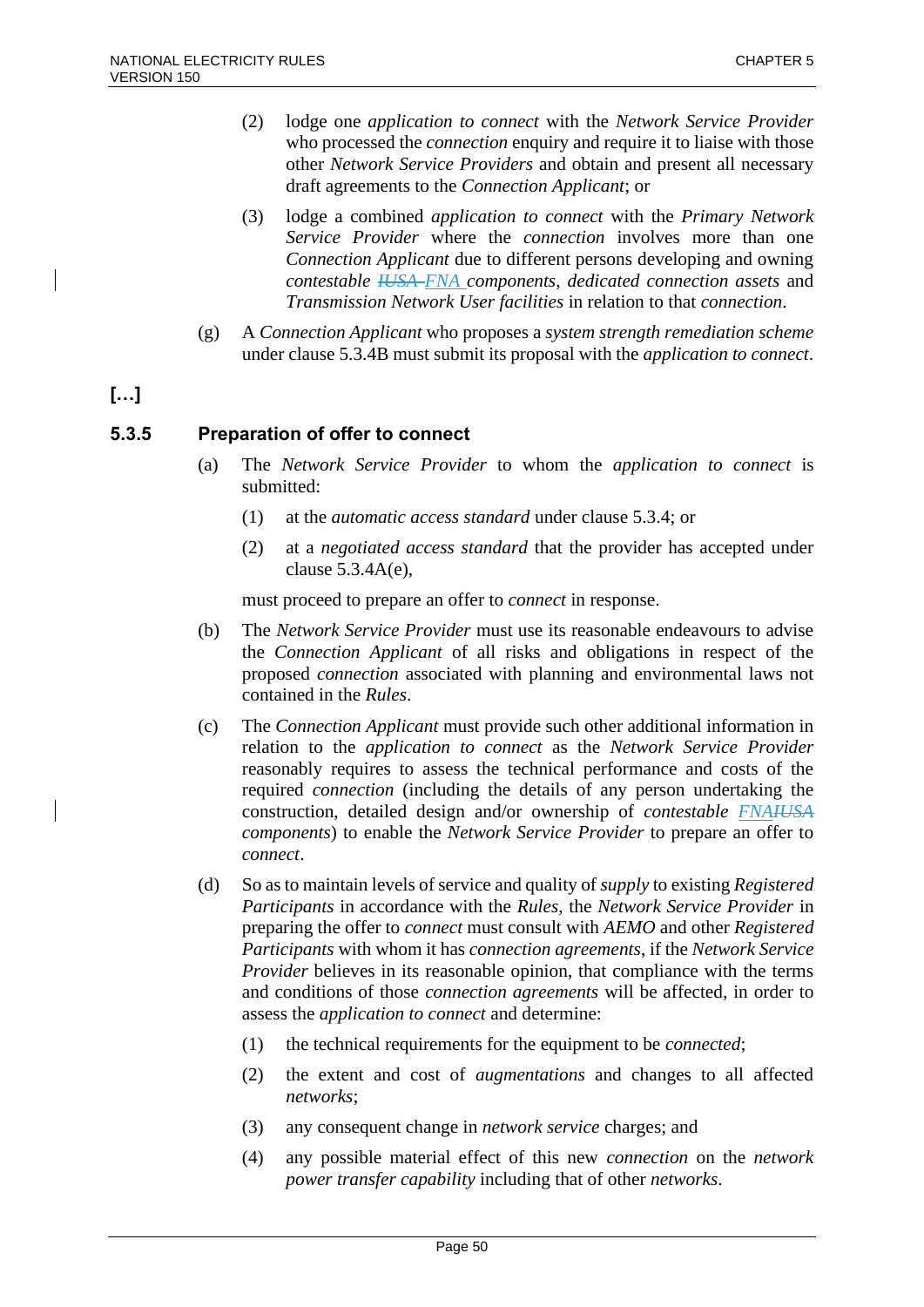(2) lodge one *application to connect* with the *Network Service Provider* who processed the *connection* enquiry and require it to liaise with those other *Network Service Providers* and obtain and present all necessary draft agreements to the *Connection Applicant*; or

(3) lodge a combined *application to connect* with the *Primary Network Service Provider* where the *connection* involves more than one *Connection Applicant* due to different persons developing and owning *contestable* ~~*IUSA*~~ *FNA* *components*, *dedicated connection assets* and *Transmission Network User facilities* in relation to that *connection*.

(g) A *Connection Applicant* who proposes a *system strength remediation scheme* under clause 5.3.4B must submit its proposal with the *application to connect*.

**[…]**

### 5.3.5 Preparation of offer to connect

(a) The *Network Service Provider* to whom the *application to connect* is submitted:

(1) at the *automatic access standard* under clause 5.3.4; or

(2) at a *negotiated access standard* that the provider has accepted under clause 5.3.4A(e),

must proceed to prepare an offer to *connect* in response.

(b) The *Network Service Provider* must use its reasonable endeavours to advise the *Connection Applicant* of all risks and obligations in respect of the proposed *connection* associated with planning and environmental laws not contained in the *Rules*.

(c) The *Connection Applicant* must provide such other additional information in relation to the *application to connect* as the *Network Service Provider* reasonably requires to assess the technical performance and costs of the required *connection* (including the details of any person undertaking the construction, detailed design and/or ownership of *contestable* *FNA*~~*IUSA*~~ *components*) to enable the *Network Service Provider* to prepare an offer to *connect*.

(d) So as to maintain levels of service and quality of *supply* to existing *Registered Participants* in accordance with the *Rules*, the *Network Service Provider* in preparing the offer to *connect* must consult with *AEMO* and other *Registered Participants* with whom it has *connection agreements*, if the *Network Service Provider* believes in its reasonable opinion, that compliance with the terms and conditions of those *connection agreements* will be affected, in order to assess the *application to connect* and determine:

(1) the technical requirements for the equipment to be *connected*;

(2) the extent and cost of *augmentations* and changes to all affected *networks*;

(3) any consequent change in *network service* charges; and

(4) any possible material effect of this new *connection* on the *network power transfer capability* including that of other *networks*.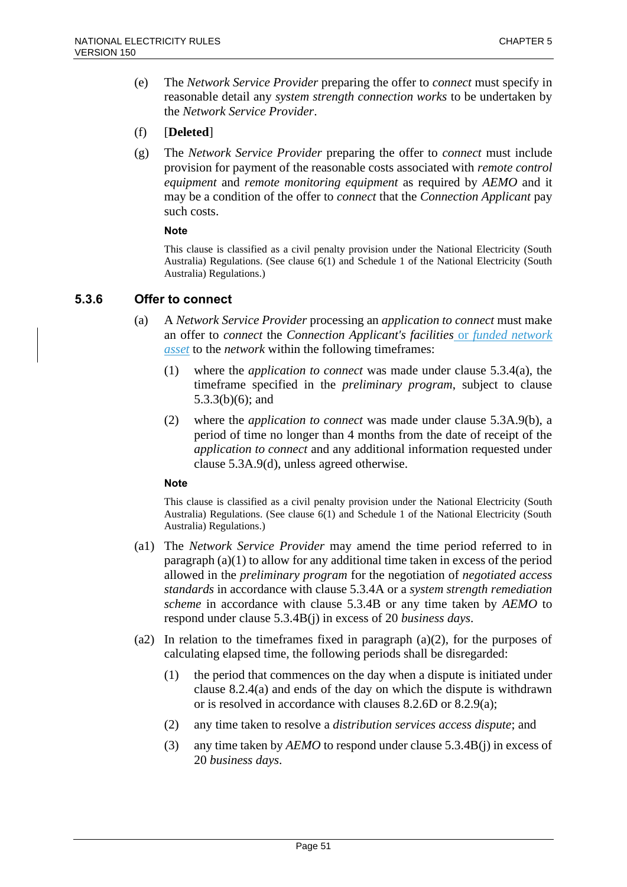(e) The *Network Service Provider* preparing the offer to *connect* must specify in reasonable detail any *system strength connection works* to be undertaken by the *Network Service Provider*.

(f) [**Deleted**]

(g) The *Network Service Provider* preparing the offer to *connect* must include provision for payment of the reasonable costs associated with *remote control equipment* and *remote monitoring equipment* as required by *AEMO* and it may be a condition of the offer to *connect* that the *Connection Applicant* pay such costs.

**Note**

This clause is classified as a civil penalty provision under the National Electricity (South Australia) Regulations. (See clause 6(1) and Schedule 1 of the National Electricity (South Australia) Regulations.)

### 5.3.6 Offer to connect

(a) A *Network Service Provider* processing an *application to connect* must make an offer to *connect* the *Connection Applicant's facilities* or *funded network asset* to the *network* within the following timeframes:

(1) where the *application to connect* was made under clause 5.3.4(a), the timeframe specified in the *preliminary program*, subject to clause 5.3.3(b)(6); and

(2) where the *application to connect* was made under clause 5.3A.9(b), a period of time no longer than 4 months from the date of receipt of the *application to connect* and any additional information requested under clause 5.3A.9(d), unless agreed otherwise.

**Note**

This clause is classified as a civil penalty provision under the National Electricity (South Australia) Regulations. (See clause 6(1) and Schedule 1 of the National Electricity (South Australia) Regulations.)

(a1) The *Network Service Provider* may amend the time period referred to in paragraph (a)(1) to allow for any additional time taken in excess of the period allowed in the *preliminary program* for the negotiation of *negotiated access standards* in accordance with clause 5.3.4A or a *system strength remediation scheme* in accordance with clause 5.3.4B or any time taken by *AEMO* to respond under clause 5.3.4B(j) in excess of 20 *business days*.

(a2) In relation to the timeframes fixed in paragraph (a)(2), for the purposes of calculating elapsed time, the following periods shall be disregarded:

(1) the period that commences on the day when a dispute is initiated under clause 8.2.4(a) and ends of the day on which the dispute is withdrawn or is resolved in accordance with clauses 8.2.6D or 8.2.9(a);

(2) any time taken to resolve a *distribution services access dispute*; and

(3) any time taken by *AEMO* to respond under clause 5.3.4B(j) in excess of 20 *business days*.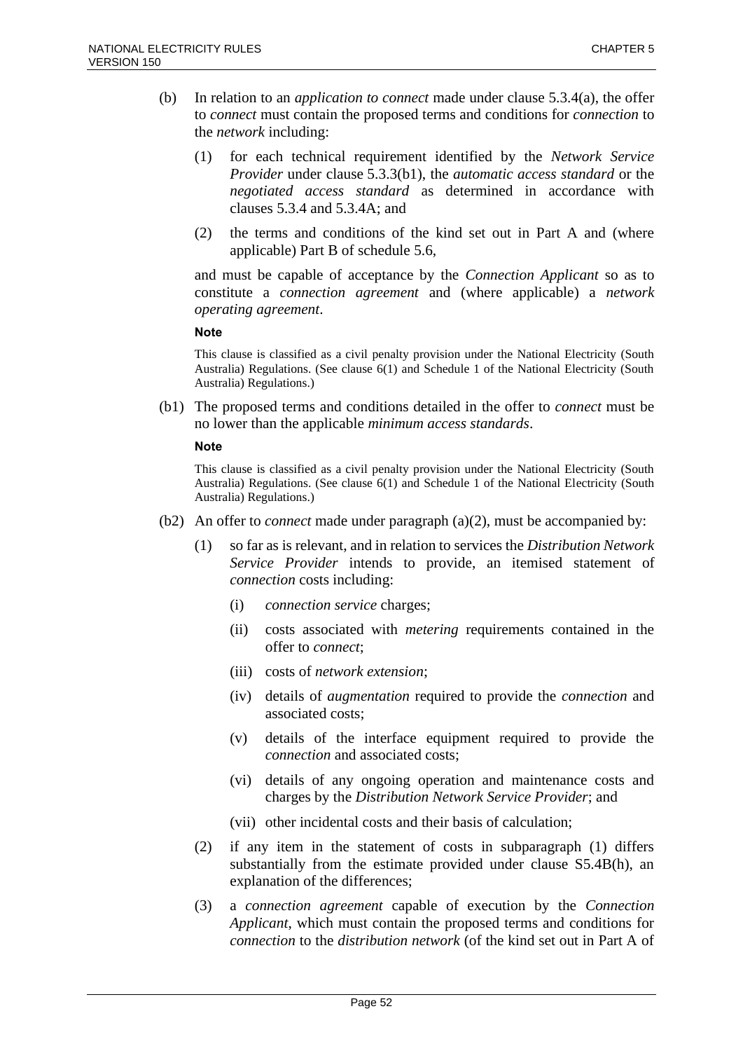(b) In relation to an *application to connect* made under clause 5.3.4(a), the offer to *connect* must contain the proposed terms and conditions for *connection* to the *network* including:

   (1) for each technical requirement identified by the *Network Service Provider* under clause 5.3.3(b1), the *automatic access standard* or the *negotiated access standard* as determined in accordance with clauses 5.3.4 and 5.3.4A; and

   (2) the terms and conditions of the kind set out in Part A and (where applicable) Part B of schedule 5.6,

   and must be capable of acceptance by the *Connection Applicant* so as to constitute a *connection agreement* and (where applicable) a *network operating agreement*.

   **Note**

   This clause is classified as a civil penalty provision under the National Electricity (South Australia) Regulations. (See clause 6(1) and Schedule 1 of the National Electricity (South Australia) Regulations.)

(b1) The proposed terms and conditions detailed in the offer to *connect* must be no lower than the applicable *minimum access standards*.

   **Note**

   This clause is classified as a civil penalty provision under the National Electricity (South Australia) Regulations. (See clause 6(1) and Schedule 1 of the National Electricity (South Australia) Regulations.)

(b2) An offer to *connect* made under paragraph (a)(2), must be accompanied by:

   (1) so far as is relevant, and in relation to services the *Distribution Network Service Provider* intends to provide, an itemised statement of *connection* costs including:

      (i) *connection service* charges;

      (ii) costs associated with *metering* requirements contained in the offer to *connect*;

      (iii) costs of *network extension*;

      (iv) details of *augmentation* required to provide the *connection* and associated costs;

      (v) details of the interface equipment required to provide the *connection* and associated costs;

      (vi) details of any ongoing operation and maintenance costs and charges by the *Distribution Network Service Provider*; and

      (vii) other incidental costs and their basis of calculation;

   (2) if any item in the statement of costs in subparagraph (1) differs substantially from the estimate provided under clause S5.4B(h), an explanation of the differences;

   (3) a *connection agreement* capable of execution by the *Connection Applicant*, which must contain the proposed terms and conditions for *connection* to the *distribution network* (of the kind set out in Part A of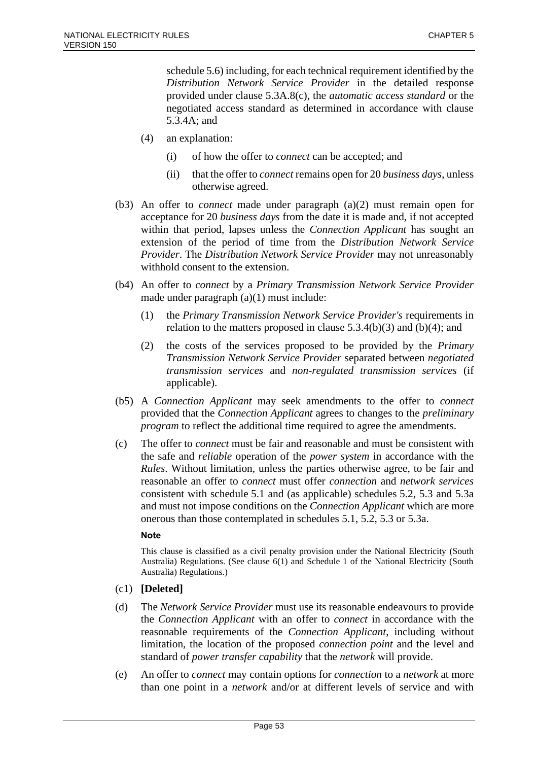schedule 5.6) including, for each technical requirement identified by the *Distribution Network Service Provider* in the detailed response provided under clause 5.3A.8(c), the *automatic access standard* or the negotiated access standard as determined in accordance with clause 5.3.4A; and

(4) an explanation:

(i) of how the offer to *connect* can be accepted; and

(ii) that the offer to *connect* remains open for 20 *business days*, unless otherwise agreed.

(b3) An offer to *connect* made under paragraph (a)(2) must remain open for acceptance for 20 *business days* from the date it is made and, if not accepted within that period, lapses unless the *Connection Applicant* has sought an extension of the period of time from the *Distribution Network Service Provider*. The *Distribution Network Service Provider* may not unreasonably withhold consent to the extension.

(b4) An offer to *connect* by a *Primary Transmission Network Service Provider* made under paragraph (a)(1) must include:

(1) the *Primary Transmission Network Service Provider's* requirements in relation to the matters proposed in clause 5.3.4(b)(3) and (b)(4); and

(2) the costs of the services proposed to be provided by the *Primary Transmission Network Service Provider* separated between *negotiated transmission services* and *non-regulated transmission services* (if applicable).

(b5) A *Connection Applicant* may seek amendments to the offer to *connect* provided that the *Connection Applicant* agrees to changes to the *preliminary program* to reflect the additional time required to agree the amendments.

(c) The offer to *connect* must be fair and reasonable and must be consistent with the safe and *reliable* operation of the *power system* in accordance with the *Rules*. Without limitation, unless the parties otherwise agree, to be fair and reasonable an offer to *connect* must offer *connection* and *network services* consistent with schedule 5.1 and (as applicable) schedules 5.2, 5.3 and 5.3a and must not impose conditions on the *Connection Applicant* which are more onerous than those contemplated in schedules 5.1, 5.2, 5.3 or 5.3a.

**Note**

This clause is classified as a civil penalty provision under the National Electricity (South Australia) Regulations. (See clause 6(1) and Schedule 1 of the National Electricity (South Australia) Regulations.)

(c1) **[Deleted]**

(d) The *Network Service Provider* must use its reasonable endeavours to provide the *Connection Applicant* with an offer to *connect* in accordance with the reasonable requirements of the *Connection Applicant*, including without limitation, the location of the proposed *connection point* and the level and standard of *power transfer capability* that the *network* will provide.

(e) An offer to *connect* may contain options for *connection* to a *network* at more than one point in a *network* and/or at different levels of service and with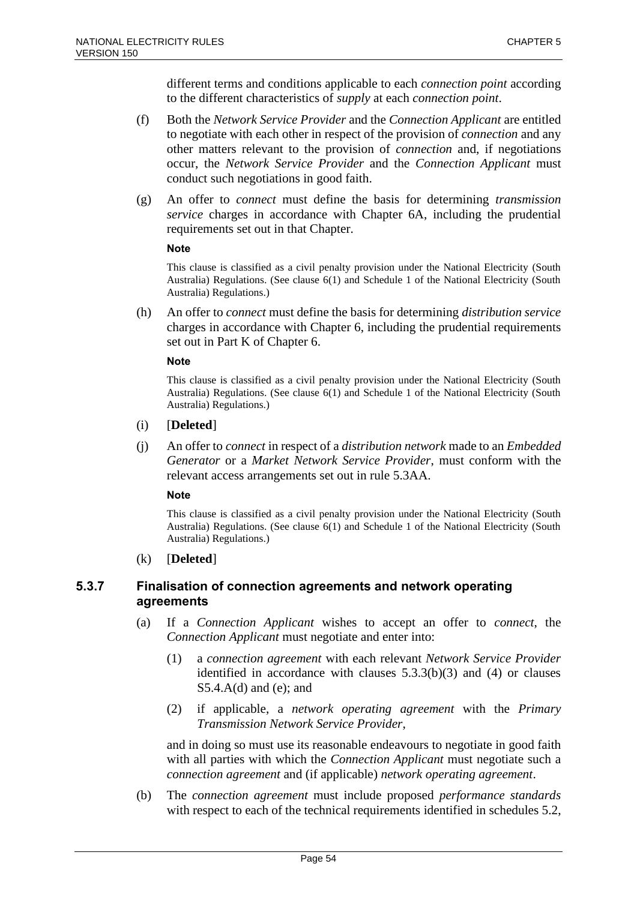different terms and conditions applicable to each *connection point* according to the different characteristics of *supply* at each *connection point*.

(f) Both the *Network Service Provider* and the *Connection Applicant* are entitled to negotiate with each other in respect of the provision of *connection* and any other matters relevant to the provision of *connection* and, if negotiations occur, the *Network Service Provider* and the *Connection Applicant* must conduct such negotiations in good faith.

(g) An offer to *connect* must define the basis for determining *transmission service* charges in accordance with Chapter 6A, including the prudential requirements set out in that Chapter.

**Note**

This clause is classified as a civil penalty provision under the National Electricity (South Australia) Regulations. (See clause 6(1) and Schedule 1 of the National Electricity (South Australia) Regulations.)

(h) An offer to *connect* must define the basis for determining *distribution service* charges in accordance with Chapter 6, including the prudential requirements set out in Part K of Chapter 6.

**Note**

This clause is classified as a civil penalty provision under the National Electricity (South Australia) Regulations. (See clause 6(1) and Schedule 1 of the National Electricity (South Australia) Regulations.)

(i) [**Deleted**]

(j) An offer to *connect* in respect of a *distribution network* made to an *Embedded Generator* or a *Market Network Service Provider*, must conform with the relevant access arrangements set out in rule 5.3AA.

**Note**

This clause is classified as a civil penalty provision under the National Electricity (South Australia) Regulations. (See clause 6(1) and Schedule 1 of the National Electricity (South Australia) Regulations.)

(k) [**Deleted**]

### 5.3.7 Finalisation of connection agreements and network operating agreements

(a) If a *Connection Applicant* wishes to accept an offer to *connect*, the *Connection Applicant* must negotiate and enter into:

(1) a *connection agreement* with each relevant *Network Service Provider* identified in accordance with clauses 5.3.3(b)(3) and (4) or clauses S5.4.A(d) and (e); and

(2) if applicable, a *network operating agreement* with the *Primary Transmission Network Service Provider*,

and in doing so must use its reasonable endeavours to negotiate in good faith with all parties with which the *Connection Applicant* must negotiate such a *connection agreement* and (if applicable) *network operating agreement*.

(b) The *connection agreement* must include proposed *performance standards* with respect to each of the technical requirements identified in schedules 5.2,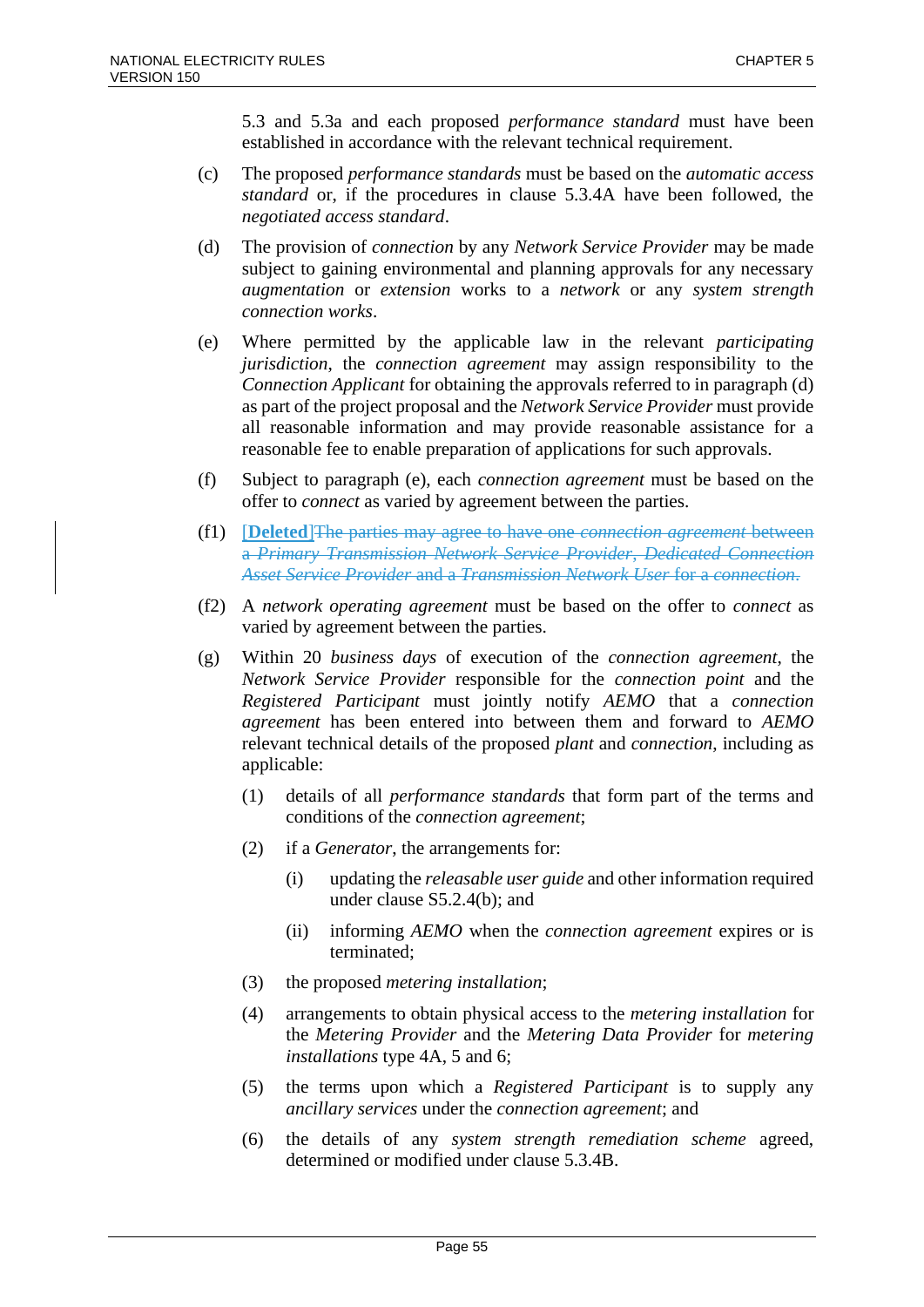5.3 and 5.3a and each proposed *performance standard* must have been established in accordance with the relevant technical requirement.

(c) The proposed *performance standards* must be based on the *automatic access standard* or, if the procedures in clause 5.3.4A have been followed, the *negotiated access standard*.

(d) The provision of *connection* by any *Network Service Provider* may be made subject to gaining environmental and planning approvals for any necessary *augmentation* or *extension* works to a *network* or any *system strength connection works*.

(e) Where permitted by the applicable law in the relevant *participating jurisdiction*, the *connection agreement* may assign responsibility to the *Connection Applicant* for obtaining the approvals referred to in paragraph (d) as part of the project proposal and the *Network Service Provider* must provide all reasonable information and may provide reasonable assistance for a reasonable fee to enable preparation of applications for such approvals.

(f) Subject to paragraph (e), each *connection agreement* must be based on the offer to *connect* as varied by agreement between the parties.

(f1) **[Deleted]**~~The parties may agree to have one *connection agreement* between a *Primary Transmission Network Service Provider*, *Dedicated Connection Asset Service Provider* and a *Transmission Network User* for a *connection*.~~

(f2) A *network operating agreement* must be based on the offer to *connect* as varied by agreement between the parties.

(g) Within 20 *business days* of execution of the *connection agreement*, the *Network Service Provider* responsible for the *connection point* and the *Registered Participant* must jointly notify *AEMO* that a *connection agreement* has been entered into between them and forward to *AEMO* relevant technical details of the proposed *plant* and *connection*, including as applicable:

  (1) details of all *performance standards* that form part of the terms and conditions of the *connection agreement*;

  (2) if a *Generator*, the arrangements for:

    (i) updating the *releasable user guide* and other information required under clause S5.2.4(b); and

    (ii) informing *AEMO* when the *connection agreement* expires or is terminated;

  (3) the proposed *metering installation*;

  (4) arrangements to obtain physical access to the *metering installation* for the *Metering Provider* and the *Metering Data Provider* for *metering installations* type 4A, 5 and 6;

  (5) the terms upon which a *Registered Participant* is to supply any *ancillary services* under the *connection agreement*; and

  (6) the details of any *system strength remediation scheme* agreed, determined or modified under clause 5.3.4B.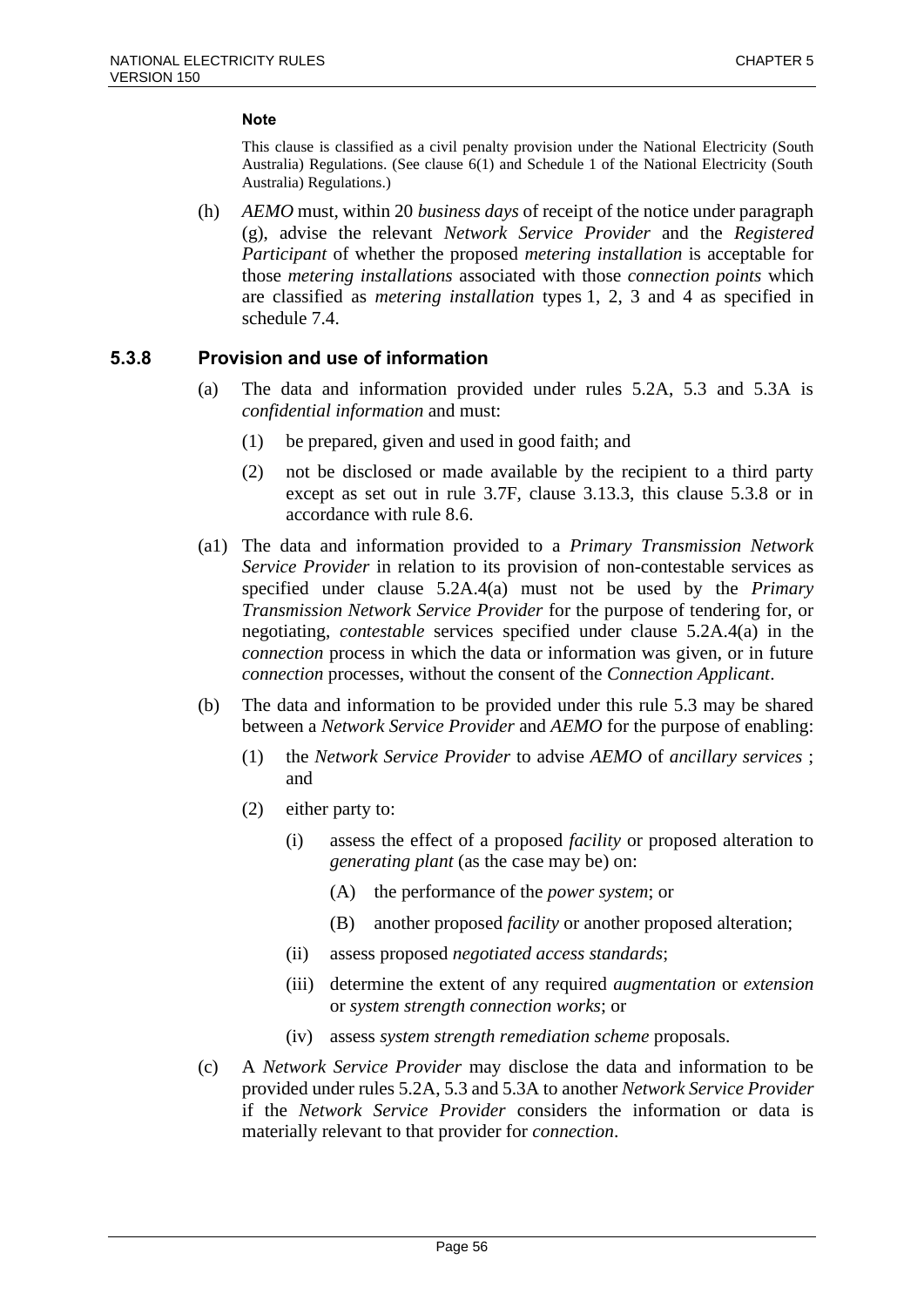**Note**

This clause is classified as a civil penalty provision under the National Electricity (South Australia) Regulations. (See clause 6(1) and Schedule 1 of the National Electricity (South Australia) Regulations.)

(h) *AEMO* must, within 20 *business days* of receipt of the notice under paragraph (g), advise the relevant *Network Service Provider* and the *Registered Participant* of whether the proposed *metering installation* is acceptable for those *metering installations* associated with those *connection points* which are classified as *metering installation* types 1, 2, 3 and 4 as specified in schedule 7.4.

### 5.3.8 Provision and use of information

(a) The data and information provided under rules 5.2A, 5.3 and 5.3A is *confidential information* and must:

  (1) be prepared, given and used in good faith; and

  (2) not be disclosed or made available by the recipient to a third party except as set out in rule 3.7F, clause 3.13.3, this clause 5.3.8 or in accordance with rule 8.6.

(a1) The data and information provided to a *Primary Transmission Network Service Provider* in relation to its provision of non-contestable services as specified under clause 5.2A.4(a) must not be used by the *Primary Transmission Network Service Provider* for the purpose of tendering for, or negotiating, *contestable* services specified under clause 5.2A.4(a) in the *connection* process in which the data or information was given, or in future *connection* processes, without the consent of the *Connection Applicant*.

(b) The data and information to be provided under this rule 5.3 may be shared between a *Network Service Provider* and *AEMO* for the purpose of enabling:

  (1) the *Network Service Provider* to advise *AEMO* of *ancillary services* ; and

  (2) either party to:

    (i) assess the effect of a proposed *facility* or proposed alteration to *generating plant* (as the case may be) on:

      (A) the performance of the *power system*; or

      (B) another proposed *facility* or another proposed alteration;

    (ii) assess proposed *negotiated access standards*;

    (iii) determine the extent of any required *augmentation* or *extension* or *system strength connection works*; or

    (iv) assess *system strength remediation scheme* proposals.

(c) A *Network Service Provider* may disclose the data and information to be provided under rules 5.2A, 5.3 and 5.3A to another *Network Service Provider* if the *Network Service Provider* considers the information or data is materially relevant to that provider for *connection*.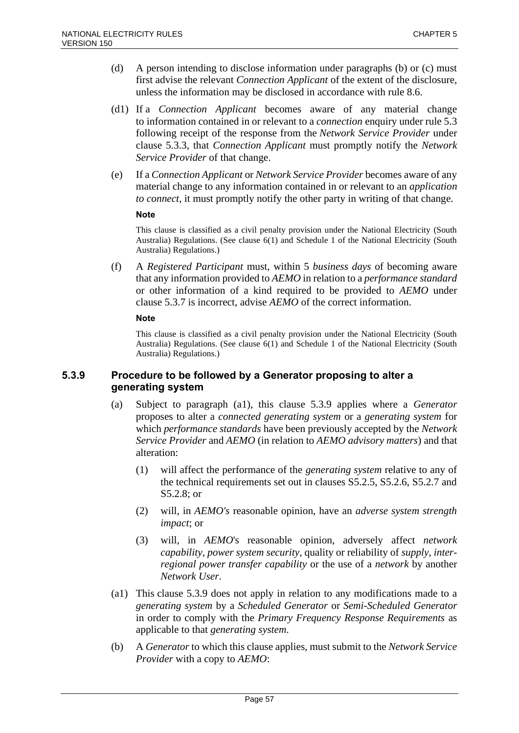(d) A person intending to disclose information under paragraphs (b) or (c) must first advise the relevant *Connection Applicant* of the extent of the disclosure, unless the information may be disclosed in accordance with rule 8.6.

(d1) If a *Connection Applicant* becomes aware of any material change to information contained in or relevant to a *connection* enquiry under rule 5.3 following receipt of the response from the *Network Service Provider* under clause 5.3.3, that *Connection Applicant* must promptly notify the *Network Service Provider* of that change.

(e) If a *Connection Applicant* or *Network Service Provider* becomes aware of any material change to any information contained in or relevant to an *application to connect*, it must promptly notify the other party in writing of that change.

**Note**

This clause is classified as a civil penalty provision under the National Electricity (South Australia) Regulations. (See clause 6(1) and Schedule 1 of the National Electricity (South Australia) Regulations.)

(f) A *Registered Participant* must, within 5 *business days* of becoming aware that any information provided to *AEMO* in relation to a *performance standard* or other information of a kind required to be provided to *AEMO* under clause 5.3.7 is incorrect, advise *AEMO* of the correct information.

**Note**

This clause is classified as a civil penalty provision under the National Electricity (South Australia) Regulations. (See clause 6(1) and Schedule 1 of the National Electricity (South Australia) Regulations.)

### 5.3.9 Procedure to be followed by a Generator proposing to alter a generating system

(a) Subject to paragraph (a1), this clause 5.3.9 applies where a *Generator* proposes to alter a *connected generating system* or a *generating system* for which *performance standards* have been previously accepted by the *Network Service Provider* and *AEMO* (in relation to *AEMO advisory matters*) and that alteration:

  (1) will affect the performance of the *generating system* relative to any of the technical requirements set out in clauses S5.2.5, S5.2.6, S5.2.7 and S5.2.8; or

  (2) will, in *AEMO's* reasonable opinion, have an *adverse system strength impact*; or

  (3) will, in *AEMO*'s reasonable opinion, adversely affect *network capability*, *power system security*, quality or reliability of *supply*, *inter-regional power transfer capability* or the use of a *network* by another *Network User*.

(a1) This clause 5.3.9 does not apply in relation to any modifications made to a *generating system* by a *Scheduled Generator* or *Semi-Scheduled Generator* in order to comply with the *Primary Frequency Response Requirements* as applicable to that *generating system*.

(b) A *Generator* to which this clause applies, must submit to the *Network Service Provider* with a copy to *AEMO*: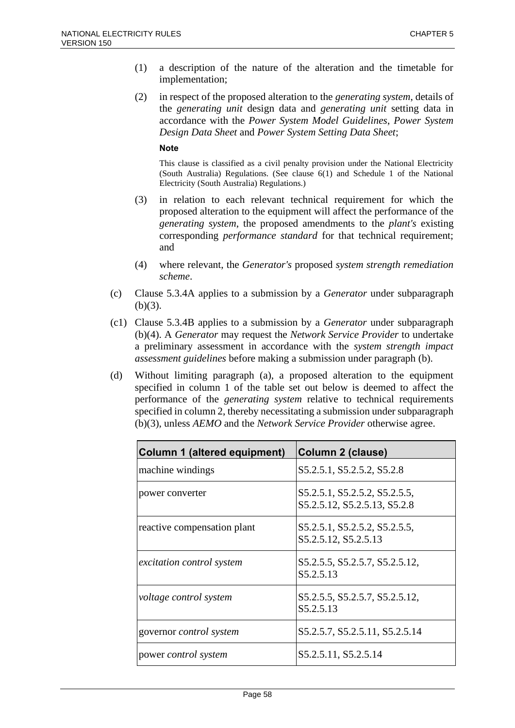(1) a description of the nature of the alteration and the timetable for implementation;

(2) in respect of the proposed alteration to the *generating system*, details of the *generating unit* design data and *generating unit* setting data in accordance with the *Power System Model Guidelines*, *Power System Design Data Sheet* and *Power System Setting Data Sheet*;

**Note**

This clause is classified as a civil penalty provision under the National Electricity (South Australia) Regulations. (See clause 6(1) and Schedule 1 of the National Electricity (South Australia) Regulations.)

(3) in relation to each relevant technical requirement for which the proposed alteration to the equipment will affect the performance of the *generating system*, the proposed amendments to the *plant's* existing corresponding *performance standard* for that technical requirement; and

(4) where relevant, the *Generator's* proposed *system strength remediation scheme*.

(c) Clause 5.3.4A applies to a submission by a *Generator* under subparagraph (b)(3).

(c1) Clause 5.3.4B applies to a submission by a *Generator* under subparagraph (b)(4). A *Generator* may request the *Network Service Provider* to undertake a preliminary assessment in accordance with the *system strength impact assessment guidelines* before making a submission under paragraph (b).

(d) Without limiting paragraph (a), a proposed alteration to the equipment specified in column 1 of the table set out below is deemed to affect the performance of the *generating system* relative to technical requirements specified in column 2, thereby necessitating a submission under subparagraph (b)(3), unless *AEMO* and the *Network Service Provider* otherwise agree.

| Column 1 (altered equipment) | Column 2 (clause) |
|---|---|
| machine windings | S5.2.5.1, S5.2.5.2, S5.2.8 |
| power converter | S5.2.5.1, S5.2.5.2, S5.2.5.5, S5.2.5.12, S5.2.5.13, S5.2.8 |
| reactive compensation plant | S5.2.5.1, S5.2.5.2, S5.2.5.5, S5.2.5.12, S5.2.5.13 |
| *excitation control system* | S5.2.5.5, S5.2.5.7, S5.2.5.12, S5.2.5.13 |
| *voltage control system* | S5.2.5.5, S5.2.5.7, S5.2.5.12, S5.2.5.13 |
| governor *control system* | S5.2.5.7, S5.2.5.11, S5.2.5.14 |
| power *control system* | S5.2.5.11, S5.2.5.14 |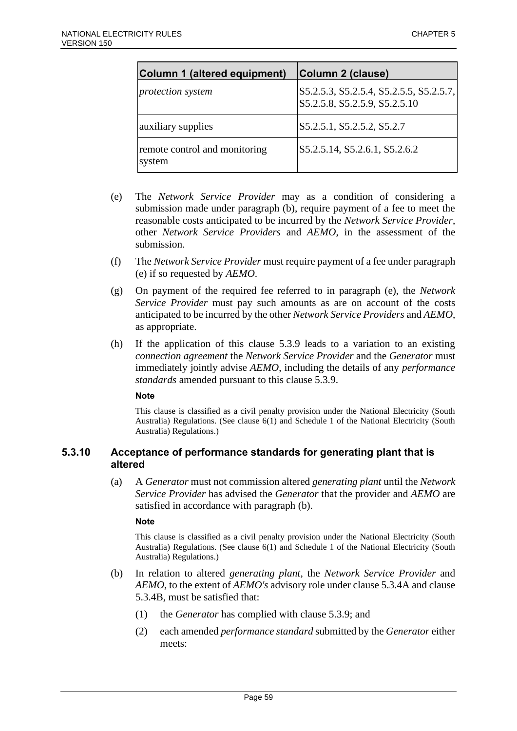| Column 1 (altered equipment) | Column 2 (clause) |
|---|---|
| *protection system* | S5.2.5.3, S5.2.5.4, S5.2.5.5, S5.2.5.7, S5.2.5.8, S5.2.5.9, S5.2.5.10 |
| auxiliary supplies | S5.2.5.1, S5.2.5.2, S5.2.7 |
| remote control and monitoring system | S5.2.5.14, S5.2.6.1, S5.2.6.2 |

(e) The *Network Service Provider* may as a condition of considering a submission made under paragraph (b), require payment of a fee to meet the reasonable costs anticipated to be incurred by the *Network Service Provider*, other *Network Service Providers* and *AEMO*, in the assessment of the submission.

(f) The *Network Service Provider* must require payment of a fee under paragraph (e) if so requested by *AEMO*.

(g) On payment of the required fee referred to in paragraph (e), the *Network Service Provider* must pay such amounts as are on account of the costs anticipated to be incurred by the other *Network Service Providers* and *AEMO*, as appropriate.

(h) If the application of this clause 5.3.9 leads to a variation to an existing *connection agreement* the *Network Service Provider* and the *Generator* must immediately jointly advise *AEMO*, including the details of any *performance standards* amended pursuant to this clause 5.3.9.

**Note**

This clause is classified as a civil penalty provision under the National Electricity (South Australia) Regulations. (See clause 6(1) and Schedule 1 of the National Electricity (South Australia) Regulations.)

### 5.3.10 Acceptance of performance standards for generating plant that is altered

(a) A *Generator* must not commission altered *generating plant* until the *Network Service Provider* has advised the *Generator* that the provider and *AEMO* are satisfied in accordance with paragraph (b).

**Note**

This clause is classified as a civil penalty provision under the National Electricity (South Australia) Regulations. (See clause 6(1) and Schedule 1 of the National Electricity (South Australia) Regulations.)

(b) In relation to altered *generating plant*, the *Network Service Provider* and *AEMO*, to the extent of *AEMO's* advisory role under clause 5.3.4A and clause 5.3.4B, must be satisfied that:

(1) the *Generator* has complied with clause 5.3.9; and

(2) each amended *performance standard* submitted by the *Generator* either meets: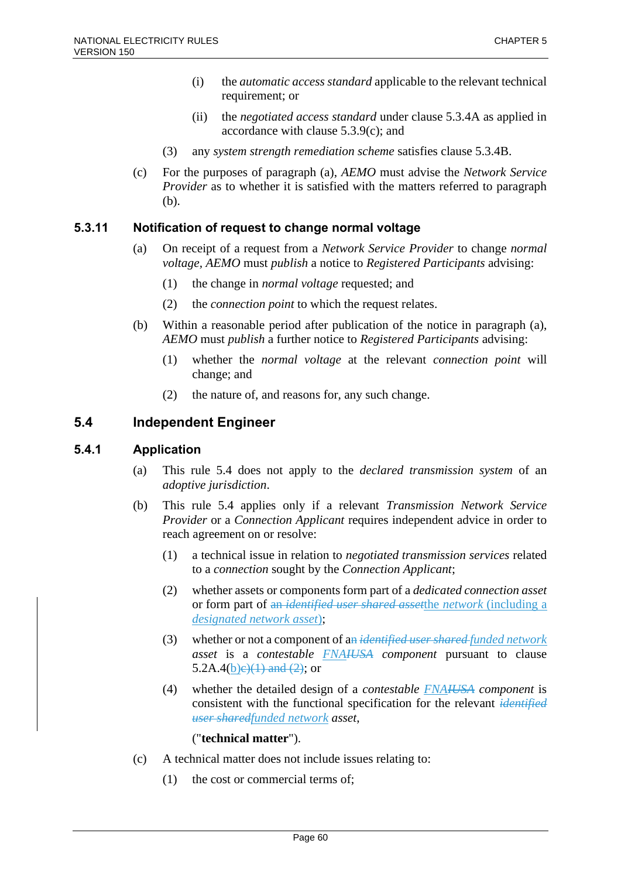(i) the *automatic access standard* applicable to the relevant technical requirement; or

(ii) the *negotiated access standard* under clause 5.3.4A as applied in accordance with clause 5.3.9(c); and

(3) any *system strength remediation scheme* satisfies clause 5.3.4B.

(c) For the purposes of paragraph (a), *AEMO* must advise the *Network Service Provider* as to whether it is satisfied with the matters referred to paragraph (b).

### 5.3.11 Notification of request to change normal voltage

(a) On receipt of a request from a *Network Service Provider* to change *normal voltage*, *AEMO* must *publish* a notice to *Registered Participants* advising:

(1) the change in *normal voltage* requested; and

(2) the *connection point* to which the request relates.

(b) Within a reasonable period after publication of the notice in paragraph (a), *AEMO* must *publish* a further notice to *Registered Participants* advising:

(1) whether the *normal voltage* at the relevant *connection point* will change; and

(2) the nature of, and reasons for, any such change.

## 5.4 Independent Engineer

### 5.4.1 Application

(a) This rule 5.4 does not apply to the *declared transmission system* of an *adoptive jurisdiction*.

(b) This rule 5.4 applies only if a relevant *Transmission Network Service Provider* or a *Connection Applicant* requires independent advice in order to reach agreement on or resolve:

(1) a technical issue in relation to *negotiated transmission services* related to a *connection* sought by the *Connection Applicant*;

(2) whether assets or components form part of a *dedicated connection asset* or form part of ~~an *identified user shared asset*~~the *network* (including a *designated network asset*);

(3) whether or not a component of a~~n~~ ~~*identified user shared*~~ *funded network asset* is a *contestable* *FNA*~~*IUSA*~~ *component* pursuant to clause 5.2A.4(b)~~c)(1) and (2)~~; or

(4) whether the detailed design of a *contestable* *FNA*~~*IUSA*~~ *component* is consistent with the functional specification for the relevant ~~*identified user shared*~~*funded network* *asset*,

("**technical matter**").

(c) A technical matter does not include issues relating to:

(1) the cost or commercial terms of;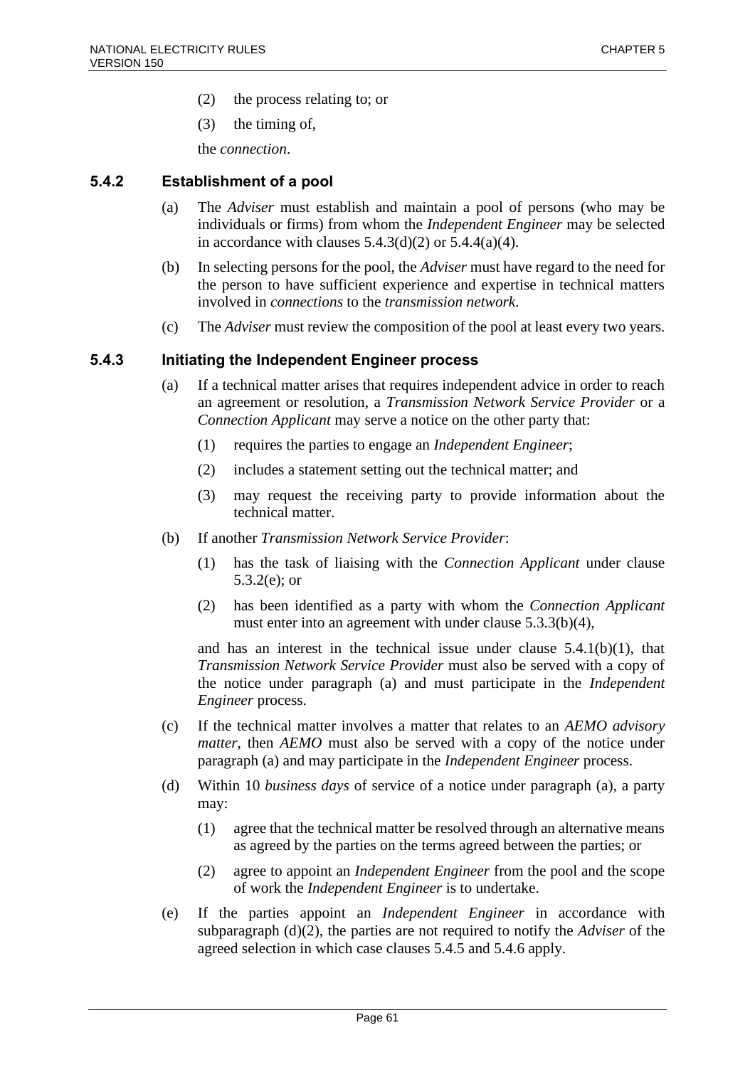(2) the process relating to; or

(3) the timing of,

the *connection*.

### 5.4.2 Establishment of a pool

(a) The *Adviser* must establish and maintain a pool of persons (who may be individuals or firms) from whom the *Independent Engineer* may be selected in accordance with clauses 5.4.3(d)(2) or 5.4.4(a)(4).

(b) In selecting persons for the pool, the *Adviser* must have regard to the need for the person to have sufficient experience and expertise in technical matters involved in *connections* to the *transmission network*.

(c) The *Adviser* must review the composition of the pool at least every two years.

### 5.4.3 Initiating the Independent Engineer process

(a) If a technical matter arises that requires independent advice in order to reach an agreement or resolution, a *Transmission Network Service Provider* or a *Connection Applicant* may serve a notice on the other party that:

(1) requires the parties to engage an *Independent Engineer*;

(2) includes a statement setting out the technical matter; and

(3) may request the receiving party to provide information about the technical matter.

(b) If another *Transmission Network Service Provider*:

(1) has the task of liaising with the *Connection Applicant* under clause 5.3.2(e); or

(2) has been identified as a party with whom the *Connection Applicant* must enter into an agreement with under clause 5.3.3(b)(4),

and has an interest in the technical issue under clause 5.4.1(b)(1), that *Transmission Network Service Provider* must also be served with a copy of the notice under paragraph (a) and must participate in the *Independent Engineer* process.

(c) If the technical matter involves a matter that relates to an *AEMO advisory matter*, then *AEMO* must also be served with a copy of the notice under paragraph (a) and may participate in the *Independent Engineer* process.

(d) Within 10 *business days* of service of a notice under paragraph (a), a party may:

(1) agree that the technical matter be resolved through an alternative means as agreed by the parties on the terms agreed between the parties; or

(2) agree to appoint an *Independent Engineer* from the pool and the scope of work the *Independent Engineer* is to undertake.

(e) If the parties appoint an *Independent Engineer* in accordance with subparagraph (d)(2), the parties are not required to notify the *Adviser* of the agreed selection in which case clauses 5.4.5 and 5.4.6 apply.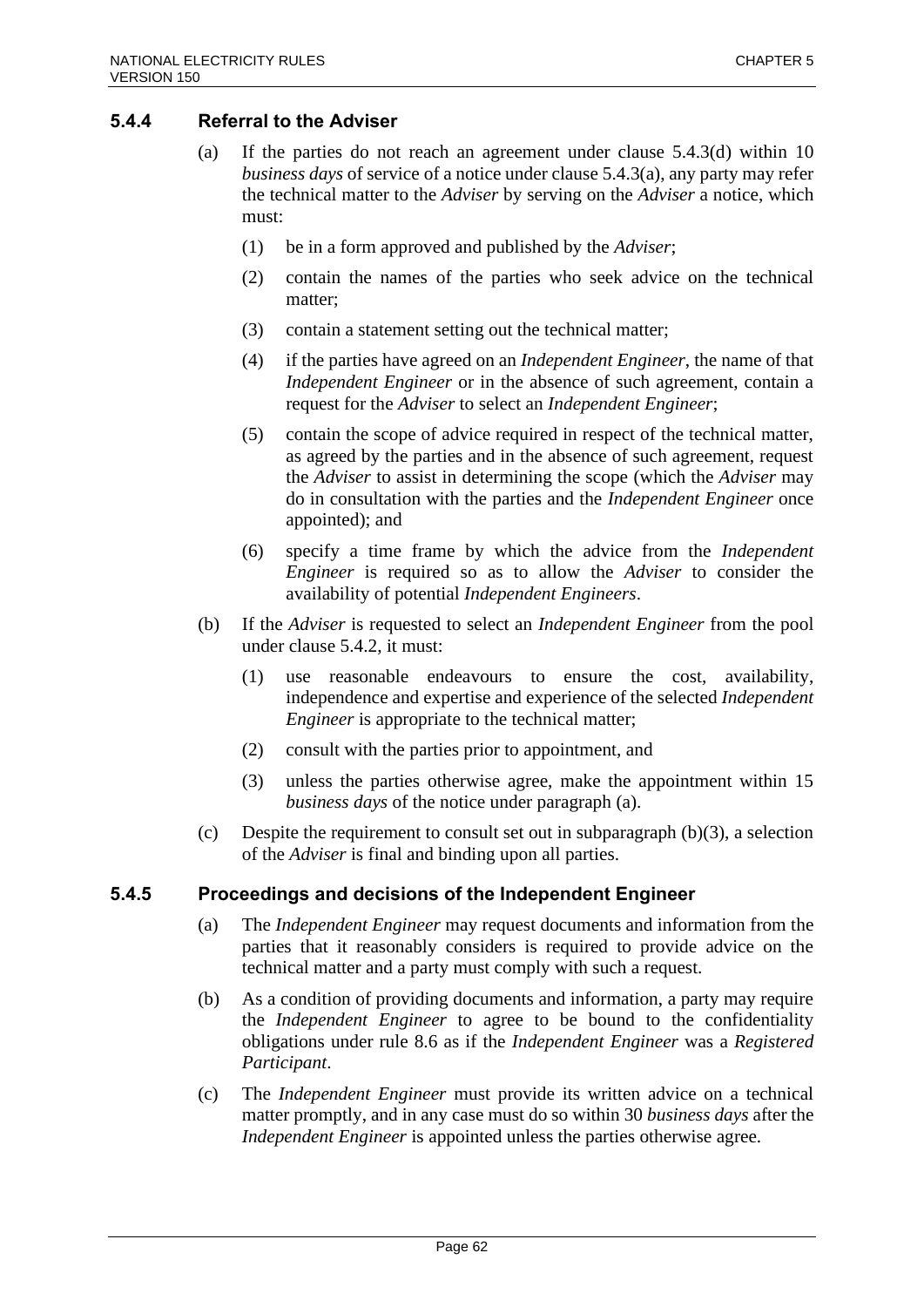### 5.4.4 Referral to the Adviser

(a) If the parties do not reach an agreement under clause 5.4.3(d) within 10 *business days* of service of a notice under clause 5.4.3(a), any party may refer the technical matter to the *Adviser* by serving on the *Adviser* a notice, which must:

(1) be in a form approved and published by the *Adviser*;

(2) contain the names of the parties who seek advice on the technical matter;

(3) contain a statement setting out the technical matter;

(4) if the parties have agreed on an *Independent Engineer*, the name of that *Independent Engineer* or in the absence of such agreement, contain a request for the *Adviser* to select an *Independent Engineer*;

(5) contain the scope of advice required in respect of the technical matter, as agreed by the parties and in the absence of such agreement, request the *Adviser* to assist in determining the scope (which the *Adviser* may do in consultation with the parties and the *Independent Engineer* once appointed); and

(6) specify a time frame by which the advice from the *Independent Engineer* is required so as to allow the *Adviser* to consider the availability of potential *Independent Engineers*.

(b) If the *Adviser* is requested to select an *Independent Engineer* from the pool under clause 5.4.2, it must:

(1) use reasonable endeavours to ensure the cost, availability, independence and expertise and experience of the selected *Independent Engineer* is appropriate to the technical matter;

(2) consult with the parties prior to appointment, and

(3) unless the parties otherwise agree, make the appointment within 15 *business days* of the notice under paragraph (a).

(c) Despite the requirement to consult set out in subparagraph (b)(3), a selection of the *Adviser* is final and binding upon all parties.

### 5.4.5 Proceedings and decisions of the Independent Engineer

(a) The *Independent Engineer* may request documents and information from the parties that it reasonably considers is required to provide advice on the technical matter and a party must comply with such a request.

(b) As a condition of providing documents and information, a party may require the *Independent Engineer* to agree to be bound to the confidentiality obligations under rule 8.6 as if the *Independent Engineer* was a *Registered Participant*.

(c) The *Independent Engineer* must provide its written advice on a technical matter promptly, and in any case must do so within 30 *business days* after the *Independent Engineer* is appointed unless the parties otherwise agree.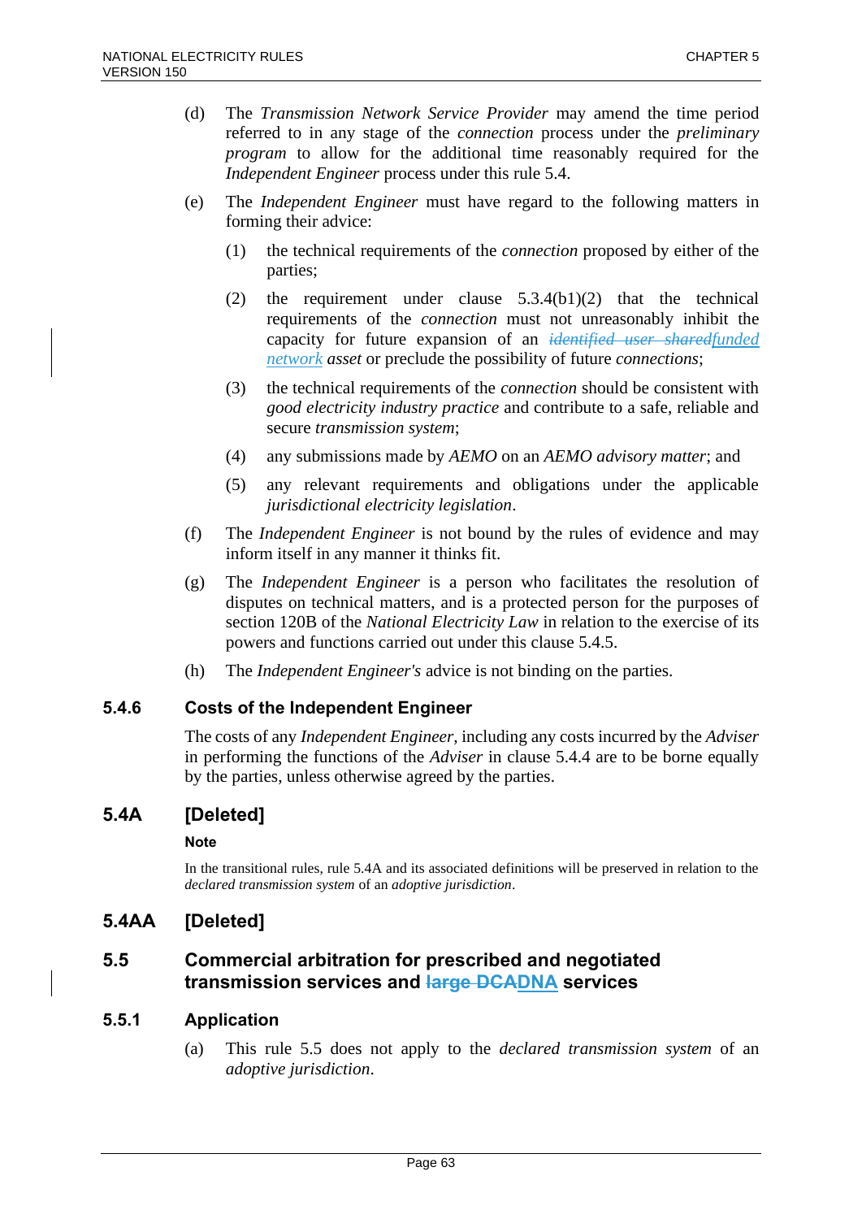(d) The *Transmission Network Service Provider* may amend the time period referred to in any stage of the *connection* process under the *preliminary program* to allow for the additional time reasonably required for the *Independent Engineer* process under this rule 5.4.

(e) The *Independent Engineer* must have regard to the following matters in forming their advice:

(1) the technical requirements of the *connection* proposed by either of the parties;

(2) the requirement under clause 5.3.4(b1)(2) that the technical requirements of the *connection* must not unreasonably inhibit the capacity for future expansion of an ~~*identified user shared*~~*funded network asset* or preclude the possibility of future *connections*;

(3) the technical requirements of the *connection* should be consistent with *good electricity industry practice* and contribute to a safe, reliable and secure *transmission system*;

(4) any submissions made by *AEMO* on an *AEMO advisory matter*; and

(5) any relevant requirements and obligations under the applicable *jurisdictional electricity legislation*.

(f) The *Independent Engineer* is not bound by the rules of evidence and may inform itself in any manner it thinks fit.

(g) The *Independent Engineer* is a person who facilitates the resolution of disputes on technical matters, and is a protected person for the purposes of section 120B of the *National Electricity Law* in relation to the exercise of its powers and functions carried out under this clause 5.4.5.

(h) The *Independent Engineer's* advice is not binding on the parties.

### 5.4.6 Costs of the Independent Engineer

The costs of any *Independent Engineer*, including any costs incurred by the *Adviser* in performing the functions of the *Adviser* in clause 5.4.4 are to be borne equally by the parties, unless otherwise agreed by the parties.

## 5.4A [Deleted]

**Note**

In the transitional rules, rule 5.4A and its associated definitions will be preserved in relation to the *declared transmission system* of an *adoptive jurisdiction*.

## 5.4AA [Deleted]

## 5.5 Commercial arbitration for prescribed and negotiated transmission services and ~~large DCA~~DNA services

### 5.5.1 Application

(a) This rule 5.5 does not apply to the *declared transmission system* of an *adoptive jurisdiction*.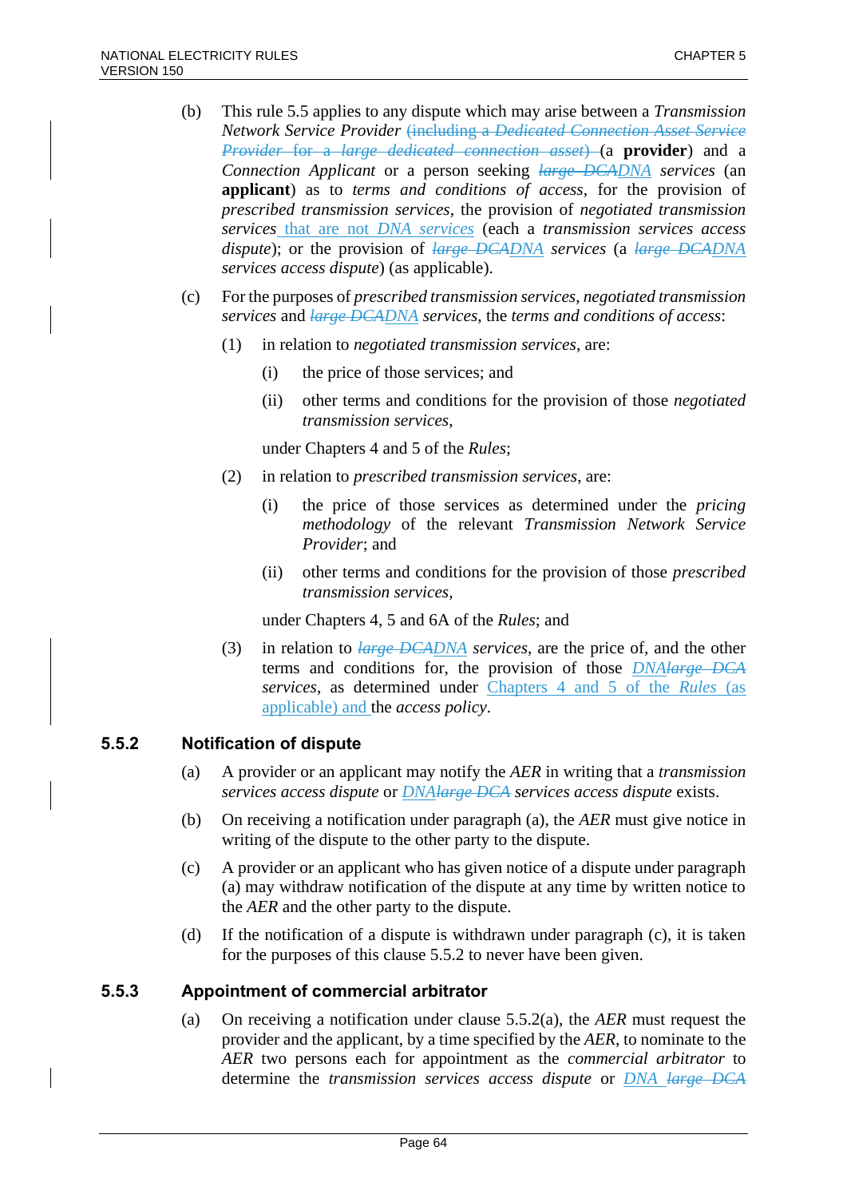(b) This rule 5.5 applies to any dispute which may arise between a *Transmission Network Service Provider* ~~(including a *Dedicated Connection Asset Service Provider* for a *large dedicated connection asset*)~~ (a **provider**) and a *Connection Applicant* or a person seeking ~~*large DCA*~~*DNA* *services* (an **applicant**) as to *terms and conditions of access*, for the provision of *prescribed transmission services*, the provision of *negotiated transmission services* that are not *DNA services* (each a *transmission services access dispute*); or the provision of ~~*large DCA*~~*DNA* *services* (a ~~*large DCA*~~*DNA* *services access dispute*) (as applicable).

(c) For the purposes of *prescribed transmission services*, *negotiated transmission services* and ~~*large DCA*~~*DNA* *services*, the *terms and conditions of access*:

 (1) in relation to *negotiated transmission services*, are:

  (i) the price of those services; and

  (ii) other terms and conditions for the provision of those *negotiated transmission services*,

 under Chapters 4 and 5 of the *Rules*;

 (2) in relation to *prescribed transmission services*, are:

  (i) the price of those services as determined under the *pricing methodology* of the relevant *Transmission Network Service Provider*; and

  (ii) other terms and conditions for the provision of those *prescribed transmission services*,

 under Chapters 4, 5 and 6A of the *Rules*; and

 (3) in relation to ~~*large DCA*~~*DNA* *services*, are the price of, and the other terms and conditions for, the provision of those *DNA*~~*large DCA*~~ *services*, as determined under Chapters 4 and 5 of the *Rules* (as applicable) and the *access policy*.

### 5.5.2 Notification of dispute

(a) A provider or an applicant may notify the *AER* in writing that a *transmission services access dispute* or *DNA*~~*large DCA*~~ *services access dispute* exists.

(b) On receiving a notification under paragraph (a), the *AER* must give notice in writing of the dispute to the other party to the dispute.

(c) A provider or an applicant who has given notice of a dispute under paragraph (a) may withdraw notification of the dispute at any time by written notice to the *AER* and the other party to the dispute.

(d) If the notification of a dispute is withdrawn under paragraph (c), it is taken for the purposes of this clause 5.5.2 to never have been given.

### 5.5.3 Appointment of commercial arbitrator

(a) On receiving a notification under clause 5.5.2(a), the *AER* must request the provider and the applicant, by a time specified by the *AER*, to nominate to the *AER* two persons each for appointment as the *commercial arbitrator* to determine the *transmission services access dispute* or *DNA* ~~*large DCA*~~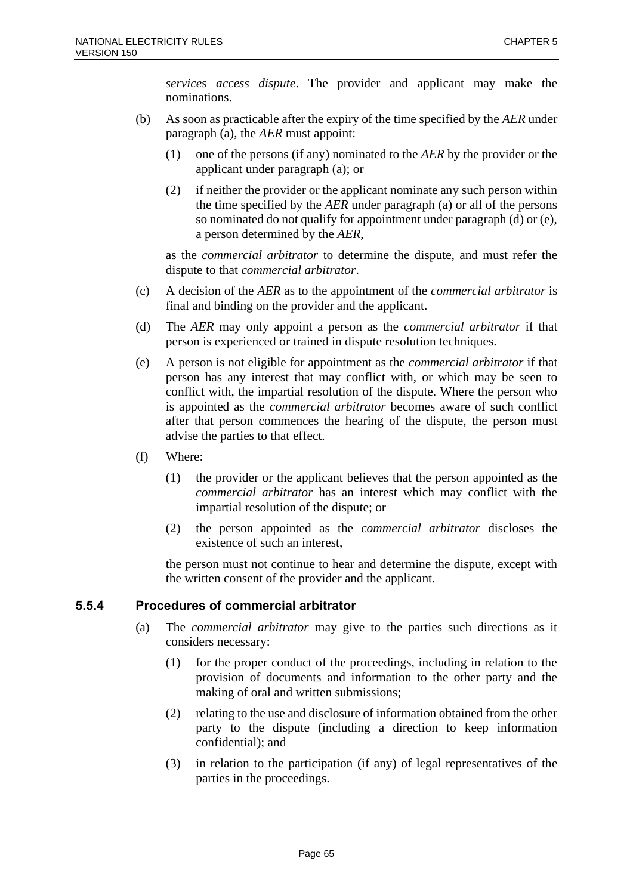*services access dispute*. The provider and applicant may make the nominations.

(b) As soon as practicable after the expiry of the time specified by the *AER* under paragraph (a), the *AER* must appoint:

(1) one of the persons (if any) nominated to the *AER* by the provider or the applicant under paragraph (a); or

(2) if neither the provider or the applicant nominate any such person within the time specified by the *AER* under paragraph (a) or all of the persons so nominated do not qualify for appointment under paragraph (d) or (e), a person determined by the *AER*,

as the *commercial arbitrator* to determine the dispute, and must refer the dispute to that *commercial arbitrator*.

(c) A decision of the *AER* as to the appointment of the *commercial arbitrator* is final and binding on the provider and the applicant.

(d) The *AER* may only appoint a person as the *commercial arbitrator* if that person is experienced or trained in dispute resolution techniques.

(e) A person is not eligible for appointment as the *commercial arbitrator* if that person has any interest that may conflict with, or which may be seen to conflict with, the impartial resolution of the dispute. Where the person who is appointed as the *commercial arbitrator* becomes aware of such conflict after that person commences the hearing of the dispute, the person must advise the parties to that effect.

(f) Where:

(1) the provider or the applicant believes that the person appointed as the *commercial arbitrator* has an interest which may conflict with the impartial resolution of the dispute; or

(2) the person appointed as the *commercial arbitrator* discloses the existence of such an interest,

the person must not continue to hear and determine the dispute, except with the written consent of the provider and the applicant.

### 5.5.4 Procedures of commercial arbitrator

(a) The *commercial arbitrator* may give to the parties such directions as it considers necessary:

(1) for the proper conduct of the proceedings, including in relation to the provision of documents and information to the other party and the making of oral and written submissions;

(2) relating to the use and disclosure of information obtained from the other party to the dispute (including a direction to keep information confidential); and

(3) in relation to the participation (if any) of legal representatives of the parties in the proceedings.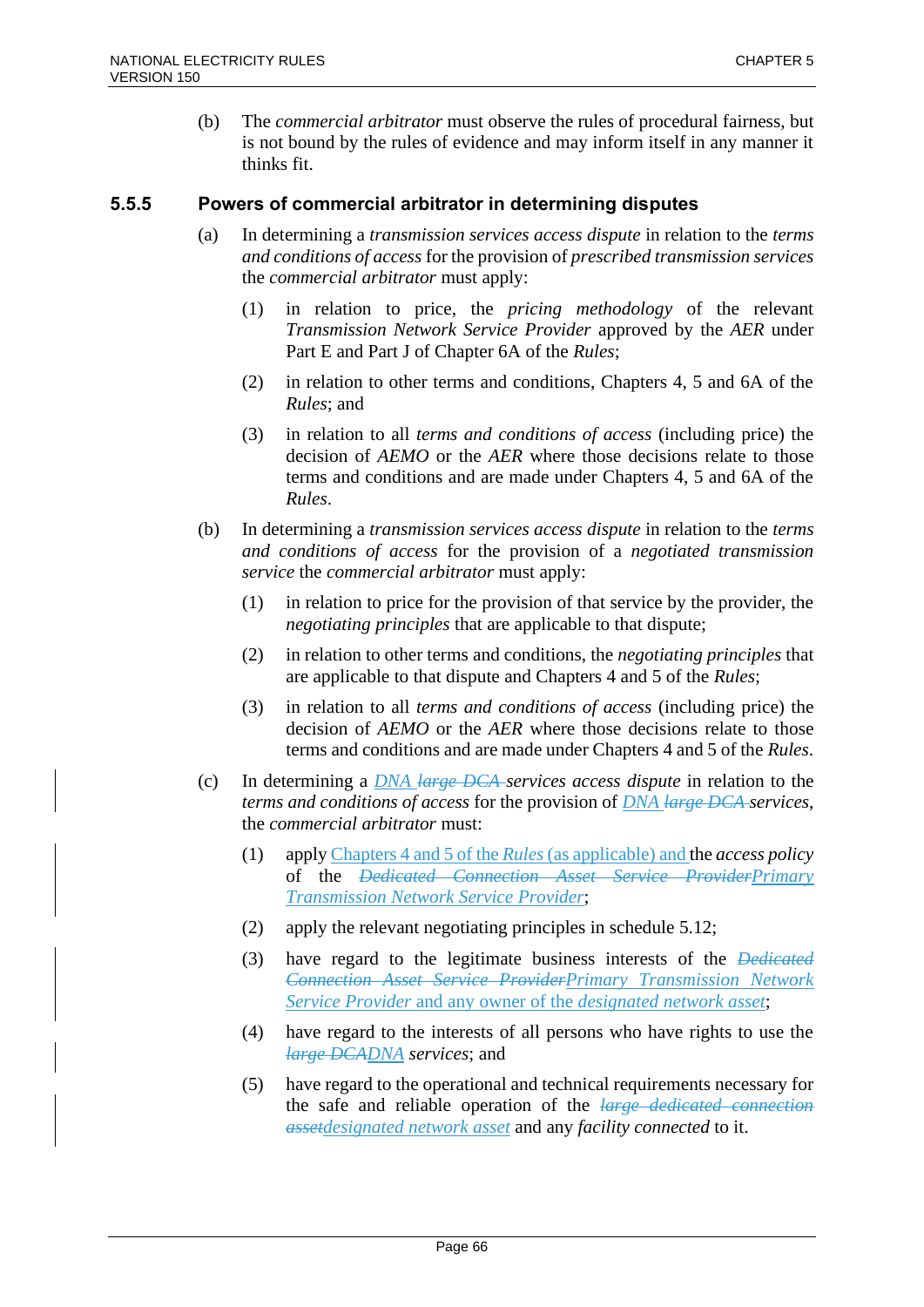(b) The *commercial arbitrator* must observe the rules of procedural fairness, but is not bound by the rules of evidence and may inform itself in any manner it thinks fit.

### 5.5.5 Powers of commercial arbitrator in determining disputes

(a) In determining a *transmission services access dispute* in relation to the *terms and conditions of access* for the provision of *prescribed transmission services* the *commercial arbitrator* must apply:

(1) in relation to price, the *pricing methodology* of the relevant *Transmission Network Service Provider* approved by the *AER* under Part E and Part J of Chapter 6A of the *Rules*;

(2) in relation to other terms and conditions, Chapters 4, 5 and 6A of the *Rules*; and

(3) in relation to all *terms and conditions of access* (including price) the decision of *AEMO* or the *AER* where those decisions relate to those terms and conditions and are made under Chapters 4, 5 and 6A of the *Rules*.

(b) In determining a *transmission services access dispute* in relation to the *terms and conditions of access* for the provision of a *negotiated transmission service* the *commercial arbitrator* must apply:

(1) in relation to price for the provision of that service by the provider, the *negotiating principles* that are applicable to that dispute;

(2) in relation to other terms and conditions, the *negotiating principles* that are applicable to that dispute and Chapters 4 and 5 of the *Rules*;

(3) in relation to all *terms and conditions of access* (including price) the decision of *AEMO* or the *AER* where those decisions relate to those terms and conditions and are made under Chapters 4 and 5 of the *Rules*.

(c) In determining a *DNA* ~~*large DCA*~~ *services access dispute* in relation to the *terms and conditions of access* for the provision of *DNA* ~~*large DCA*~~ *services*, the *commercial arbitrator* must:

(1) apply Chapters 4 and 5 of the *Rules* (as applicable) and the *access policy* of the ~~*Dedicated Connection Asset Service Provider*~~*Primary Transmission Network Service Provider*;

(2) apply the relevant negotiating principles in schedule 5.12;

(3) have regard to the legitimate business interests of the ~~*Dedicated Connection Asset Service Provider*~~*Primary Transmission Network Service Provider* and any owner of the *designated network asset*;

(4) have regard to the interests of all persons who have rights to use the ~~*large DCA*~~*DNA* *services*; and

(5) have regard to the operational and technical requirements necessary for the safe and reliable operation of the ~~*large dedicated connection asset*~~*designated network asset* and any *facility connected* to it.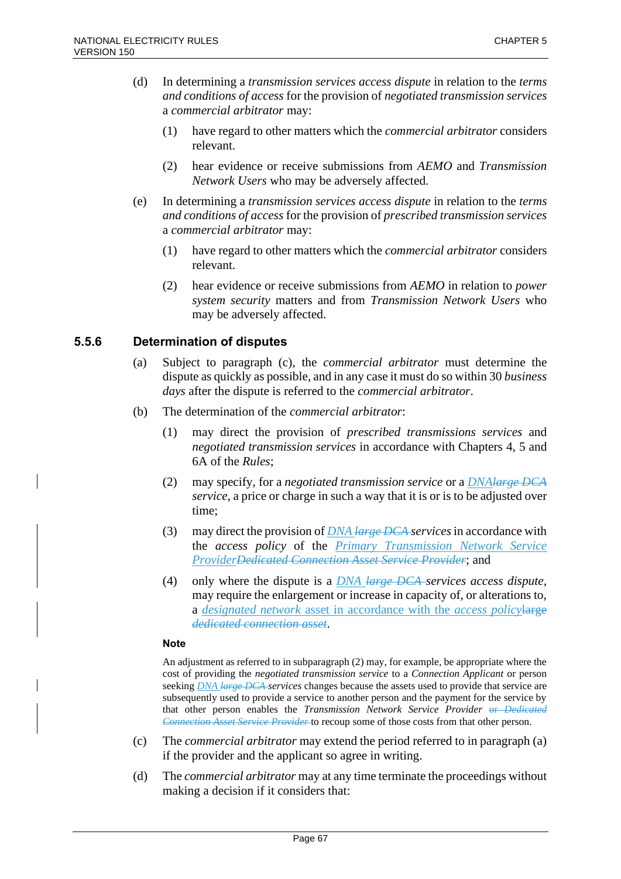(d) In determining a *transmission services access dispute* in relation to the *terms and conditions of access* for the provision of *negotiated transmission services* a *commercial arbitrator* may:

(1) have regard to other matters which the *commercial arbitrator* considers relevant.

(2) hear evidence or receive submissions from *AEMO* and *Transmission Network Users* who may be adversely affected.

(e) In determining a *transmission services access dispute* in relation to the *terms and conditions of access* for the provision of *prescribed transmission services* a *commercial arbitrator* may:

(1) have regard to other matters which the *commercial arbitrator* considers relevant.

(2) hear evidence or receive submissions from *AEMO* in relation to *power system security* matters and from *Transmission Network Users* who may be adversely affected.

### 5.5.6 Determination of disputes

(a) Subject to paragraph (c), the *commercial arbitrator* must determine the dispute as quickly as possible, and in any case it must do so within 30 *business days* after the dispute is referred to the *commercial arbitrator*.

(b) The determination of the *commercial arbitrator*:

(1) may direct the provision of *prescribed transmissions services* and *negotiated transmission services* in accordance with Chapters 4, 5 and 6A of the *Rules*;

(2) may specify, for a *negotiated transmission service* or a *DNA*~~*large DCA*~~ *service*, a price or charge in such a way that it is or is to be adjusted over time;

(3) may direct the provision of *DNA* ~~*large DCA*~~ *services* in accordance with the *access policy* of the *Primary Transmission Network Service Provider*~~*Dedicated Connection Asset Service Provider*~~; and

(4) only where the dispute is a *DNA* ~~*large DCA*~~ *services access dispute*, may require the enlargement or increase in capacity of, or alterations to, a *designated network* asset in accordance with the *access policy*~~large dedicated connection asset~~.

**Note**

An adjustment as referred to in subparagraph (2) may, for example, be appropriate where the cost of providing the *negotiated transmission service* to a *Connection Applicant* or person seeking *DNA* ~~*large DCA*~~ *services* changes because the assets used to provide that service are subsequently used to provide a service to another person and the payment for the service by that other person enables the *Transmission Network Service Provider* ~~or *Dedicated Connection Asset Service Provider*~~ to recoup some of those costs from that other person.

(c) The *commercial arbitrator* may extend the period referred to in paragraph (a) if the provider and the applicant so agree in writing.

(d) The *commercial arbitrator* may at any time terminate the proceedings without making a decision if it considers that: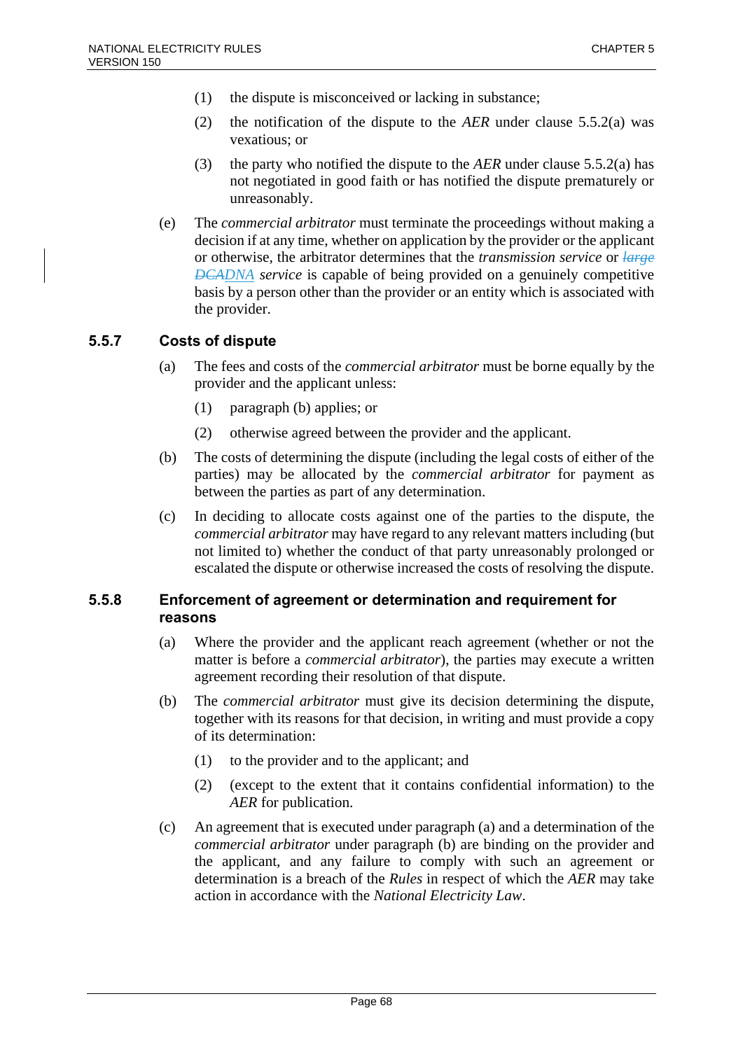(1) the dispute is misconceived or lacking in substance;

(2) the notification of the dispute to the *AER* under clause 5.5.2(a) was vexatious; or

(3) the party who notified the dispute to the *AER* under clause 5.5.2(a) has not negotiated in good faith or has notified the dispute prematurely or unreasonably.

(e) The *commercial arbitrator* must terminate the proceedings without making a decision if at any time, whether on application by the provider or the applicant or otherwise, the arbitrator determines that the *transmission service* or ~~*large DCA*~~*DNA service* is capable of being provided on a genuinely competitive basis by a person other than the provider or an entity which is associated with the provider.

### 5.5.7 Costs of dispute

(a) The fees and costs of the *commercial arbitrator* must be borne equally by the provider and the applicant unless:

(1) paragraph (b) applies; or

(2) otherwise agreed between the provider and the applicant.

(b) The costs of determining the dispute (including the legal costs of either of the parties) may be allocated by the *commercial arbitrator* for payment as between the parties as part of any determination.

(c) In deciding to allocate costs against one of the parties to the dispute, the *commercial arbitrator* may have regard to any relevant matters including (but not limited to) whether the conduct of that party unreasonably prolonged or escalated the dispute or otherwise increased the costs of resolving the dispute.

### 5.5.8 Enforcement of agreement or determination and requirement for reasons

(a) Where the provider and the applicant reach agreement (whether or not the matter is before a *commercial arbitrator*), the parties may execute a written agreement recording their resolution of that dispute.

(b) The *commercial arbitrator* must give its decision determining the dispute, together with its reasons for that decision, in writing and must provide a copy of its determination:

(1) to the provider and to the applicant; and

(2) (except to the extent that it contains confidential information) to the *AER* for publication.

(c) An agreement that is executed under paragraph (a) and a determination of the *commercial arbitrator* under paragraph (b) are binding on the provider and the applicant, and any failure to comply with such an agreement or determination is a breach of the *Rules* in respect of which the *AER* may take action in accordance with the *National Electricity Law*.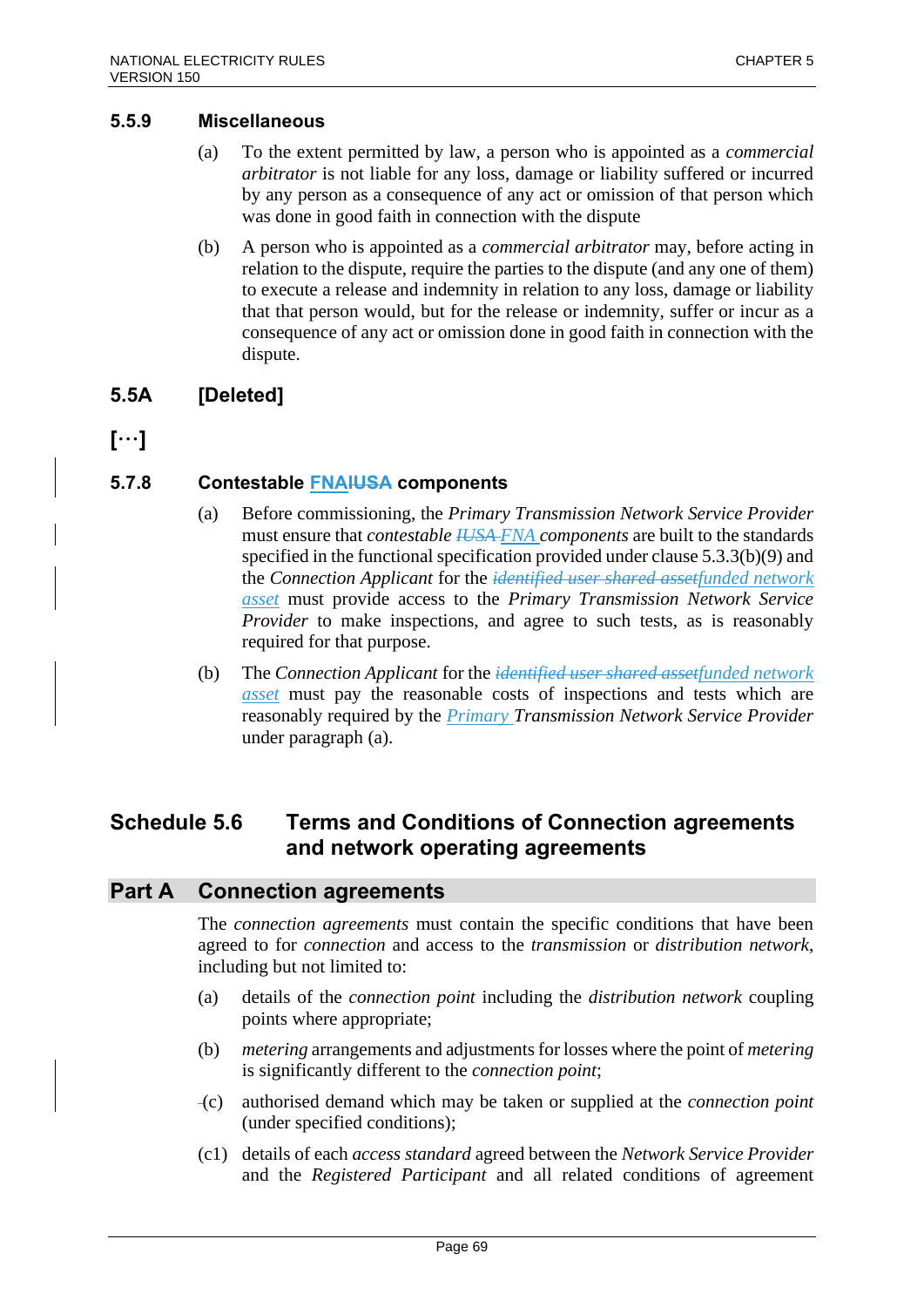### 5.5.9 Miscellaneous

(a) To the extent permitted by law, a person who is appointed as a *commercial arbitrator* is not liable for any loss, damage or liability suffered or incurred by any person as a consequence of any act or omission of that person which was done in good faith in connection with the dispute

(b) A person who is appointed as a *commercial arbitrator* may, before acting in relation to the dispute, require the parties to the dispute (and any one of them) to execute a release and indemnity in relation to any loss, damage or liability that that person would, but for the release or indemnity, suffer or incur as a consequence of any act or omission done in good faith in connection with the dispute.

## 5.5A [Deleted]

**[…]**

### 5.7.8 Contestable FNA~~IUSA~~ components

(a) Before commissioning, the *Primary Transmission Network Service Provider* must ensure that *contestable ~~IUSA~~ FNA components* are built to the standards specified in the functional specification provided under clause 5.3.3(b)(9) and the *Connection Applicant* for the ~~*identified user shared asset*~~*funded network asset* must provide access to the *Primary Transmission Network Service Provider* to make inspections, and agree to such tests, as is reasonably required for that purpose.

(b) The *Connection Applicant* for the ~~*identified user shared asset*~~*funded network asset* must pay the reasonable costs of inspections and tests which are reasonably required by the *Primary Transmission Network Service Provider* under paragraph (a).

# Schedule 5.6 Terms and Conditions of Connection agreements and network operating agreements

## Part A Connection agreements

The *connection agreements* must contain the specific conditions that have been agreed to for *connection* and access to the *transmission* or *distribution network*, including but not limited to:

(a) details of the *connection point* including the *distribution network* coupling points where appropriate;

(b) *metering* arrangements and adjustments for losses where the point of *metering* is significantly different to the *connection point*;

(c) authorised demand which may be taken or supplied at the *connection point* (under specified conditions);

(c1) details of each *access standard* agreed between the *Network Service Provider* and the *Registered Participant* and all related conditions of agreement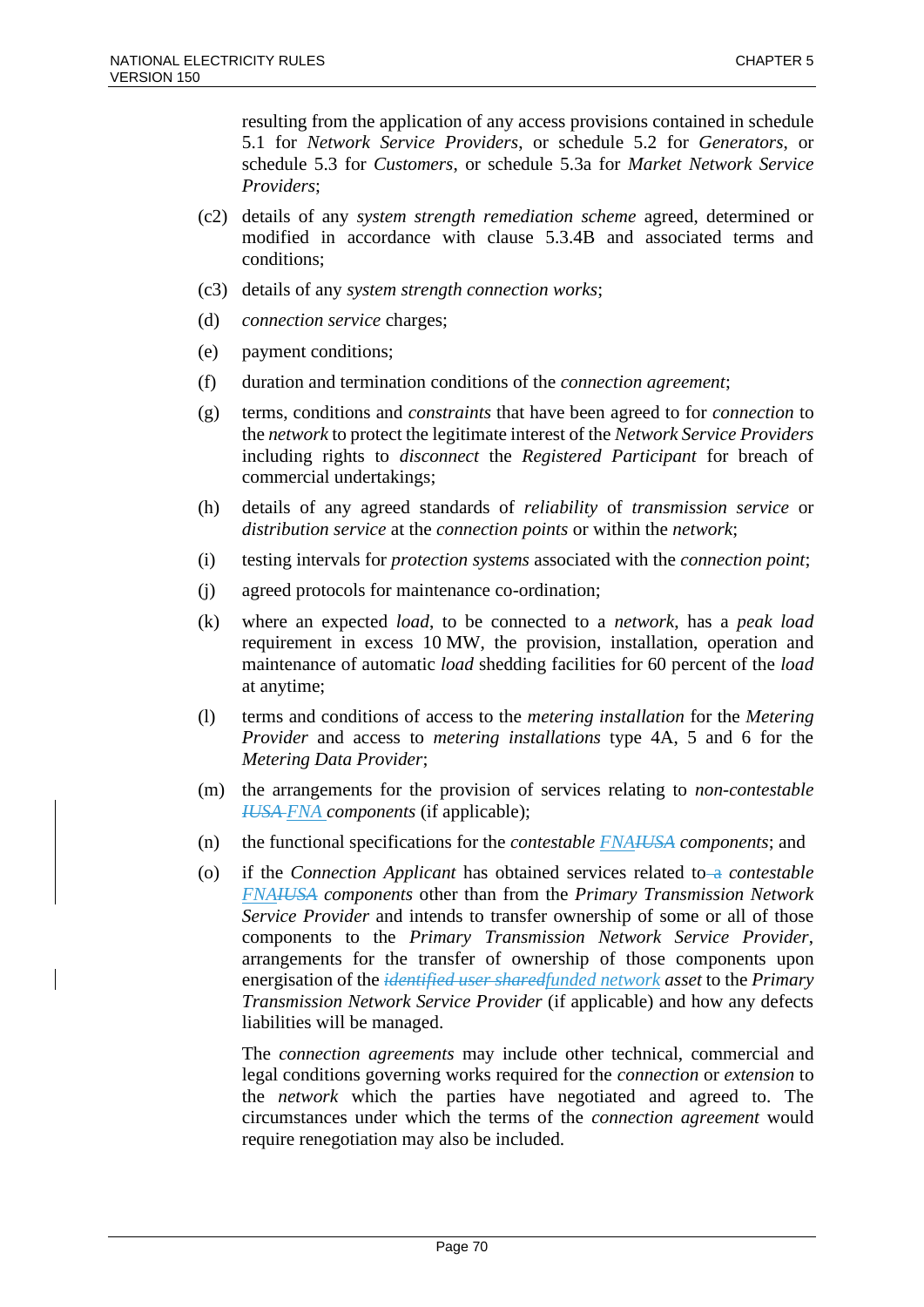resulting from the application of any access provisions contained in schedule 5.1 for *Network Service Providers*, or schedule 5.2 for *Generators*, or schedule 5.3 for *Customers*, or schedule 5.3a for *Market Network Service Providers*;

(c2) details of any *system strength remediation scheme* agreed, determined or modified in accordance with clause 5.3.4B and associated terms and conditions;

(c3) details of any *system strength connection works*;

(d) *connection service* charges;

(e) payment conditions;

(f) duration and termination conditions of the *connection agreement*;

(g) terms, conditions and *constraints* that have been agreed to for *connection* to the *network* to protect the legitimate interest of the *Network Service Providers* including rights to *disconnect* the *Registered Participant* for breach of commercial undertakings;

(h) details of any agreed standards of *reliability* of *transmission service* or *distribution service* at the *connection points* or within the *network*;

(i) testing intervals for *protection systems* associated with the *connection point*;

(j) agreed protocols for maintenance co-ordination;

(k) where an expected *load*, to be connected to a *network*, has a *peak load* requirement in excess 10 MW, the provision, installation, operation and maintenance of automatic *load* shedding facilities for 60 percent of the *load* at anytime;

(l) terms and conditions of access to the *metering installation* for the *Metering Provider* and access to *metering installations* type 4A, 5 and 6 for the *Metering Data Provider*;

(m) the arrangements for the provision of services relating to *non-contestable* ~~*IUSA*~~ *FNA* *components* (if applicable);

(n) the functional specifications for the *contestable* *FNA*~~*IUSA*~~ *components*; and

(o) if the *Connection Applicant* has obtained services related to ~~a~~ *contestable* *FNA*~~*IUSA*~~ *components* other than from the *Primary Transmission Network Service Provider* and intends to transfer ownership of some or all of those components to the *Primary Transmission Network Service Provider*, arrangements for the transfer of ownership of those components upon energisation of the ~~*identified user shared*~~*funded network* *asset* to the *Primary Transmission Network Service Provider* (if applicable) and how any defects liabilities will be managed.

The *connection agreements* may include other technical, commercial and legal conditions governing works required for the *connection* or *extension* to the *network* which the parties have negotiated and agreed to. The circumstances under which the terms of the *connection agreement* would require renegotiation may also be included.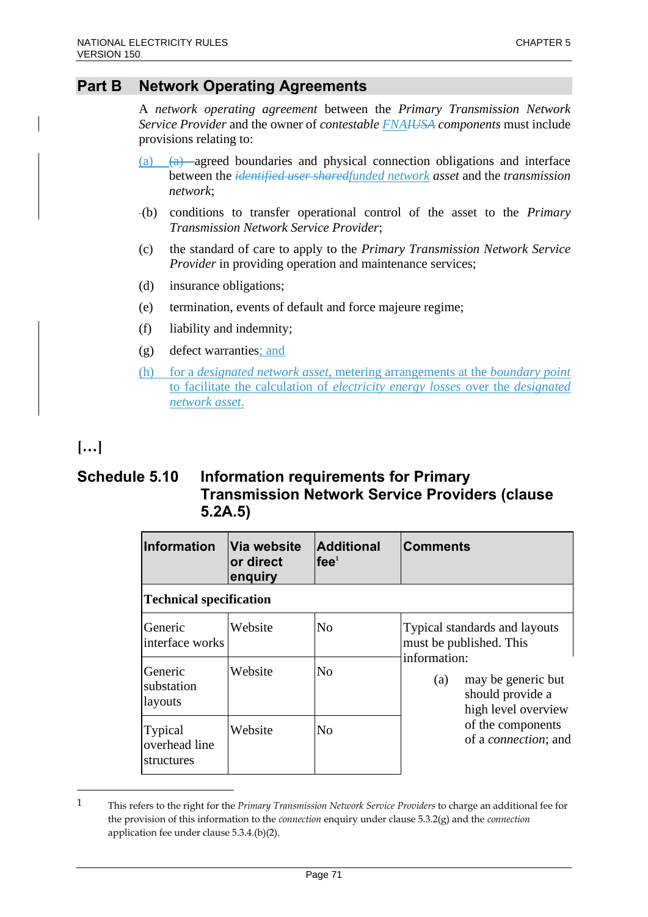## Part B Network Operating Agreements

A *network operating agreement* between the *Primary Transmission Network Service Provider* and the owner of *contestable* FNAIUSA *components* must include provisions relating to:

(a) (a) agreed boundaries and physical connection obligations and interface between the *identified user shared*funded network *asset* and the *transmission network*;

(b) conditions to transfer operational control of the asset to the *Primary Transmission Network Service Provider*;

(c) the standard of care to apply to the *Primary Transmission Network Service Provider* in providing operation and maintenance services;

(d) insurance obligations;

(e) termination, events of default and force majeure regime;

(f) liability and indemnity;

(g) defect warranties; and

(h) for a *designated network asset*, metering arrangements at the *boundary point* to facilitate the calculation of *electricity energy losses* over the *designated network asset*.

**[…]**

## Schedule 5.10 Information requirements for Primary Transmission Network Service Providers (clause 5.2A.5)

| Information | Via website or direct enquiry | Additional fee[1] | Comments |
|---|---|---|---|
| **Technical specification** | | | |
| Generic interface works | Website | No | Typical standards and layouts must be published. This information: (a) may be generic but should provide a high level overview of the components of a *connection*; and |
| Generic substation layouts | Website | No | |
| Typical overhead line structures | Website | No | |

1 This refers to the right for the *Primary Transmission Network Service Providers* to charge an additional fee for the provision of this information to the *connection* enquiry under clause 5.3.2(g) and the *connection* application fee under clause 5.3.4.(b)(2).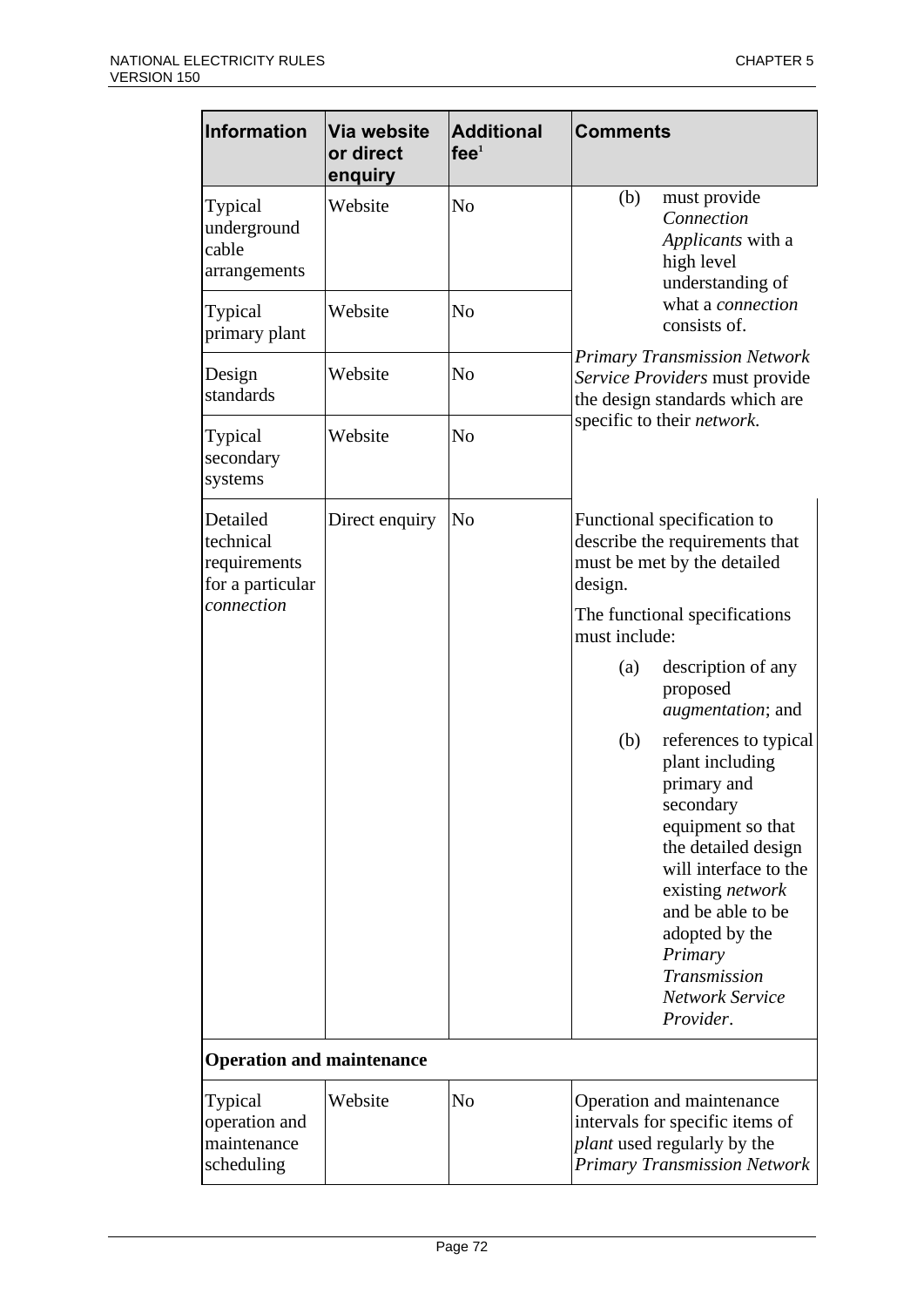| Information | Via website or direct enquiry | Additional fee[1] | Comments |
|---|---|---|---|
| Typical underground cable arrangements | Website | No | (b) must provide *Connection Applicants* with a high level understanding of what a *connection* consists of. |
| Typical primary plant | Website | No | |
| Design standards | Website | No | *Primary Transmission Network Service Providers* must provide the design standards which are specific to their *network*. |
| Typical secondary systems | Website | No | |
| Detailed technical requirements for a particular *connection* | Direct enquiry | No | Functional specification to describe the requirements that must be met by the detailed design. The functional specifications must include: (a) description of any proposed *augmentation*; and (b) references to typical plant including primary and secondary equipment so that the detailed design will interface to the existing *network* and be able to be adopted by the *Primary Transmission Network Service Provider*. |
| **Operation and maintenance** | | | |
| Typical operation and maintenance scheduling | Website | No | Operation and maintenance intervals for specific items of *plant* used regularly by the *Primary Transmission Network* |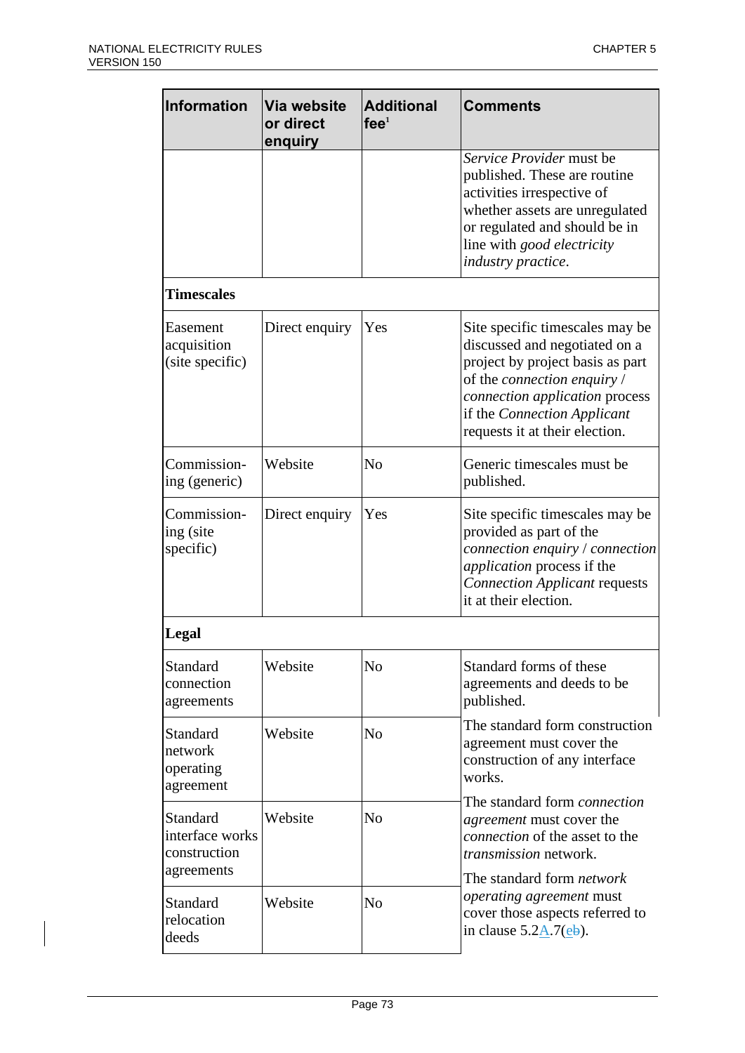| Information | Via website or direct enquiry | Additional fee[1] | Comments |
|---|---|---|---|
| | | | *Service Provider* must be published. These are routine activities irrespective of whether assets are unregulated or regulated and should be in line with *good electricity industry practice*. |
| **Timescales** | | | |
| Easement acquisition (site specific) | Direct enquiry | Yes | Site specific timescales may be discussed and negotiated on a project by project basis as part of the *connection enquiry* / *connection application* process if the *Connection Applicant* requests it at their election. |
| Commission-ing (generic) | Website | No | Generic timescales must be published. |
| Commission-ing (site specific) | Direct enquiry | Yes | Site specific timescales may be provided as part of the *connection enquiry* / *connection application* process if the *Connection Applicant* requests it at their election. |
| **Legal** | | | |
| Standard connection agreements | Website | No | Standard forms of these agreements and deeds to be published. |
| Standard network operating agreement | Website | No | The standard form construction agreement must cover the construction of any interface works. |
| Standard interface works construction agreements | Website | No | The standard form *connection agreement* must cover the *connection* of the asset to the *transmission* network. |
| Standard relocation deeds | Website | No | The standard form *network operating agreement* must cover those aspects referred to in clause 5.2A.7(e). |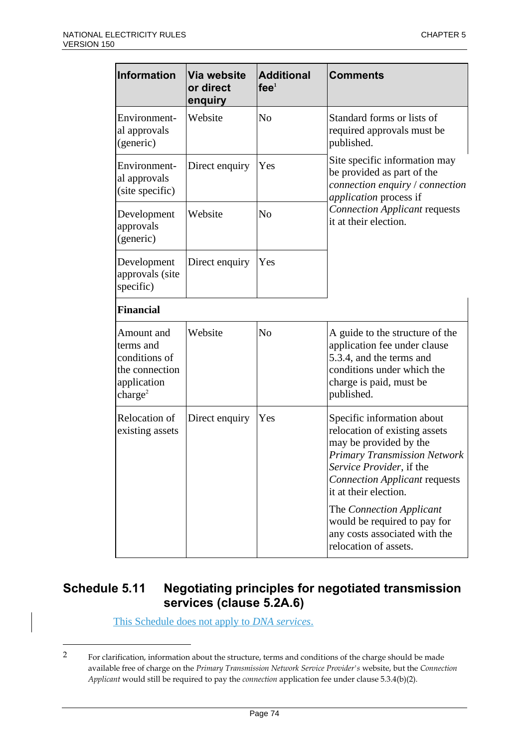| Information | Via website or direct enquiry | Additional fee[1] | Comments |
|---|---|---|---|
| Environmental approvals (generic) | Website | No | Standard forms or lists of required approvals must be published. |
| Environmental approvals (site specific) | Direct enquiry | Yes | Site specific information may be provided as part of the *connection enquiry* / *connection application* process if *Connection Applicant* requests it at their election. |
| Development approvals (generic) | Website | No | |
| Development approvals (site specific) | Direct enquiry | Yes | |
| **Financial** | | | |
| Amount and terms and conditions of the connection application charge[2] | Website | No | A guide to the structure of the application fee under clause 5.3.4, and the terms and conditions under which the charge is paid, must be published. |
| Relocation of existing assets | Direct enquiry | Yes | Specific information about relocation of existing assets may be provided by the *Primary Transmission Network Service Provider*, if the *Connection Applicant* requests it at their election. The *Connection Applicant* would be required to pay for any costs associated with the relocation of assets. |

## Schedule 5.11 Negotiating principles for negotiated transmission services (clause 5.2A.6)

This Schedule does not apply to *DNA services*.

2 For clarification, information about the structure, terms and conditions of the charge should be made available free of charge on the *Primary Transmission Network Service Provider's* website, but the *Connection Applicant* would still be required to pay the *connection* application fee under clause 5.3.4(b)(2).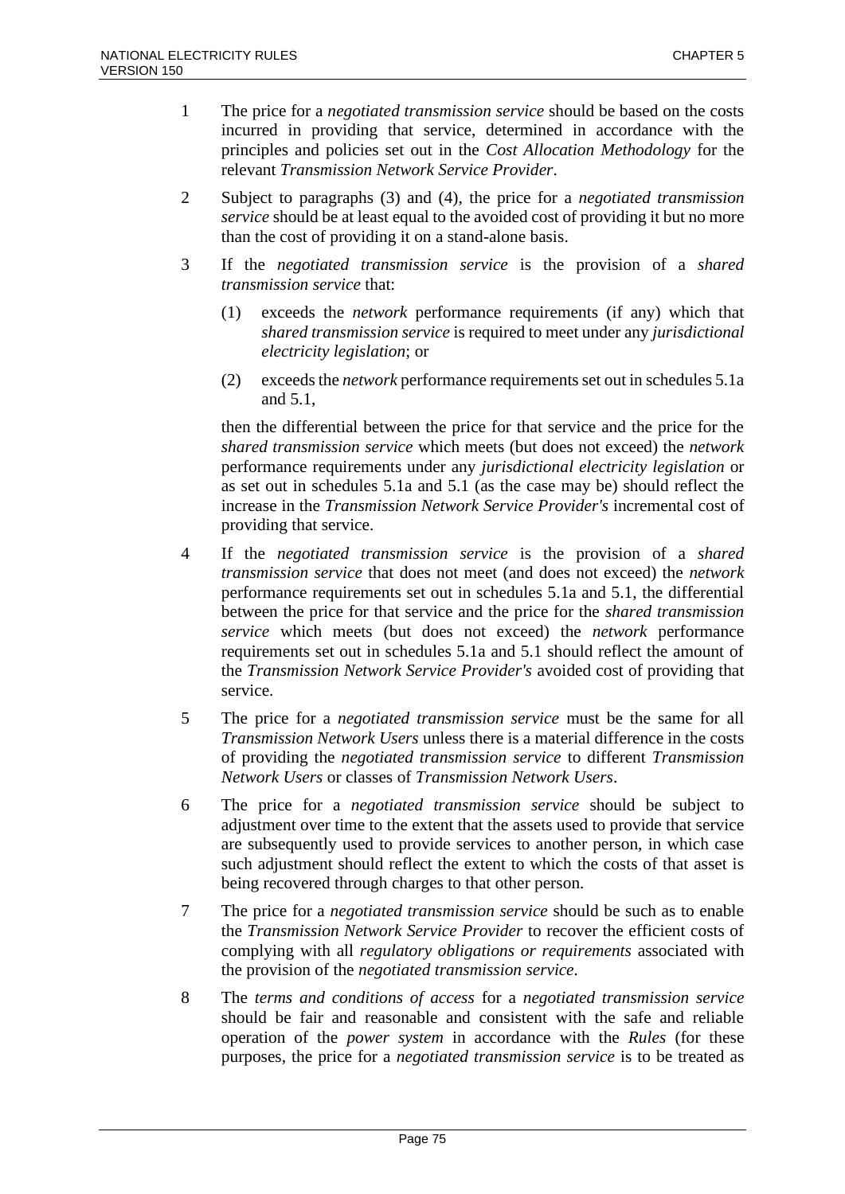1 The price for a *negotiated transmission service* should be based on the costs incurred in providing that service, determined in accordance with the principles and policies set out in the *Cost Allocation Methodology* for the relevant *Transmission Network Service Provider*.

2 Subject to paragraphs (3) and (4), the price for a *negotiated transmission service* should be at least equal to the avoided cost of providing it but no more than the cost of providing it on a stand-alone basis.

3 If the *negotiated transmission service* is the provision of a *shared transmission service* that:

   (1) exceeds the *network* performance requirements (if any) which that *shared transmission service* is required to meet under any *jurisdictional electricity legislation*; or

   (2) exceeds the *network* performance requirements set out in schedules 5.1a and 5.1,

   then the differential between the price for that service and the price for the *shared transmission service* which meets (but does not exceed) the *network* performance requirements under any *jurisdictional electricity legislation* or as set out in schedules 5.1a and 5.1 (as the case may be) should reflect the increase in the *Transmission Network Service Provider's* incremental cost of providing that service.

4 If the *negotiated transmission service* is the provision of a *shared transmission service* that does not meet (and does not exceed) the *network* performance requirements set out in schedules 5.1a and 5.1, the differential between the price for that service and the price for the *shared transmission service* which meets (but does not exceed) the *network* performance requirements set out in schedules 5.1a and 5.1 should reflect the amount of the *Transmission Network Service Provider's* avoided cost of providing that service.

5 The price for a *negotiated transmission service* must be the same for all *Transmission Network Users* unless there is a material difference in the costs of providing the *negotiated transmission service* to different *Transmission Network Users* or classes of *Transmission Network Users*.

6 The price for a *negotiated transmission service* should be subject to adjustment over time to the extent that the assets used to provide that service are subsequently used to provide services to another person, in which case such adjustment should reflect the extent to which the costs of that asset is being recovered through charges to that other person.

7 The price for a *negotiated transmission service* should be such as to enable the *Transmission Network Service Provider* to recover the efficient costs of complying with all *regulatory obligations or requirements* associated with the provision of the *negotiated transmission service*.

8 The *terms and conditions of access* for a *negotiated transmission service* should be fair and reasonable and consistent with the safe and reliable operation of the *power system* in accordance with the *Rules* (for these purposes, the price for a *negotiated transmission service* is to be treated as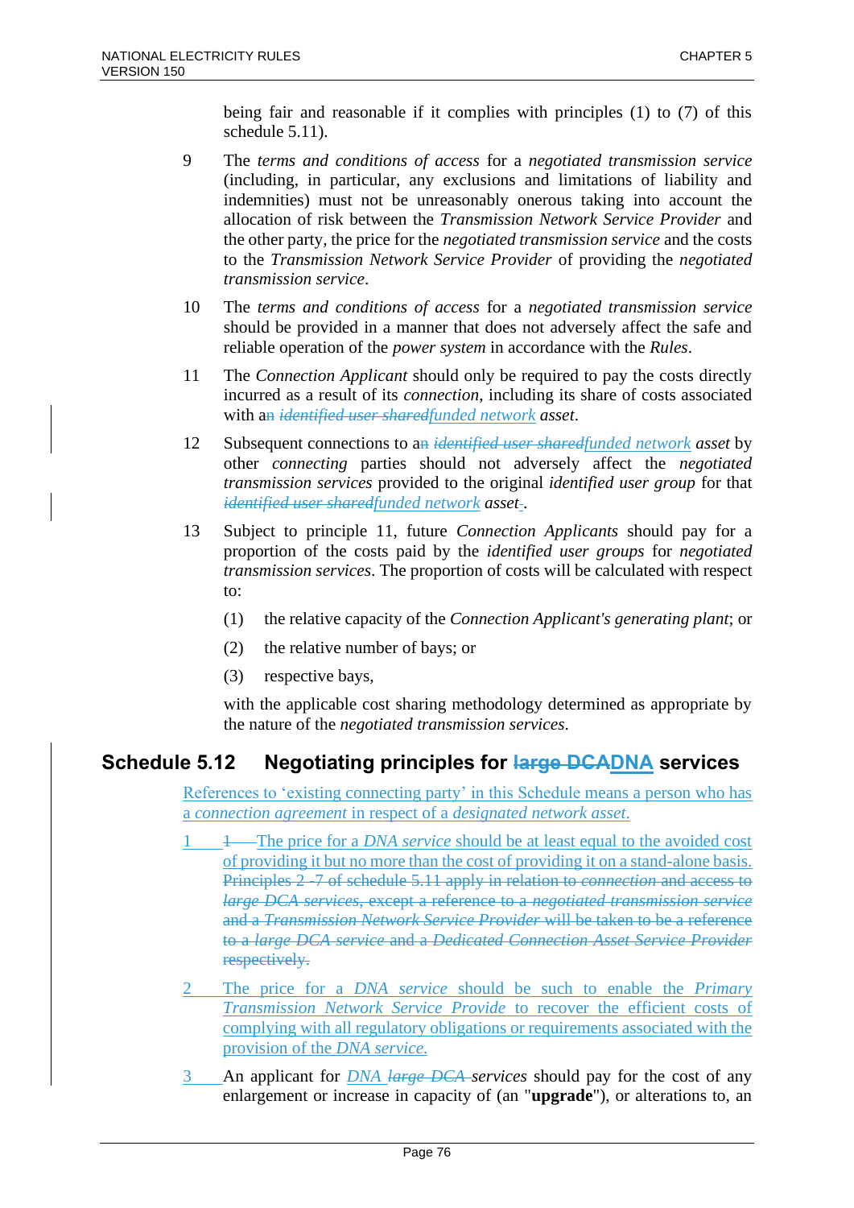being fair and reasonable if it complies with principles (1) to (7) of this schedule 5.11).

9 The *terms and conditions of access* for a *negotiated transmission service* (including, in particular, any exclusions and limitations of liability and indemnities) must not be unreasonably onerous taking into account the allocation of risk between the *Transmission Network Service Provider* and the other party, the price for the *negotiated transmission service* and the costs to the *Transmission Network Service Provider* of providing the *negotiated transmission service*.

10 The *terms and conditions of access* for a *negotiated transmission service* should be provided in a manner that does not adversely affect the safe and reliable operation of the *power system* in accordance with the *Rules*.

11 The *Connection Applicant* should only be required to pay the costs directly incurred as a result of its *connection*, including its share of costs associated with a~~n~~ ~~*identified user shared*~~*funded network* *asset*.

12 Subsequent connections to a~~n~~ ~~*identified user shared*~~*funded network* *asset* by other *connecting* parties should not adversely affect the *negotiated transmission services* provided to the original *identified user group* for that ~~*identified user shared*~~*funded network* *asset*~~.~~.

13 Subject to principle 11, future *Connection Applicants* should pay for a proportion of the costs paid by the *identified user groups* for *negotiated transmission services*. The proportion of costs will be calculated with respect to:

(1) the relative capacity of the *Connection Applicant's generating plant*; or

(2) the relative number of bays; or

(3) respective bays,

with the applicable cost sharing methodology determined as appropriate by the nature of the *negotiated transmission services*.

## Schedule 5.12 Negotiating principles for ~~large DCA~~DNA services

References to 'existing connecting party' in this Schedule means a person who has a *connection agreement* in respect of a *designated network asset*.

1 ~~1~~ The price for a *DNA service* should be at least equal to the avoided cost of providing it but no more than the cost of providing it on a stand-alone basis. ~~Principles 2 -7 of schedule 5.11 apply in relation to *connection* and access to *large DCA services*, except a reference to a *negotiated transmission service* and a *Transmission Network Service Provider* will be taken to be a reference to a *large DCA service* and a *Dedicated Connection Asset Service Provider* respectively.~~

2 The price for a *DNA service* should be such to enable the *Primary Transmission Network Service Provide* to recover the efficient costs of complying with all regulatory obligations or requirements associated with the provision of the *DNA service*.

3 An applicant for *DNA* ~~*large DCA*~~ *services* should pay for the cost of any enlargement or increase in capacity of (an "**upgrade**"), or alterations to, an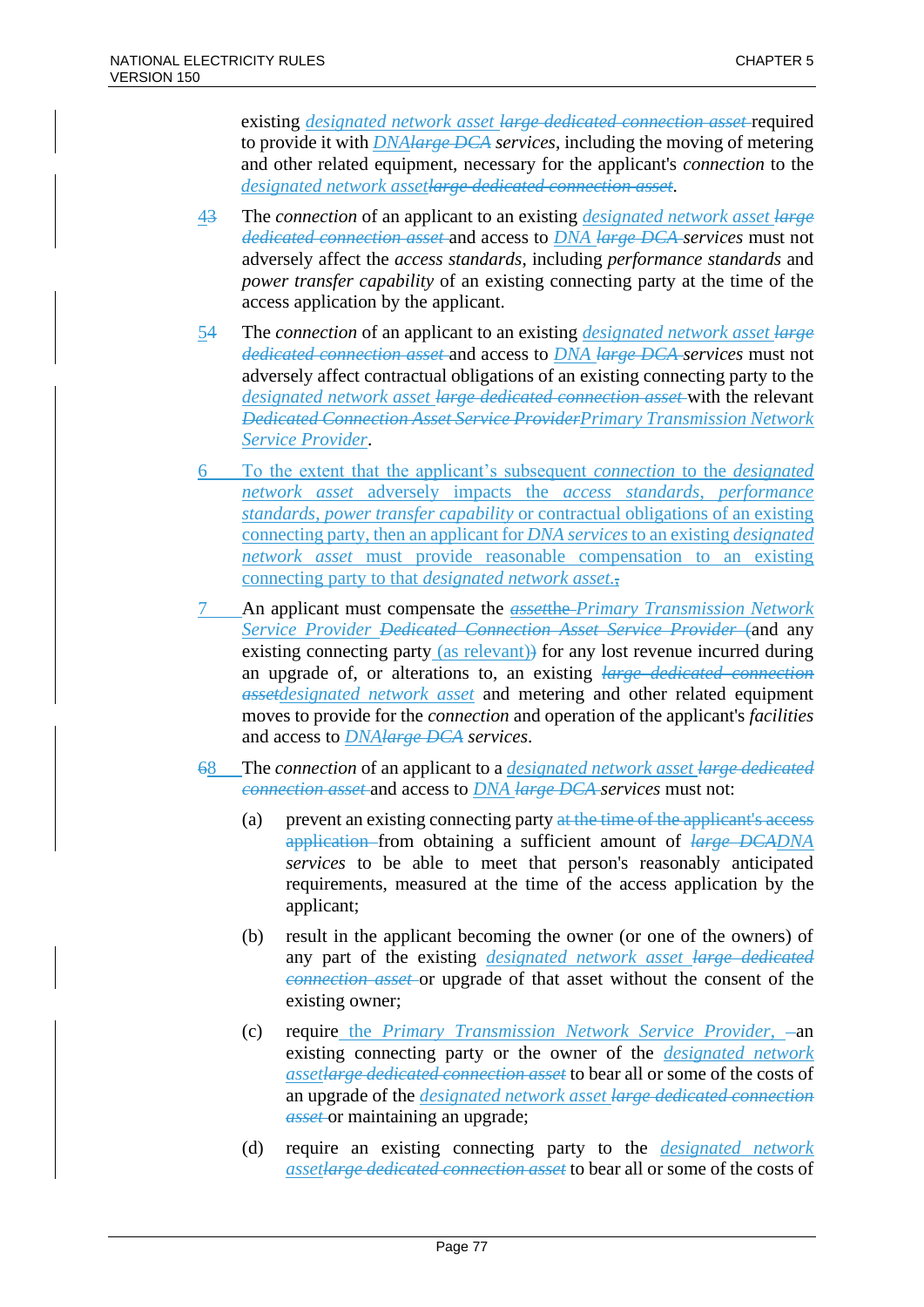existing *designated network asset* ~~*large dedicated connection asset*~~ required to provide it with *DNA*~~*large DCA*~~ *services*, including the moving of metering and other related equipment, necessary for the applicant's *connection* to the *designated network asset*~~*large dedicated connection asset*~~.

4~~3~~ The *connection* of an applicant to an existing *designated network asset* ~~*large dedicated connection asset*~~ and access to *DNA* ~~*large DCA*~~ *services* must not adversely affect the *access standards*, including *performance standards* and *power transfer capability* of an existing connecting party at the time of the access application by the applicant.

5~~4~~ The *connection* of an applicant to an existing *designated network asset* ~~*large dedicated connection asset*~~ and access to *DNA* ~~*large DCA*~~ *services* must not adversely affect contractual obligations of an existing connecting party to the *designated network asset* ~~*large dedicated connection asset*~~ with the relevant ~~*Dedicated Connection Asset Service Provider*~~*Primary Transmission Network Service Provider*.

6 To the extent that the applicant's subsequent *connection* to the *designated network asset* adversely impacts the *access standards*, *performance standards*, *power transfer capability* or contractual obligations of an existing connecting party, then an applicant for *DNA services* to an existing *designated network asset* must provide reasonable compensation to an existing connecting party to that *designated network asset*.~~,~~

7 An applicant must compensate the ~~*asset*~~~~the~~ *Primary Transmission Network Service Provider* ~~*Dedicated Connection Asset Service Provider*~~ ~~(~~and any existing connecting party (as relevant)~~)~~ for any lost revenue incurred during an upgrade of, or alterations to, an existing ~~*large dedicated connection asset*~~*designated network asset* and metering and other related equipment moves to provide for the *connection* and operation of the applicant's *facilities* and access to *DNA*~~*large DCA*~~ *services*.

~~6~~8 The *connection* of an applicant to a *designated network asset* ~~*large dedicated connection asset*~~ and access to *DNA* ~~*large DCA*~~ *services* must not:

(a) prevent an existing connecting party ~~at the time of the applicant's access application~~ from obtaining a sufficient amount of ~~*large DCA*~~*DNA services* to be able to meet that person's reasonably anticipated requirements, measured at the time of the access application by the applicant;

(b) result in the applicant becoming the owner (or one of the owners) of any part of the existing *designated network asset* ~~*large dedicated connection asset*~~ or upgrade of that asset without the consent of the existing owner;

(c) require the *Primary Transmission Network Service Provider*, ~~–~~an existing connecting party or the owner of the *designated network asset*~~*large dedicated connection asset*~~ to bear all or some of the costs of an upgrade of the *designated network asset* ~~*large dedicated connection asset*~~ or maintaining an upgrade;

(d) require an existing connecting party to the *designated network asset*~~*large dedicated connection asset*~~ to bear all or some of the costs of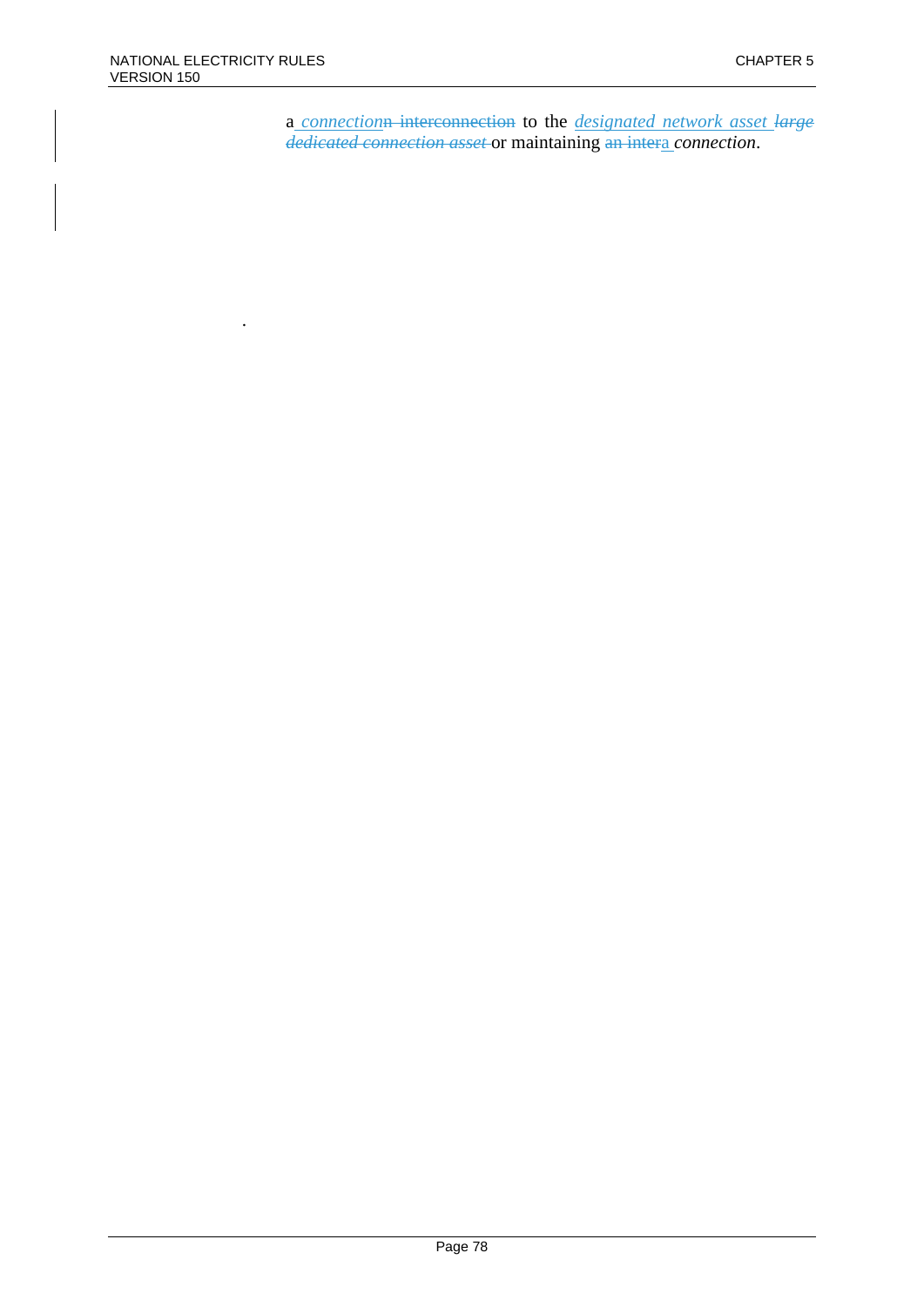a *connection*n interconnection to the *designated network asset large dedicated connection asset* or maintaining an intera *connection*.

.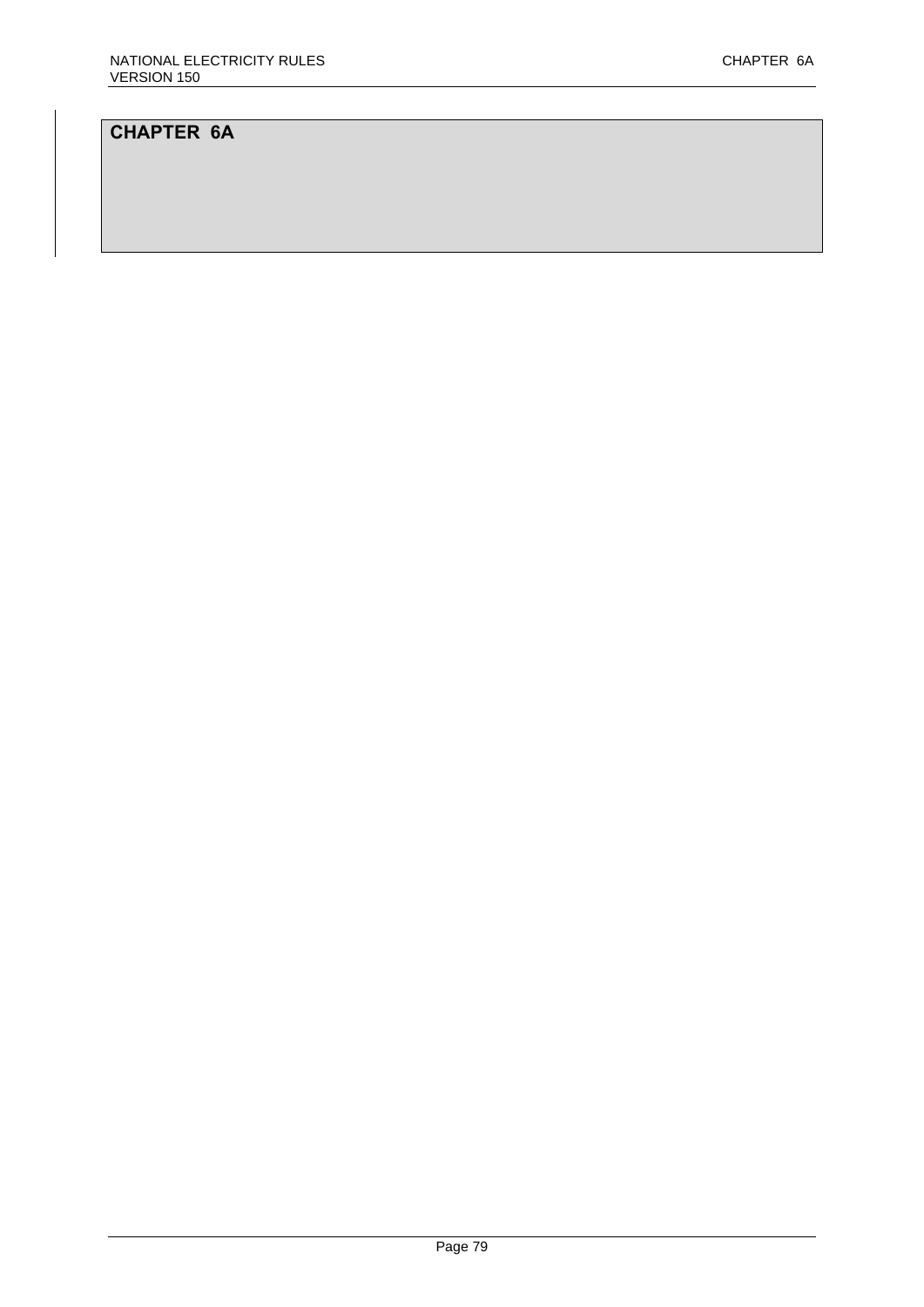# CHAPTER 6A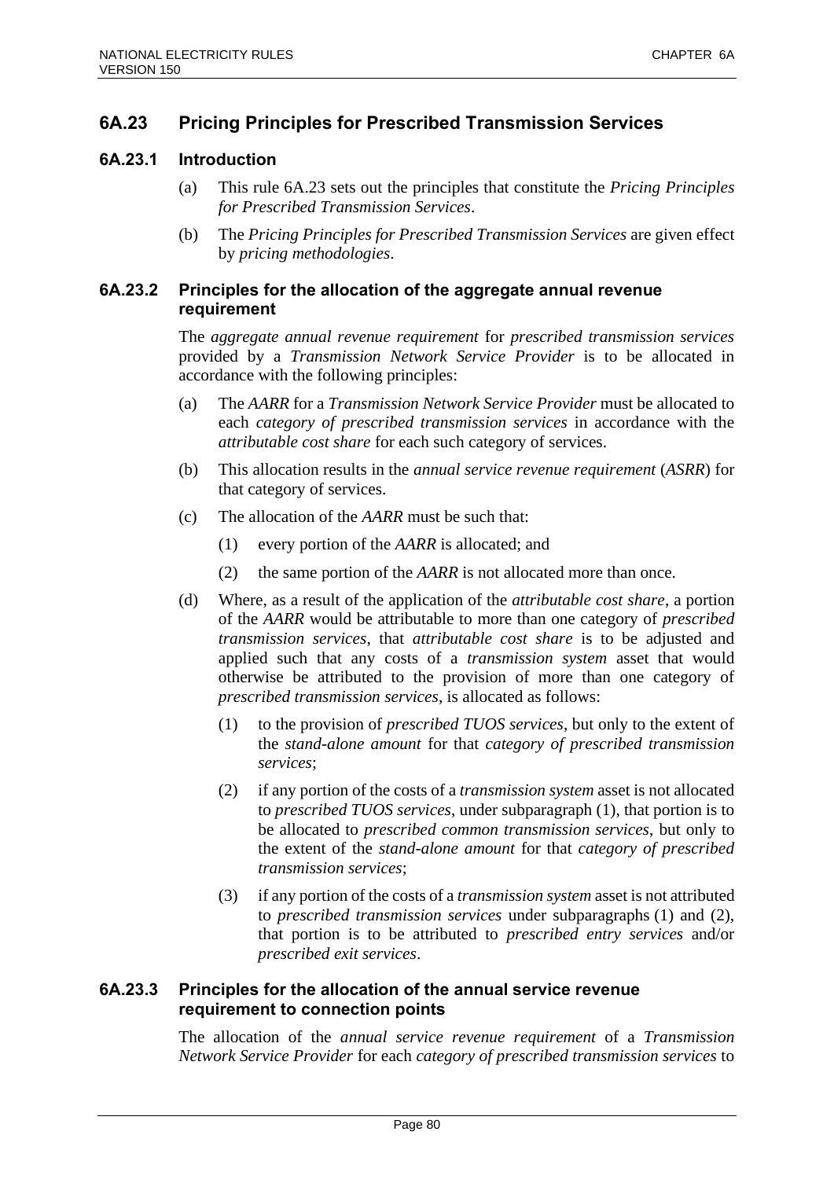## 6A.23 Pricing Principles for Prescribed Transmission Services

### 6A.23.1 Introduction

(a) This rule 6A.23 sets out the principles that constitute the *Pricing Principles for Prescribed Transmission Services*.

(b) The *Pricing Principles for Prescribed Transmission Services* are given effect by *pricing methodologies*.

### 6A.23.2 Principles for the allocation of the aggregate annual revenue requirement

The *aggregate annual revenue requirement* for *prescribed transmission services* provided by a *Transmission Network Service Provider* is to be allocated in accordance with the following principles:

(a) The *AARR* for a *Transmission Network Service Provider* must be allocated to each *category of prescribed transmission services* in accordance with the *attributable cost share* for each such category of services.

(b) This allocation results in the *annual service revenue requirement* (*ASRR*) for that category of services.

(c) The allocation of the *AARR* must be such that:

  (1) every portion of the *AARR* is allocated; and

  (2) the same portion of the *AARR* is not allocated more than once.

(d) Where, as a result of the application of the *attributable cost share*, a portion of the *AARR* would be attributable to more than one category of *prescribed transmission services*, that *attributable cost share* is to be adjusted and applied such that any costs of a *transmission system* asset that would otherwise be attributed to the provision of more than one category of *prescribed transmission services*, is allocated as follows:

  (1) to the provision of *prescribed TUOS services*, but only to the extent of the *stand-alone amount* for that *category of prescribed transmission services*;

  (2) if any portion of the costs of a *transmission system* asset is not allocated to *prescribed TUOS services*, under subparagraph (1), that portion is to be allocated to *prescribed common transmission services*, but only to the extent of the *stand-alone amount* for that *category of prescribed transmission services*;

  (3) if any portion of the costs of a *transmission system* asset is not attributed to *prescribed transmission services* under subparagraphs (1) and (2), that portion is to be attributed to *prescribed entry services* and/or *prescribed exit services*.

### 6A.23.3 Principles for the allocation of the annual service revenue requirement to connection points

The allocation of the *annual service revenue requirement* of a *Transmission Network Service Provider* for each *category of prescribed transmission services* to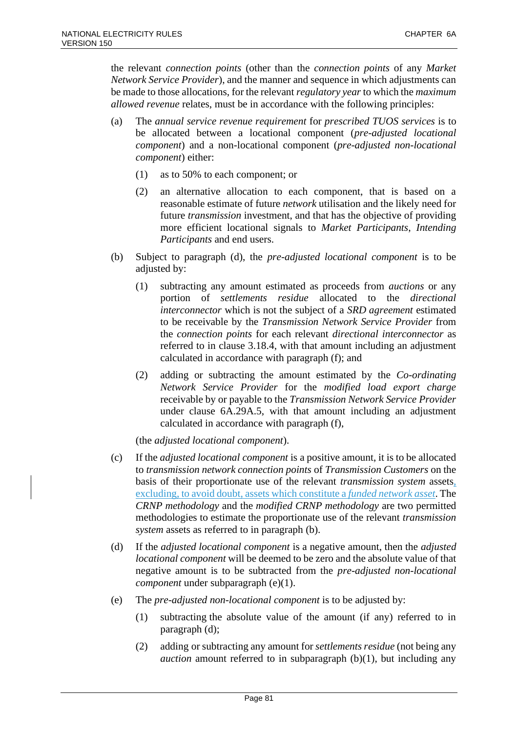the relevant *connection points* (other than the *connection points* of any *Market Network Service Provider*), and the manner and sequence in which adjustments can be made to those allocations, for the relevant *regulatory year* to which the *maximum allowed revenue* relates, must be in accordance with the following principles:

(a) The *annual service revenue requirement* for *prescribed TUOS services* is to be allocated between a locational component (*pre-adjusted locational component*) and a non-locational component (*pre-adjusted non-locational component*) either:

   (1) as to 50% to each component; or

   (2) an alternative allocation to each component, that is based on a reasonable estimate of future *network* utilisation and the likely need for future *transmission* investment, and that has the objective of providing more efficient locational signals to *Market Participants*, *Intending Participants* and end users.

(b) Subject to paragraph (d), the *pre-adjusted locational component* is to be adjusted by:

   (1) subtracting any amount estimated as proceeds from *auctions* or any portion of *settlements residue* allocated to the *directional interconnector* which is not the subject of a *SRD agreement* estimated to be receivable by the *Transmission Network Service Provider* from the *connection points* for each relevant *directional interconnector* as referred to in clause 3.18.4, with that amount including an adjustment calculated in accordance with paragraph (f); and

   (2) adding or subtracting the amount estimated by the *Co-ordinating Network Service Provider* for the *modified load export charge* receivable by or payable to the *Transmission Network Service Provider* under clause 6A.29A.5, with that amount including an adjustment calculated in accordance with paragraph (f),

   (the *adjusted locational component*).

(c) If the *adjusted locational component* is a positive amount, it is to be allocated to *transmission network connection points* of *Transmission Customers* on the basis of their proportionate use of the relevant *transmission system* assets, excluding, to avoid doubt, assets which constitute a *funded network asset*. The *CRNP methodology* and the *modified CRNP methodology* are two permitted methodologies to estimate the proportionate use of the relevant *transmission system* assets as referred to in paragraph (b).

(d) If the *adjusted locational component* is a negative amount, then the *adjusted locational component* will be deemed to be zero and the absolute value of that negative amount is to be subtracted from the *pre-adjusted non-locational component* under subparagraph (e)(1).

(e) The *pre-adjusted non-locational component* is to be adjusted by:

   (1) subtracting the absolute value of the amount (if any) referred to in paragraph (d);

   (2) adding or subtracting any amount for *settlements residue* (not being any *auction* amount referred to in subparagraph (b)(1), but including any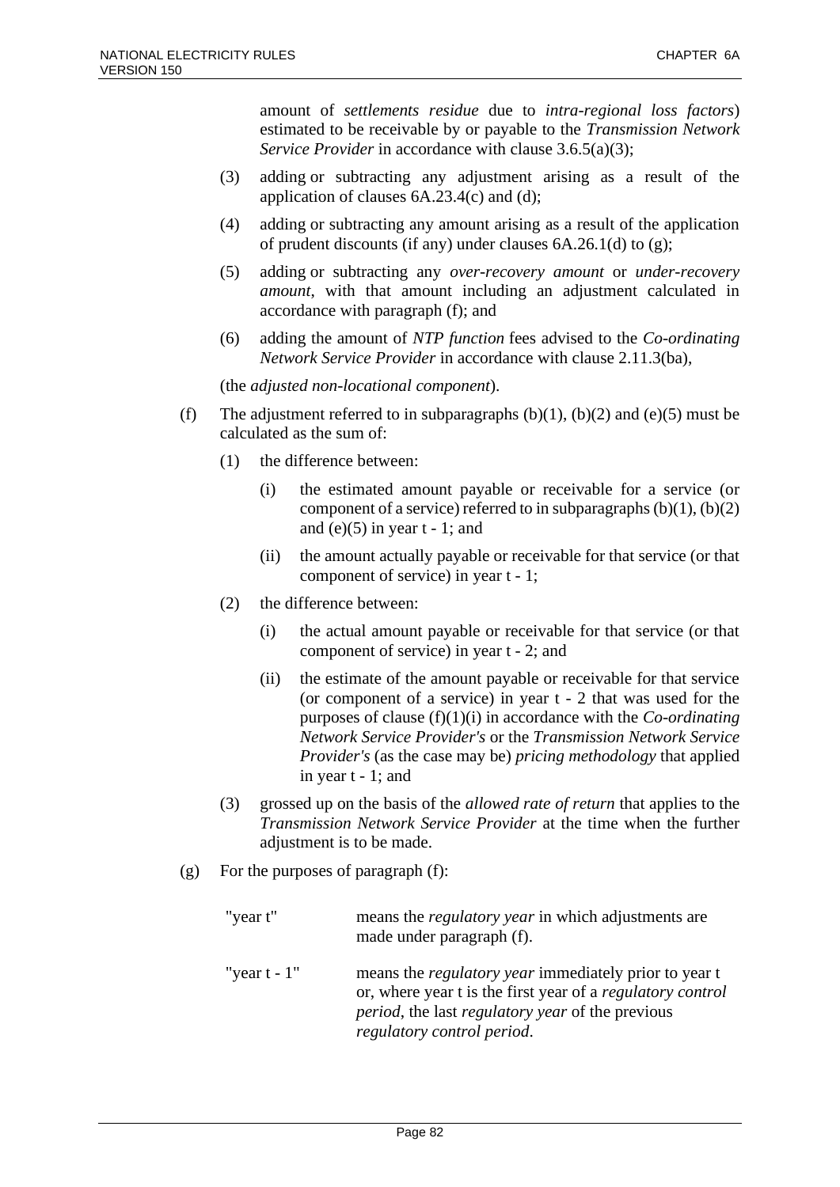amount of *settlements residue* due to *intra-regional loss factors*) estimated to be receivable by or payable to the *Transmission Network Service Provider* in accordance with clause 3.6.5(a)(3);

(3) adding or subtracting any adjustment arising as a result of the application of clauses 6A.23.4(c) and (d);

(4) adding or subtracting any amount arising as a result of the application of prudent discounts (if any) under clauses 6A.26.1(d) to (g);

(5) adding or subtracting any *over-recovery amount* or *under-recovery amount*, with that amount including an adjustment calculated in accordance with paragraph (f); and

(6) adding the amount of *NTP function* fees advised to the *Co-ordinating Network Service Provider* in accordance with clause 2.11.3(ba),

(the *adjusted non-locational component*).

(f) The adjustment referred to in subparagraphs (b)(1), (b)(2) and (e)(5) must be calculated as the sum of:

(1) the difference between:

(i) the estimated amount payable or receivable for a service (or component of a service) referred to in subparagraphs (b)(1), (b)(2) and (e)(5) in year t - 1; and

(ii) the amount actually payable or receivable for that service (or that component of service) in year t - 1;

(2) the difference between:

(i) the actual amount payable or receivable for that service (or that component of service) in year t - 2; and

(ii) the estimate of the amount payable or receivable for that service (or component of a service) in year t - 2 that was used for the purposes of clause (f)(1)(i) in accordance with the *Co-ordinating Network Service Provider's* or the *Transmission Network Service Provider's* (as the case may be) *pricing methodology* that applied in year t - 1; and

(3) grossed up on the basis of the *allowed rate of return* that applies to the *Transmission Network Service Provider* at the time when the further adjustment is to be made.

(g) For the purposes of paragraph (f):

| | |
|---|---|
| "year t" | means the *regulatory year* in which adjustments are made under paragraph (f). |
| "year t - 1" | means the *regulatory year* immediately prior to year t or, where year t is the first year of a *regulatory control period*, the last *regulatory year* of the previous *regulatory control period*. |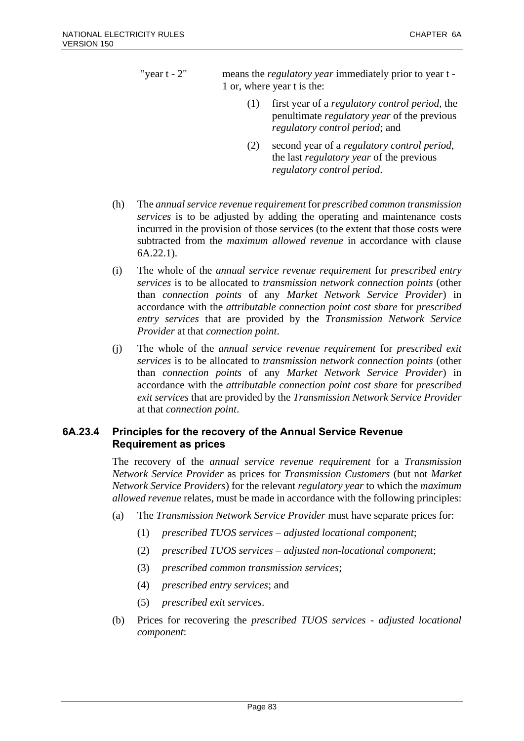"year t - 2" means the *regulatory year* immediately prior to year t - 1 or, where year t is the:

(1) first year of a *regulatory control period*, the penultimate *regulatory year* of the previous *regulatory control period*; and

(2) second year of a *regulatory control period*, the last *regulatory year* of the previous *regulatory control period*.

(h) The *annual service revenue requirement* for *prescribed common transmission services* is to be adjusted by adding the operating and maintenance costs incurred in the provision of those services (to the extent that those costs were subtracted from the *maximum allowed revenue* in accordance with clause 6A.22.1).

(i) The whole of the *annual service revenue requirement* for *prescribed entry services* is to be allocated to *transmission network connection points* (other than *connection points* of any *Market Network Service Provider*) in accordance with the *attributable connection point cost share* for *prescribed entry services* that are provided by the *Transmission Network Service Provider* at that *connection point*.

(j) The whole of the *annual service revenue requirement* for *prescribed exit services* is to be allocated to *transmission network connection points* (other than *connection points* of any *Market Network Service Provider*) in accordance with the *attributable connection point cost share* for *prescribed exit services* that are provided by the *Transmission Network Service Provider* at that *connection point*.

### 6A.23.4 Principles for the recovery of the Annual Service Revenue Requirement as prices

The recovery of the *annual service revenue requirement* for a *Transmission Network Service Provider* as prices for *Transmission Customers* (but not *Market Network Service Providers*) for the relevant *regulatory year* to which the *maximum allowed revenue* relates, must be made in accordance with the following principles:

(a) The *Transmission Network Service Provider* must have separate prices for:

(1) *prescribed TUOS services – adjusted locational component*;

(2) *prescribed TUOS services – adjusted non-locational component*;

(3) *prescribed common transmission services*;

(4) *prescribed entry services*; and

(5) *prescribed exit services*.

(b) Prices for recovering the *prescribed TUOS services - adjusted locational component*: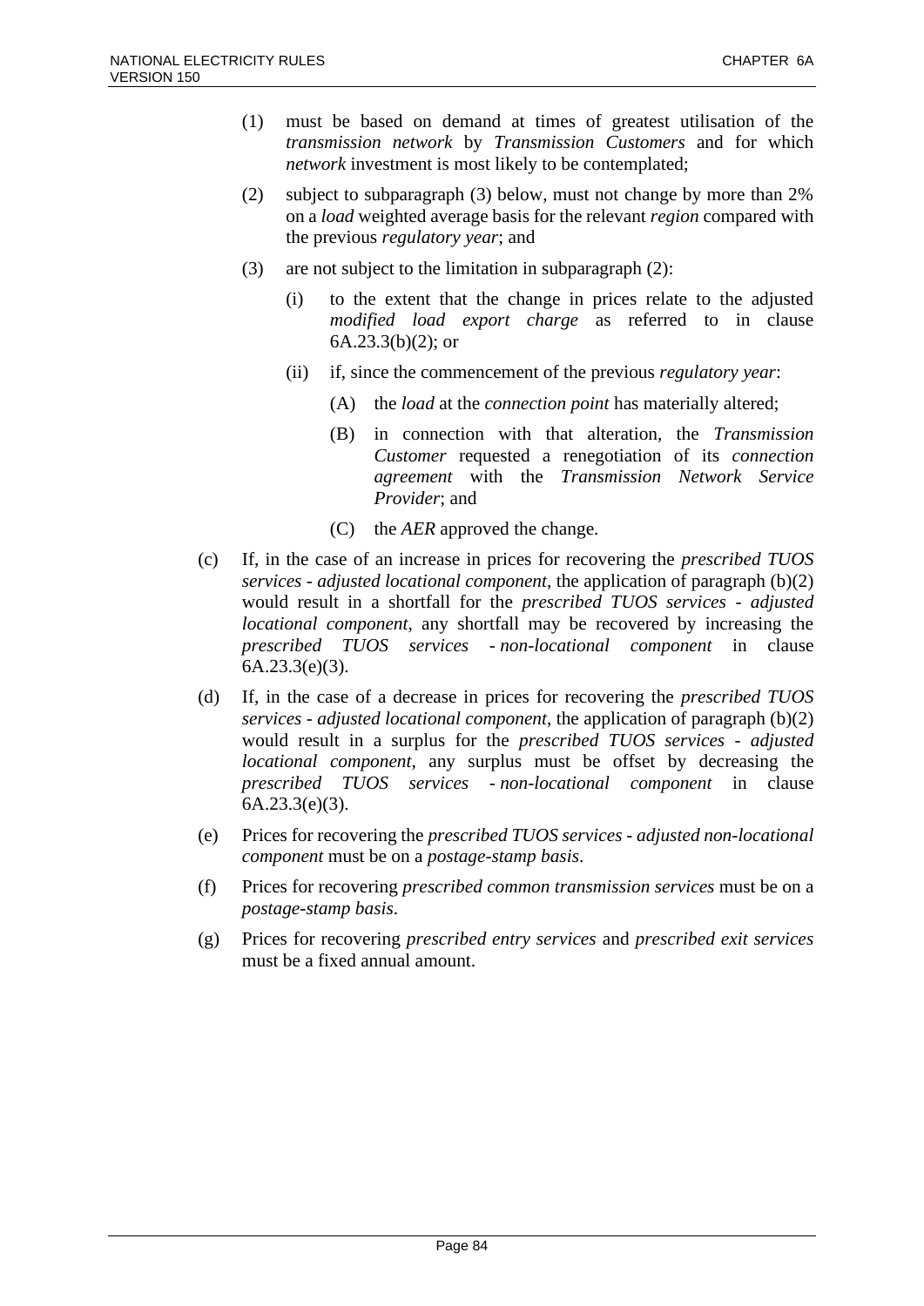(1) must be based on demand at times of greatest utilisation of the *transmission network* by *Transmission Customers* and for which *network* investment is most likely to be contemplated;

(2) subject to subparagraph (3) below, must not change by more than 2% on a *load* weighted average basis for the relevant *region* compared with the previous *regulatory year*; and

(3) are not subject to the limitation in subparagraph (2):

  (i) to the extent that the change in prices relate to the adjusted *modified load export charge* as referred to in clause 6A.23.3(b)(2); or

  (ii) if, since the commencement of the previous *regulatory year*:

    (A) the *load* at the *connection point* has materially altered;

    (B) in connection with that alteration, the *Transmission Customer* requested a renegotiation of its *connection agreement* with the *Transmission Network Service Provider*; and

    (C) the *AER* approved the change.

(c) If, in the case of an increase in prices for recovering the *prescribed TUOS services - adjusted locational component*, the application of paragraph (b)(2) would result in a shortfall for the *prescribed TUOS services - adjusted locational component*, any shortfall may be recovered by increasing the *prescribed TUOS services - non-locational component* in clause 6A.23.3(e)(3).

(d) If, in the case of a decrease in prices for recovering the *prescribed TUOS services - adjusted locational component*, the application of paragraph (b)(2) would result in a surplus for the *prescribed TUOS services - adjusted locational component*, any surplus must be offset by decreasing the *prescribed TUOS services - non-locational component* in clause 6A.23.3(e)(3).

(e) Prices for recovering the *prescribed TUOS services - adjusted non-locational component* must be on a *postage-stamp basis*.

(f) Prices for recovering *prescribed common transmission services* must be on a *postage-stamp basis*.

(g) Prices for recovering *prescribed entry services* and *prescribed exit services* must be a fixed annual amount.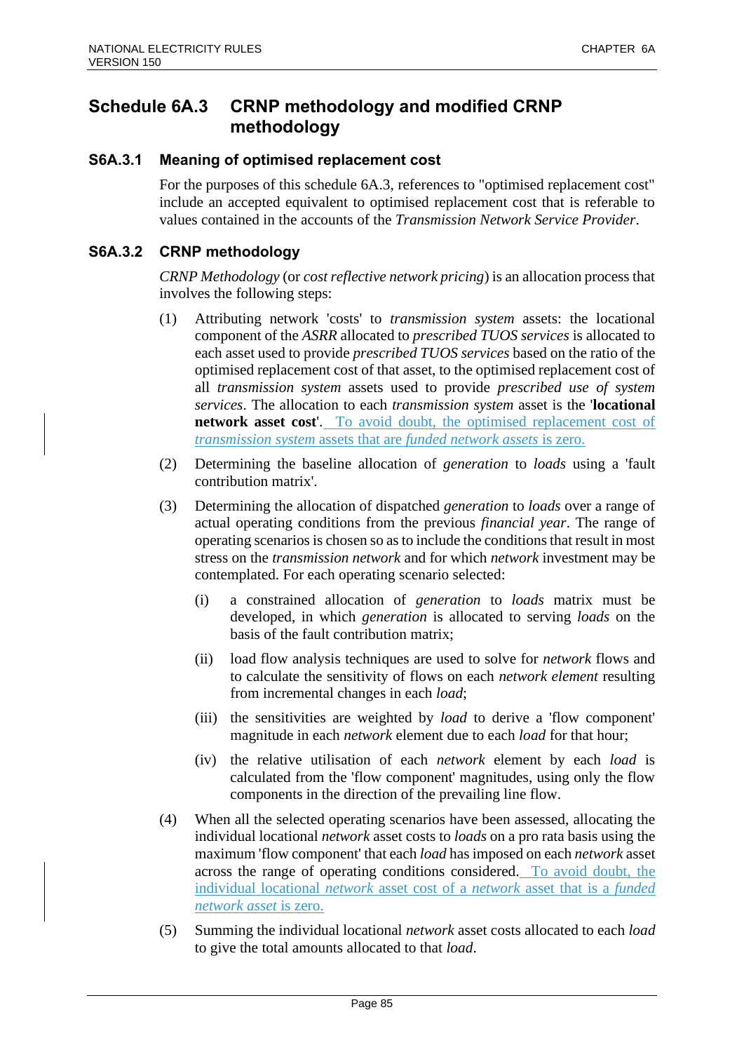## Schedule 6A.3 CRNP methodology and modified CRNP methodology

### S6A.3.1 Meaning of optimised replacement cost

For the purposes of this schedule 6A.3, references to "optimised replacement cost" include an accepted equivalent to optimised replacement cost that is referable to values contained in the accounts of the *Transmission Network Service Provider*.

### S6A.3.2 CRNP methodology

*CRNP Methodology* (or *cost reflective network pricing*) is an allocation process that involves the following steps:

(1) Attributing network 'costs' to *transmission system* assets: the locational component of the *ASRR* allocated to *prescribed TUOS services* is allocated to each asset used to provide *prescribed TUOS services* based on the ratio of the optimised replacement cost of that asset, to the optimised replacement cost of all *transmission system* assets used to provide *prescribed use of system services*. The allocation to each *transmission system* asset is the '**locational network asset cost**'. To avoid doubt, the optimised replacement cost of *transmission system* assets that are *funded network assets* is zero.

(2) Determining the baseline allocation of *generation* to *loads* using a 'fault contribution matrix'.

(3) Determining the allocation of dispatched *generation* to *loads* over a range of actual operating conditions from the previous *financial year*. The range of operating scenarios is chosen so as to include the conditions that result in most stress on the *transmission network* and for which *network* investment may be contemplated. For each operating scenario selected:

   (i) a constrained allocation of *generation* to *loads* matrix must be developed, in which *generation* is allocated to serving *loads* on the basis of the fault contribution matrix;

   (ii) load flow analysis techniques are used to solve for *network* flows and to calculate the sensitivity of flows on each *network element* resulting from incremental changes in each *load*;

   (iii) the sensitivities are weighted by *load* to derive a 'flow component' magnitude in each *network* element due to each *load* for that hour;

   (iv) the relative utilisation of each *network* element by each *load* is calculated from the 'flow component' magnitudes, using only the flow components in the direction of the prevailing line flow.

(4) When all the selected operating scenarios have been assessed, allocating the individual locational *network* asset costs to *loads* on a pro rata basis using the maximum 'flow component' that each *load* has imposed on each *network* asset across the range of operating conditions considered. To avoid doubt, the individual locational *network* asset cost of a *network* asset that is a *funded network asset* is zero.

(5) Summing the individual locational *network* asset costs allocated to each *load* to give the total amounts allocated to that *load*.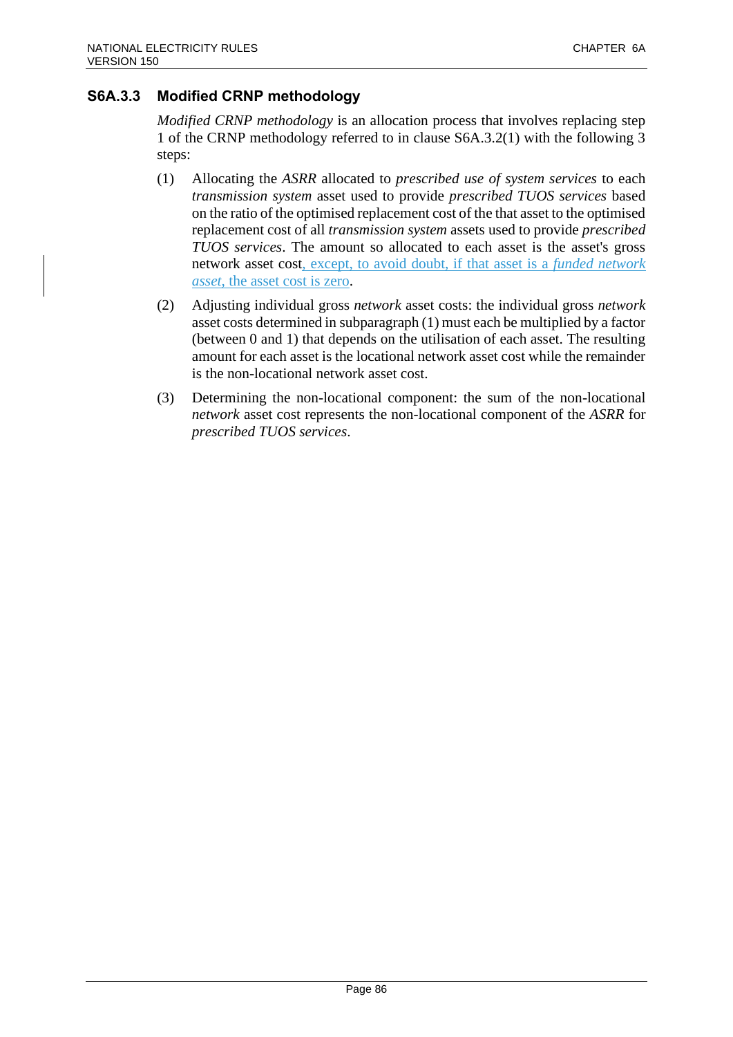### S6A.3.3 Modified CRNP methodology

*Modified CRNP methodology* is an allocation process that involves replacing step 1 of the CRNP methodology referred to in clause S6A.3.2(1) with the following 3 steps:

(1) Allocating the *ASRR* allocated to *prescribed use of system services* to each *transmission system* asset used to provide *prescribed TUOS services* based on the ratio of the optimised replacement cost of the that asset to the optimised replacement cost of all *transmission system* assets used to provide *prescribed TUOS services*. The amount so allocated to each asset is the asset's gross network asset cost, except, to avoid doubt, if that asset is a *funded network asset*, the asset cost is zero.

(2) Adjusting individual gross *network* asset costs: the individual gross *network* asset costs determined in subparagraph (1) must each be multiplied by a factor (between 0 and 1) that depends on the utilisation of each asset. The resulting amount for each asset is the locational network asset cost while the remainder is the non-locational network asset cost.

(3) Determining the non-locational component: the sum of the non-locational *network* asset cost represents the non-locational component of the *ASRR* for *prescribed TUOS services*.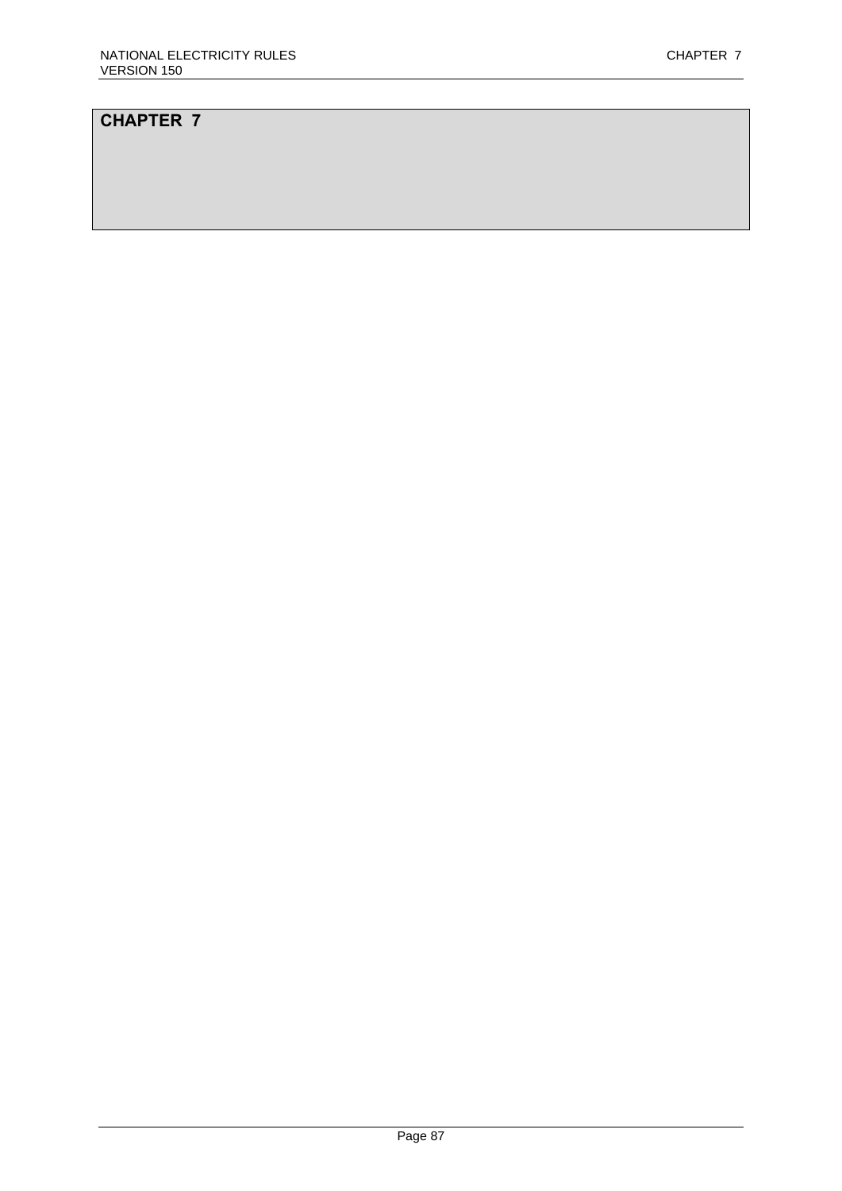# CHAPTER 7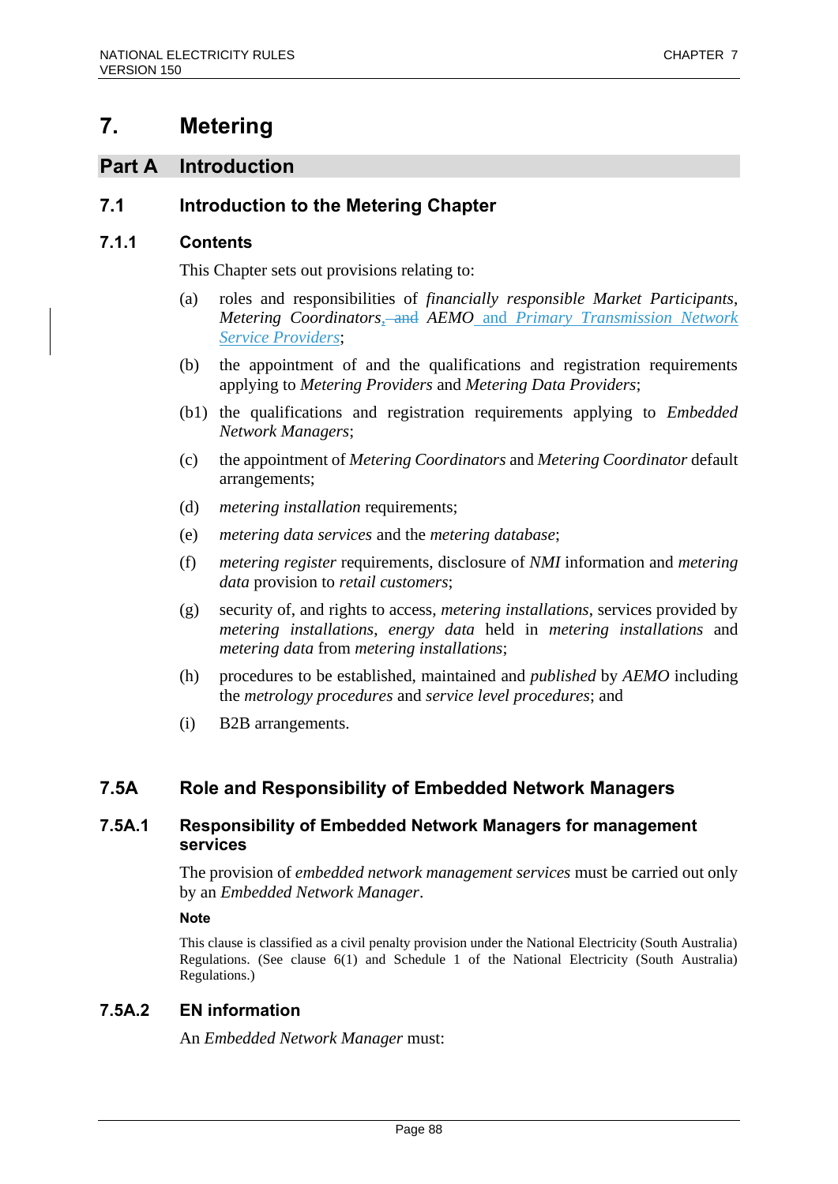# 7. Metering

## Part A Introduction

### 7.1 Introduction to the Metering Chapter

#### 7.1.1 Contents

This Chapter sets out provisions relating to:

(a) roles and responsibilities of *financially responsible Market Participants*, *Metering Coordinators*, ~~and~~ *AEMO* and *Primary Transmission Network Service Providers*;

(b) the appointment of and the qualifications and registration requirements applying to *Metering Providers* and *Metering Data Providers*;

(b1) the qualifications and registration requirements applying to *Embedded Network Managers*;

(c) the appointment of *Metering Coordinators* and *Metering Coordinator* default arrangements;

(d) *metering installation* requirements;

(e) *metering data services* and the *metering database*;

(f) *metering register* requirements, disclosure of *NMI* information and *metering data* provision to *retail customers*;

(g) security of, and rights to access, *metering installations*, services provided by *metering installations*, *energy data* held in *metering installations* and *metering data* from *metering installations*;

(h) procedures to be established, maintained and *published* by *AEMO* including the *metrology procedures* and *service level procedures*; and

(i) B2B arrangements.

### 7.5A Role and Responsibility of Embedded Network Managers

#### 7.5A.1 Responsibility of Embedded Network Managers for management services

The provision of *embedded network management services* must be carried out only by an *Embedded Network Manager*.

**Note**

This clause is classified as a civil penalty provision under the National Electricity (South Australia) Regulations. (See clause 6(1) and Schedule 1 of the National Electricity (South Australia) Regulations.)

#### 7.5A.2 EN information

An *Embedded Network Manager* must: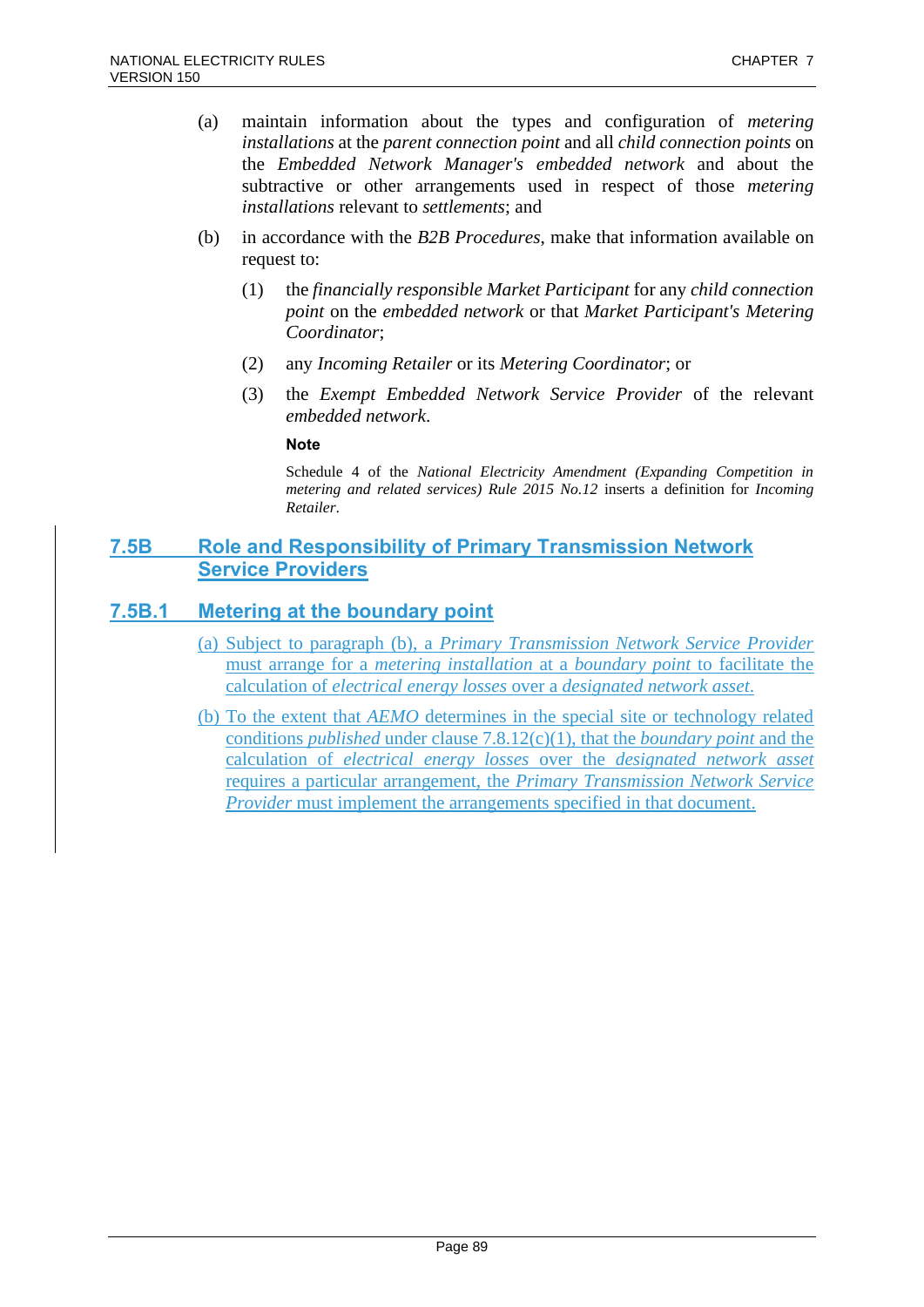(a) maintain information about the types and configuration of *metering installations* at the *parent connection point* and all *child connection points* on the *Embedded Network Manager's embedded network* and about the subtractive or other arrangements used in respect of those *metering installations* relevant to *settlements*; and

(b) in accordance with the *B2B Procedures*, make that information available on request to:

(1) the *financially responsible Market Participant* for any *child connection point* on the *embedded network* or that *Market Participant's Metering Coordinator*;

(2) any *Incoming Retailer* or its *Metering Coordinator*; or

(3) the *Exempt Embedded Network Service Provider* of the relevant *embedded network*.

**Note**

Schedule 4 of the *National Electricity Amendment (Expanding Competition in metering and related services) Rule 2015 No.12* inserts a definition for *Incoming Retailer*.

## 7.5B Role and Responsibility of Primary Transmission Network Service Providers

### 7.5B.1 Metering at the boundary point

(a) Subject to paragraph (b), a *Primary Transmission Network Service Provider* must arrange for a *metering installation* at a *boundary point* to facilitate the calculation of *electrical energy losses* over a *designated network asset*.

(b) To the extent that *AEMO* determines in the special site or technology related conditions *published* under clause 7.8.12(c)(1), that the *boundary point* and the calculation of *electrical energy losses* over the *designated network asset* requires a particular arrangement, the *Primary Transmission Network Service Provider* must implement the arrangements specified in that document.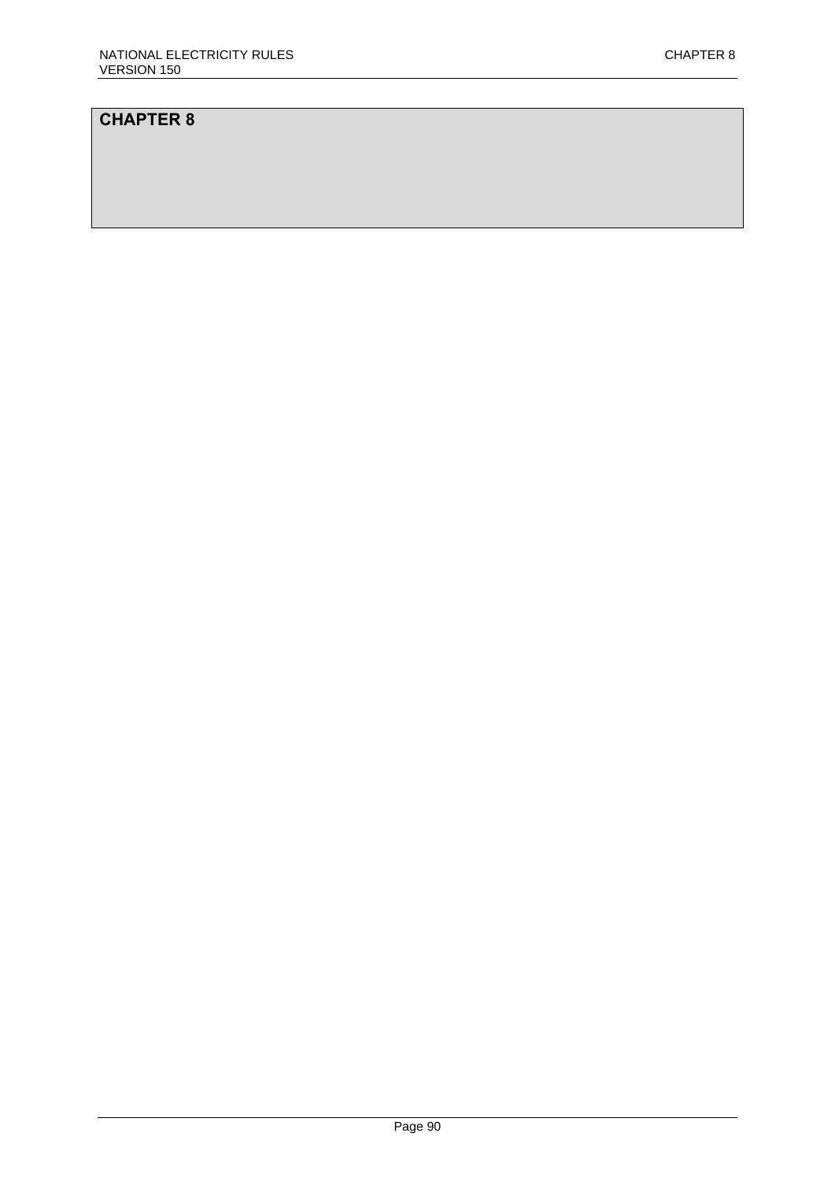# CHAPTER 8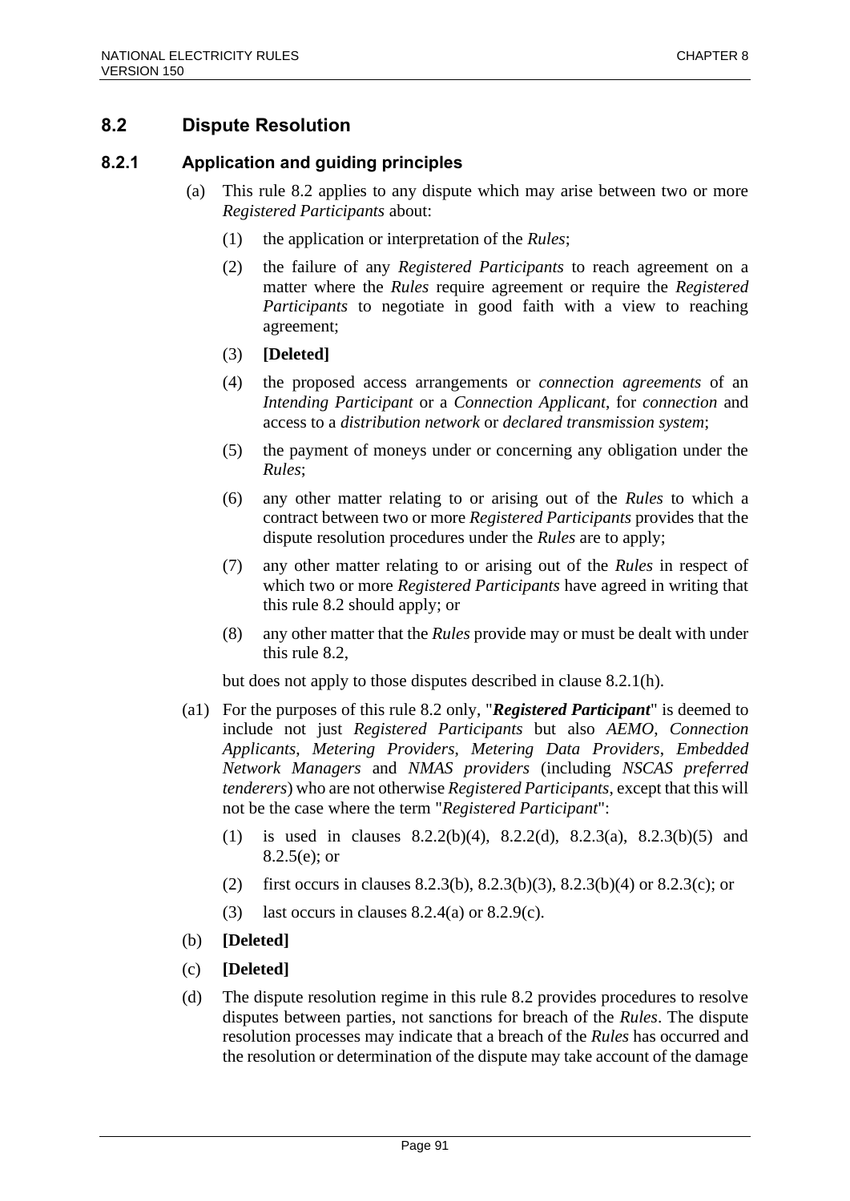## 8.2 Dispute Resolution

### 8.2.1 Application and guiding principles

(a) This rule 8.2 applies to any dispute which may arise between two or more *Registered Participants* about:

(1) the application or interpretation of the *Rules*;

(2) the failure of any *Registered Participants* to reach agreement on a matter where the *Rules* require agreement or require the *Registered Participants* to negotiate in good faith with a view to reaching agreement;

(3) **[Deleted]**

(4) the proposed access arrangements or *connection agreements* of an *Intending Participant* or a *Connection Applicant*, for *connection* and access to a *distribution network* or *declared transmission system*;

(5) the payment of moneys under or concerning any obligation under the *Rules*;

(6) any other matter relating to or arising out of the *Rules* to which a contract between two or more *Registered Participants* provides that the dispute resolution procedures under the *Rules* are to apply;

(7) any other matter relating to or arising out of the *Rules* in respect of which two or more *Registered Participants* have agreed in writing that this rule 8.2 should apply; or

(8) any other matter that the *Rules* provide may or must be dealt with under this rule 8.2,

but does not apply to those disputes described in clause 8.2.1(h).

(a1) For the purposes of this rule 8.2 only, "***Registered Participant***" is deemed to include not just *Registered Participants* but also *AEMO*, *Connection Applicants*, *Metering Providers*, *Metering Data Providers*, *Embedded Network Managers* and *NMAS providers* (including *NSCAS preferred tenderers*) who are not otherwise *Registered Participants*, except that this will not be the case where the term "*Registered Participant*":

(1) is used in clauses 8.2.2(b)(4), 8.2.2(d), 8.2.3(a), 8.2.3(b)(5) and 8.2.5(e); or

(2) first occurs in clauses 8.2.3(b), 8.2.3(b)(3), 8.2.3(b)(4) or 8.2.3(c); or

(3) last occurs in clauses 8.2.4(a) or 8.2.9(c).

(b) **[Deleted]**

(c) **[Deleted]**

(d) The dispute resolution regime in this rule 8.2 provides procedures to resolve disputes between parties, not sanctions for breach of the *Rules*. The dispute resolution processes may indicate that a breach of the *Rules* has occurred and the resolution or determination of the dispute may take account of the damage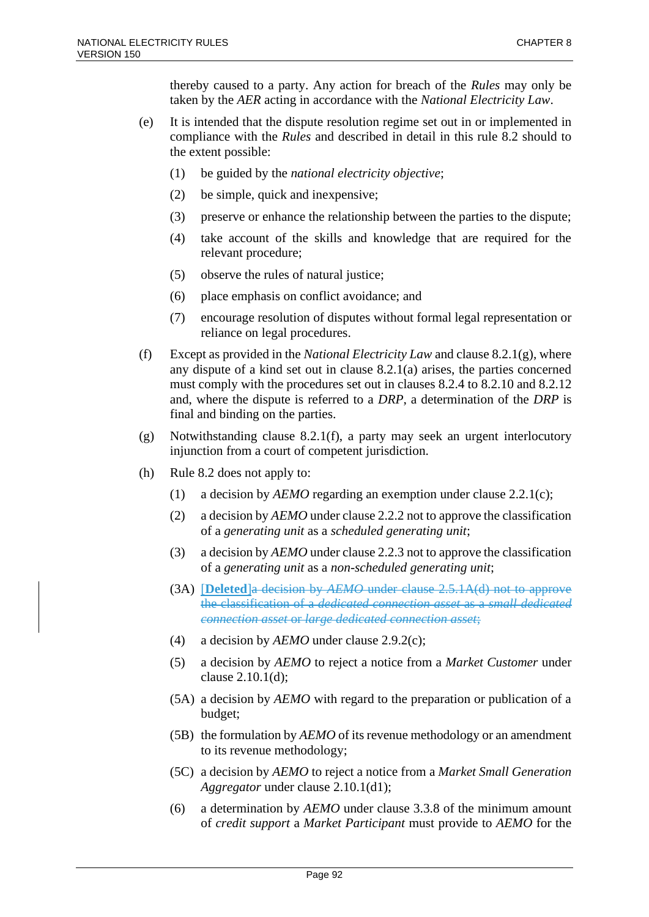thereby caused to a party. Any action for breach of the *Rules* may only be taken by the *AER* acting in accordance with the *National Electricity Law*.

(e) It is intended that the dispute resolution regime set out in or implemented in compliance with the *Rules* and described in detail in this rule 8.2 should to the extent possible:

(1) be guided by the *national electricity objective*;

(2) be simple, quick and inexpensive;

(3) preserve or enhance the relationship between the parties to the dispute;

(4) take account of the skills and knowledge that are required for the relevant procedure;

(5) observe the rules of natural justice;

(6) place emphasis on conflict avoidance; and

(7) encourage resolution of disputes without formal legal representation or reliance on legal procedures.

(f) Except as provided in the *National Electricity Law* and clause 8.2.1(g), where any dispute of a kind set out in clause 8.2.1(a) arises, the parties concerned must comply with the procedures set out in clauses 8.2.4 to 8.2.10 and 8.2.12 and, where the dispute is referred to a *DRP*, a determination of the *DRP* is final and binding on the parties.

(g) Notwithstanding clause 8.2.1(f), a party may seek an urgent interlocutory injunction from a court of competent jurisdiction.

(h) Rule 8.2 does not apply to:

(1) a decision by *AEMO* regarding an exemption under clause 2.2.1(c);

(2) a decision by *AEMO* under clause 2.2.2 not to approve the classification of a *generating unit* as a *scheduled generating unit*;

(3) a decision by *AEMO* under clause 2.2.3 not to approve the classification of a *generating unit* as a *non-scheduled generating unit*;

(3A) **[Deleted]**~~a decision by *AEMO* under clause 2.5.1A(d) not to approve the classification of a *dedicated connection asset* as a *small dedicated connection asset* or *large dedicated connection asset*;~~

(4) a decision by *AEMO* under clause 2.9.2(c);

(5) a decision by *AEMO* to reject a notice from a *Market Customer* under clause 2.10.1(d);

(5A) a decision by *AEMO* with regard to the preparation or publication of a budget;

(5B) the formulation by *AEMO* of its revenue methodology or an amendment to its revenue methodology;

(5C) a decision by *AEMO* to reject a notice from a *Market Small Generation Aggregator* under clause 2.10.1(d1);

(6) a determination by *AEMO* under clause 3.3.8 of the minimum amount of *credit support* a *Market Participant* must provide to *AEMO* for the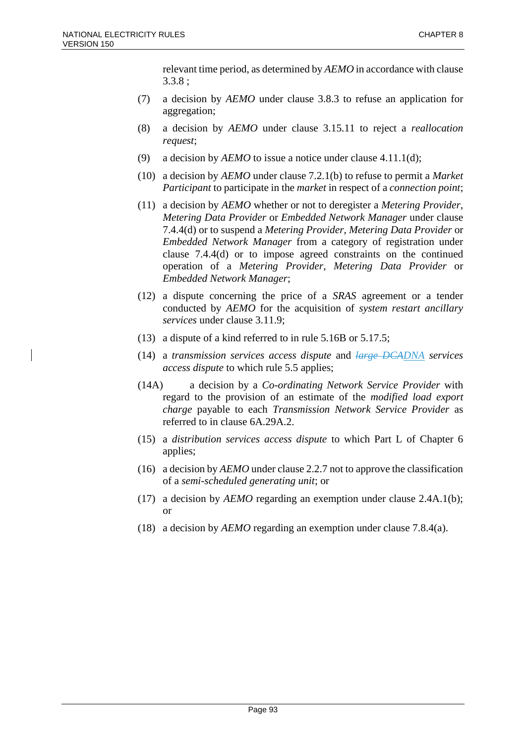relevant time period, as determined by *AEMO* in accordance with clause 3.3.8 ;

(7) a decision by *AEMO* under clause 3.8.3 to refuse an application for aggregation;

(8) a decision by *AEMO* under clause 3.15.11 to reject a *reallocation request*;

(9) a decision by *AEMO* to issue a notice under clause 4.11.1(d);

(10) a decision by *AEMO* under clause 7.2.1(b) to refuse to permit a *Market Participant* to participate in the *market* in respect of a *connection point*;

(11) a decision by *AEMO* whether or not to deregister a *Metering Provider*, *Metering Data Provider* or *Embedded Network Manager* under clause 7.4.4(d) or to suspend a *Metering Provider*, *Metering Data Provider* or *Embedded Network Manager* from a category of registration under clause 7.4.4(d) or to impose agreed constraints on the continued operation of a *Metering Provider*, *Metering Data Provider* or *Embedded Network Manager*;

(12) a dispute concerning the price of a *SRAS* agreement or a tender conducted by *AEMO* for the acquisition of *system restart ancillary services* under clause 3.11.9;

(13) a dispute of a kind referred to in rule 5.16B or 5.17.5;

(14) a *transmission services access dispute* and ~~*large DCA*~~*DNA* *services access dispute* to which rule 5.5 applies;

(14A) a decision by a *Co-ordinating Network Service Provider* with regard to the provision of an estimate of the *modified load export charge* payable to each *Transmission Network Service Provider* as referred to in clause 6A.29A.2.

(15) a *distribution services access dispute* to which Part L of Chapter 6 applies;

(16) a decision by *AEMO* under clause 2.2.7 not to approve the classification of a *semi-scheduled generating unit*; or

(17) a decision by *AEMO* regarding an exemption under clause 2.4A.1(b); or

(18) a decision by *AEMO* regarding an exemption under clause 7.8.4(a).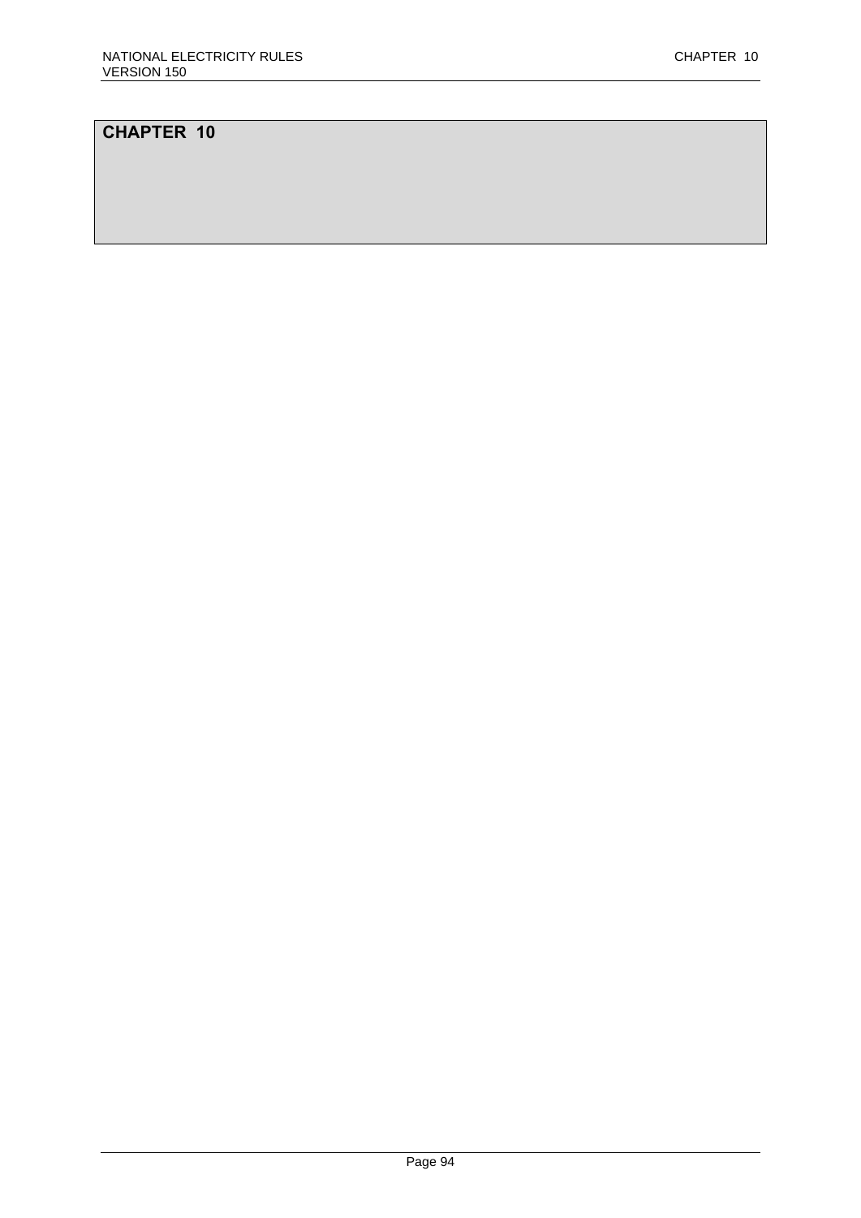# CHAPTER 10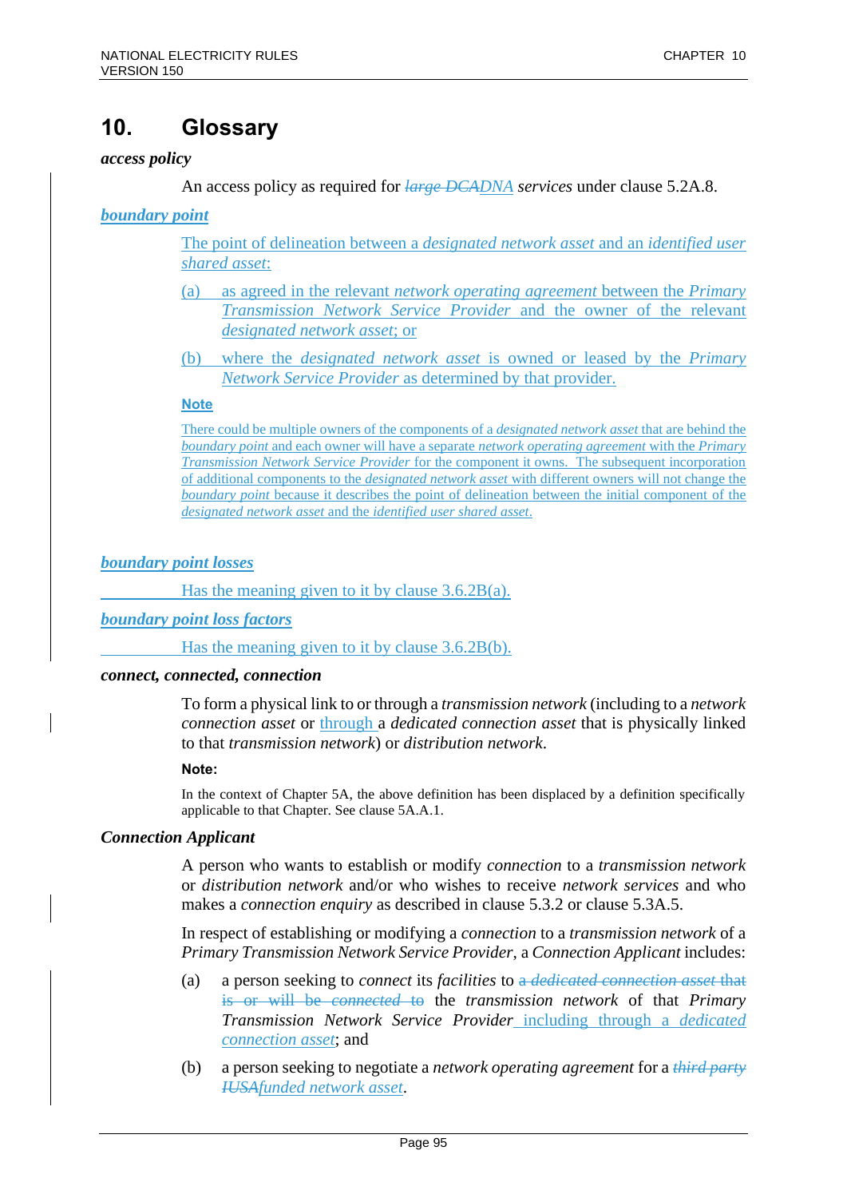# 10. Glossary

***access policy***

An access policy as required for ~~*large DCA*~~*DNA* *services* under clause 5.2A.8.

***boundary point***

The point of delineation between a *designated network asset* and an *identified user shared asset*:

(a) as agreed in the relevant *network operating agreement* between the *Primary Transmission Network Service Provider* and the owner of the relevant *designated network asset*; or

(b) where the *designated network asset* is owned or leased by the *Primary Network Service Provider* as determined by that provider.

**Note**

There could be multiple owners of the components of a *designated network asset* that are behind the *boundary point* and each owner will have a separate *network operating agreement* with the *Primary Transmission Network Service Provider* for the component it owns. The subsequent incorporation of additional components to the *designated network asset* with different owners will not change the *boundary point* because it describes the point of delineation between the initial component of the *designated network asset* and the *identified user shared asset*.

***boundary point losses***

Has the meaning given to it by clause 3.6.2B(a).

***boundary point loss factors***

Has the meaning given to it by clause 3.6.2B(b).

***connect, connected, connection***

To form a physical link to or through a *transmission network* (including to a *network connection asset* or through a *dedicated connection asset* that is physically linked to that *transmission network*) or *distribution network*.

**Note:**

In the context of Chapter 5A, the above definition has been displaced by a definition specifically applicable to that Chapter. See clause 5A.A.1.

***Connection Applicant***

A person who wants to establish or modify *connection* to a *transmission network* or *distribution network* and/or who wishes to receive *network services* and who makes a *connection enquiry* as described in clause 5.3.2 or clause 5.3A.5.

In respect of establishing or modifying a *connection* to a *transmission network* of a *Primary Transmission Network Service Provider*, a *Connection Applicant* includes:

(a) a person seeking to *connect* its *facilities* to ~~a *dedicated connection asset* that is or will be *connected* to~~ the *transmission network* of that *Primary Transmission Network Service Provider* including through a *dedicated connection asset*; and

(b) a person seeking to negotiate a *network operating agreement* for a ~~*third party IUSA*~~*funded network asset*.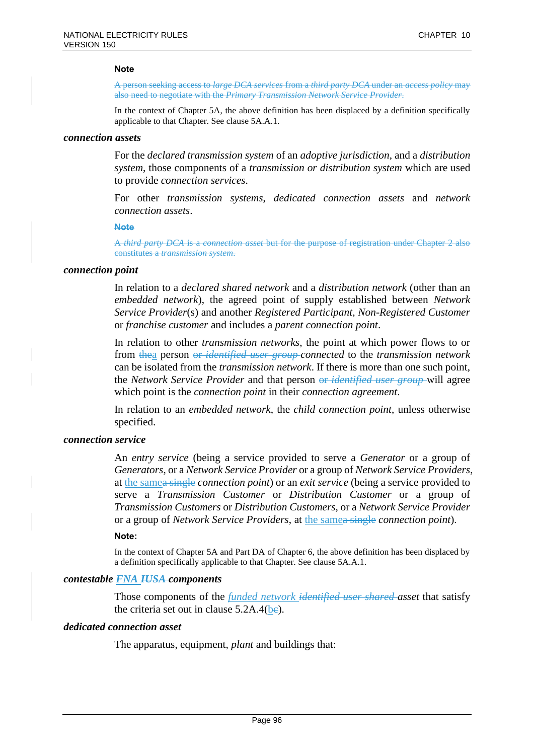**Note**

~~A person seeking access to *large DCA services* from a *third party DCA* under an *access policy* may also need to negotiate with the *Primary Transmission Network Service Provider*.~~

In the context of Chapter 5A, the above definition has been displaced by a definition specifically applicable to that Chapter. See clause 5A.A.1.

***connection assets***

For the *declared transmission system* of an *adoptive jurisdiction*, and a *distribution system*, those components of a *transmission or distribution system* which are used to provide *connection services*.

For other *transmission systems*, *dedicated connection assets* and *network connection assets*.

~~**Note**~~

~~A *third party DCA* is a *connection asset* but for the purpose of registration under Chapter 2 also constitutes a *transmission system*.~~

***connection point***

In relation to a *declared shared network* and a *distribution network* (other than an *embedded network*), the agreed point of supply established between *Network Service Provider*(s) and another *Registered Participant*, *Non-Registered Customer* or *franchise customer* and includes a *parent connection point*.

In relation to other *transmission networks*, the point at which power flows to or from ~~the~~a person ~~or *identified user group*~~ *connected* to the *transmission network* can be isolated from the *transmission network*. If there is more than one such point, the *Network Service Provider* and that person ~~or *identified user group*~~ will agree which point is the *connection point* in their *connection agreement*.

In relation to an *embedded network*, the *child connection point*, unless otherwise specified.

***connection service***

An *entry service* (being a service provided to serve a *Generator* or a group of *Generators*, or a *Network Service Provider* or a group of *Network Service Providers*, at the same~~a single~~ *connection point*) or an *exit service* (being a service provided to serve a *Transmission Customer* or *Distribution Customer* or a group of *Transmission Customers* or *Distribution Customers*, or a *Network Service Provider* or a group of *Network Service Providers*, at the same~~a single~~ *connection point*).

**Note:**

In the context of Chapter 5A and Part DA of Chapter 6, the above definition has been displaced by a definition specifically applicable to that Chapter. See clause 5A.A.1.

***contestable FNA ~~IUSA~~ components***

Those components of the *funded network* ~~*identified user shared*~~ *asset* that satisfy the criteria set out in clause 5.2A.4(b~~e~~).

***dedicated connection asset***

The apparatus, equipment, *plant* and buildings that: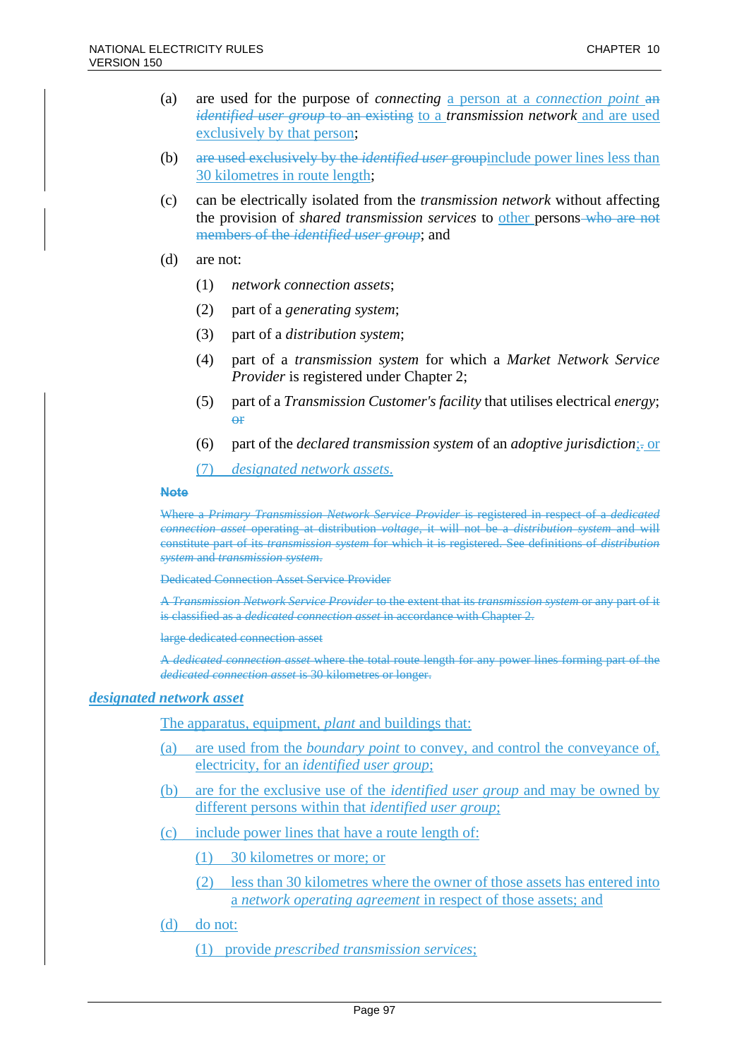(a) are used for the purpose of *connecting* a person at a *connection point* ~~an~~ ~~*identified user group* to an existing~~ to a *transmission network* and are used exclusively by that person;

(b) ~~are used exclusively by the *identified user* group~~include power lines less than 30 kilometres in route length;

(c) can be electrically isolated from the *transmission network* without affecting the provision of *shared transmission services* to other persons ~~who are not members of the *identified user group*~~; and

(d) are not:

  (1) *network connection assets*;

  (2) part of a *generating system*;

  (3) part of a *distribution system*;

  (4) part of a *transmission system* for which a *Market Network Service Provider* is registered under Chapter 2;

  (5) part of a *Transmission Customer's facility* that utilises electrical *energy*; ~~or~~

  (6) part of the *declared transmission system* of an *adoptive jurisdiction*;~~.~~ or

  (7) *designated network assets*.

~~**Note**~~

~~Where a *Primary Transmission Network Service Provider* is registered in respect of a *dedicated connection asset* operating at distribution *voltage*, it will not be a *distribution system* and will constitute part of its *transmission system* for which it is registered. See definitions of *distribution system* and *transmission system*.~~

~~Dedicated Connection Asset Service Provider~~

~~A *Transmission Network Service Provider* to the extent that its *transmission system* or any part of it is classified as a *dedicated connection asset* in accordance with Chapter 2.~~

~~large dedicated connection asset~~

~~A *dedicated connection asset* where the total route length for any power lines forming part of the *dedicated connection asset* is 30 kilometres or longer.~~

***designated network asset***

The apparatus, equipment, *plant* and buildings that:

(a) are used from the *boundary point* to convey, and control the conveyance of, electricity, for an *identified user group*;

(b) are for the exclusive use of the *identified user group* and may be owned by different persons within that *identified user group*;

(c) include power lines that have a route length of:

  (1) 30 kilometres or more; or

  (2) less than 30 kilometres where the owner of those assets has entered into a *network operating agreement* in respect of those assets; and

(d) do not:

  (1) provide *prescribed transmission services*;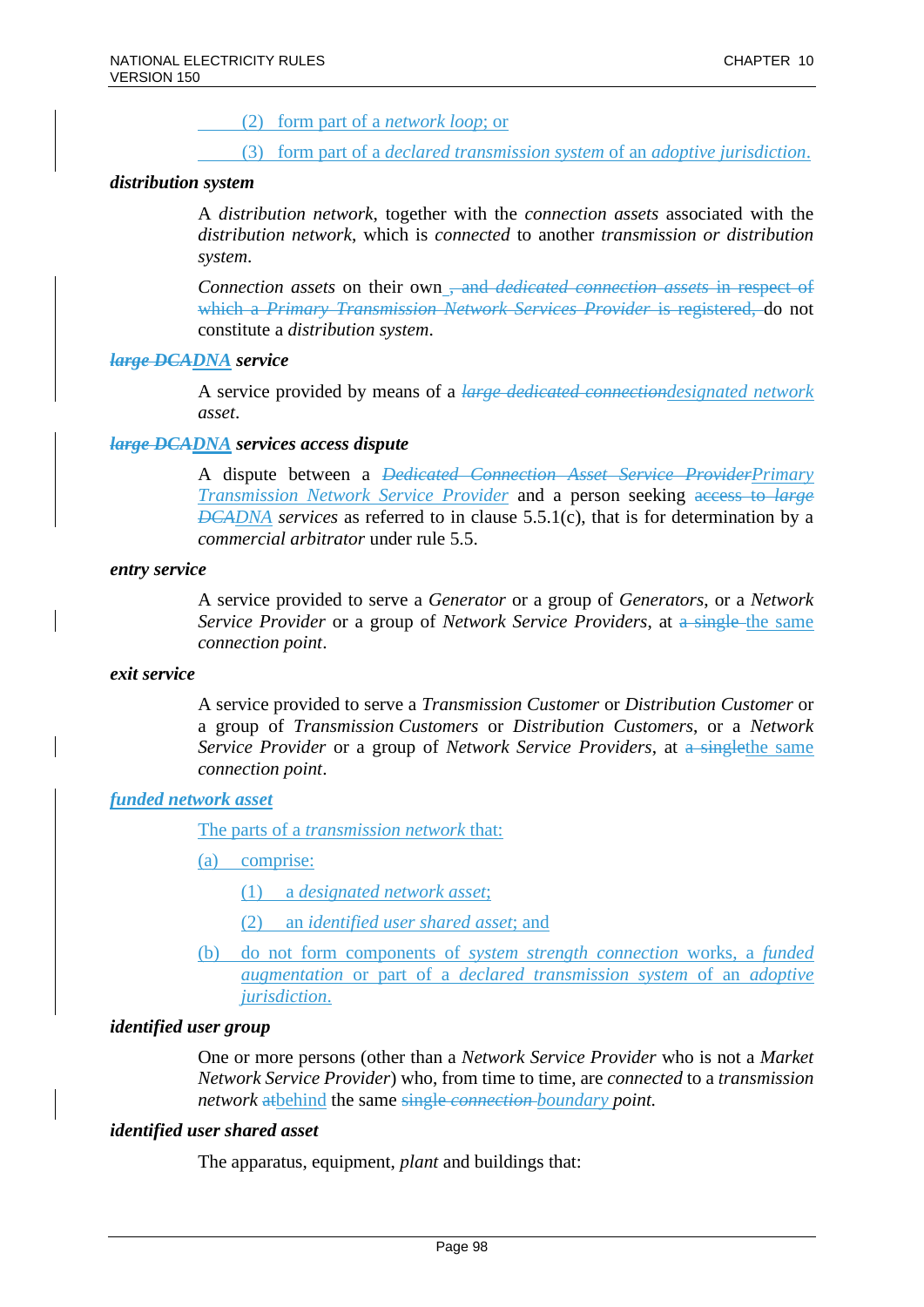(2) form part of a *network loop*; or

(3) form part of a *declared transmission system* of an *adoptive jurisdiction*.

***distribution system***

A *distribution network*, together with the *connection assets* associated with the *distribution network*, which is *connected* to another *transmission or distribution system*.

*Connection assets* on their own ~~, and *dedicated connection assets* in respect of which a *Primary Transmission Network Services Provider* is registered,~~ do not constitute a *distribution system*.

***~~large DCA~~DNA service***

A service provided by means of a ~~*large dedicated connection*~~*designated network asset*.

***~~large DCA~~DNA services access dispute***

A dispute between a ~~*Dedicated Connection Asset Service Provider*~~*Primary Transmission Network Service Provider* and a person seeking ~~access to *large DCA*~~*DNA services* as referred to in clause 5.5.1(c), that is for determination by a *commercial arbitrator* under rule 5.5.

***entry service***

A service provided to serve a *Generator* or a group of *Generators*, or a *Network Service Provider* or a group of *Network Service Providers*, at ~~a single~~ the same *connection point*.

***exit service***

A service provided to serve a *Transmission Customer* or *Distribution Customer* or a group of *Transmission Customers* or *Distribution Customers*, or a *Network Service Provider* or a group of *Network Service Providers*, at ~~a single~~the same *connection point*.

***funded network asset***

The parts of a *transmission network* that:

(a) comprise:

(1) a *designated network asset*;

(2) an *identified user shared asset*; and

(b) do not form components of *system strength connection* works, a *funded augmentation* or part of a *declared transmission system* of an *adoptive jurisdiction*.

***identified user group***

One or more persons (other than a *Network Service Provider* who is not a *Market Network Service Provider*) who, from time to time, are *connected* to a *transmission network* ~~at~~behind the same ~~single *connection*~~ *boundary* point.

***identified user shared asset***

The apparatus, equipment, *plant* and buildings that: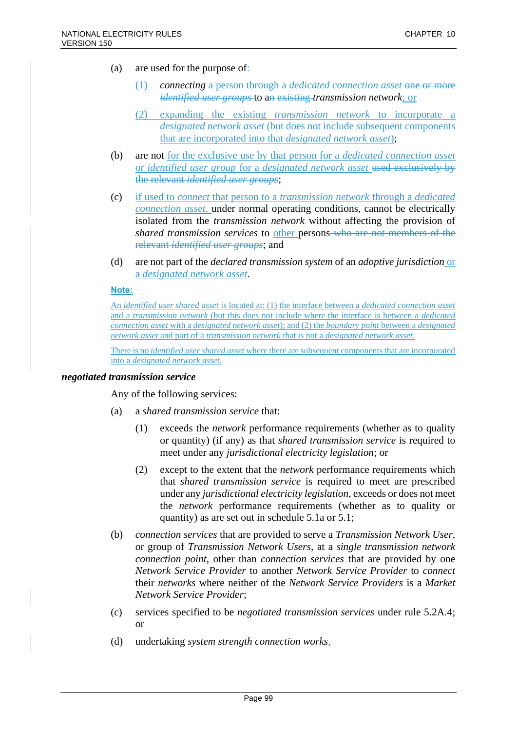(a) are used for the purpose of:

(1) *connecting* a person through a *dedicated connection asset* ~~one or more *identified user groups*~~ to a~~n~~ ~~existing~~ *transmission network*; or

(2) expanding the existing *transmission network* to incorporate a *designated network asset* (but does not include subsequent components that are incorporated into that *designated network asset*);

(b) are not for the exclusive use by that person for a *dedicated connection asset* or *identified user group* for a *designated network asset* ~~used exclusively by the relevant *identified user groups*~~;

(c) if used to *connect* that person to a *transmission network* through a *dedicated connection asset*, under normal operating conditions, cannot be electrically isolated from the *transmission network* without affecting the provision of *shared transmission services* to other persons ~~who are not members of the relevant *identified user groups*~~; and

(d) are not part of the *declared transmission system* of an *adoptive jurisdiction* or a *designated network asset*.

**Note:**

An *identified user shared asset* is located at: (1) the interface between a *dedicated connection asset* and a *transmission network* (but this does not include the interface is between a *dedicated connection asset* with a *designated network asset*); and (2) the *boundary point* between a *designated network asset* and part of a *transmission network* that is not a *designated network asset*.

There is no *identified user shared asset* where there are subsequent components that are incorporated into a *designated network asset*.

***negotiated transmission service***

Any of the following services:

(a) a *shared transmission service* that:

(1) exceeds the *network* performance requirements (whether as to quality or quantity) (if any) as that *shared transmission service* is required to meet under any *jurisdictional electricity legislation*; or

(2) except to the extent that the *network* performance requirements which that *shared transmission service* is required to meet are prescribed under any *jurisdictional electricity legislation*, exceeds or does not meet the *network* performance requirements (whether as to quality or quantity) as are set out in schedule 5.1a or 5.1;

(b) *connection services* that are provided to serve a *Transmission Network User*, or group of *Transmission Network Users*, at a *single transmission network connection point*, other than *connection services* that are provided by one *Network Service Provider* to another *Network Service Provider* to *connect* their *networks* where neither of the *Network Service Providers* is a *Market Network Service Provider*;

(c) services specified to be *negotiated transmission services* under rule 5.2A.4; or

(d) undertaking *system strength connection works*,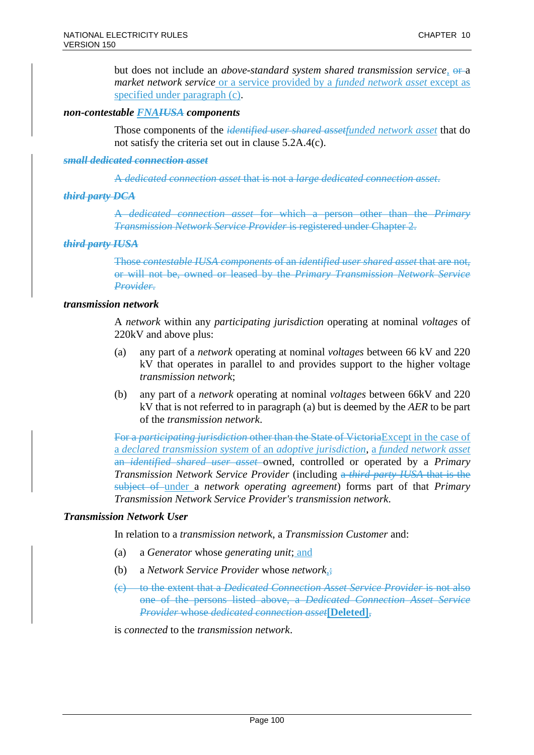but does not include an *above-standard system shared transmission service*, ~~or~~ a *market network service* or a service provided by a *funded network asset* except as specified under paragraph (c).

***non-contestable FNA~~IUSA~~ components***

Those components of the ~~*identified user shared asset*~~*funded network asset* that do not satisfy the criteria set out in clause 5.2A.4(c).

~~***small dedicated connection asset***~~

~~A *dedicated connection asset* that is not a *large dedicated connection asset*.~~

~~***third party DCA***~~

~~A *dedicated connection asset* for which a person other than the *Primary Transmission Network Service Provider* is registered under Chapter 2.~~

~~***third party IUSA***~~

~~Those *contestable IUSA components* of an *identified user shared asset* that are not, or will not be, owned or leased by the *Primary Transmission Network Service Provider*.~~

***transmission network***

A *network* within any *participating jurisdiction* operating at nominal *voltages* of 220kV and above plus:

(a) any part of a *network* operating at nominal *voltages* between 66 kV and 220 kV that operates in parallel to and provides support to the higher voltage *transmission network*;

(b) any part of a *network* operating at nominal *voltages* between 66kV and 220 kV that is not referred to in paragraph (a) but is deemed by the *AER* to be part of the *transmission network*.

~~For a *participating jurisdiction* other than the State of Victoria~~Except in the case of a *declared transmission system* of an *adoptive jurisdiction*, a *funded network asset* ~~an *identified shared user asset*~~ owned, controlled or operated by a *Primary Transmission Network Service Provider* (including ~~a *third party IUSA* that is the subject of~~ under a *network operating agreement*) forms part of that *Primary Transmission Network Service Provider's transmission network*.

***Transmission Network User***

In relation to a *transmission network*, a *Transmission Customer* and:

(a) a *Generator* whose *generating unit*; and

(b) a *Network Service Provider* whose *network*,~~;~~

(c) ~~to the extent that a *Dedicated Connection Asset Service Provider* is not also one of the persons listed above, a *Dedicated Connection Asset Service Provider* whose *dedicated connection asset*~~**[Deleted]**~~,~~

is *connected* to the *transmission network*.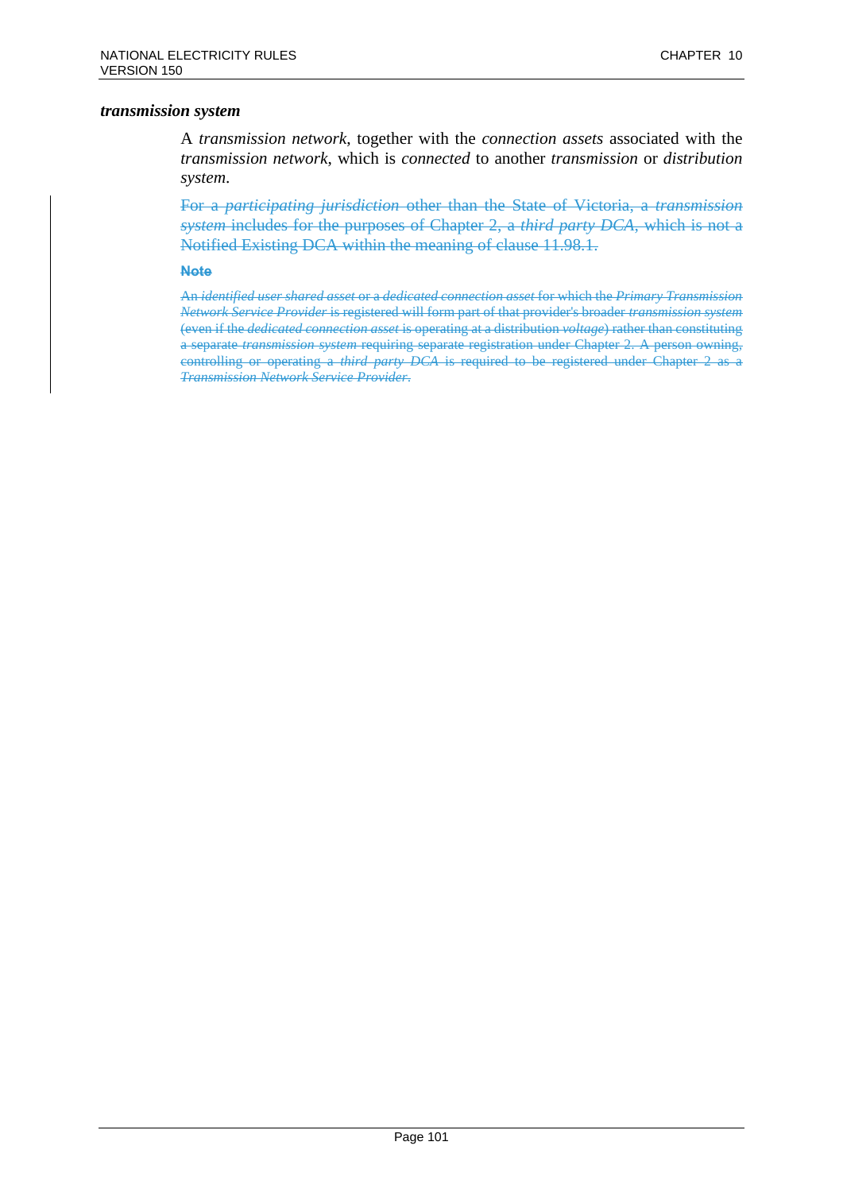***transmission system***

A *transmission network*, together with the *connection assets* associated with the *transmission network*, which is *connected* to another *transmission* or *distribution system*.

~~For a *participating jurisdiction* other than the State of Victoria, a *transmission system* includes for the purposes of Chapter 2, a *third party DCA*, which is not a Notified Existing DCA within the meaning of clause 11.98.1.~~

~~**Note**~~

~~An *identified user shared asset* or a *dedicated connection asset* for which the *Primary Transmission Network Service Provider* is registered will form part of that provider's broader *transmission system* (even if the *dedicated connection asset* is operating at a distribution *voltage*) rather than constituting a separate *transmission system* requiring separate registration under Chapter 2. A person owning, controlling or operating a *third party DCA* is required to be registered under Chapter 2 as a *Transmission Network Service Provider*.~~